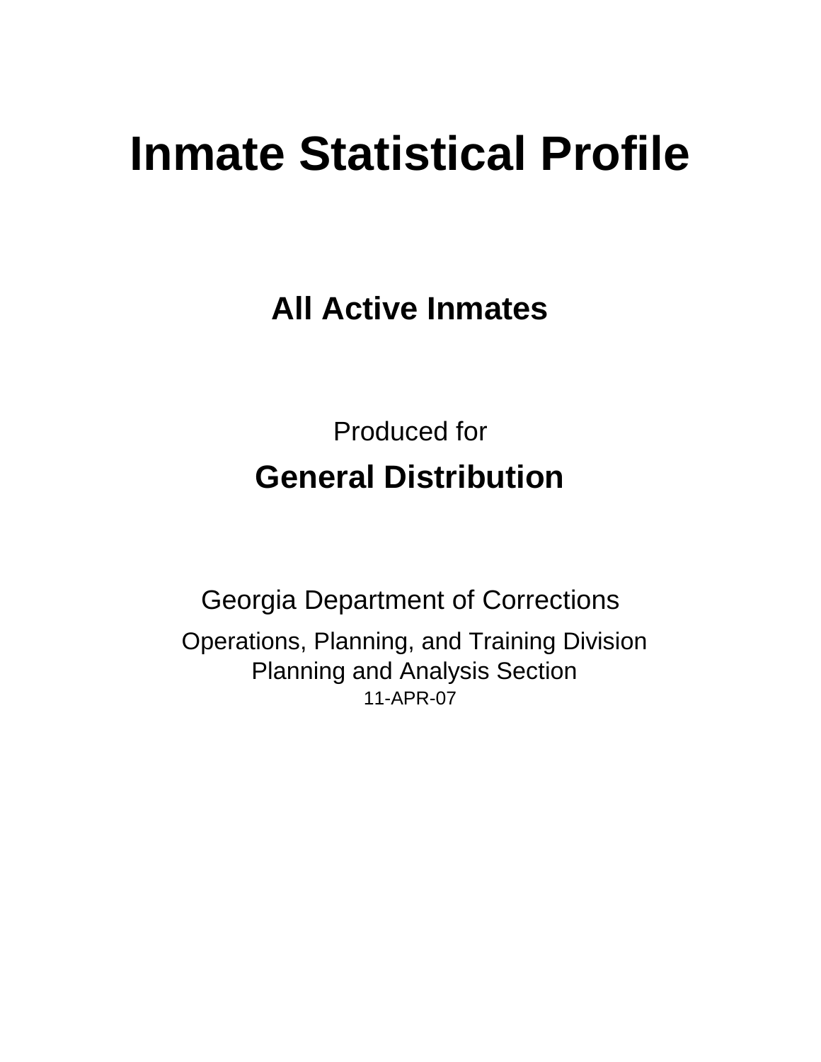# Inmate Statistical Profile

## All Active Inmates

Produced for

## General Distribution

Georgia Department of Corrections

Operations, Planning, and Training Division
Planning and Analysis Section
11-APR-07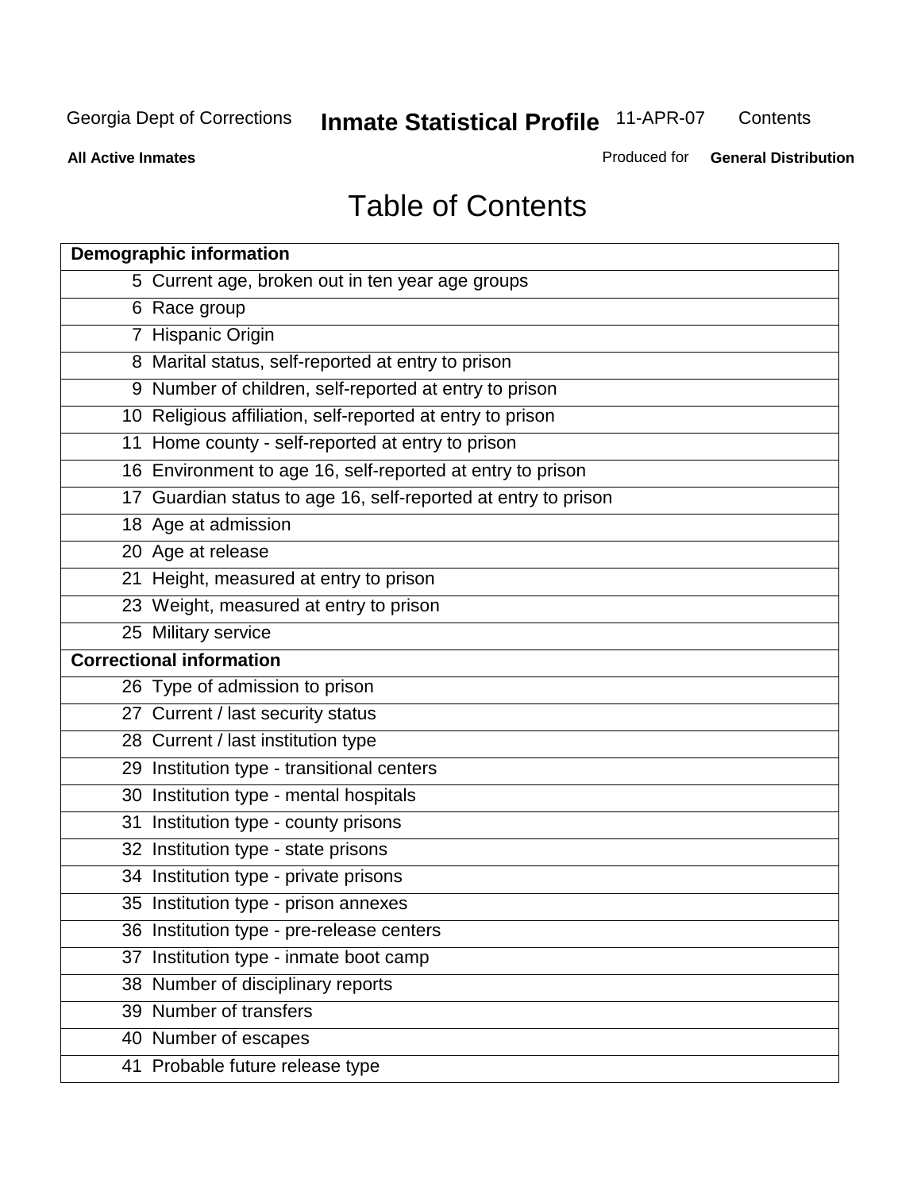# Table of Contents

| Page | Demographic information |
|---|---|
| 5 | Current age, broken out in ten year age groups |
| 6 | Race group |
| 7 | Hispanic Origin |
| 8 | Marital status, self-reported at entry to prison |
| 9 | Number of children, self-reported at entry to prison |
| 10 | Religious affiliation, self-reported at entry to prison |
| 11 | Home county - self-reported at entry to prison |
| 16 | Environment to age 16, self-reported at entry to prison |
| 17 | Guardian status to age 16, self-reported at entry to prison |
| 18 | Age at admission |
| 20 | Age at release |
| 21 | Height, measured at entry to prison |
| 23 | Weight, measured at entry to prison |
| 25 | Military service |
| | **Correctional information** |
| 26 | Type of admission to prison |
| 27 | Current / last security status |
| 28 | Current / last institution type |
| 29 | Institution type - transitional centers |
| 30 | Institution type - mental hospitals |
| 31 | Institution type - county prisons |
| 32 | Institution type - state prisons |
| 34 | Institution type - private prisons |
| 35 | Institution type - prison annexes |
| 36 | Institution type - pre-release centers |
| 37 | Institution type - inmate boot camp |
| 38 | Number of disciplinary reports |
| 39 | Number of transfers |
| 40 | Number of escapes |
| 41 | Probable future release type |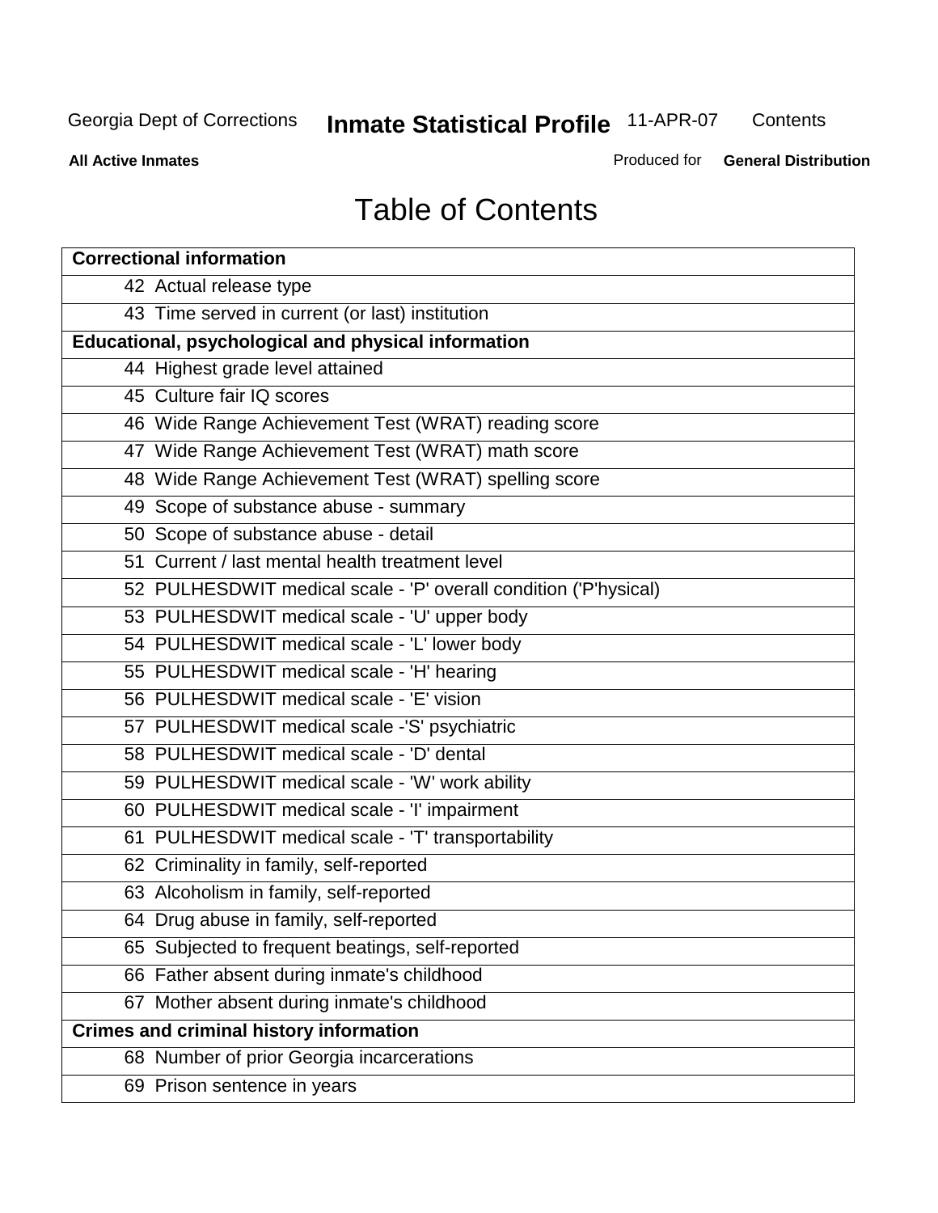# Table of Contents

| Correctional information | |
|---|---|
| 42 | Actual release type |
| 43 | Time served in current (or last) institution |
| **Educational, psychological and physical information** | |
| 44 | Highest grade level attained |
| 45 | Culture fair IQ scores |
| 46 | Wide Range Achievement Test (WRAT) reading score |
| 47 | Wide Range Achievement Test (WRAT) math score |
| 48 | Wide Range Achievement Test (WRAT) spelling score |
| 49 | Scope of substance abuse - summary |
| 50 | Scope of substance abuse - detail |
| 51 | Current / last mental health treatment level |
| 52 | PULHESDWIT medical scale - 'P' overall condition ('P'hysical) |
| 53 | PULHESDWIT medical scale - 'U' upper body |
| 54 | PULHESDWIT medical scale - 'L' lower body |
| 55 | PULHESDWIT medical scale - 'H' hearing |
| 56 | PULHESDWIT medical scale - 'E' vision |
| 57 | PULHESDWIT medical scale -'S' psychiatric |
| 58 | PULHESDWIT medical scale - 'D' dental |
| 59 | PULHESDWIT medical scale - 'W' work ability |
| 60 | PULHESDWIT medical scale - 'I' impairment |
| 61 | PULHESDWIT medical scale - 'T' transportability |
| 62 | Criminality in family, self-reported |
| 63 | Alcoholism in family, self-reported |
| 64 | Drug abuse in family, self-reported |
| 65 | Subjected to frequent beatings, self-reported |
| 66 | Father absent during inmate's childhood |
| 67 | Mother absent during inmate's childhood |
| **Crimes and criminal history information** | |
| 68 | Number of prior Georgia incarcerations |
| 69 | Prison sentence in years |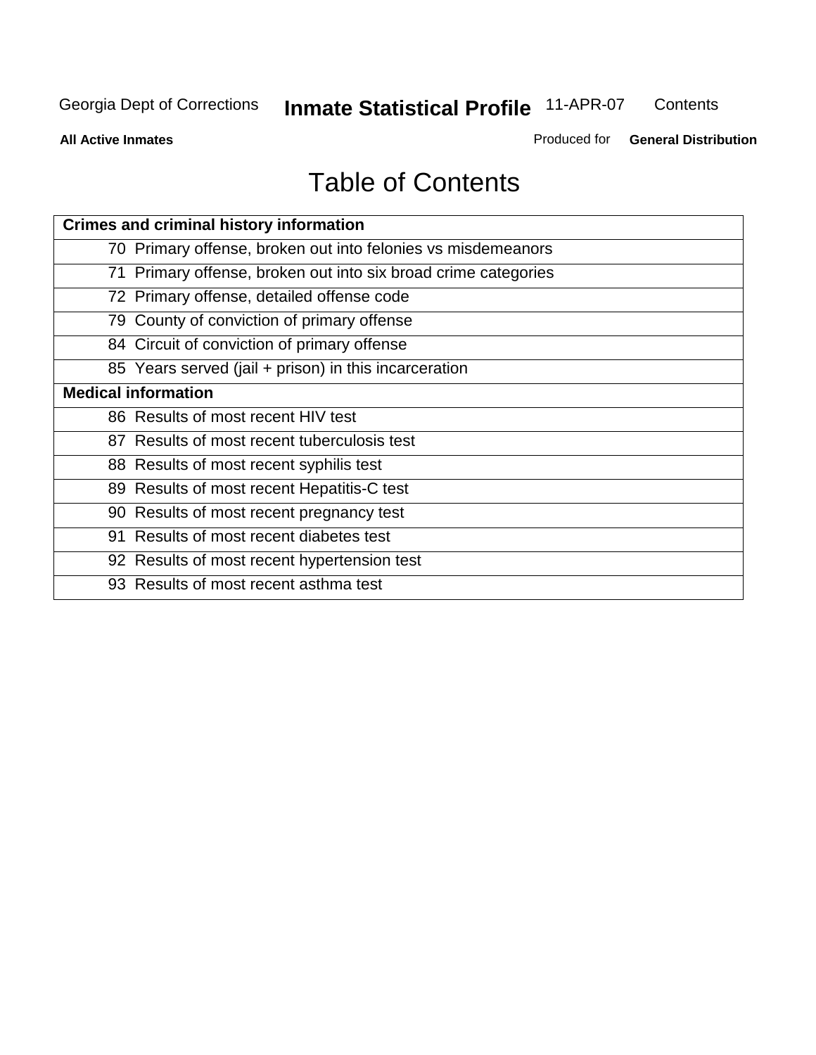# Table of Contents

| Crimes and criminal history information |
|---|
| 70 Primary offense, broken out into felonies vs misdemeanors |
| 71 Primary offense, broken out into six broad crime categories |
| 72 Primary offense, detailed offense code |
| 79 County of conviction of primary offense |
| 84 Circuit of conviction of primary offense |
| 85 Years served (jail + prison) in this incarceration |
| **Medical information** |
| 86 Results of most recent HIV test |
| 87 Results of most recent tuberculosis test |
| 88 Results of most recent syphilis test |
| 89 Results of most recent Hepatitis-C test |
| 90 Results of most recent pregnancy test |
| 91 Results of most recent diabetes test |
| 92 Results of most recent hypertension test |
| 93 Results of most recent asthma test |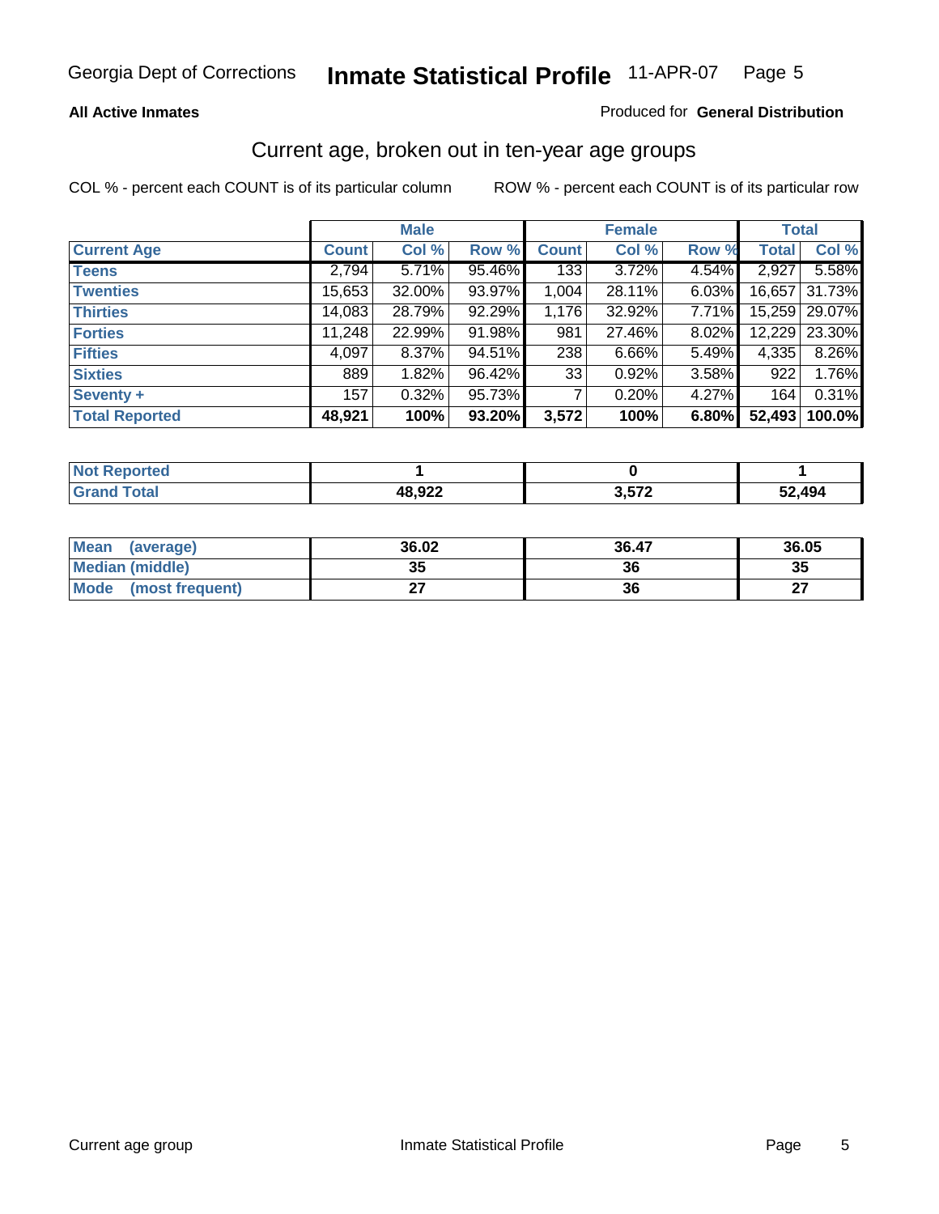**All Active Inmates**

Produced for **General Distribution**

## Current age, broken out in ten-year age groups

COL % - percent each COUNT is of its particular column

ROW % - percent each COUNT is of its particular row

| | Male | | | Female | | | Total | |
|---|---|---|---|---|---|---|---|---|
| **Current Age** | **Count** | **Col %** | **Row %** | **Count** | **Col %** | **Row %** | **Total** | **Col %** |
| **Teens** | 2,794 | 5.71% | 95.46% | 133 | 3.72% | 4.54% | 2,927 | 5.58% |
| **Twenties** | 15,653 | 32.00% | 93.97% | 1,004 | 28.11% | 6.03% | 16,657 | 31.73% |
| **Thirties** | 14,083 | 28.79% | 92.29% | 1,176 | 32.92% | 7.71% | 15,259 | 29.07% |
| **Forties** | 11,248 | 22.99% | 91.98% | 981 | 27.46% | 8.02% | 12,229 | 23.30% |
| **Fifties** | 4,097 | 8.37% | 94.51% | 238 | 6.66% | 5.49% | 4,335 | 8.26% |
| **Sixties** | 889 | 1.82% | 96.42% | 33 | 0.92% | 3.58% | 922 | 1.76% |
| **Seventy +** | 157 | 0.32% | 95.73% | 7 | 0.20% | 4.27% | 164 | 0.31% |
| **Total Reported** | **48,921** | **100%** | **93.20%** | **3,572** | **100%** | **6.80%** | **52,493** | **100.0%** |

| | Male | Female | Total |
|---|---|---|---|
| **Not Reported** | **1** | **0** | **1** |
| **Grand Total** | **48,922** | **3,572** | **52,494** |

| | Male | Female | Total |
|---|---|---|---|
| **Mean (average)** | **36.02** | **36.47** | **36.05** |
| **Median (middle)** | **35** | **36** | **35** |
| **Mode (most frequent)** | **27** | **36** | **27** |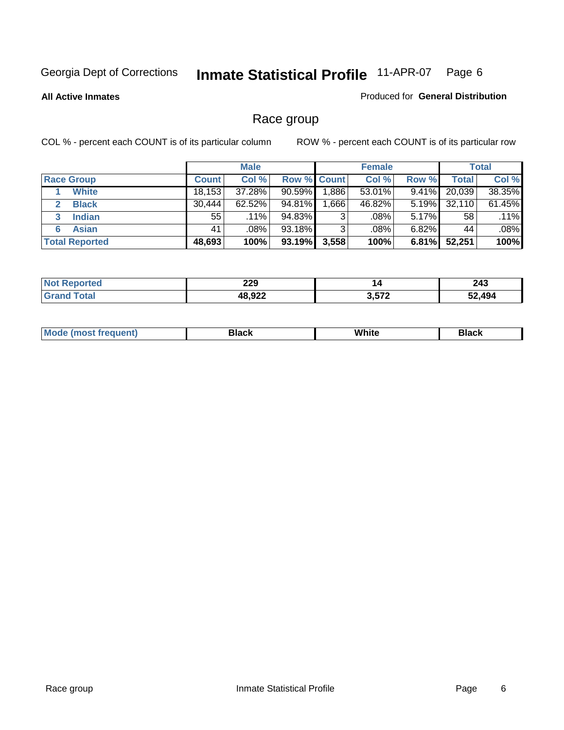Georgia Dept of Corrections **Inmate Statistical Profile** 11-APR-07

**All Active Inmates**

Produced for **General Distribution**

## Race group

COL % - percent each COUNT is of its particular column

ROW % - percent each COUNT is of its particular row

| | | Male | | | Female | | | Total | |
|---|---|---|---|---|---|---|---|---|---|
| **Race Group** | | **Count** | **Col %** | **Row %** | **Count** | **Col %** | **Row %** | **Total** | **Col %** |
| 1 | **White** | 18,153 | 37.28% | 90.59% | 1,886 | 53.01% | 9.41% | 20,039 | 38.35% |
| 2 | **Black** | 30,444 | 62.52% | 94.81% | 1,666 | 46.82% | 5.19% | 32,110 | 61.45% |
| 3 | **Indian** | 55 | .11% | 94.83% | 3 | .08% | 5.17% | 58 | .11% |
| 6 | **Asian** | 41 | .08% | 93.18% | 3 | .08% | 6.82% | 44 | .08% |
| **Total Reported** | | **48,693** | **100%** | **93.19%** | **3,558** | **100%** | **6.81%** | **52,251** | **100%** |

| | Male | Female | Total |
|---|---|---|---|
| **Not Reported** | **229** | **14** | **243** |
| **Grand Total** | **48,922** | **3,572** | **52,494** |

| | Male | Female | Total |
|---|---|---|---|
| **Mode (most frequent)** | **Black** | **White** | **Black** |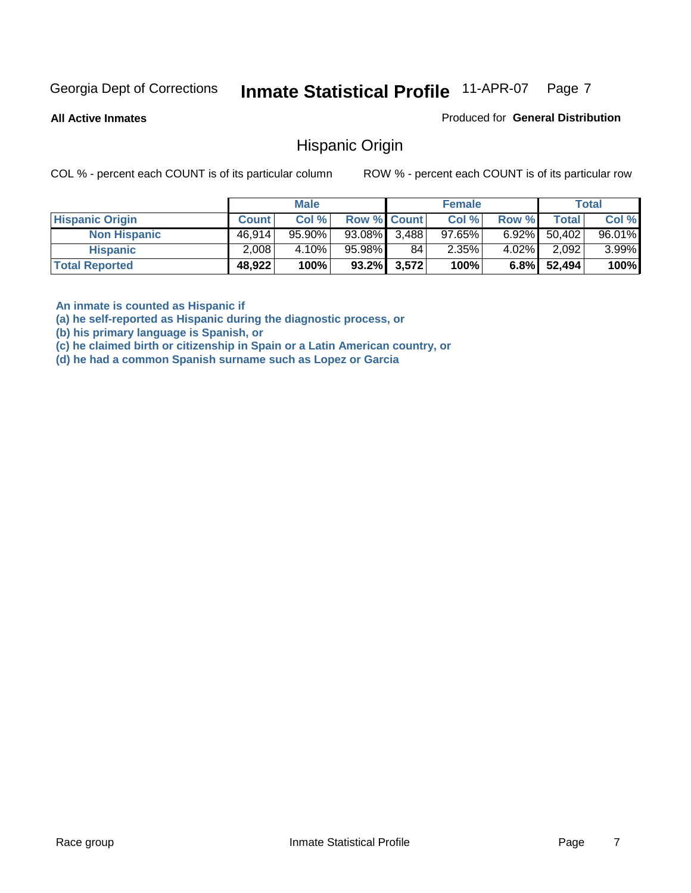Georgia Dept of Corrections **Inmate Statistical Profile** 11-APR-07

**All Active Inmates**

Produced for **General Distribution**

## Hispanic Origin

COL % - percent each COUNT is of its particular column

ROW % - percent each COUNT is of its particular row

| | Male | | | Female | | | Total | |
|---|---|---|---|---|---|---|---|---|
| **Hispanic Origin** | **Count** | **Col %** | **Row %** | **Count** | **Col %** | **Row %** | **Total** | **Col %** |
| **Non Hispanic** | 46,914 | 95.90% | 93.08% | 3,488 | 97.65% | 6.92% | 50,402 | 96.01% |
| **Hispanic** | 2,008 | 4.10% | 95.98% | 84 | 2.35% | 4.02% | 2,092 | 3.99% |
| **Total Reported** | **48,922** | **100%** | **93.2%** | **3,572** | **100%** | **6.8%** | **52,494** | **100%** |

**An inmate is counted as Hispanic if**
**(a) he self-reported as Hispanic during the diagnostic process, or**
**(b) his primary language is Spanish, or**
**(c) he claimed birth or citizenship in Spain or a Latin American country, or**
**(d) he had a common Spanish surname such as Lopez or Garcia**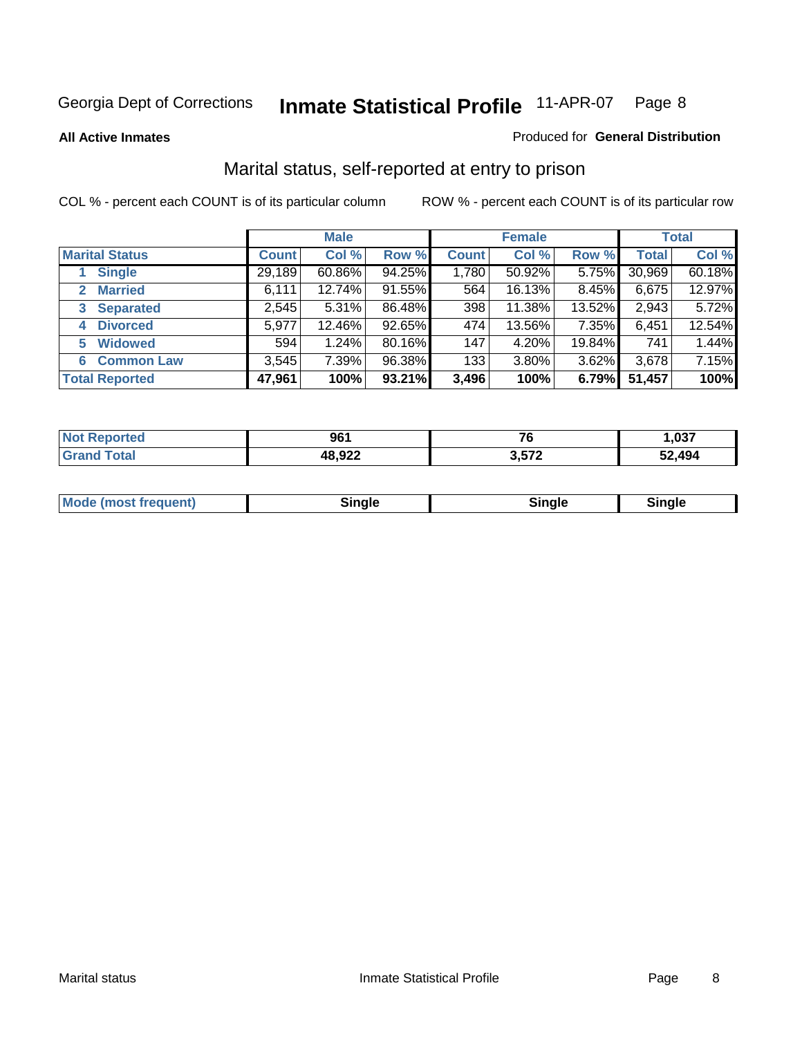Georgia Dept of Corrections **Inmate Statistical Profile** 11-APR-07

**All Active Inmates**

Produced for **General Distribution**

## Marital status, self-reported at entry to prison

COL % - percent each COUNT is of its particular column     ROW % - percent each COUNT is of its particular row

| | Male | | | Female | | | Total | |
|---|---|---|---|---|---|---|---|---|
| **Marital Status** | **Count** | **Col %** | **Row %** | **Count** | **Col %** | **Row %** | **Total** | **Col %** |
| 1 **Single** | 29,189 | 60.86% | 94.25% | 1,780 | 50.92% | 5.75% | 30,969 | 60.18% |
| 2 **Married** | 6,111 | 12.74% | 91.55% | 564 | 16.13% | 8.45% | 6,675 | 12.97% |
| 3 **Separated** | 2,545 | 5.31% | 86.48% | 398 | 11.38% | 13.52% | 2,943 | 5.72% |
| 4 **Divorced** | 5,977 | 12.46% | 92.65% | 474 | 13.56% | 7.35% | 6,451 | 12.54% |
| 5 **Widowed** | 594 | 1.24% | 80.16% | 147 | 4.20% | 19.84% | 741 | 1.44% |
| 6 **Common Law** | 3,545 | 7.39% | 96.38% | 133 | 3.80% | 3.62% | 3,678 | 7.15% |
| **Total Reported** | **47,961** | **100%** | **93.21%** | **3,496** | **100%** | **6.79%** | **51,457** | **100%** |

| | Male | Female | Total |
|---|---|---|---|
| **Not Reported** | **961** | **76** | **1,037** |
| **Grand Total** | **48,922** | **3,572** | **52,494** |

| | Male | Female | Total |
|---|---|---|---|
| **Mode (most frequent)** | **Single** | **Single** | **Single** |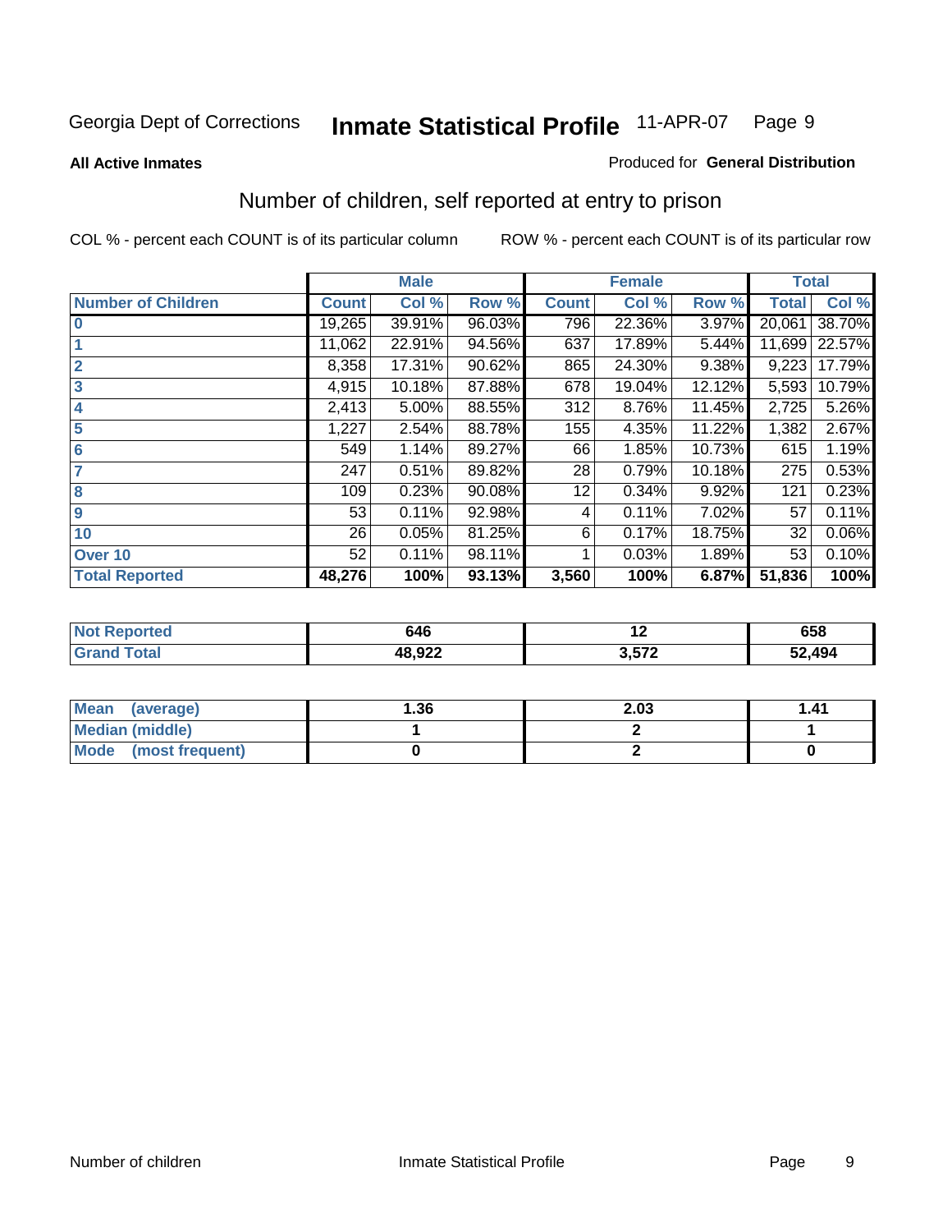Georgia Dept of Corrections **Inmate Statistical Profile** 11-APR-07

**All Active Inmates**

Produced for **General Distribution**

## Number of children, self reported at entry to prison

COL % - percent each COUNT is of its particular column

ROW % - percent each COUNT is of its particular row

| | Male | | | Female | | | Total | |
|---|---|---|---|---|---|---|---|---|
| **Number of Children** | **Count** | **Col %** | **Row %** | **Count** | **Col %** | **Row %** | **Total** | **Col %** |
| **0** | 19,265 | 39.91% | 96.03% | 796 | 22.36% | 3.97% | 20,061 | 38.70% |
| **1** | 11,062 | 22.91% | 94.56% | 637 | 17.89% | 5.44% | 11,699 | 22.57% |
| **2** | 8,358 | 17.31% | 90.62% | 865 | 24.30% | 9.38% | 9,223 | 17.79% |
| **3** | 4,915 | 10.18% | 87.88% | 678 | 19.04% | 12.12% | 5,593 | 10.79% |
| **4** | 2,413 | 5.00% | 88.55% | 312 | 8.76% | 11.45% | 2,725 | 5.26% |
| **5** | 1,227 | 2.54% | 88.78% | 155 | 4.35% | 11.22% | 1,382 | 2.67% |
| **6** | 549 | 1.14% | 89.27% | 66 | 1.85% | 10.73% | 615 | 1.19% |
| **7** | 247 | 0.51% | 89.82% | 28 | 0.79% | 10.18% | 275 | 0.53% |
| **8** | 109 | 0.23% | 90.08% | 12 | 0.34% | 9.92% | 121 | 0.23% |
| **9** | 53 | 0.11% | 92.98% | 4 | 0.11% | 7.02% | 57 | 0.11% |
| **10** | 26 | 0.05% | 81.25% | 6 | 0.17% | 18.75% | 32 | 0.06% |
| **Over 10** | 52 | 0.11% | 98.11% | 1 | 0.03% | 1.89% | 53 | 0.10% |
| **Total Reported** | **48,276** | **100%** | **93.13%** | **3,560** | **100%** | **6.87%** | **51,836** | **100%** |

| | Male | Female | Total |
|---|---|---|---|
| **Not Reported** | **646** | **12** | **658** |
| **Grand Total** | **48,922** | **3,572** | **52,494** |

| | Male | Female | Total |
|---|---|---|---|
| **Mean (average)** | **1.36** | **2.03** | **1.41** |
| **Median (middle)** | **1** | **2** | **1** |
| **Mode (most frequent)** | **0** | **2** | **0** |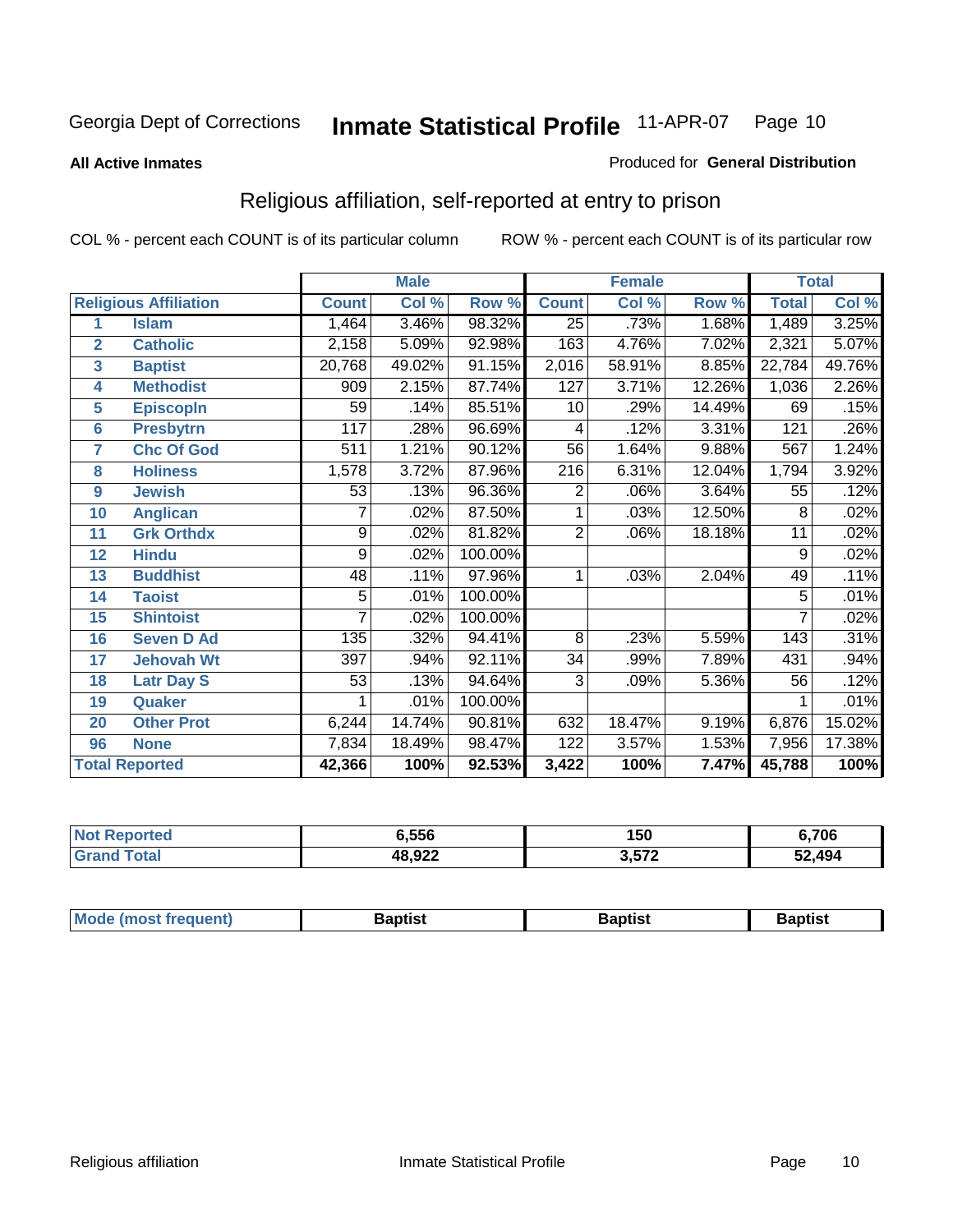Georgia Dept of Corrections **Inmate Statistical Profile** 11-APR-07

**All Active Inmates**

Produced for **General Distribution**

## Religious affiliation, self-reported at entry to prison

COL % - percent each COUNT is of its particular column

ROW % - percent each COUNT is of its particular row

| Religious Affiliation | | Male | | | Female | | | Total | |
|---|---|---|---|---|---|---|---|---|---|
| | | Count | Col % | Row % | Count | Col % | Row % | Total | Col % |
| 1 | Islam | 1,464 | 3.46% | 98.32% | 25 | .73% | 1.68% | 1,489 | 3.25% |
| 2 | Catholic | 2,158 | 5.09% | 92.98% | 163 | 4.76% | 7.02% | 2,321 | 5.07% |
| 3 | Baptist | 20,768 | 49.02% | 91.15% | 2,016 | 58.91% | 8.85% | 22,784 | 49.76% |
| 4 | Methodist | 909 | 2.15% | 87.74% | 127 | 3.71% | 12.26% | 1,036 | 2.26% |
| 5 | Episcopln | 59 | .14% | 85.51% | 10 | .29% | 14.49% | 69 | .15% |
| 6 | Presbytrn | 117 | .28% | 96.69% | 4 | .12% | 3.31% | 121 | .26% |
| 7 | Chc Of God | 511 | 1.21% | 90.12% | 56 | 1.64% | 9.88% | 567 | 1.24% |
| 8 | Holiness | 1,578 | 3.72% | 87.96% | 216 | 6.31% | 12.04% | 1,794 | 3.92% |
| 9 | Jewish | 53 | .13% | 96.36% | 2 | .06% | 3.64% | 55 | .12% |
| 10 | Anglican | 7 | .02% | 87.50% | 1 | .03% | 12.50% | 8 | .02% |
| 11 | Grk Orthdx | 9 | .02% | 81.82% | 2 | .06% | 18.18% | 11 | .02% |
| 12 | Hindu | 9 | .02% | 100.00% | | | | 9 | .02% |
| 13 | Buddhist | 48 | .11% | 97.96% | 1 | .03% | 2.04% | 49 | .11% |
| 14 | Taoist | 5 | .01% | 100.00% | | | | 5 | .01% |
| 15 | Shintoist | 7 | .02% | 100.00% | | | | 7 | .02% |
| 16 | Seven D Ad | 135 | .32% | 94.41% | 8 | .23% | 5.59% | 143 | .31% |
| 17 | Jehovah Wt | 397 | .94% | 92.11% | 34 | .99% | 7.89% | 431 | .94% |
| 18 | Latr Day S | 53 | .13% | 94.64% | 3 | .09% | 5.36% | 56 | .12% |
| 19 | Quaker | 1 | .01% | 100.00% | | | | 1 | .01% |
| 20 | Other Prot | 6,244 | 14.74% | 90.81% | 632 | 18.47% | 9.19% | 6,876 | 15.02% |
| 96 | None | 7,834 | 18.49% | 98.47% | 122 | 3.57% | 1.53% | 7,956 | 17.38% |
| Total Reported | | **42,366** | **100%** | **92.53%** | **3,422** | **100%** | **7.47%** | **45,788** | **100%** |

| | Male | Female | Total |
|---|---|---|---|
| Not Reported | **6,556** | **150** | **6,706** |
| Grand Total | **48,922** | **3,572** | **52,494** |

| | Male | Female | Total |
|---|---|---|---|
| Mode (most frequent) | **Baptist** | **Baptist** | **Baptist** |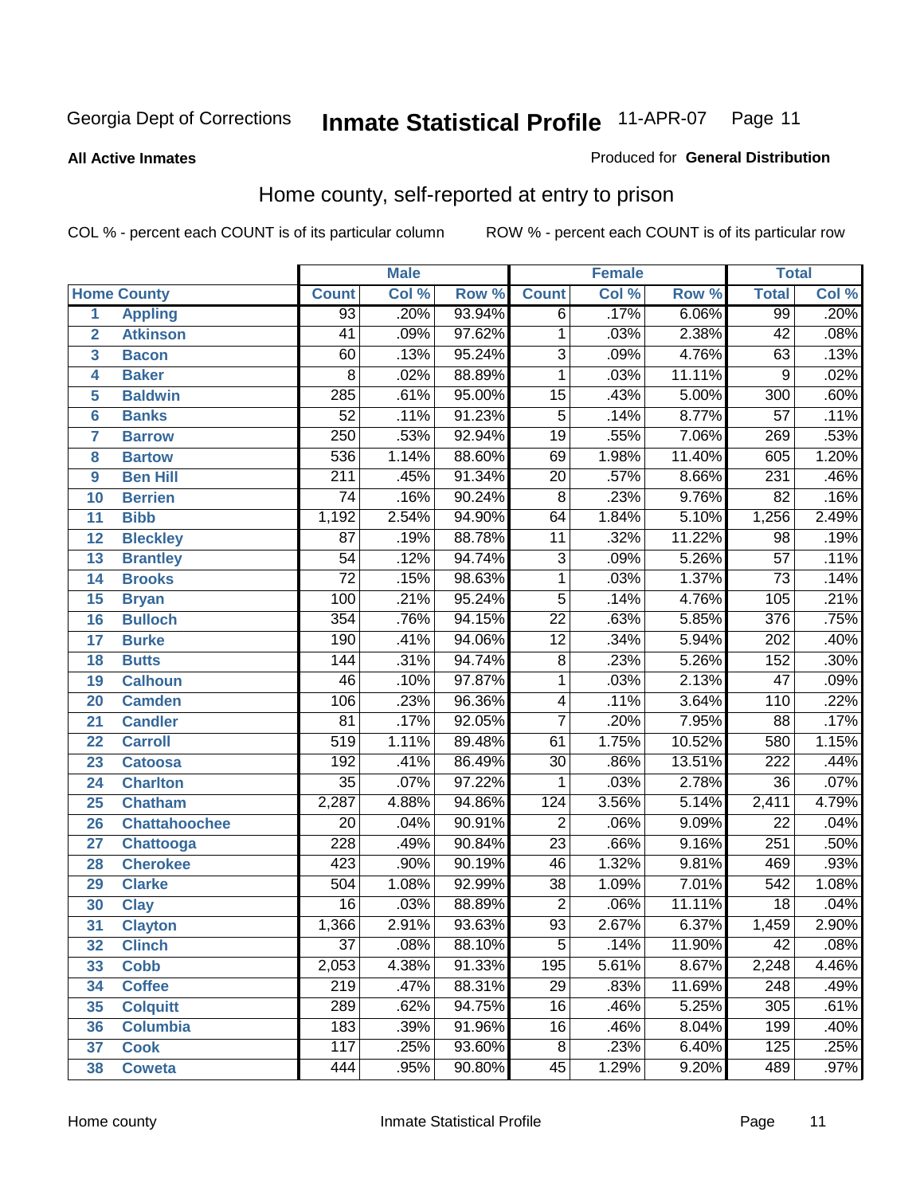Georgia Dept of Corrections **Inmate Statistical Profile** 11-APR-07

**All Active Inmates**

Produced for **General Distribution**

## Home county, self-reported at entry to prison

COL % - percent each COUNT is of its particular column    ROW % - percent each COUNT is of its particular row

| | Home County | Male | | | Female | | | Total | |
|---|---|---|---|---|---|---|---|---|---|
| | | Count | Col % | Row % | Count | Col % | Row % | Total | Col % |
| 1 | Appling | 93 | .20% | 93.94% | 6 | .17% | 6.06% | 99 | .20% |
| 2 | Atkinson | 41 | .09% | 97.62% | 1 | .03% | 2.38% | 42 | .08% |
| 3 | Bacon | 60 | .13% | 95.24% | 3 | .09% | 4.76% | 63 | .13% |
| 4 | Baker | 8 | .02% | 88.89% | 1 | .03% | 11.11% | 9 | .02% |
| 5 | Baldwin | 285 | .61% | 95.00% | 15 | .43% | 5.00% | 300 | .60% |
| 6 | Banks | 52 | .11% | 91.23% | 5 | .14% | 8.77% | 57 | .11% |
| 7 | Barrow | 250 | .53% | 92.94% | 19 | .55% | 7.06% | 269 | .53% |
| 8 | Bartow | 536 | 1.14% | 88.60% | 69 | 1.98% | 11.40% | 605 | 1.20% |
| 9 | Ben Hill | 211 | .45% | 91.34% | 20 | .57% | 8.66% | 231 | .46% |
| 10 | Berrien | 74 | .16% | 90.24% | 8 | .23% | 9.76% | 82 | .16% |
| 11 | Bibb | 1,192 | 2.54% | 94.90% | 64 | 1.84% | 5.10% | 1,256 | 2.49% |
| 12 | Bleckley | 87 | .19% | 88.78% | 11 | .32% | 11.22% | 98 | .19% |
| 13 | Brantley | 54 | .12% | 94.74% | 3 | .09% | 5.26% | 57 | .11% |
| 14 | Brooks | 72 | .15% | 98.63% | 1 | .03% | 1.37% | 73 | .14% |
| 15 | Bryan | 100 | .21% | 95.24% | 5 | .14% | 4.76% | 105 | .21% |
| 16 | Bulloch | 354 | .76% | 94.15% | 22 | .63% | 5.85% | 376 | .75% |
| 17 | Burke | 190 | .41% | 94.06% | 12 | .34% | 5.94% | 202 | .40% |
| 18 | Butts | 144 | .31% | 94.74% | 8 | .23% | 5.26% | 152 | .30% |
| 19 | Calhoun | 46 | .10% | 97.87% | 1 | .03% | 2.13% | 47 | .09% |
| 20 | Camden | 106 | .23% | 96.36% | 4 | .11% | 3.64% | 110 | .22% |
| 21 | Candler | 81 | .17% | 92.05% | 7 | .20% | 7.95% | 88 | .17% |
| 22 | Carroll | 519 | 1.11% | 89.48% | 61 | 1.75% | 10.52% | 580 | 1.15% |
| 23 | Catoosa | 192 | .41% | 86.49% | 30 | .86% | 13.51% | 222 | .44% |
| 24 | Charlton | 35 | .07% | 97.22% | 1 | .03% | 2.78% | 36 | .07% |
| 25 | Chatham | 2,287 | 4.88% | 94.86% | 124 | 3.56% | 5.14% | 2,411 | 4.79% |
| 26 | Chattahoochee | 20 | .04% | 90.91% | 2 | .06% | 9.09% | 22 | .04% |
| 27 | Chattooga | 228 | .49% | 90.84% | 23 | .66% | 9.16% | 251 | .50% |
| 28 | Cherokee | 423 | .90% | 90.19% | 46 | 1.32% | 9.81% | 469 | .93% |
| 29 | Clarke | 504 | 1.08% | 92.99% | 38 | 1.09% | 7.01% | 542 | 1.08% |
| 30 | Clay | 16 | .03% | 88.89% | 2 | .06% | 11.11% | 18 | .04% |
| 31 | Clayton | 1,366 | 2.91% | 93.63% | 93 | 2.67% | 6.37% | 1,459 | 2.90% |
| 32 | Clinch | 37 | .08% | 88.10% | 5 | .14% | 11.90% | 42 | .08% |
| 33 | Cobb | 2,053 | 4.38% | 91.33% | 195 | 5.61% | 8.67% | 2,248 | 4.46% |
| 34 | Coffee | 219 | .47% | 88.31% | 29 | .83% | 11.69% | 248 | .49% |
| 35 | Colquitt | 289 | .62% | 94.75% | 16 | .46% | 5.25% | 305 | .61% |
| 36 | Columbia | 183 | .39% | 91.96% | 16 | .46% | 8.04% | 199 | .40% |
| 37 | Cook | 117 | .25% | 93.60% | 8 | .23% | 6.40% | 125 | .25% |
| 38 | Coweta | 444 | .95% | 90.80% | 45 | 1.29% | 9.20% | 489 | .97% |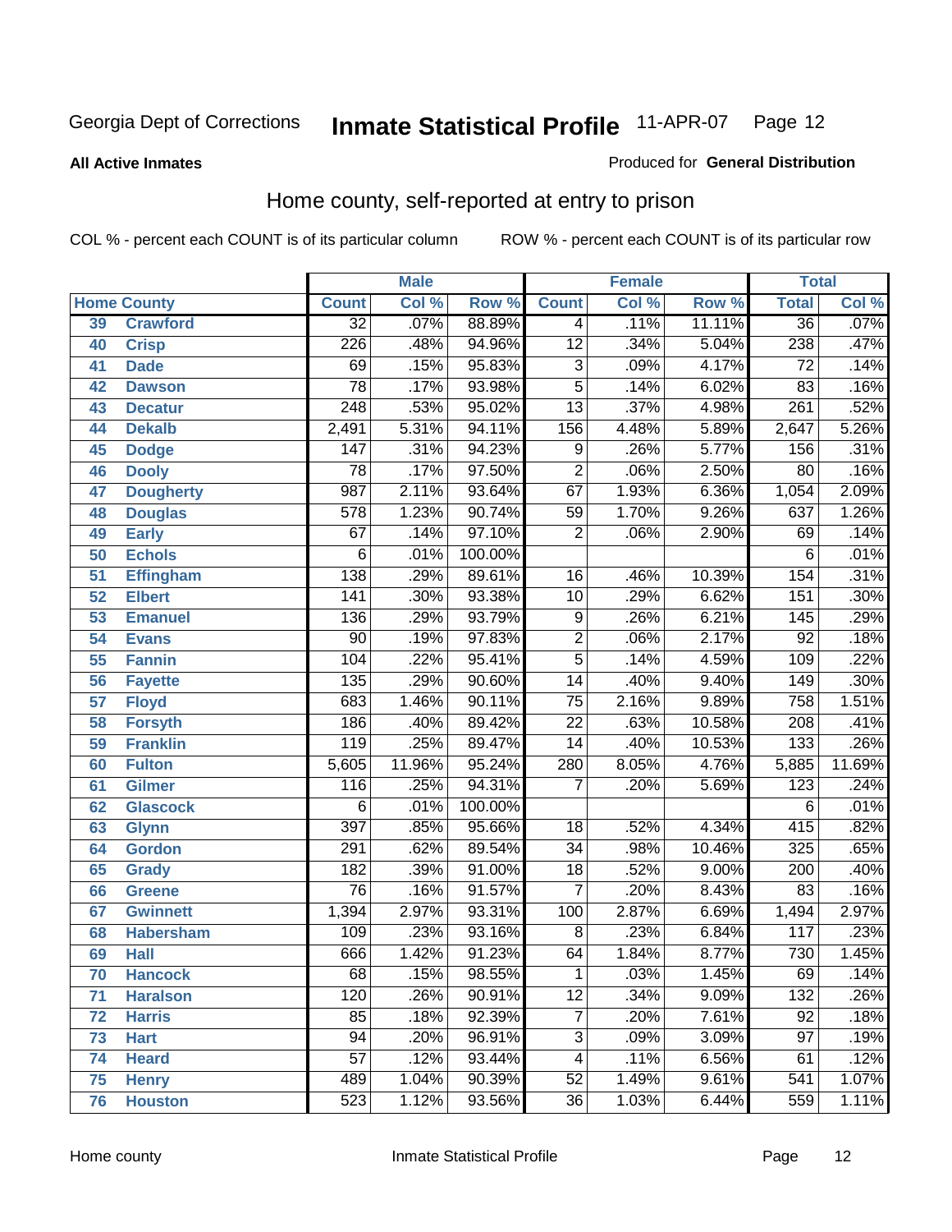Georgia Dept of Corrections **Inmate Statistical Profile** 11-APR-07

**All Active Inmates**

Produced for **General Distribution**

## Home county, self-reported at entry to prison

COL % - percent each COUNT is of its particular column

ROW % - percent each COUNT is of its particular row

| Home County | | Male | | | Female | | | Total | |
|---|---|---|---|---|---|---|---|---|---|
| | | Count | Col % | Row % | Count | Col % | Row % | Total | Col % |
| 39 | Crawford | 32 | .07% | 88.89% | 4 | .11% | 11.11% | 36 | .07% |
| 40 | Crisp | 226 | .48% | 94.96% | 12 | .34% | 5.04% | 238 | .47% |
| 41 | Dade | 69 | .15% | 95.83% | 3 | .09% | 4.17% | 72 | .14% |
| 42 | Dawson | 78 | .17% | 93.98% | 5 | .14% | 6.02% | 83 | .16% |
| 43 | Decatur | 248 | .53% | 95.02% | 13 | .37% | 4.98% | 261 | .52% |
| 44 | Dekalb | 2,491 | 5.31% | 94.11% | 156 | 4.48% | 5.89% | 2,647 | 5.26% |
| 45 | Dodge | 147 | .31% | 94.23% | 9 | .26% | 5.77% | 156 | .31% |
| 46 | Dooly | 78 | .17% | 97.50% | 2 | .06% | 2.50% | 80 | .16% |
| 47 | Dougherty | 987 | 2.11% | 93.64% | 67 | 1.93% | 6.36% | 1,054 | 2.09% |
| 48 | Douglas | 578 | 1.23% | 90.74% | 59 | 1.70% | 9.26% | 637 | 1.26% |
| 49 | Early | 67 | .14% | 97.10% | 2 | .06% | 2.90% | 69 | .14% |
| 50 | Echols | 6 | .01% | 100.00% | | | | 6 | .01% |
| 51 | Effingham | 138 | .29% | 89.61% | 16 | .46% | 10.39% | 154 | .31% |
| 52 | Elbert | 141 | .30% | 93.38% | 10 | .29% | 6.62% | 151 | .30% |
| 53 | Emanuel | 136 | .29% | 93.79% | 9 | .26% | 6.21% | 145 | .29% |
| 54 | Evans | 90 | .19% | 97.83% | 2 | .06% | 2.17% | 92 | .18% |
| 55 | Fannin | 104 | .22% | 95.41% | 5 | .14% | 4.59% | 109 | .22% |
| 56 | Fayette | 135 | .29% | 90.60% | 14 | .40% | 9.40% | 149 | .30% |
| 57 | Floyd | 683 | 1.46% | 90.11% | 75 | 2.16% | 9.89% | 758 | 1.51% |
| 58 | Forsyth | 186 | .40% | 89.42% | 22 | .63% | 10.58% | 208 | .41% |
| 59 | Franklin | 119 | .25% | 89.47% | 14 | .40% | 10.53% | 133 | .26% |
| 60 | Fulton | 5,605 | 11.96% | 95.24% | 280 | 8.05% | 4.76% | 5,885 | 11.69% |
| 61 | Gilmer | 116 | .25% | 94.31% | 7 | .20% | 5.69% | 123 | .24% |
| 62 | Glascock | 6 | .01% | 100.00% | | | | 6 | .01% |
| 63 | Glynn | 397 | .85% | 95.66% | 18 | .52% | 4.34% | 415 | .82% |
| 64 | Gordon | 291 | .62% | 89.54% | 34 | .98% | 10.46% | 325 | .65% |
| 65 | Grady | 182 | .39% | 91.00% | 18 | .52% | 9.00% | 200 | .40% |
| 66 | Greene | 76 | .16% | 91.57% | 7 | .20% | 8.43% | 83 | .16% |
| 67 | Gwinnett | 1,394 | 2.97% | 93.31% | 100 | 2.87% | 6.69% | 1,494 | 2.97% |
| 68 | Habersham | 109 | .23% | 93.16% | 8 | .23% | 6.84% | 117 | .23% |
| 69 | Hall | 666 | 1.42% | 91.23% | 64 | 1.84% | 8.77% | 730 | 1.45% |
| 70 | Hancock | 68 | .15% | 98.55% | 1 | .03% | 1.45% | 69 | .14% |
| 71 | Haralson | 120 | .26% | 90.91% | 12 | .34% | 9.09% | 132 | .26% |
| 72 | Harris | 85 | .18% | 92.39% | 7 | .20% | 7.61% | 92 | .18% |
| 73 | Hart | 94 | .20% | 96.91% | 3 | .09% | 3.09% | 97 | .19% |
| 74 | Heard | 57 | .12% | 93.44% | 4 | .11% | 6.56% | 61 | .12% |
| 75 | Henry | 489 | 1.04% | 90.39% | 52 | 1.49% | 9.61% | 541 | 1.07% |
| 76 | Houston | 523 | 1.12% | 93.56% | 36 | 1.03% | 6.44% | 559 | 1.11% |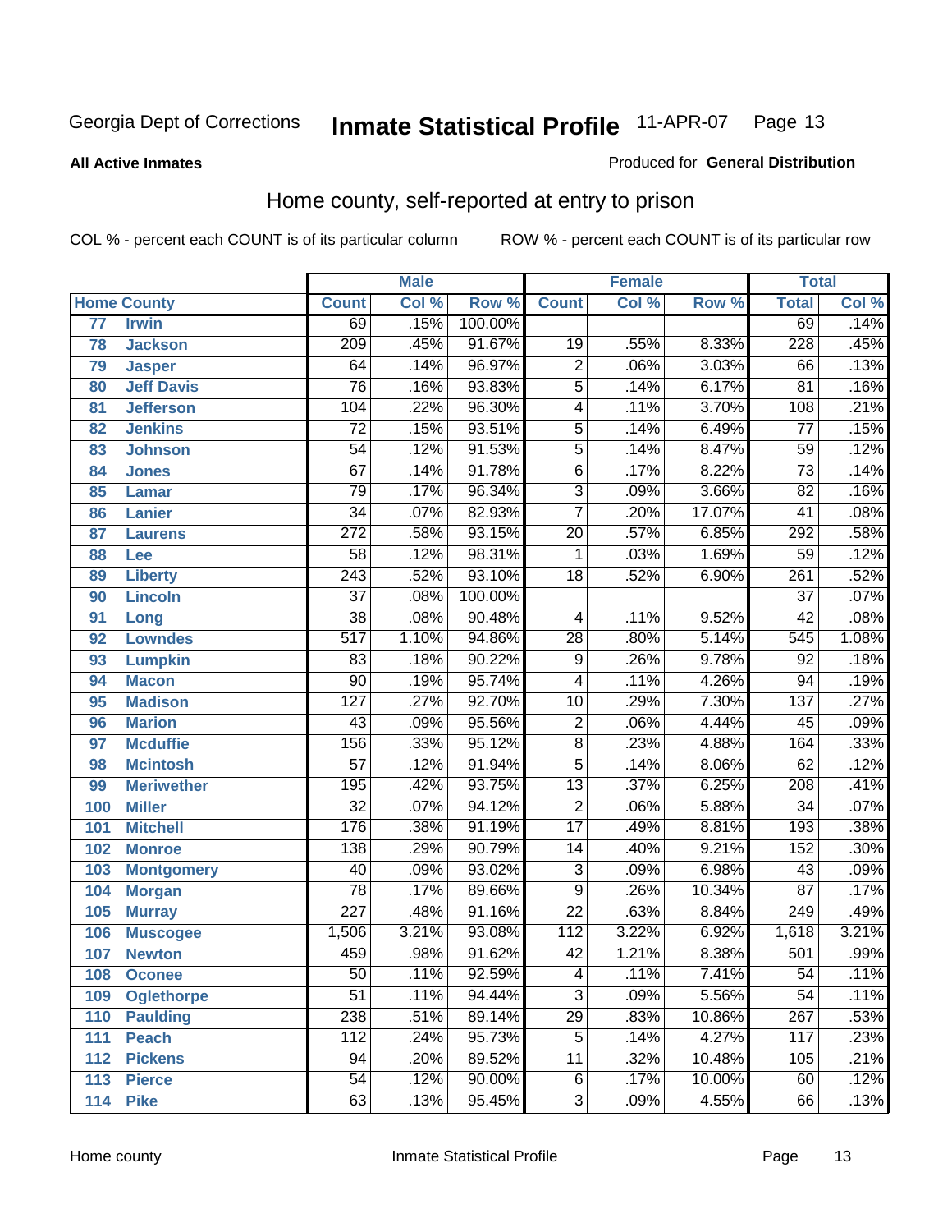Georgia Dept of Corrections **Inmate Statistical Profile** 11-APR-07

**All Active Inmates**

Produced for **General Distribution**

## Home county, self-reported at entry to prison

COL % - percent each COUNT is of its particular column ROW % - percent each COUNT is of its particular row

| | | Male | | | Female | | | Total | |
|---|---|---|---|---|---|---|---|---|---|
| **Home County** | | **Count** | **Col %** | **Row %** | **Count** | **Col %** | **Row %** | **Total** | **Col %** |
| 77 | Irwin | 69 | .15% | 100.00% | | | | 69 | .14% |
| 78 | Jackson | 209 | .45% | 91.67% | 19 | .55% | 8.33% | 228 | .45% |
| 79 | Jasper | 64 | .14% | 96.97% | 2 | .06% | 3.03% | 66 | .13% |
| 80 | Jeff Davis | 76 | .16% | 93.83% | 5 | .14% | 6.17% | 81 | .16% |
| 81 | Jefferson | 104 | .22% | 96.30% | 4 | .11% | 3.70% | 108 | .21% |
| 82 | Jenkins | 72 | .15% | 93.51% | 5 | .14% | 6.49% | 77 | .15% |
| 83 | Johnson | 54 | .12% | 91.53% | 5 | .14% | 8.47% | 59 | .12% |
| 84 | Jones | 67 | .14% | 91.78% | 6 | .17% | 8.22% | 73 | .14% |
| 85 | Lamar | 79 | .17% | 96.34% | 3 | .09% | 3.66% | 82 | .16% |
| 86 | Lanier | 34 | .07% | 82.93% | 7 | .20% | 17.07% | 41 | .08% |
| 87 | Laurens | 272 | .58% | 93.15% | 20 | .57% | 6.85% | 292 | .58% |
| 88 | Lee | 58 | .12% | 98.31% | 1 | .03% | 1.69% | 59 | .12% |
| 89 | Liberty | 243 | .52% | 93.10% | 18 | .52% | 6.90% | 261 | .52% |
| 90 | Lincoln | 37 | .08% | 100.00% | | | | 37 | .07% |
| 91 | Long | 38 | .08% | 90.48% | 4 | .11% | 9.52% | 42 | .08% |
| 92 | Lowndes | 517 | 1.10% | 94.86% | 28 | .80% | 5.14% | 545 | 1.08% |
| 93 | Lumpkin | 83 | .18% | 90.22% | 9 | .26% | 9.78% | 92 | .18% |
| 94 | Macon | 90 | .19% | 95.74% | 4 | .11% | 4.26% | 94 | .19% |
| 95 | Madison | 127 | .27% | 92.70% | 10 | .29% | 7.30% | 137 | .27% |
| 96 | Marion | 43 | .09% | 95.56% | 2 | .06% | 4.44% | 45 | .09% |
| 97 | Mcduffie | 156 | .33% | 95.12% | 8 | .23% | 4.88% | 164 | .33% |
| 98 | Mcintosh | 57 | .12% | 91.94% | 5 | .14% | 8.06% | 62 | .12% |
| 99 | Meriwether | 195 | .42% | 93.75% | 13 | .37% | 6.25% | 208 | .41% |
| 100 | Miller | 32 | .07% | 94.12% | 2 | .06% | 5.88% | 34 | .07% |
| 101 | Mitchell | 176 | .38% | 91.19% | 17 | .49% | 8.81% | 193 | .38% |
| 102 | Monroe | 138 | .29% | 90.79% | 14 | .40% | 9.21% | 152 | .30% |
| 103 | Montgomery | 40 | .09% | 93.02% | 3 | .09% | 6.98% | 43 | .09% |
| 104 | Morgan | 78 | .17% | 89.66% | 9 | .26% | 10.34% | 87 | .17% |
| 105 | Murray | 227 | .48% | 91.16% | 22 | .63% | 8.84% | 249 | .49% |
| 106 | Muscogee | 1,506 | 3.21% | 93.08% | 112 | 3.22% | 6.92% | 1,618 | 3.21% |
| 107 | Newton | 459 | .98% | 91.62% | 42 | 1.21% | 8.38% | 501 | .99% |
| 108 | Oconee | 50 | .11% | 92.59% | 4 | .11% | 7.41% | 54 | .11% |
| 109 | Oglethorpe | 51 | .11% | 94.44% | 3 | .09% | 5.56% | 54 | .11% |
| 110 | Paulding | 238 | .51% | 89.14% | 29 | .83% | 10.86% | 267 | .53% |
| 111 | Peach | 112 | .24% | 95.73% | 5 | .14% | 4.27% | 117 | .23% |
| 112 | Pickens | 94 | .20% | 89.52% | 11 | .32% | 10.48% | 105 | .21% |
| 113 | Pierce | 54 | .12% | 90.00% | 6 | .17% | 10.00% | 60 | .12% |
| 114 | Pike | 63 | .13% | 95.45% | 3 | .09% | 4.55% | 66 | .13% |

Home county Inmate Statistical Profile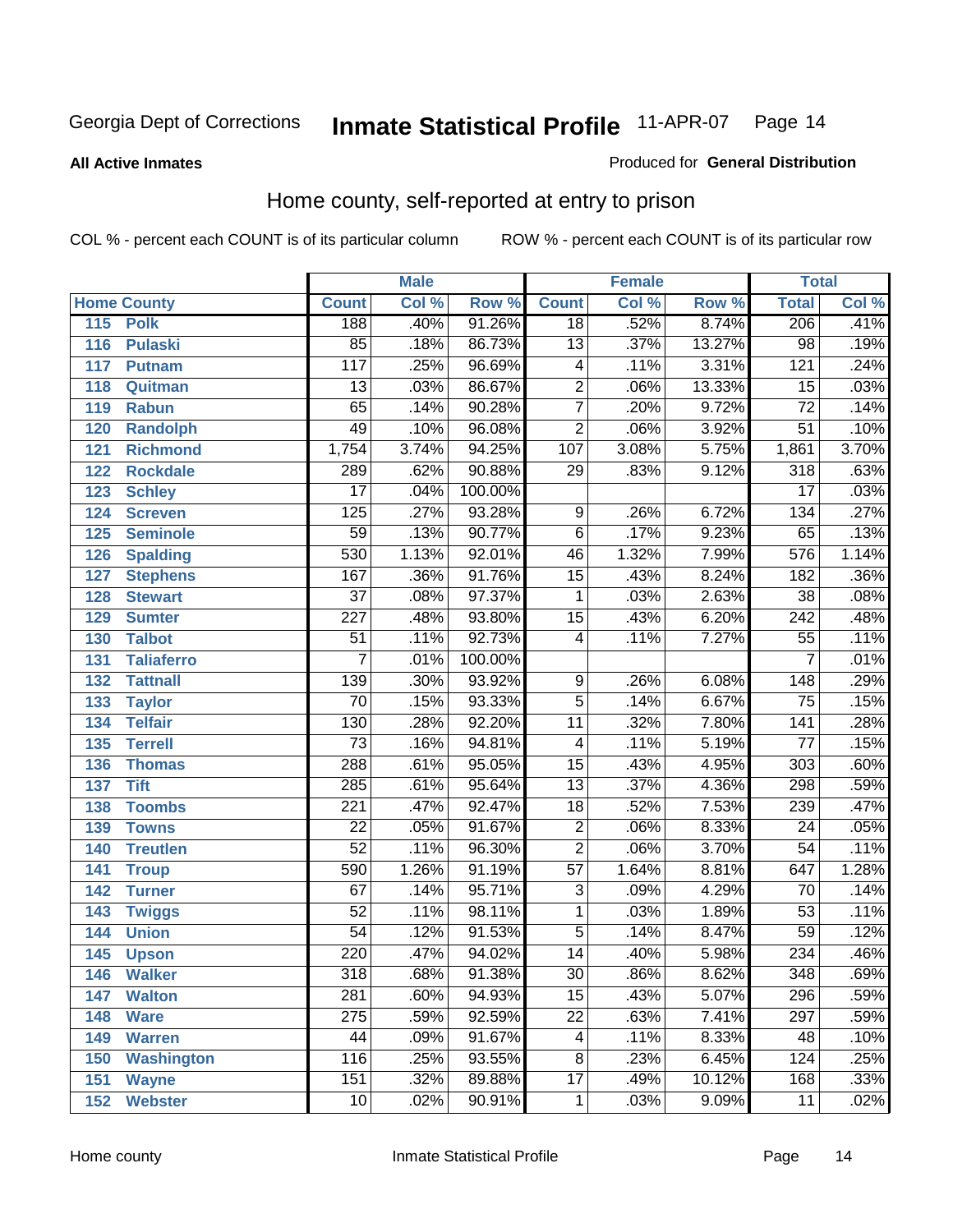Georgia Dept of Corrections **Inmate Statistical Profile** 11-APR-07

**All Active Inmates**

Produced for **General Distribution**

## Home county, self-reported at entry to prison

COL % - percent each COUNT is of its particular column ROW % - percent each COUNT is of its particular row

| | | Male | | | Female | | | Total | |
|---|---|---|---|---|---|---|---|---|---|
| **Home County** | | **Count** | **Col %** | **Row %** | **Count** | **Col %** | **Row %** | **Total** | **Col %** |
| 115 | Polk | 188 | .40% | 91.26% | 18 | .52% | 8.74% | 206 | .41% |
| 116 | Pulaski | 85 | .18% | 86.73% | 13 | .37% | 13.27% | 98 | .19% |
| 117 | Putnam | 117 | .25% | 96.69% | 4 | .11% | 3.31% | 121 | .24% |
| 118 | Quitman | 13 | .03% | 86.67% | 2 | .06% | 13.33% | 15 | .03% |
| 119 | Rabun | 65 | .14% | 90.28% | 7 | .20% | 9.72% | 72 | .14% |
| 120 | Randolph | 49 | .10% | 96.08% | 2 | .06% | 3.92% | 51 | .10% |
| 121 | Richmond | 1,754 | 3.74% | 94.25% | 107 | 3.08% | 5.75% | 1,861 | 3.70% |
| 122 | Rockdale | 289 | .62% | 90.88% | 29 | .83% | 9.12% | 318 | .63% |
| 123 | Schley | 17 | .04% | 100.00% | | | | 17 | .03% |
| 124 | Screven | 125 | .27% | 93.28% | 9 | .26% | 6.72% | 134 | .27% |
| 125 | Seminole | 59 | .13% | 90.77% | 6 | .17% | 9.23% | 65 | .13% |
| 126 | Spalding | 530 | 1.13% | 92.01% | 46 | 1.32% | 7.99% | 576 | 1.14% |
| 127 | Stephens | 167 | .36% | 91.76% | 15 | .43% | 8.24% | 182 | .36% |
| 128 | Stewart | 37 | .08% | 97.37% | 1 | .03% | 2.63% | 38 | .08% |
| 129 | Sumter | 227 | .48% | 93.80% | 15 | .43% | 6.20% | 242 | .48% |
| 130 | Talbot | 51 | .11% | 92.73% | 4 | .11% | 7.27% | 55 | .11% |
| 131 | Taliaferro | 7 | .01% | 100.00% | | | | 7 | .01% |
| 132 | Tattnall | 139 | .30% | 93.92% | 9 | .26% | 6.08% | 148 | .29% |
| 133 | Taylor | 70 | .15% | 93.33% | 5 | .14% | 6.67% | 75 | .15% |
| 134 | Telfair | 130 | .28% | 92.20% | 11 | .32% | 7.80% | 141 | .28% |
| 135 | Terrell | 73 | .16% | 94.81% | 4 | .11% | 5.19% | 77 | .15% |
| 136 | Thomas | 288 | .61% | 95.05% | 15 | .43% | 4.95% | 303 | .60% |
| 137 | Tift | 285 | .61% | 95.64% | 13 | .37% | 4.36% | 298 | .59% |
| 138 | Toombs | 221 | .47% | 92.47% | 18 | .52% | 7.53% | 239 | .47% |
| 139 | Towns | 22 | .05% | 91.67% | 2 | .06% | 8.33% | 24 | .05% |
| 140 | Treutlen | 52 | .11% | 96.30% | 2 | .06% | 3.70% | 54 | .11% |
| 141 | Troup | 590 | 1.26% | 91.19% | 57 | 1.64% | 8.81% | 647 | 1.28% |
| 142 | Turner | 67 | .14% | 95.71% | 3 | .09% | 4.29% | 70 | .14% |
| 143 | Twiggs | 52 | .11% | 98.11% | 1 | .03% | 1.89% | 53 | .11% |
| 144 | Union | 54 | .12% | 91.53% | 5 | .14% | 8.47% | 59 | .12% |
| 145 | Upson | 220 | .47% | 94.02% | 14 | .40% | 5.98% | 234 | .46% |
| 146 | Walker | 318 | .68% | 91.38% | 30 | .86% | 8.62% | 348 | .69% |
| 147 | Walton | 281 | .60% | 94.93% | 15 | .43% | 5.07% | 296 | .59% |
| 148 | Ware | 275 | .59% | 92.59% | 22 | .63% | 7.41% | 297 | .59% |
| 149 | Warren | 44 | .09% | 91.67% | 4 | .11% | 8.33% | 48 | .10% |
| 150 | Washington | 116 | .25% | 93.55% | 8 | .23% | 6.45% | 124 | .25% |
| 151 | Wayne | 151 | .32% | 89.88% | 17 | .49% | 10.12% | 168 | .33% |
| 152 | Webster | 10 | .02% | 90.91% | 1 | .03% | 9.09% | 11 | .02% |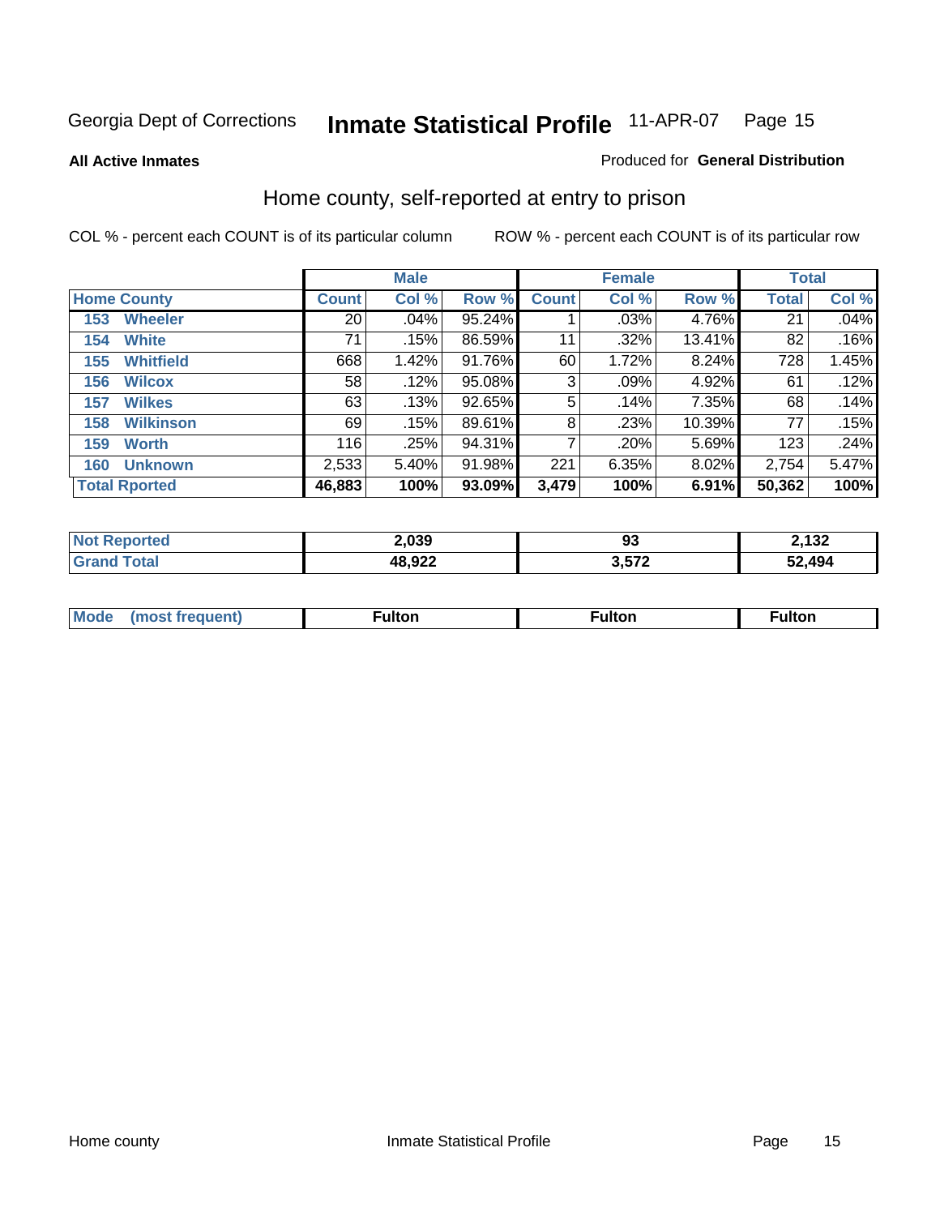Georgia Dept of Corrections **Inmate Statistical Profile** 11-APR-07

**All Active Inmates**

Produced for **General Distribution**

## Home county, self-reported at entry to prison

COL % - percent each COUNT is of its particular column        ROW % - percent each COUNT is of its particular row

| | Male | | | Female | | | Total | |
|---|---|---|---|---|---|---|---|---|
| **Home County** | **Count** | **Col %** | **Row %** | **Count** | **Col %** | **Row %** | **Total** | **Col %** |
| 153 Wheeler | 20 | .04% | 95.24% | 1 | .03% | 4.76% | 21 | .04% |
| 154 White | 71 | .15% | 86.59% | 11 | .32% | 13.41% | 82 | .16% |
| 155 Whitfield | 668 | 1.42% | 91.76% | 60 | 1.72% | 8.24% | 728 | 1.45% |
| 156 Wilcox | 58 | .12% | 95.08% | 3 | .09% | 4.92% | 61 | .12% |
| 157 Wilkes | 63 | .13% | 92.65% | 5 | .14% | 7.35% | 68 | .14% |
| 158 Wilkinson | 69 | .15% | 89.61% | 8 | .23% | 10.39% | 77 | .15% |
| 159 Worth | 116 | .25% | 94.31% | 7 | .20% | 5.69% | 123 | .24% |
| 160 Unknown | 2,533 | 5.40% | 91.98% | 221 | 6.35% | 8.02% | 2,754 | 5.47% |
| **Total Rported** | **46,883** | **100%** | **93.09%** | **3,479** | **100%** | **6.91%** | **50,362** | **100%** |

| | Male | Female | Total |
|---|---|---|---|
| **Not Reported** | **2,039** | **93** | **2,132** |
| **Grand Total** | **48,922** | **3,572** | **52,494** |

| | Male | Female | Total |
|---|---|---|---|
| **Mode (most frequent)** | **Fulton** | **Fulton** | **Fulton** |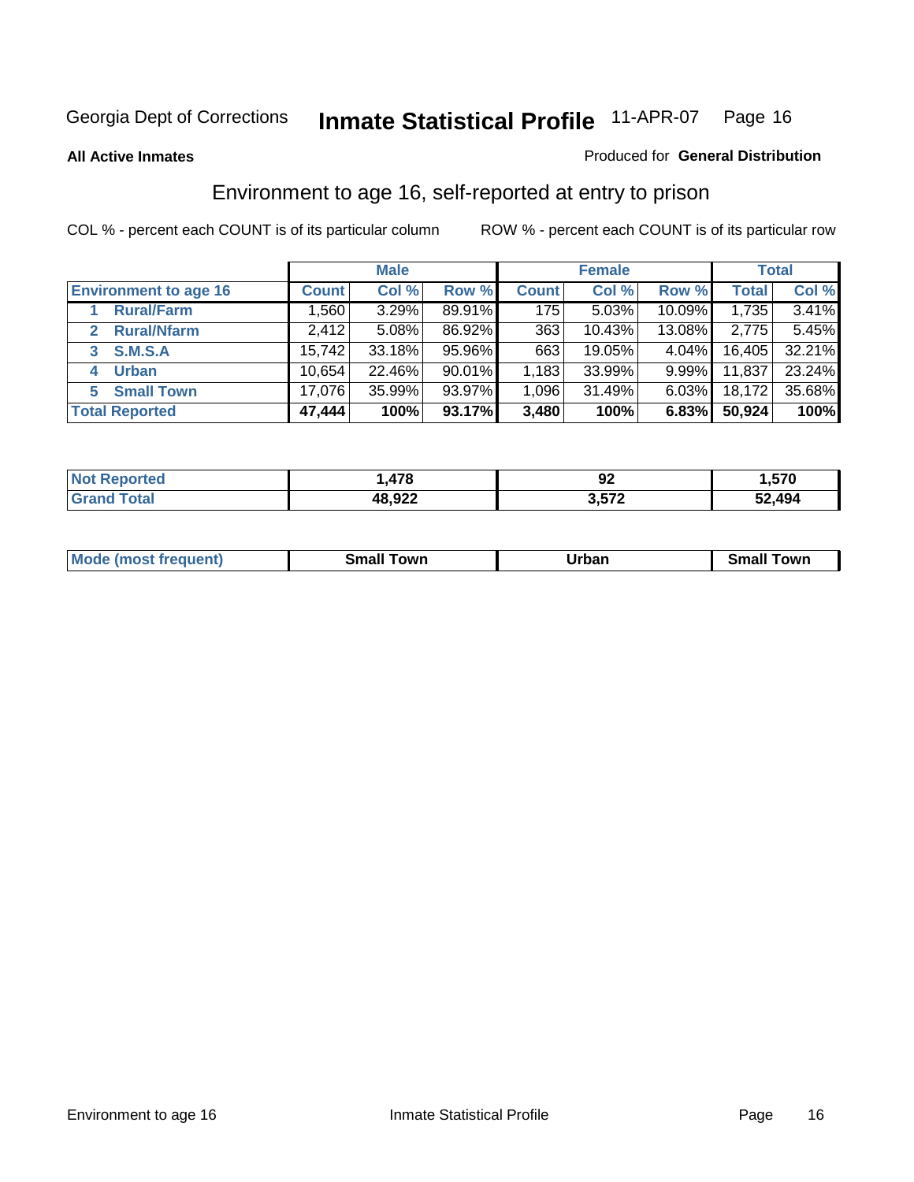Georgia Dept of Corrections **Inmate Statistical Profile** 11-APR-07 Page 16

**All Active Inmates**

Produced for **General Distribution**

## Environment to age 16, self-reported at entry to prison

COL % - percent each COUNT is of its particular column ROW % - percent each COUNT is of its particular row

| | Male | | | Female | | | Total | |
|---|---|---|---|---|---|---|---|---|
| **Environment to age 16** | **Count** | **Col %** | **Row %** | **Count** | **Col %** | **Row %** | **Total** | **Col %** |
| 1 **Rural/Farm** | 1,560 | 3.29% | 89.91% | 175 | 5.03% | 10.09% | 1,735 | 3.41% |
| 2 **Rural/Nfarm** | 2,412 | 5.08% | 86.92% | 363 | 10.43% | 13.08% | 2,775 | 5.45% |
| 3 **S.M.S.A** | 15,742 | 33.18% | 95.96% | 663 | 19.05% | 4.04% | 16,405 | 32.21% |
| 4 **Urban** | 10,654 | 22.46% | 90.01% | 1,183 | 33.99% | 9.99% | 11,837 | 23.24% |
| 5 **Small Town** | 17,076 | 35.99% | 93.97% | 1,096 | 31.49% | 6.03% | 18,172 | 35.68% |
| **Total Reported** | **47,444** | **100%** | **93.17%** | **3,480** | **100%** | **6.83%** | **50,924** | **100%** |

| | Male | Female | Total |
|---|---|---|---|
| **Not Reported** | **1,478** | **92** | **1,570** |
| **Grand Total** | **48,922** | **3,572** | **52,494** |

| | Male | Female | Total |
|---|---|---|---|
| **Mode (most frequent)** | **Small Town** | **Urban** | **Small Town** |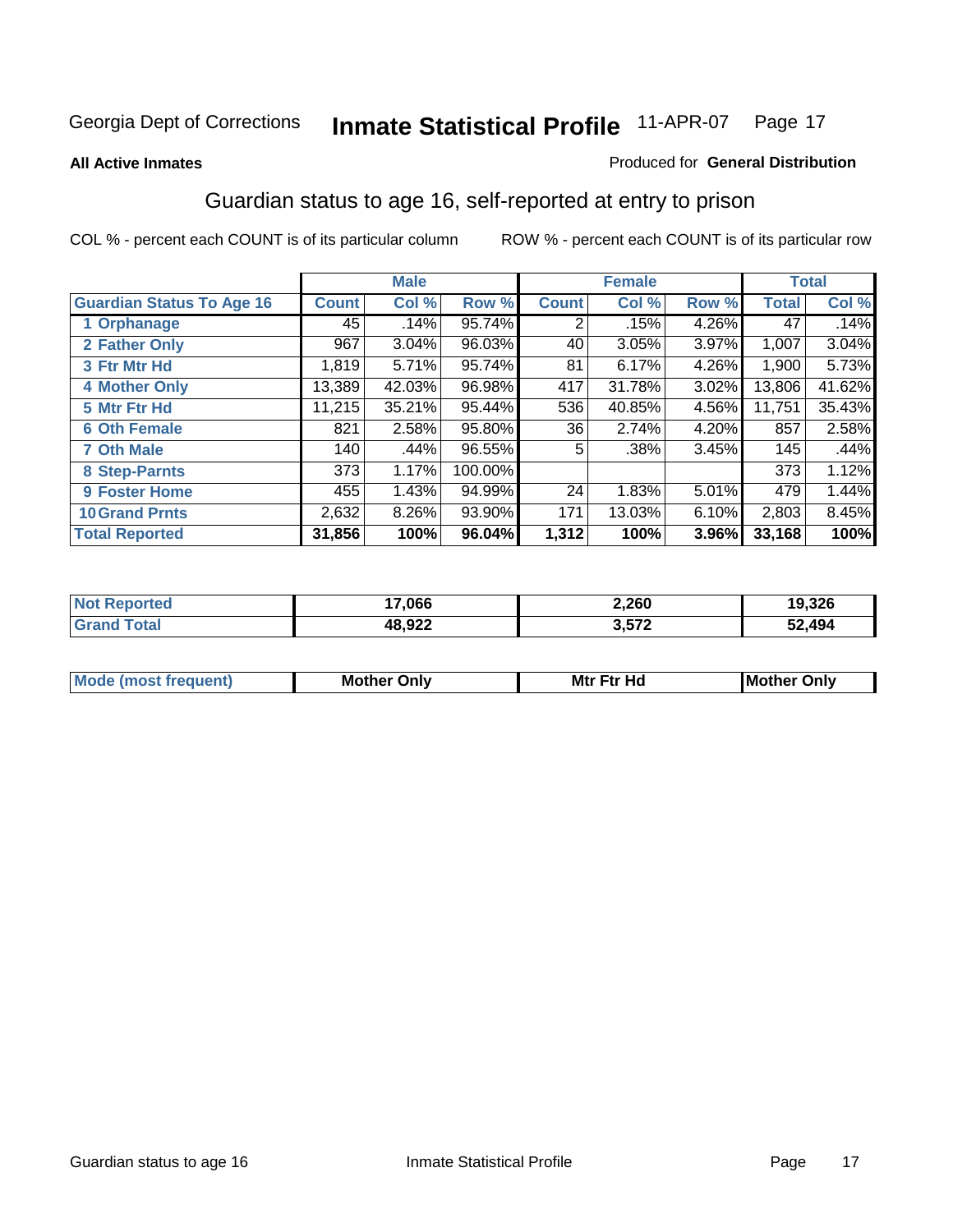Georgia Dept of Corrections **Inmate Statistical Profile** 11-APR-07

**All Active Inmates**

Produced for **General Distribution**

## Guardian status to age 16, self-reported at entry to prison

COL % - percent each COUNT is of its particular column    ROW % - percent each COUNT is of its particular row

| | Male | | | Female | | | Total | |
|---|---|---|---|---|---|---|---|---|
| **Guardian Status To Age 16** | **Count** | **Col %** | **Row %** | **Count** | **Col %** | **Row %** | **Total** | **Col %** |
| 1 Orphanage | 45 | .14% | 95.74% | 2 | .15% | 4.26% | 47 | .14% |
| 2 Father Only | 967 | 3.04% | 96.03% | 40 | 3.05% | 3.97% | 1,007 | 3.04% |
| 3 Ftr Mtr Hd | 1,819 | 5.71% | 95.74% | 81 | 6.17% | 4.26% | 1,900 | 5.73% |
| 4 Mother Only | 13,389 | 42.03% | 96.98% | 417 | 31.78% | 3.02% | 13,806 | 41.62% |
| 5 Mtr Ftr Hd | 11,215 | 35.21% | 95.44% | 536 | 40.85% | 4.56% | 11,751 | 35.43% |
| 6 Oth Female | 821 | 2.58% | 95.80% | 36 | 2.74% | 4.20% | 857 | 2.58% |
| 7 Oth Male | 140 | .44% | 96.55% | 5 | .38% | 3.45% | 145 | .44% |
| 8 Step-Parnts | 373 | 1.17% | 100.00% | | | | 373 | 1.12% |
| 9 Foster Home | 455 | 1.43% | 94.99% | 24 | 1.83% | 5.01% | 479 | 1.44% |
| 10 Grand Prnts | 2,632 | 8.26% | 93.90% | 171 | 13.03% | 6.10% | 2,803 | 8.45% |
| **Total Reported** | **31,856** | **100%** | **96.04%** | **1,312** | **100%** | **3.96%** | **33,168** | **100%** |

| | Male | Female | Total |
|---|---|---|---|
| Not Reported | 17,066 | 2,260 | 19,326 |
| Grand Total | 48,922 | 3,572 | 52,494 |

| | Male | Female | Total |
|---|---|---|---|
| Mode (most frequent) | Mother Only | Mtr Ftr Hd | Mother Only |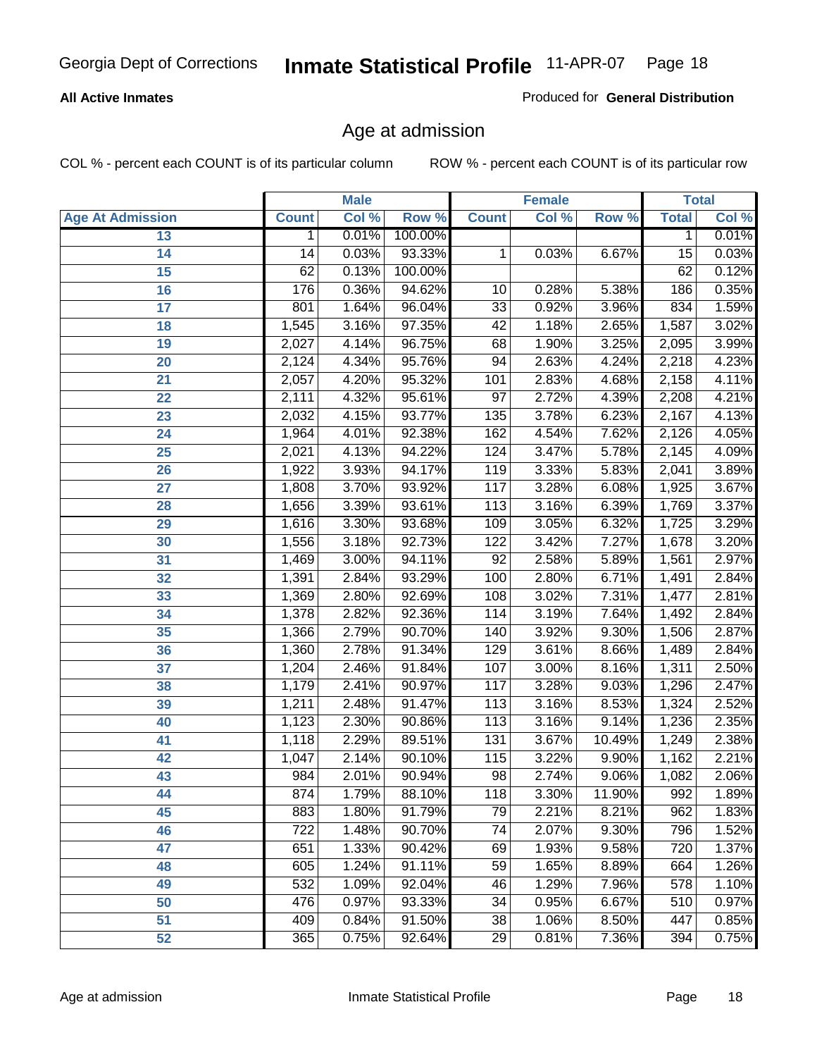Georgia Dept of Corrections **Inmate Statistical Profile** 11-APR-07

**All Active Inmates**

Produced for **General Distribution**

## Age at admission

COL % - percent each COUNT is of its particular column ROW % - percent each COUNT is of its particular row

| | Male | | | Female | | | Total | |
|---|---|---|---|---|---|---|---|---|
| Age At Admission | Count | Col % | Row % | Count | Col % | Row % | Total | Col % |
| 13 | 1 | 0.01% | 100.00% | | | | 1 | 0.01% |
| 14 | 14 | 0.03% | 93.33% | 1 | 0.03% | 6.67% | 15 | 0.03% |
| 15 | 62 | 0.13% | 100.00% | | | | 62 | 0.12% |
| 16 | 176 | 0.36% | 94.62% | 10 | 0.28% | 5.38% | 186 | 0.35% |
| 17 | 801 | 1.64% | 96.04% | 33 | 0.92% | 3.96% | 834 | 1.59% |
| 18 | 1,545 | 3.16% | 97.35% | 42 | 1.18% | 2.65% | 1,587 | 3.02% |
| 19 | 2,027 | 4.14% | 96.75% | 68 | 1.90% | 3.25% | 2,095 | 3.99% |
| 20 | 2,124 | 4.34% | 95.76% | 94 | 2.63% | 4.24% | 2,218 | 4.23% |
| 21 | 2,057 | 4.20% | 95.32% | 101 | 2.83% | 4.68% | 2,158 | 4.11% |
| 22 | 2,111 | 4.32% | 95.61% | 97 | 2.72% | 4.39% | 2,208 | 4.21% |
| 23 | 2,032 | 4.15% | 93.77% | 135 | 3.78% | 6.23% | 2,167 | 4.13% |
| 24 | 1,964 | 4.01% | 92.38% | 162 | 4.54% | 7.62% | 2,126 | 4.05% |
| 25 | 2,021 | 4.13% | 94.22% | 124 | 3.47% | 5.78% | 2,145 | 4.09% |
| 26 | 1,922 | 3.93% | 94.17% | 119 | 3.33% | 5.83% | 2,041 | 3.89% |
| 27 | 1,808 | 3.70% | 93.92% | 117 | 3.28% | 6.08% | 1,925 | 3.67% |
| 28 | 1,656 | 3.39% | 93.61% | 113 | 3.16% | 6.39% | 1,769 | 3.37% |
| 29 | 1,616 | 3.30% | 93.68% | 109 | 3.05% | 6.32% | 1,725 | 3.29% |
| 30 | 1,556 | 3.18% | 92.73% | 122 | 3.42% | 7.27% | 1,678 | 3.20% |
| 31 | 1,469 | 3.00% | 94.11% | 92 | 2.58% | 5.89% | 1,561 | 2.97% |
| 32 | 1,391 | 2.84% | 93.29% | 100 | 2.80% | 6.71% | 1,491 | 2.84% |
| 33 | 1,369 | 2.80% | 92.69% | 108 | 3.02% | 7.31% | 1,477 | 2.81% |
| 34 | 1,378 | 2.82% | 92.36% | 114 | 3.19% | 7.64% | 1,492 | 2.84% |
| 35 | 1,366 | 2.79% | 90.70% | 140 | 3.92% | 9.30% | 1,506 | 2.87% |
| 36 | 1,360 | 2.78% | 91.34% | 129 | 3.61% | 8.66% | 1,489 | 2.84% |
| 37 | 1,204 | 2.46% | 91.84% | 107 | 3.00% | 8.16% | 1,311 | 2.50% |
| 38 | 1,179 | 2.41% | 90.97% | 117 | 3.28% | 9.03% | 1,296 | 2.47% |
| 39 | 1,211 | 2.48% | 91.47% | 113 | 3.16% | 8.53% | 1,324 | 2.52% |
| 40 | 1,123 | 2.30% | 90.86% | 113 | 3.16% | 9.14% | 1,236 | 2.35% |
| 41 | 1,118 | 2.29% | 89.51% | 131 | 3.67% | 10.49% | 1,249 | 2.38% |
| 42 | 1,047 | 2.14% | 90.10% | 115 | 3.22% | 9.90% | 1,162 | 2.21% |
| 43 | 984 | 2.01% | 90.94% | 98 | 2.74% | 9.06% | 1,082 | 2.06% |
| 44 | 874 | 1.79% | 88.10% | 118 | 3.30% | 11.90% | 992 | 1.89% |
| 45 | 883 | 1.80% | 91.79% | 79 | 2.21% | 8.21% | 962 | 1.83% |
| 46 | 722 | 1.48% | 90.70% | 74 | 2.07% | 9.30% | 796 | 1.52% |
| 47 | 651 | 1.33% | 90.42% | 69 | 1.93% | 9.58% | 720 | 1.37% |
| 48 | 605 | 1.24% | 91.11% | 59 | 1.65% | 8.89% | 664 | 1.26% |
| 49 | 532 | 1.09% | 92.04% | 46 | 1.29% | 7.96% | 578 | 1.10% |
| 50 | 476 | 0.97% | 93.33% | 34 | 0.95% | 6.67% | 510 | 0.97% |
| 51 | 409 | 0.84% | 91.50% | 38 | 1.06% | 8.50% | 447 | 0.85% |
| 52 | 365 | 0.75% | 92.64% | 29 | 0.81% | 7.36% | 394 | 0.75% |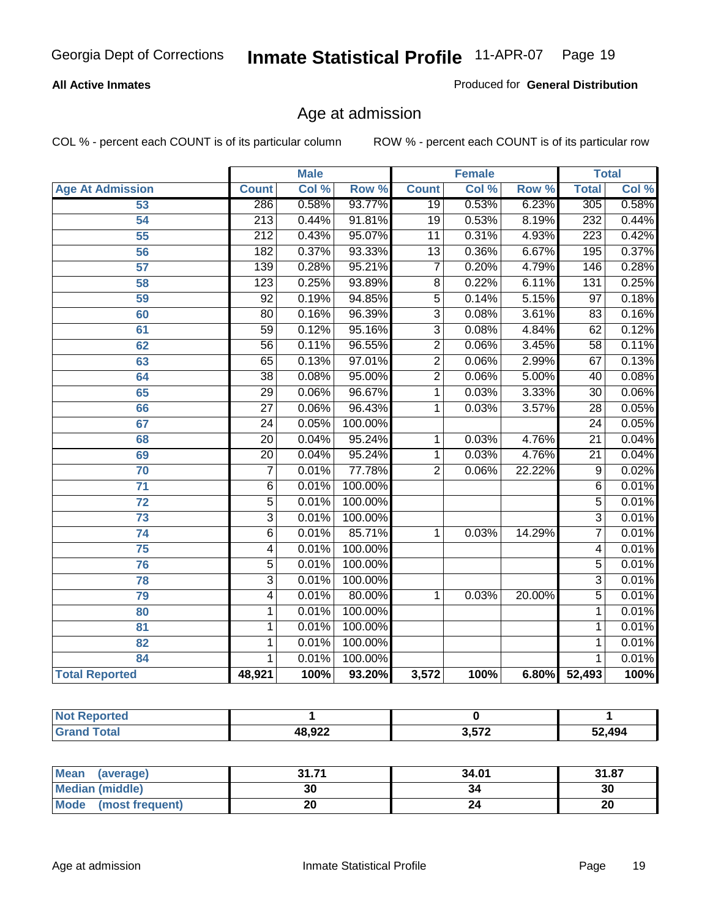Georgia Dept of Corrections **Inmate Statistical Profile** 11-APR-07

**All Active Inmates**

Produced for **General Distribution**

## Age at admission

COL % - percent each COUNT is of its particular column

ROW % - percent each COUNT is of its particular row

| | Male | | | Female | | | Total | |
|---|---|---|---|---|---|---|---|---|
| **Age At Admission** | **Count** | **Col %** | **Row %** | **Count** | **Col %** | **Row %** | **Total** | **Col %** |
| 53 | 286 | 0.58% | 93.77% | 19 | 0.53% | 6.23% | 305 | 0.58% |
| 54 | 213 | 0.44% | 91.81% | 19 | 0.53% | 8.19% | 232 | 0.44% |
| 55 | 212 | 0.43% | 95.07% | 11 | 0.31% | 4.93% | 223 | 0.42% |
| 56 | 182 | 0.37% | 93.33% | 13 | 0.36% | 6.67% | 195 | 0.37% |
| 57 | 139 | 0.28% | 95.21% | 7 | 0.20% | 4.79% | 146 | 0.28% |
| 58 | 123 | 0.25% | 93.89% | 8 | 0.22% | 6.11% | 131 | 0.25% |
| 59 | 92 | 0.19% | 94.85% | 5 | 0.14% | 5.15% | 97 | 0.18% |
| 60 | 80 | 0.16% | 96.39% | 3 | 0.08% | 3.61% | 83 | 0.16% |
| 61 | 59 | 0.12% | 95.16% | 3 | 0.08% | 4.84% | 62 | 0.12% |
| 62 | 56 | 0.11% | 96.55% | 2 | 0.06% | 3.45% | 58 | 0.11% |
| 63 | 65 | 0.13% | 97.01% | 2 | 0.06% | 2.99% | 67 | 0.13% |
| 64 | 38 | 0.08% | 95.00% | 2 | 0.06% | 5.00% | 40 | 0.08% |
| 65 | 29 | 0.06% | 96.67% | 1 | 0.03% | 3.33% | 30 | 0.06% |
| 66 | 27 | 0.06% | 96.43% | 1 | 0.03% | 3.57% | 28 | 0.05% |
| 67 | 24 | 0.05% | 100.00% | | | | 24 | 0.05% |
| 68 | 20 | 0.04% | 95.24% | 1 | 0.03% | 4.76% | 21 | 0.04% |
| 69 | 20 | 0.04% | 95.24% | 1 | 0.03% | 4.76% | 21 | 0.04% |
| 70 | 7 | 0.01% | 77.78% | 2 | 0.06% | 22.22% | 9 | 0.02% |
| 71 | 6 | 0.01% | 100.00% | | | | 6 | 0.01% |
| 72 | 5 | 0.01% | 100.00% | | | | 5 | 0.01% |
| 73 | 3 | 0.01% | 100.00% | | | | 3 | 0.01% |
| 74 | 6 | 0.01% | 85.71% | 1 | 0.03% | 14.29% | 7 | 0.01% |
| 75 | 4 | 0.01% | 100.00% | | | | 4 | 0.01% |
| 76 | 5 | 0.01% | 100.00% | | | | 5 | 0.01% |
| 78 | 3 | 0.01% | 100.00% | | | | 3 | 0.01% |
| 79 | 4 | 0.01% | 80.00% | 1 | 0.03% | 20.00% | 5 | 0.01% |
| 80 | 1 | 0.01% | 100.00% | | | | 1 | 0.01% |
| 81 | 1 | 0.01% | 100.00% | | | | 1 | 0.01% |
| 82 | 1 | 0.01% | 100.00% | | | | 1 | 0.01% |
| 84 | 1 | 0.01% | 100.00% | | | | 1 | 0.01% |
| **Total Reported** | **48,921** | **100%** | **93.20%** | **3,572** | **100%** | **6.80%** | **52,493** | **100%** |

| | Male | Female | Total |
|---|---|---|---|
| **Not Reported** | **1** | **0** | **1** |
| **Grand Total** | **48,922** | **3,572** | **52,494** |

| | Male | Female | Total |
|---|---|---|---|
| **Mean (average)** | **31.71** | **34.01** | **31.87** |
| **Median (middle)** | **30** | **34** | **30** |
| **Mode (most frequent)** | **20** | **24** | **20** |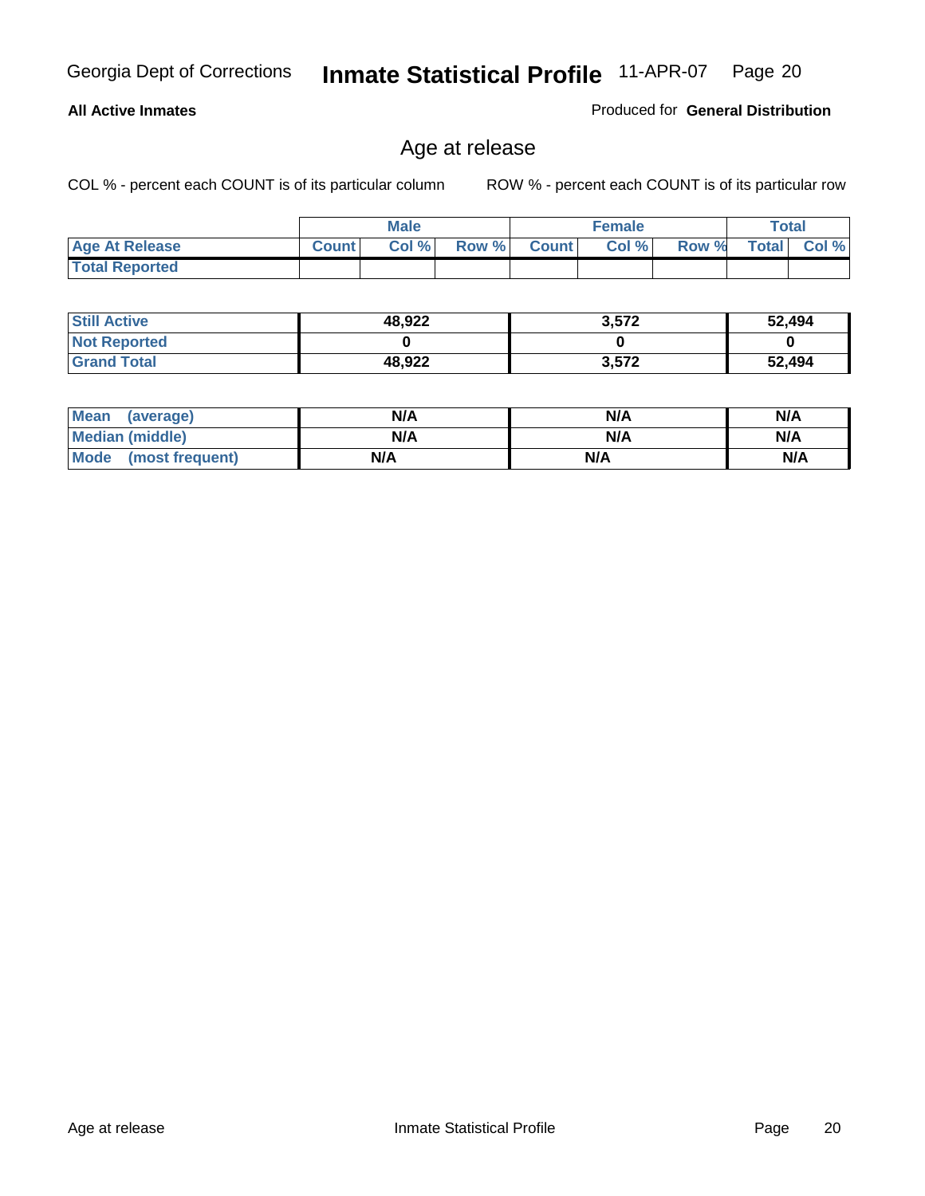Georgia Dept of Corrections **Inmate Statistical Profile** 11-APR-07

**All Active Inmates**

Produced for **General Distribution**

## Age at release

COL % - percent each COUNT is of its particular column     ROW % - percent each COUNT is of its particular row

| | Male | | | Female | | | Total | |
|---|---|---|---|---|---|---|---|---|
| **Age At Release** | **Count** | **Col %** | **Row %** | **Count** | **Col %** | **Row %** | **Total** | **Col %** |
| **Total Reported** | | | | | | | | |

| | Male | Female | Total |
|---|---|---|---|
| **Still Active** | **48,922** | **3,572** | **52,494** |
| **Not Reported** | **0** | **0** | **0** |
| **Grand Total** | **48,922** | **3,572** | **52,494** |

| | Male | Female | Total |
|---|---|---|---|
| **Mean (average)** | **N/A** | **N/A** | **N/A** |
| **Median (middle)** | **N/A** | **N/A** | **N/A** |
| **Mode (most frequent)** | **N/A** | **N/A** | **N/A** |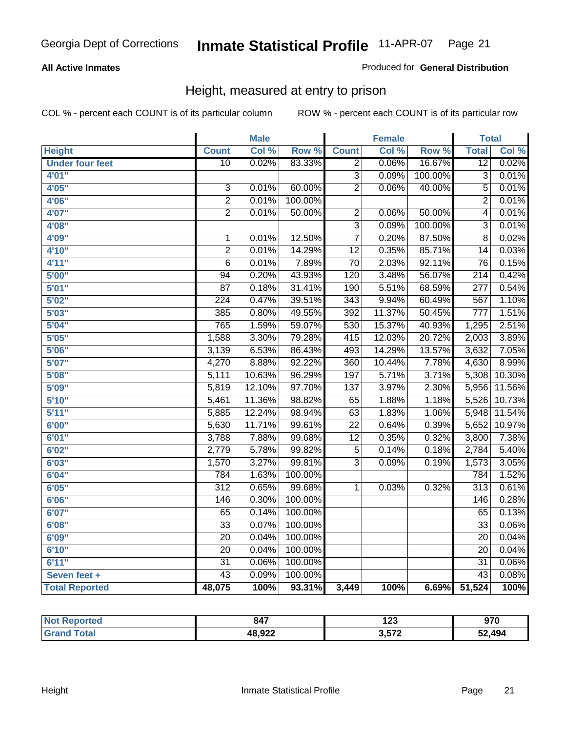**All Active Inmates**

Produced for **General Distribution**

## Height, measured at entry to prison

COL % - percent each COUNT is of its particular column

ROW % - percent each COUNT is of its particular row

| Height | Male | | | Female | | | Total | |
|---|---|---|---|---|---|---|---|---|
| | Count | Col % | Row % | Count | Col % | Row % | Total | Col % |
| Under four feet | 10 | 0.02% | 83.33% | 2 | 0.06% | 16.67% | 12 | 0.02% |
| 4'01" | | | | 3 | 0.09% | 100.00% | 3 | 0.01% |
| 4'05" | 3 | 0.01% | 60.00% | 2 | 0.06% | 40.00% | 5 | 0.01% |
| 4'06" | 2 | 0.01% | 100.00% | | | | 2 | 0.01% |
| 4'07" | 2 | 0.01% | 50.00% | 2 | 0.06% | 50.00% | 4 | 0.01% |
| 4'08" | | | | 3 | 0.09% | 100.00% | 3 | 0.01% |
| 4'09" | 1 | 0.01% | 12.50% | 7 | 0.20% | 87.50% | 8 | 0.02% |
| 4'10" | 2 | 0.01% | 14.29% | 12 | 0.35% | 85.71% | 14 | 0.03% |
| 4'11" | 6 | 0.01% | 7.89% | 70 | 2.03% | 92.11% | 76 | 0.15% |
| 5'00" | 94 | 0.20% | 43.93% | 120 | 3.48% | 56.07% | 214 | 0.42% |
| 5'01" | 87 | 0.18% | 31.41% | 190 | 5.51% | 68.59% | 277 | 0.54% |
| 5'02" | 224 | 0.47% | 39.51% | 343 | 9.94% | 60.49% | 567 | 1.10% |
| 5'03" | 385 | 0.80% | 49.55% | 392 | 11.37% | 50.45% | 777 | 1.51% |
| 5'04" | 765 | 1.59% | 59.07% | 530 | 15.37% | 40.93% | 1,295 | 2.51% |
| 5'05" | 1,588 | 3.30% | 79.28% | 415 | 12.03% | 20.72% | 2,003 | 3.89% |
| 5'06" | 3,139 | 6.53% | 86.43% | 493 | 14.29% | 13.57% | 3,632 | 7.05% |
| 5'07" | 4,270 | 8.88% | 92.22% | 360 | 10.44% | 7.78% | 4,630 | 8.99% |
| 5'08" | 5,111 | 10.63% | 96.29% | 197 | 5.71% | 3.71% | 5,308 | 10.30% |
| 5'09" | 5,819 | 12.10% | 97.70% | 137 | 3.97% | 2.30% | 5,956 | 11.56% |
| 5'10" | 5,461 | 11.36% | 98.82% | 65 | 1.88% | 1.18% | 5,526 | 10.73% |
| 5'11" | 5,885 | 12.24% | 98.94% | 63 | 1.83% | 1.06% | 5,948 | 11.54% |
| 6'00" | 5,630 | 11.71% | 99.61% | 22 | 0.64% | 0.39% | 5,652 | 10.97% |
| 6'01" | 3,788 | 7.88% | 99.68% | 12 | 0.35% | 0.32% | 3,800 | 7.38% |
| 6'02" | 2,779 | 5.78% | 99.82% | 5 | 0.14% | 0.18% | 2,784 | 5.40% |
| 6'03" | 1,570 | 3.27% | 99.81% | 3 | 0.09% | 0.19% | 1,573 | 3.05% |
| 6'04" | 784 | 1.63% | 100.00% | | | | 784 | 1.52% |
| 6'05" | 312 | 0.65% | 99.68% | 1 | 0.03% | 0.32% | 313 | 0.61% |
| 6'06" | 146 | 0.30% | 100.00% | | | | 146 | 0.28% |
| 6'07" | 65 | 0.14% | 100.00% | | | | 65 | 0.13% |
| 6'08" | 33 | 0.07% | 100.00% | | | | 33 | 0.06% |
| 6'09" | 20 | 0.04% | 100.00% | | | | 20 | 0.04% |
| 6'10" | 20 | 0.04% | 100.00% | | | | 20 | 0.04% |
| 6'11" | 31 | 0.06% | 100.00% | | | | 31 | 0.06% |
| Seven feet + | 43 | 0.09% | 100.00% | | | | 43 | 0.08% |
| **Total Reported** | **48,075** | **100%** | **93.31%** | **3,449** | **100%** | **6.69%** | **51,524** | **100%** |

| | Male | Female | Total |
|---|---|---|---|
| Not Reported | 847 | 123 | 970 |
| Grand Total | 48,922 | 3,572 | 52,494 |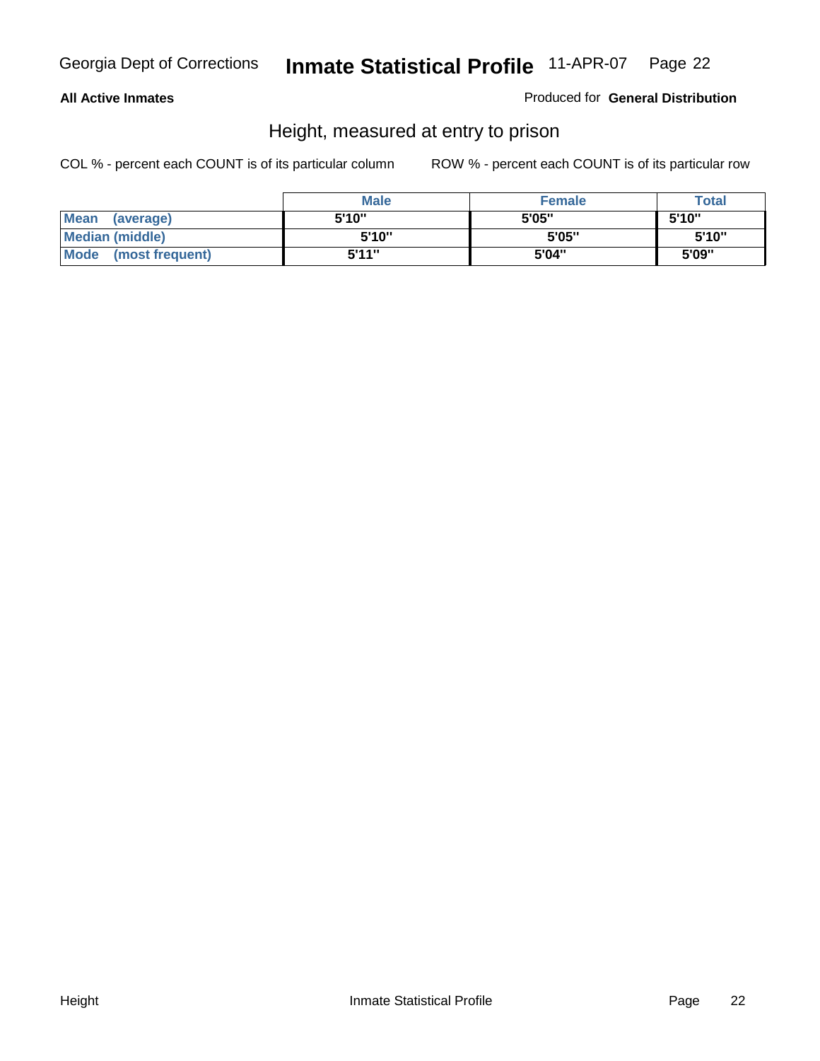**All Active Inmates**

Produced for **General Distribution**

## Height, measured at entry to prison

COL % - percent each COUNT is of its particular column

ROW % - percent each COUNT is of its particular row

| | Male | Female | Total |
|---|---|---|---|
| **Mean (average)** | 5'10" | 5'05" | 5'10" |
| **Median (middle)** | 5'10" | 5'05" | 5'10" |
| **Mode (most frequent)** | 5'11" | 5'04" | 5'09" |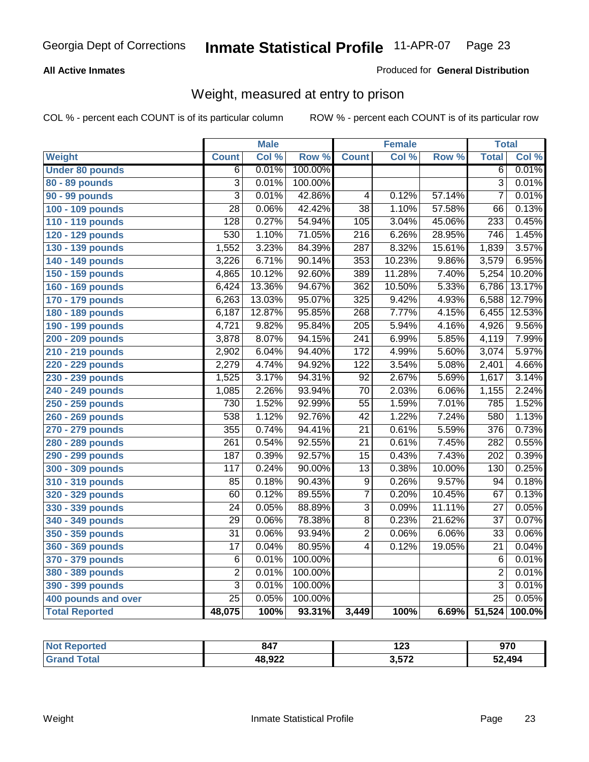Georgia Dept of Corrections **Inmate Statistical Profile** 11-APR-07 Page 23

**All Active Inmates**

Produced for **General Distribution**

## Weight, measured at entry to prison

COL % - percent each COUNT is of its particular column ROW % - percent each COUNT is of its particular row

| | Male | | | Female | | | Total | |
|---|---|---|---|---|---|---|---|---|
| Weight | Count | Col % | Row % | Count | Col % | Row % | Total | Col % |
| Under 80 pounds | 6 | 0.01% | 100.00% | | | | 6 | 0.01% |
| 80 - 89 pounds | 3 | 0.01% | 100.00% | | | | 3 | 0.01% |
| 90 - 99 pounds | 3 | 0.01% | 42.86% | 4 | 0.12% | 57.14% | 7 | 0.01% |
| 100 - 109 pounds | 28 | 0.06% | 42.42% | 38 | 1.10% | 57.58% | 66 | 0.13% |
| 110 - 119 pounds | 128 | 0.27% | 54.94% | 105 | 3.04% | 45.06% | 233 | 0.45% |
| 120 - 129 pounds | 530 | 1.10% | 71.05% | 216 | 6.26% | 28.95% | 746 | 1.45% |
| 130 - 139 pounds | 1,552 | 3.23% | 84.39% | 287 | 8.32% | 15.61% | 1,839 | 3.57% |
| 140 - 149 pounds | 3,226 | 6.71% | 90.14% | 353 | 10.23% | 9.86% | 3,579 | 6.95% |
| 150 - 159 pounds | 4,865 | 10.12% | 92.60% | 389 | 11.28% | 7.40% | 5,254 | 10.20% |
| 160 - 169 pounds | 6,424 | 13.36% | 94.67% | 362 | 10.50% | 5.33% | 6,786 | 13.17% |
| 170 - 179 pounds | 6,263 | 13.03% | 95.07% | 325 | 9.42% | 4.93% | 6,588 | 12.79% |
| 180 - 189 pounds | 6,187 | 12.87% | 95.85% | 268 | 7.77% | 4.15% | 6,455 | 12.53% |
| 190 - 199 pounds | 4,721 | 9.82% | 95.84% | 205 | 5.94% | 4.16% | 4,926 | 9.56% |
| 200 - 209 pounds | 3,878 | 8.07% | 94.15% | 241 | 6.99% | 5.85% | 4,119 | 7.99% |
| 210 - 219 pounds | 2,902 | 6.04% | 94.40% | 172 | 4.99% | 5.60% | 3,074 | 5.97% |
| 220 - 229 pounds | 2,279 | 4.74% | 94.92% | 122 | 3.54% | 5.08% | 2,401 | 4.66% |
| 230 - 239 pounds | 1,525 | 3.17% | 94.31% | 92 | 2.67% | 5.69% | 1,617 | 3.14% |
| 240 - 249 pounds | 1,085 | 2.26% | 93.94% | 70 | 2.03% | 6.06% | 1,155 | 2.24% |
| 250 - 259 pounds | 730 | 1.52% | 92.99% | 55 | 1.59% | 7.01% | 785 | 1.52% |
| 260 - 269 pounds | 538 | 1.12% | 92.76% | 42 | 1.22% | 7.24% | 580 | 1.13% |
| 270 - 279 pounds | 355 | 0.74% | 94.41% | 21 | 0.61% | 5.59% | 376 | 0.73% |
| 280 - 289 pounds | 261 | 0.54% | 92.55% | 21 | 0.61% | 7.45% | 282 | 0.55% |
| 290 - 299 pounds | 187 | 0.39% | 92.57% | 15 | 0.43% | 7.43% | 202 | 0.39% |
| 300 - 309 pounds | 117 | 0.24% | 90.00% | 13 | 0.38% | 10.00% | 130 | 0.25% |
| 310 - 319 pounds | 85 | 0.18% | 90.43% | 9 | 0.26% | 9.57% | 94 | 0.18% |
| 320 - 329 pounds | 60 | 0.12% | 89.55% | 7 | 0.20% | 10.45% | 67 | 0.13% |
| 330 - 339 pounds | 24 | 0.05% | 88.89% | 3 | 0.09% | 11.11% | 27 | 0.05% |
| 340 - 349 pounds | 29 | 0.06% | 78.38% | 8 | 0.23% | 21.62% | 37 | 0.07% |
| 350 - 359 pounds | 31 | 0.06% | 93.94% | 2 | 0.06% | 6.06% | 33 | 0.06% |
| 360 - 369 pounds | 17 | 0.04% | 80.95% | 4 | 0.12% | 19.05% | 21 | 0.04% |
| 370 - 379 pounds | 6 | 0.01% | 100.00% | | | | 6 | 0.01% |
| 380 - 389 pounds | 2 | 0.01% | 100.00% | | | | 2 | 0.01% |
| 390 - 399 pounds | 3 | 0.01% | 100.00% | | | | 3 | 0.01% |
| 400 pounds and over | 25 | 0.05% | 100.00% | | | | 25 | 0.05% |
| **Total Reported** | **48,075** | **100%** | **93.31%** | **3,449** | **100%** | **6.69%** | **51,524** | **100.0%** |

| | Male | Female | Total |
|---|---|---|---|
| Not Reported | 847 | 123 | 970 |
| Grand Total | 48,922 | 3,572 | 52,494 |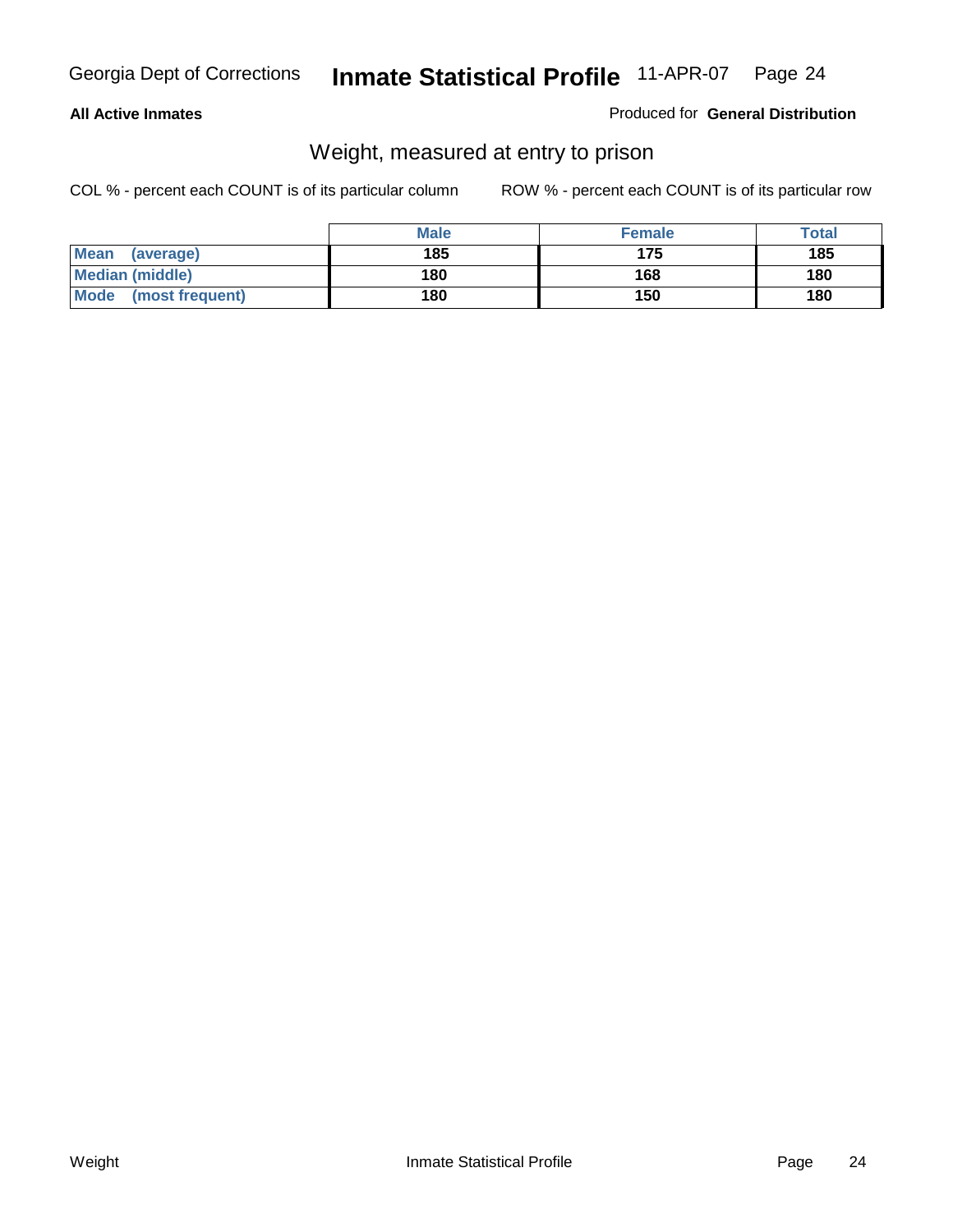**All Active Inmates**

Produced for **General Distribution**

## Weight, measured at entry to prison

COL % - percent each COUNT is of its particular column

ROW % - percent each COUNT is of its particular row

| | Male | Female | Total |
|---|---|---|---|
| **Mean (average)** | 185 | 175 | 185 |
| **Median (middle)** | 180 | 168 | 180 |
| **Mode (most frequent)** | 180 | 150 | 180 |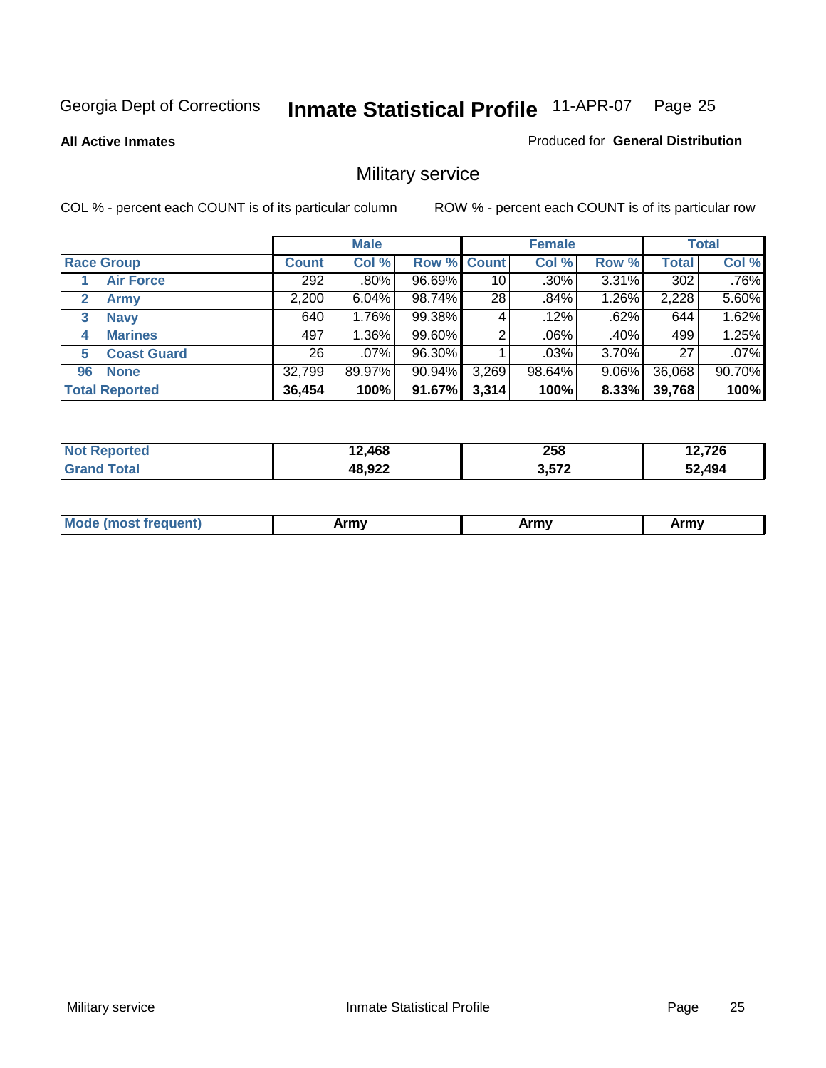Georgia Dept of Corrections **Inmate Statistical Profile** 11-APR-07

**All Active Inmates**

Produced for **General Distribution**

## Military service

COL % - percent each COUNT is of its particular column ROW % - percent each COUNT is of its particular row

| Race Group | Male | | | Female | | | Total | |
|---|---|---|---|---|---|---|---|---|
| | Count | Col % | Row % | Count | Col % | Row % | Total | Col % |
| 1 Air Force | 292 | .80% | 96.69% | 10 | .30% | 3.31% | 302 | .76% |
| 2 Army | 2,200 | 6.04% | 98.74% | 28 | .84% | 1.26% | 2,228 | 5.60% |
| 3 Navy | 640 | 1.76% | 99.38% | 4 | .12% | .62% | 644 | 1.62% |
| 4 Marines | 497 | 1.36% | 99.60% | 2 | .06% | .40% | 499 | 1.25% |
| 5 Coast Guard | 26 | .07% | 96.30% | 1 | .03% | 3.70% | 27 | .07% |
| 96 None | 32,799 | 89.97% | 90.94% | 3,269 | 98.64% | 9.06% | 36,068 | 90.70% |
| **Total Reported** | **36,454** | **100%** | **91.67%** | **3,314** | **100%** | **8.33%** | **39,768** | **100%** |

| | Male | Female | Total |
|---|---|---|---|
| Not Reported | 12,468 | 258 | 12,726 |
| Grand Total | 48,922 | 3,572 | 52,494 |

| | Male | Female | Total |
|---|---|---|---|
| Mode (most frequent) | Army | Army | Army |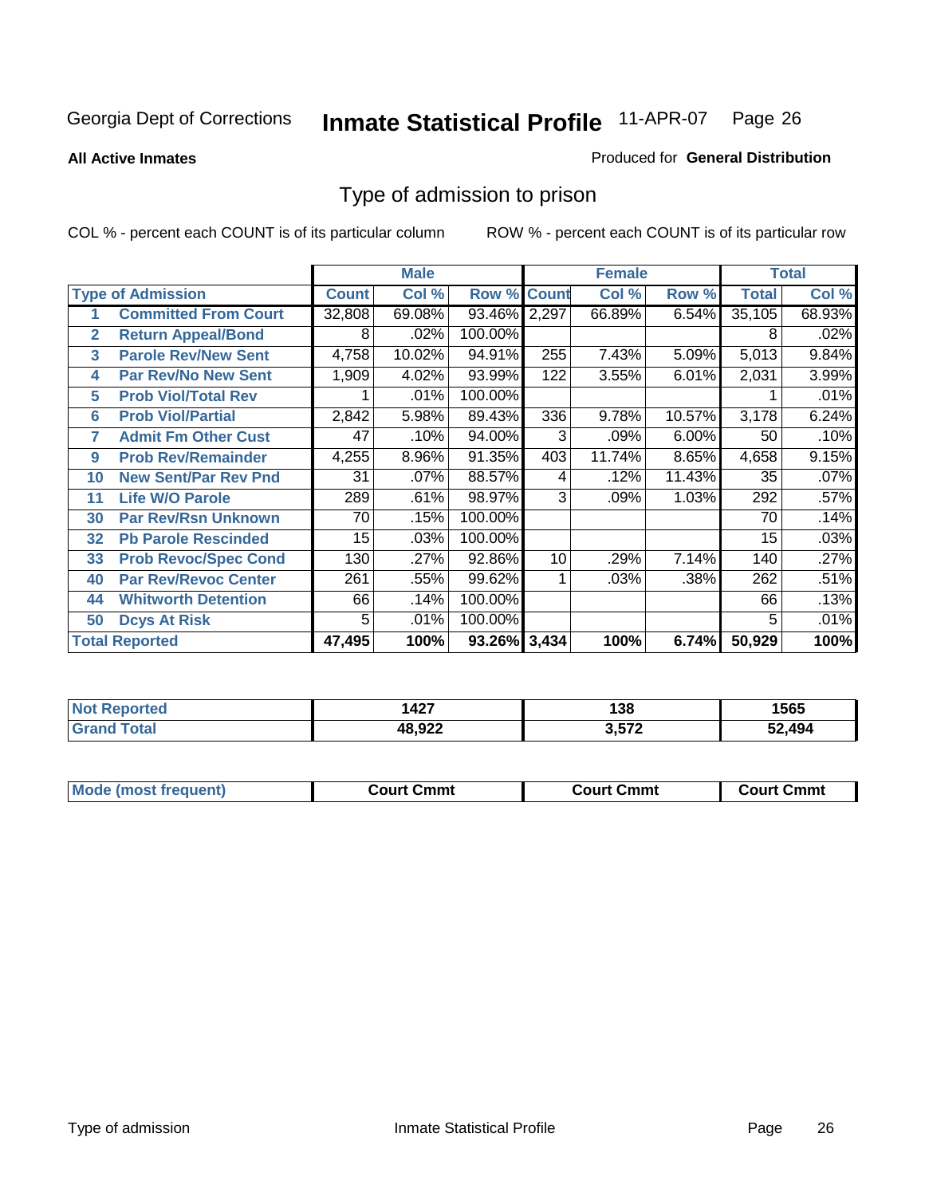Georgia Dept of Corrections **Inmate Statistical Profile** 11-APR-07

**All Active Inmates** Produced for **General Distribution**

## Type of admission to prison

COL % - percent each COUNT is of its particular column ROW % - percent each COUNT is of its particular row

| | | Male | | | Female | | | Total | |
|---|---|---|---|---|---|---|---|---|---|
| **Type of Admission** | | **Count** | **Col %** | **Row %** | **Count** | **Col %** | **Row %** | **Total** | **Col %** |
| 1 | Committed From Court | 32,808 | 69.08% | 93.46% | 2,297 | 66.89% | 6.54% | 35,105 | 68.93% |
| 2 | Return Appeal/Bond | 8 | .02% | 100.00% | | | | 8 | .02% |
| 3 | Parole Rev/New Sent | 4,758 | 10.02% | 94.91% | 255 | 7.43% | 5.09% | 5,013 | 9.84% |
| 4 | Par Rev/No New Sent | 1,909 | 4.02% | 93.99% | 122 | 3.55% | 6.01% | 2,031 | 3.99% |
| 5 | Prob Viol/Total Rev | 1 | .01% | 100.00% | | | | 1 | .01% |
| 6 | Prob Viol/Partial | 2,842 | 5.98% | 89.43% | 336 | 9.78% | 10.57% | 3,178 | 6.24% |
| 7 | Admit Fm Other Cust | 47 | .10% | 94.00% | 3 | .09% | 6.00% | 50 | .10% |
| 9 | Prob Rev/Remainder | 4,255 | 8.96% | 91.35% | 403 | 11.74% | 8.65% | 4,658 | 9.15% |
| 10 | New Sent/Par Rev Pnd | 31 | .07% | 88.57% | 4 | .12% | 11.43% | 35 | .07% |
| 11 | Life W/O Parole | 289 | .61% | 98.97% | 3 | .09% | 1.03% | 292 | .57% |
| 30 | Par Rev/Rsn Unknown | 70 | .15% | 100.00% | | | | 70 | .14% |
| 32 | Pb Parole Rescinded | 15 | .03% | 100.00% | | | | 15 | .03% |
| 33 | Prob Revoc/Spec Cond | 130 | .27% | 92.86% | 10 | .29% | 7.14% | 140 | .27% |
| 40 | Par Rev/Revoc Center | 261 | .55% | 99.62% | 1 | .03% | .38% | 262 | .51% |
| 44 | Whitworth Detention | 66 | .14% | 100.00% | | | | 66 | .13% |
| 50 | Dcys At Risk | 5 | .01% | 100.00% | | | | 5 | .01% |
| **Total Reported** | | **47,495** | **100%** | **93.26%** | **3,434** | **100%** | **6.74%** | **50,929** | **100%** |

| | Male | Female | Total |
|---|---|---|---|
| Not Reported | 1427 | 138 | 1565 |
| Grand Total | 48,922 | 3,572 | 52,494 |

| | Male | Female | Total |
|---|---|---|---|
| Mode (most frequent) | Court Cmmt | Court Cmmt | Court Cmmt |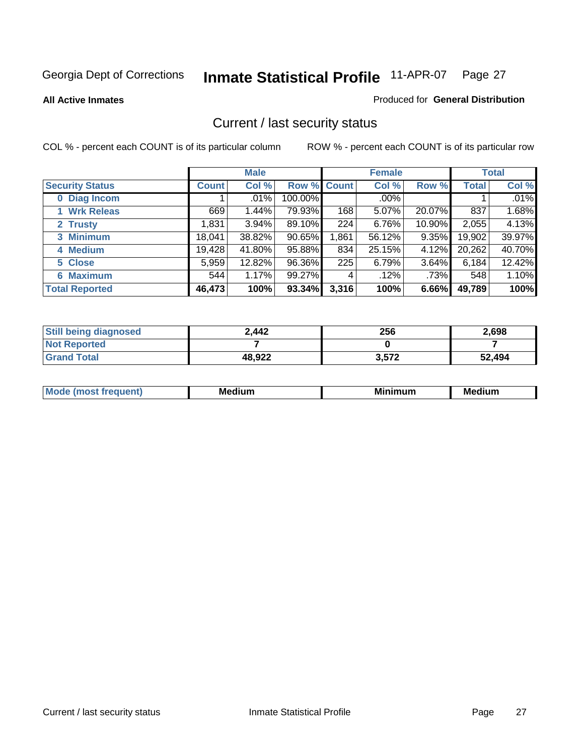Georgia Dept of Corrections **Inmate Statistical Profile** 11-APR-07 Page 27

**All Active Inmates**

Produced for **General Distribution**

## Current / last security status

COL % - percent each COUNT is of its particular column

ROW % - percent each COUNT is of its particular row

| | Male | | | Female | | | Total | |
|---|---|---|---|---|---|---|---|---|
| **Security Status** | **Count** | **Col %** | **Row %** | **Count** | **Col %** | **Row %** | **Total** | **Col %** |
| 0 Diag Incom | 1 | .01% | 100.00% | | .00% | | 1 | .01% |
| 1 Wrk Releas | 669 | 1.44% | 79.93% | 168 | 5.07% | 20.07% | 837 | 1.68% |
| 2 Trusty | 1,831 | 3.94% | 89.10% | 224 | 6.76% | 10.90% | 2,055 | 4.13% |
| 3 Minimum | 18,041 | 38.82% | 90.65% | 1,861 | 56.12% | 9.35% | 19,902 | 39.97% |
| 4 Medium | 19,428 | 41.80% | 95.88% | 834 | 25.15% | 4.12% | 20,262 | 40.70% |
| 5 Close | 5,959 | 12.82% | 96.36% | 225 | 6.79% | 3.64% | 6,184 | 12.42% |
| 6 Maximum | 544 | 1.17% | 99.27% | 4 | .12% | .73% | 548 | 1.10% |
| **Total Reported** | **46,473** | **100%** | **93.34%** | **3,316** | **100%** | **6.66%** | **49,789** | **100%** |

| | Male | Female | Total |
|---|---|---|---|
| Still being diagnosed | 2,442 | 256 | 2,698 |
| Not Reported | 7 | 0 | 7 |
| Grand Total | 48,922 | 3,572 | 52,494 |

| | Male | Female | Total |
|---|---|---|---|
| Mode (most frequent) | Medium | Minimum | Medium |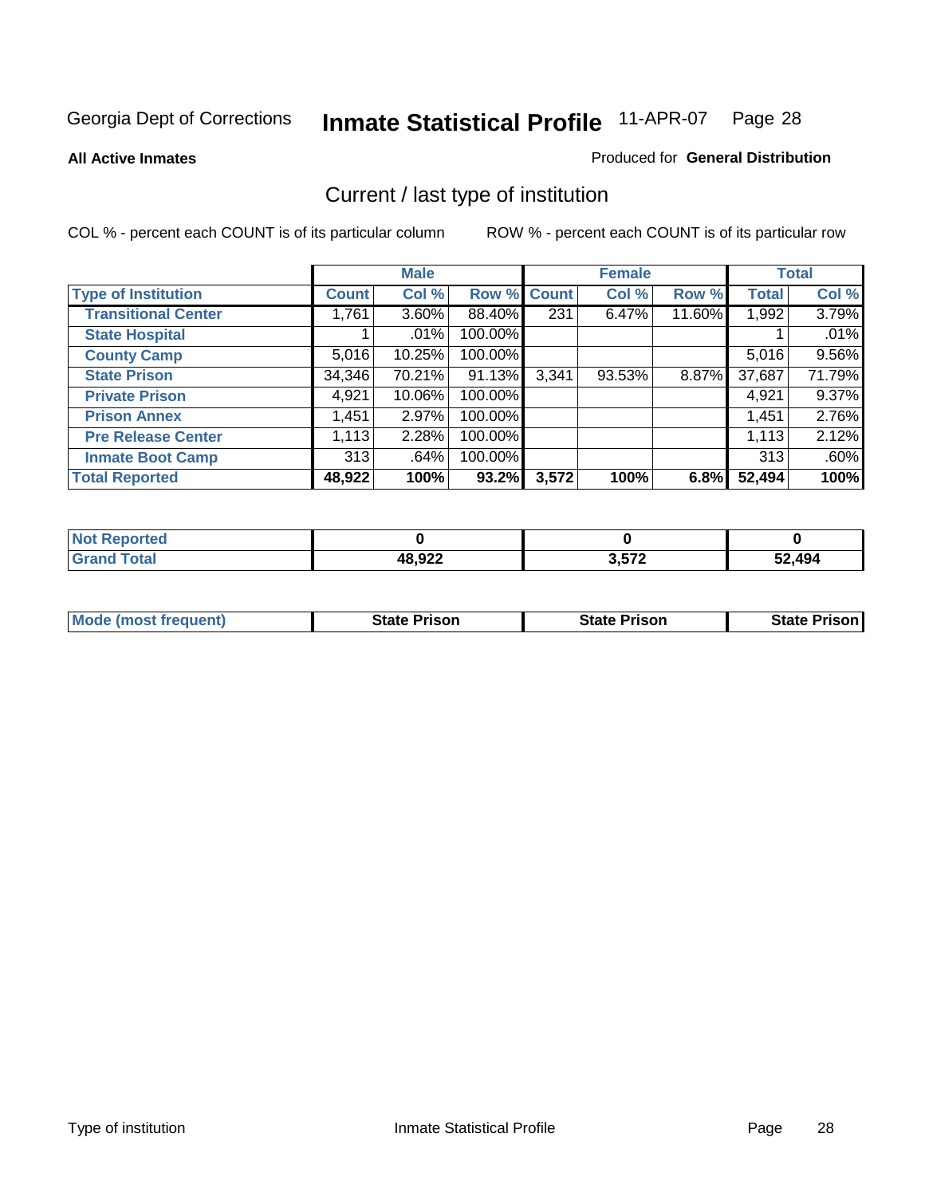Georgia Dept of Corrections **Inmate Statistical Profile** 11-APR-07

**All Active Inmates**

Produced for **General Distribution**

## Current / last type of institution

COL % - percent each COUNT is of its particular column

ROW % - percent each COUNT is of its particular row

| | Male | | | Female | | | Total | |
|---|---|---|---|---|---|---|---|---|
| **Type of Institution** | **Count** | **Col %** | **Row %** | **Count** | **Col %** | **Row %** | **Total** | **Col %** |
| **Transitional Center** | 1,761 | 3.60% | 88.40% | 231 | 6.47% | 11.60% | 1,992 | 3.79% |
| **State Hospital** | 1 | .01% | 100.00% | | | | 1 | .01% |
| **County Camp** | 5,016 | 10.25% | 100.00% | | | | 5,016 | 9.56% |
| **State Prison** | 34,346 | 70.21% | 91.13% | 3,341 | 93.53% | 8.87% | 37,687 | 71.79% |
| **Private Prison** | 4,921 | 10.06% | 100.00% | | | | 4,921 | 9.37% |
| **Prison Annex** | 1,451 | 2.97% | 100.00% | | | | 1,451 | 2.76% |
| **Pre Release Center** | 1,113 | 2.28% | 100.00% | | | | 1,113 | 2.12% |
| **Inmate Boot Camp** | 313 | .64% | 100.00% | | | | 313 | .60% |
| **Total Reported** | **48,922** | **100%** | **93.2%** | **3,572** | **100%** | **6.8%** | **52,494** | **100%** |

| | Male | Female | Total |
|---|---|---|---|
| **Not Reported** | **0** | **0** | **0** |
| **Grand Total** | **48,922** | **3,572** | **52,494** |

| | Male | Female | Total |
|---|---|---|---|
| **Mode (most frequent)** | **State Prison** | **State Prison** | **State Prison** |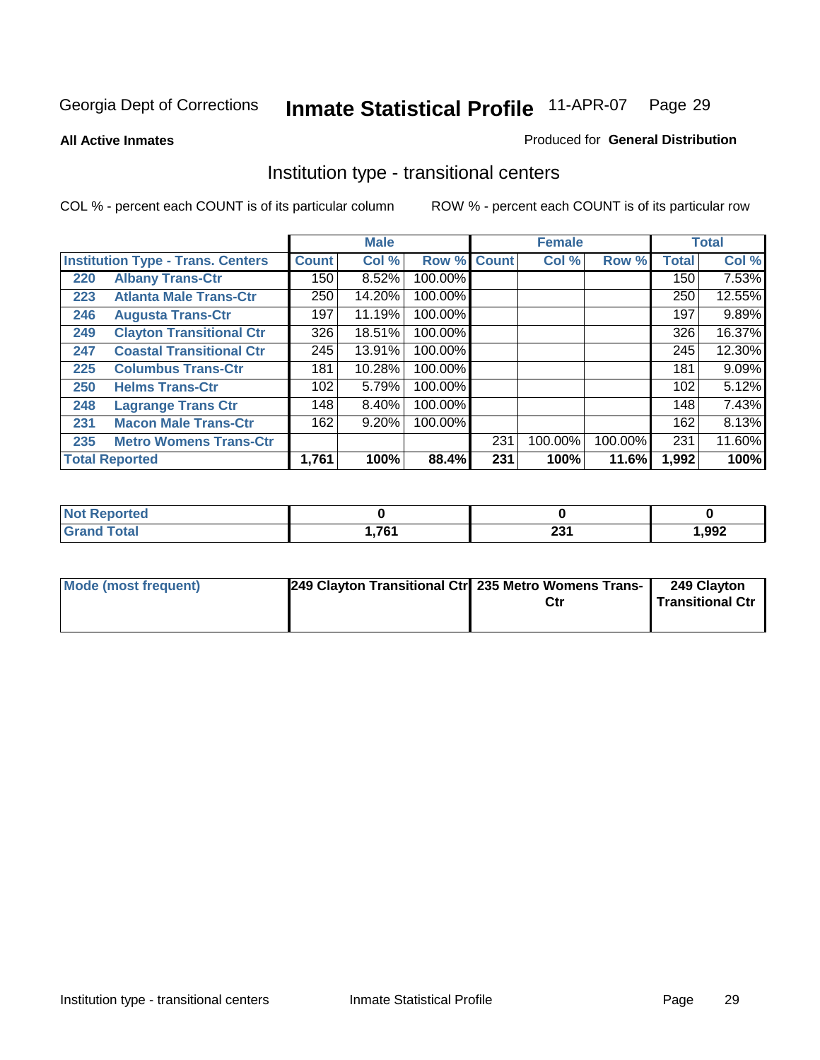Georgia Dept of Corrections **Inmate Statistical Profile** 11-APR-07

**All Active Inmates**

Produced for **General Distribution**

## Institution type - transitional centers

COL % - percent each COUNT is of its particular column

ROW % - percent each COUNT is of its particular row

| | | Male | | | Female | | | Total | |
|---|---|---|---|---|---|---|---|---|---|
| **Institution Type - Trans. Centers** | | **Count** | **Col %** | **Row %** | **Count** | **Col %** | **Row %** | **Total** | **Col %** |
| 220 | Albany Trans-Ctr | 150 | 8.52% | 100.00% | | | | 150 | 7.53% |
| 223 | Atlanta Male Trans-Ctr | 250 | 14.20% | 100.00% | | | | 250 | 12.55% |
| 246 | Augusta Trans-Ctr | 197 | 11.19% | 100.00% | | | | 197 | 9.89% |
| 249 | Clayton Transitional Ctr | 326 | 18.51% | 100.00% | | | | 326 | 16.37% |
| 247 | Coastal Transitional Ctr | 245 | 13.91% | 100.00% | | | | 245 | 12.30% |
| 225 | Columbus Trans-Ctr | 181 | 10.28% | 100.00% | | | | 181 | 9.09% |
| 250 | Helms Trans-Ctr | 102 | 5.79% | 100.00% | | | | 102 | 5.12% |
| 248 | Lagrange Trans Ctr | 148 | 8.40% | 100.00% | | | | 148 | 7.43% |
| 231 | Macon Male Trans-Ctr | 162 | 9.20% | 100.00% | | | | 162 | 8.13% |
| 235 | Metro Womens Trans-Ctr | | | | 231 | 100.00% | 100.00% | 231 | 11.60% |
| **Total Reported** | | **1,761** | **100%** | **88.4%** | **231** | **100%** | **11.6%** | **1,992** | **100%** |

| | Male | Female | Total |
|---|---|---|---|
| **Not Reported** | **0** | **0** | **0** |
| **Grand Total** | **1,761** | **231** | **1,992** |

| | Male | Female | Total |
|---|---|---|---|
| **Mode (most frequent)** | **249 Clayton Transitional Ctr** | **235 Metro Womens Trans-Ctr** | **249 Clayton Transitional Ctr** |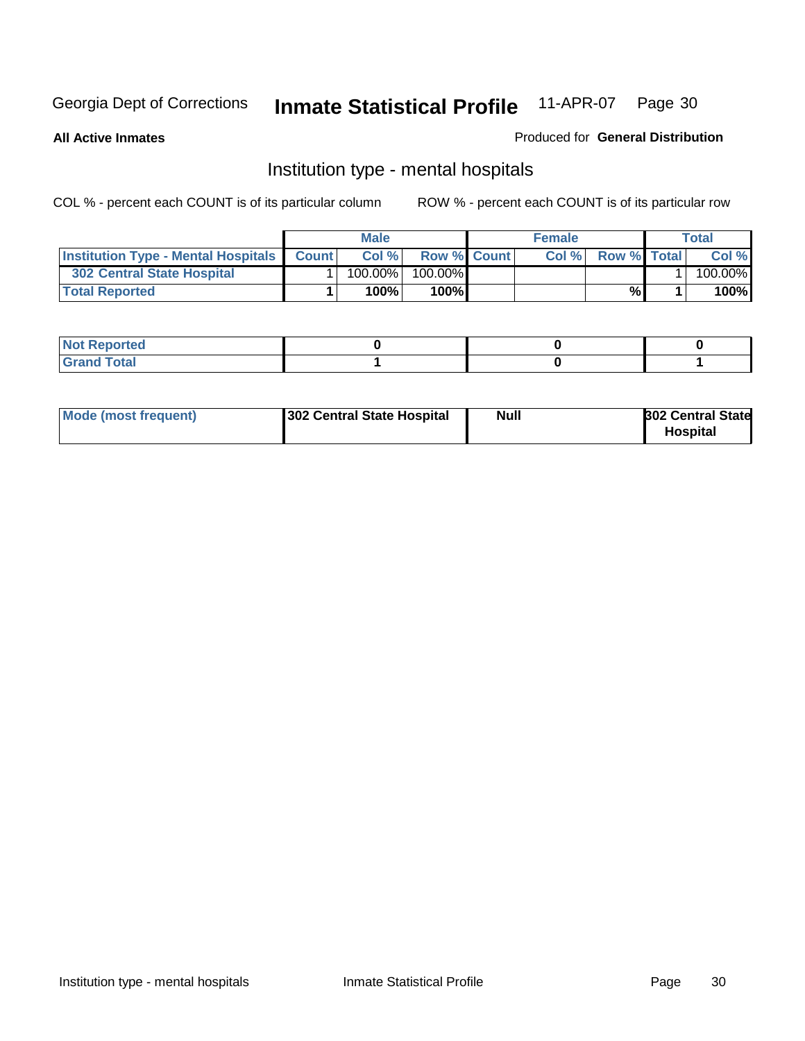**All Active Inmates**

Produced for **General Distribution**

## Institution type - mental hospitals

COL % - percent each COUNT is of its particular column

ROW % - percent each COUNT is of its particular row

| | Male | | | Female | | | Total | |
|---|---|---|---|---|---|---|---|---|
| **Institution Type - Mental Hospitals** | **Count** | **Col %** | **Row %** | **Count** | **Col %** | **Row %** | **Total** | **Col %** |
| **302 Central State Hospital** | 1 | 100.00% | 100.00% | | | | 1 | 100.00% |
| **Total Reported** | **1** | **100%** | **100%** | | | **%** | **1** | **100%** |

| | Male | Female | Total |
|---|---|---|---|
| **Not Reported** | **0** | **0** | **0** |
| **Grand Total** | **1** | **0** | **1** |

| | Male | Female | Total |
|---|---|---|---|
| **Mode (most frequent)** | **302 Central State Hospital** | **Null** | **302 Central State Hospital** |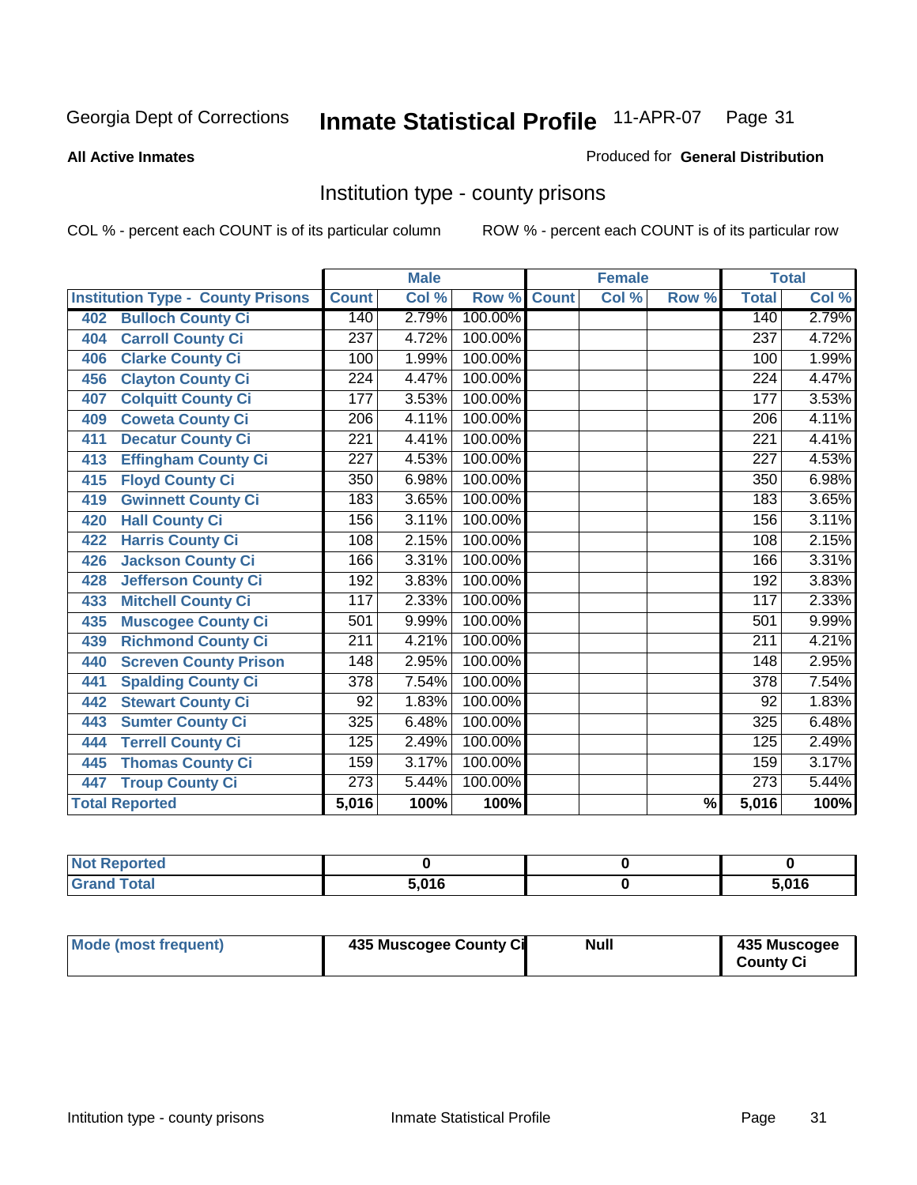Georgia Dept of Corrections **Inmate Statistical Profile** 11-APR-07

**All Active Inmates**

Produced for **General Distribution**

## Institution type - county prisons

COL % - percent each COUNT is of its particular column

ROW % - percent each COUNT is of its particular row

| Institution Type - County Prisons | Male | | | Female | | | Total | |
|---|---|---|---|---|---|---|---|---|
| | Count | Col % | Row % | Count | Col % | Row % | Total | Col % |
| 402 Bulloch County Ci | 140 | 2.79% | 100.00% | | | | 140 | 2.79% |
| 404 Carroll County Ci | 237 | 4.72% | 100.00% | | | | 237 | 4.72% |
| 406 Clarke County Ci | 100 | 1.99% | 100.00% | | | | 100 | 1.99% |
| 456 Clayton County Ci | 224 | 4.47% | 100.00% | | | | 224 | 4.47% |
| 407 Colquitt County Ci | 177 | 3.53% | 100.00% | | | | 177 | 3.53% |
| 409 Coweta County Ci | 206 | 4.11% | 100.00% | | | | 206 | 4.11% |
| 411 Decatur County Ci | 221 | 4.41% | 100.00% | | | | 221 | 4.41% |
| 413 Effingham County Ci | 227 | 4.53% | 100.00% | | | | 227 | 4.53% |
| 415 Floyd County Ci | 350 | 6.98% | 100.00% | | | | 350 | 6.98% |
| 419 Gwinnett County Ci | 183 | 3.65% | 100.00% | | | | 183 | 3.65% |
| 420 Hall County Ci | 156 | 3.11% | 100.00% | | | | 156 | 3.11% |
| 422 Harris County Ci | 108 | 2.15% | 100.00% | | | | 108 | 2.15% |
| 426 Jackson County Ci | 166 | 3.31% | 100.00% | | | | 166 | 3.31% |
| 428 Jefferson County Ci | 192 | 3.83% | 100.00% | | | | 192 | 3.83% |
| 433 Mitchell County Ci | 117 | 2.33% | 100.00% | | | | 117 | 2.33% |
| 435 Muscogee County Ci | 501 | 9.99% | 100.00% | | | | 501 | 9.99% |
| 439 Richmond County Ci | 211 | 4.21% | 100.00% | | | | 211 | 4.21% |
| 440 Screven County Prison | 148 | 2.95% | 100.00% | | | | 148 | 2.95% |
| 441 Spalding County Ci | 378 | 7.54% | 100.00% | | | | 378 | 7.54% |
| 442 Stewart County Ci | 92 | 1.83% | 100.00% | | | | 92 | 1.83% |
| 443 Sumter County Ci | 325 | 6.48% | 100.00% | | | | 325 | 6.48% |
| 444 Terrell County Ci | 125 | 2.49% | 100.00% | | | | 125 | 2.49% |
| 445 Thomas County Ci | 159 | 3.17% | 100.00% | | | | 159 | 3.17% |
| 447 Troup County Ci | 273 | 5.44% | 100.00% | | | | 273 | 5.44% |
| **Total Reported** | **5,016** | **100%** | **100%** | | | **%** | **5,016** | **100%** |

| | Male | Female | Total |
|---|---|---|---|
| Not Reported | 0 | 0 | 0 |
| Grand Total | 5,016 | 0 | 5,016 |

| | Male | Female | Total |
|---|---|---|---|
| Mode (most frequent) | 435 Muscogee County Ci | Null | 435 Muscogee County Ci |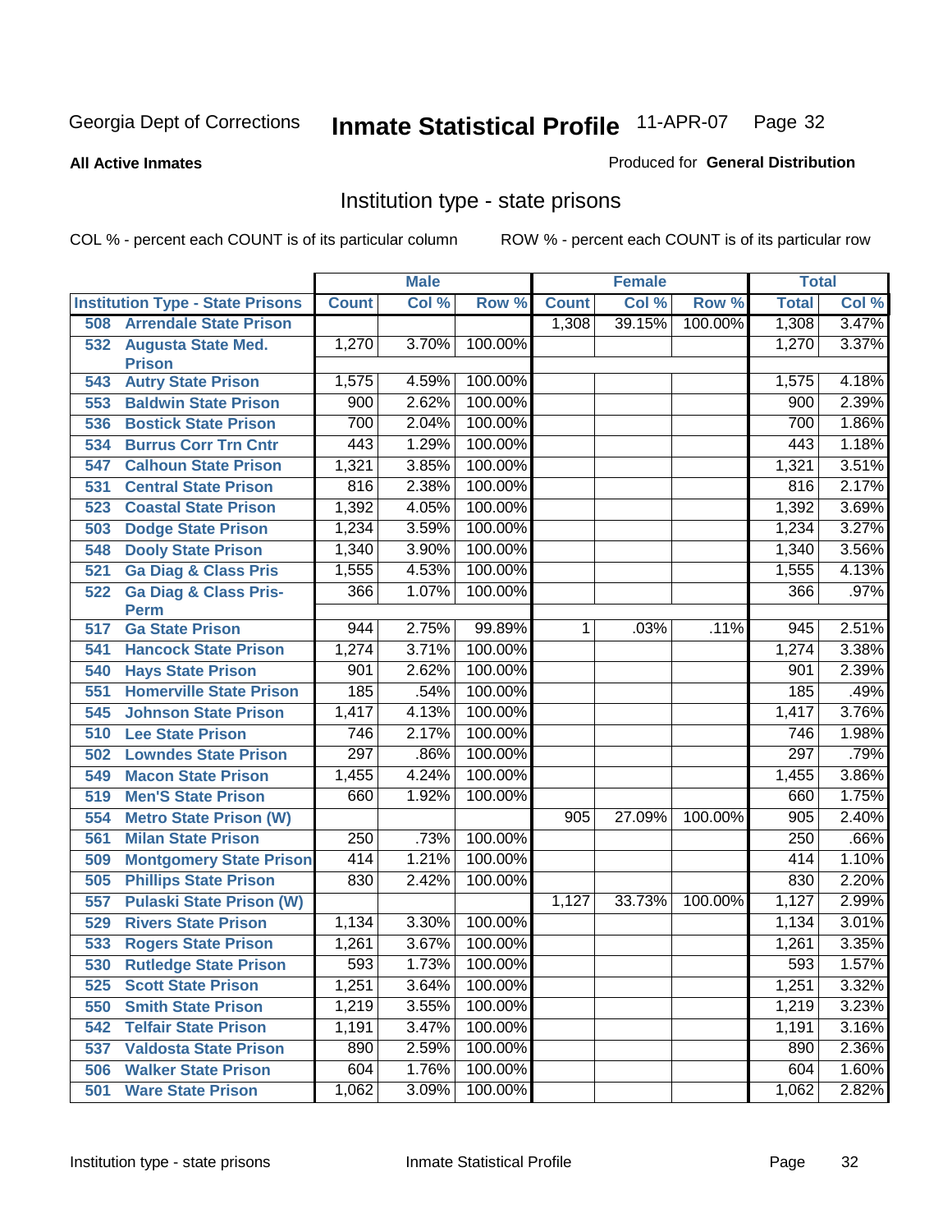Georgia Dept of Corrections **Inmate Statistical Profile** 11-APR-07

**All Active Inmates**

Produced for **General Distribution**

## Institution type - state prisons

COL % - percent each COUNT is of its particular column ROW % - percent each COUNT is of its particular row

| | Male | | | Female | | | Total | |
|---|---|---|---|---|---|---|---|---|
| **Institution Type - State Prisons** | **Count** | **Col %** | **Row %** | **Count** | **Col %** | **Row %** | **Total** | **Col %** |
| 508 Arrendale State Prison | | | | 1,308 | 39.15% | 100.00% | 1,308 | 3.47% |
| 532 Augusta State Med. Prison | 1,270 | 3.70% | 100.00% | | | | 1,270 | 3.37% |
| 543 Autry State Prison | 1,575 | 4.59% | 100.00% | | | | 1,575 | 4.18% |
| 553 Baldwin State Prison | 900 | 2.62% | 100.00% | | | | 900 | 2.39% |
| 536 Bostick State Prison | 700 | 2.04% | 100.00% | | | | 700 | 1.86% |
| 534 Burrus Corr Trn Cntr | 443 | 1.29% | 100.00% | | | | 443 | 1.18% |
| 547 Calhoun State Prison | 1,321 | 3.85% | 100.00% | | | | 1,321 | 3.51% |
| 531 Central State Prison | 816 | 2.38% | 100.00% | | | | 816 | 2.17% |
| 523 Coastal State Prison | 1,392 | 4.05% | 100.00% | | | | 1,392 | 3.69% |
| 503 Dodge State Prison | 1,234 | 3.59% | 100.00% | | | | 1,234 | 3.27% |
| 548 Dooly State Prison | 1,340 | 3.90% | 100.00% | | | | 1,340 | 3.56% |
| 521 Ga Diag & Class Pris | 1,555 | 4.53% | 100.00% | | | | 1,555 | 4.13% |
| 522 Ga Diag & Class Pris-Perm | 366 | 1.07% | 100.00% | | | | 366 | .97% |
| 517 Ga State Prison | 944 | 2.75% | 99.89% | 1 | .03% | .11% | 945 | 2.51% |
| 541 Hancock State Prison | 1,274 | 3.71% | 100.00% | | | | 1,274 | 3.38% |
| 540 Hays State Prison | 901 | 2.62% | 100.00% | | | | 901 | 2.39% |
| 551 Homerville State Prison | 185 | .54% | 100.00% | | | | 185 | .49% |
| 545 Johnson State Prison | 1,417 | 4.13% | 100.00% | | | | 1,417 | 3.76% |
| 510 Lee State Prison | 746 | 2.17% | 100.00% | | | | 746 | 1.98% |
| 502 Lowndes State Prison | 297 | .86% | 100.00% | | | | 297 | .79% |
| 549 Macon State Prison | 1,455 | 4.24% | 100.00% | | | | 1,455 | 3.86% |
| 519 Men'S State Prison | 660 | 1.92% | 100.00% | | | | 660 | 1.75% |
| 554 Metro State Prison (W) | | | | 905 | 27.09% | 100.00% | 905 | 2.40% |
| 561 Milan State Prison | 250 | .73% | 100.00% | | | | 250 | .66% |
| 509 Montgomery State Prison | 414 | 1.21% | 100.00% | | | | 414 | 1.10% |
| 505 Phillips State Prison | 830 | 2.42% | 100.00% | | | | 830 | 2.20% |
| 557 Pulaski State Prison (W) | | | | 1,127 | 33.73% | 100.00% | 1,127 | 2.99% |
| 529 Rivers State Prison | 1,134 | 3.30% | 100.00% | | | | 1,134 | 3.01% |
| 533 Rogers State Prison | 1,261 | 3.67% | 100.00% | | | | 1,261 | 3.35% |
| 530 Rutledge State Prison | 593 | 1.73% | 100.00% | | | | 593 | 1.57% |
| 525 Scott State Prison | 1,251 | 3.64% | 100.00% | | | | 1,251 | 3.32% |
| 550 Smith State Prison | 1,219 | 3.55% | 100.00% | | | | 1,219 | 3.23% |
| 542 Telfair State Prison | 1,191 | 3.47% | 100.00% | | | | 1,191 | 3.16% |
| 537 Valdosta State Prison | 890 | 2.59% | 100.00% | | | | 890 | 2.36% |
| 506 Walker State Prison | 604 | 1.76% | 100.00% | | | | 604 | 1.60% |
| 501 Ware State Prison | 1,062 | 3.09% | 100.00% | | | | 1,062 | 2.82% |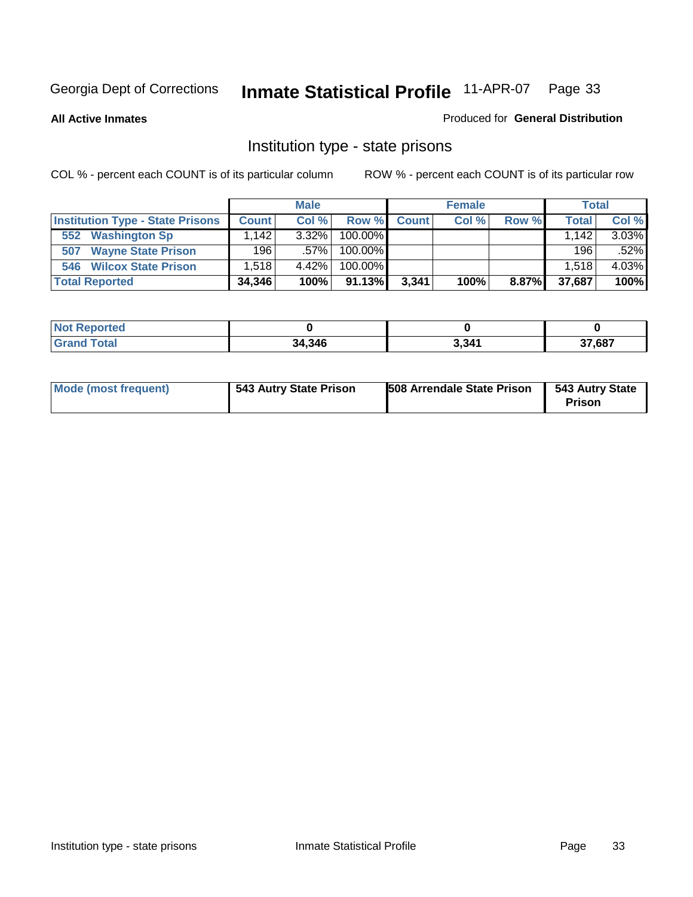Georgia Dept of Corrections **Inmate Statistical Profile** 11-APR-07

**All Active Inmates** Produced for **General Distribution**

## Institution type - state prisons

COL % - percent each COUNT is of its particular column ROW % - percent each COUNT is of its particular row

| | Male | | | Female | | | Total | |
|---|---|---|---|---|---|---|---|---|
| **Institution Type - State Prisons** | **Count** | **Col %** | **Row %** | **Count** | **Col %** | **Row %** | **Total** | **Col %** |
| **552 Washington Sp** | 1,142 | 3.32% | 100.00% | | | | 1,142 | 3.03% |
| **507 Wayne State Prison** | 196 | .57% | 100.00% | | | | 196 | .52% |
| **546 Wilcox State Prison** | 1,518 | 4.42% | 100.00% | | | | 1,518 | 4.03% |
| **Total Reported** | **34,346** | **100%** | **91.13%** | **3,341** | **100%** | **8.87%** | **37,687** | **100%** |

| | Male | Female | Total |
|---|---|---|---|
| **Not Reported** | **0** | **0** | **0** |
| **Grand Total** | **34,346** | **3,341** | **37,687** |

| | Male | Female | Total |
|---|---|---|---|
| **Mode (most frequent)** | **543 Autry State Prison** | **508 Arrendale State Prison** | **543 Autry State Prison** |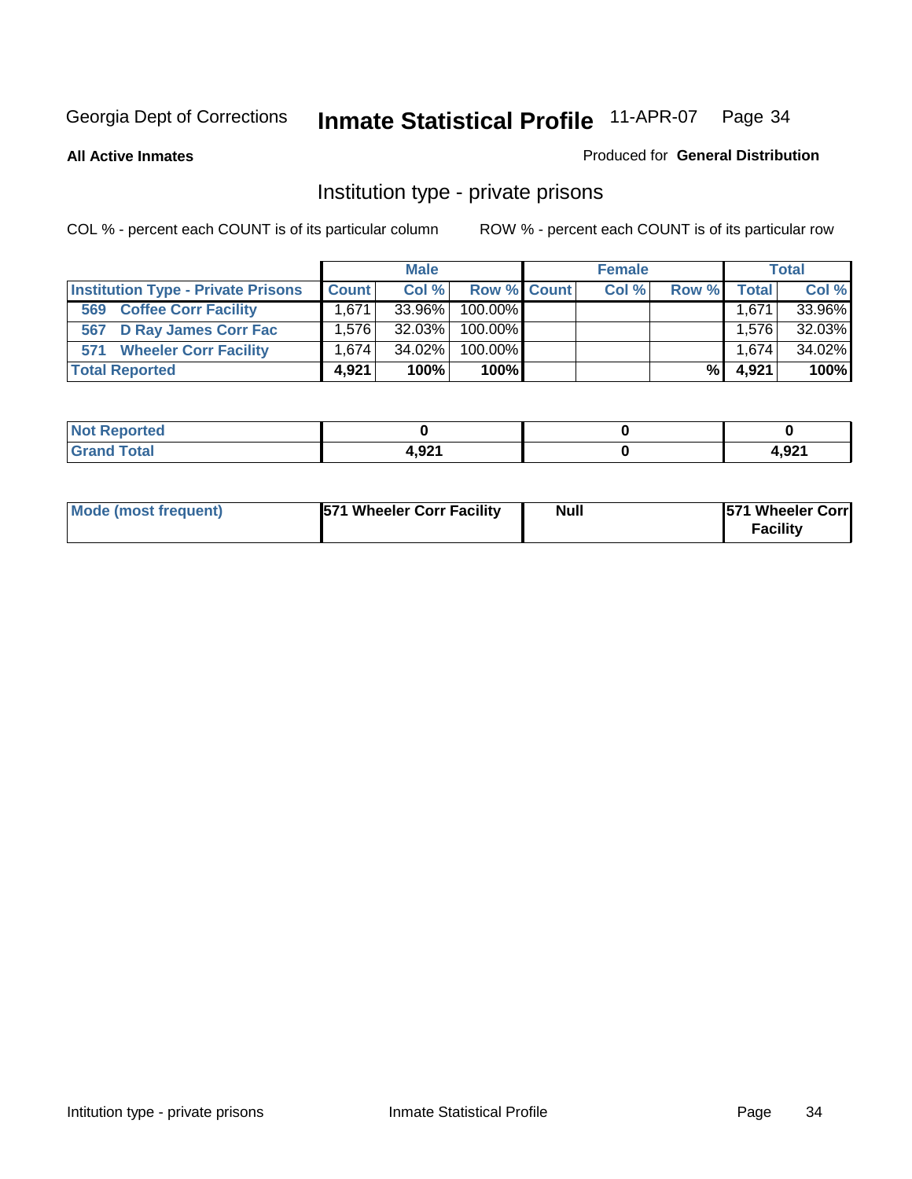Georgia Dept of Corrections **Inmate Statistical Profile** 11-APR-07

**All Active Inmates**

Produced for **General Distribution**

## Institution type - private prisons

COL % - percent each COUNT is of its particular column

ROW % - percent each COUNT is of its particular row

| | Male | | | Female | | | Total | |
|---|---|---|---|---|---|---|---|---|
| **Institution Type - Private Prisons** | **Count** | **Col %** | **Row %** | **Count** | **Col %** | **Row %** | **Total** | **Col %** |
| **569 Coffee Corr Facility** | 1,671 | 33.96% | 100.00% | | | | 1,671 | 33.96% |
| **567 D Ray James Corr Fac** | 1,576 | 32.03% | 100.00% | | | | 1,576 | 32.03% |
| **571 Wheeler Corr Facility** | 1,674 | 34.02% | 100.00% | | | | 1,674 | 34.02% |
| **Total Reported** | **4,921** | **100%** | **100%** | | | **%** | **4,921** | **100%** |

| | Male | Female | Total |
|---|---|---|---|
| **Not Reported** | **0** | **0** | **0** |
| **Grand Total** | **4,921** | **0** | **4,921** |

| | Male | Female | Total |
|---|---|---|---|
| **Mode (most frequent)** | **571 Wheeler Corr Facility** | **Null** | **571 Wheeler Corr Facility** |

Intitution type - private prisons Inmate Statistical Profile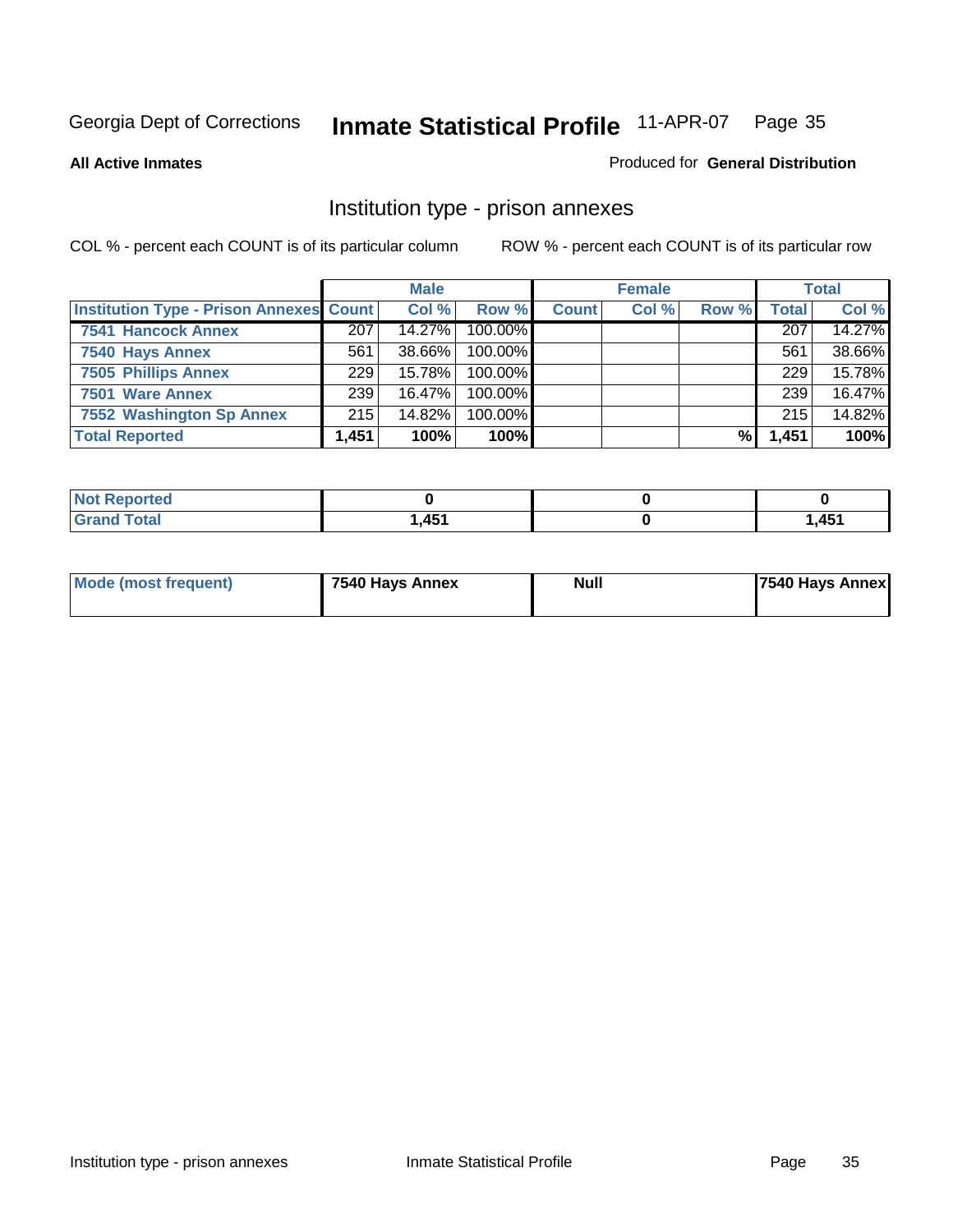Georgia Dept of Corrections **Inmate Statistical Profile** 11-APR-07

**All Active Inmates**

Produced for **General Distribution**

## Institution type - prison annexes

COL % - percent each COUNT is of its particular column        ROW % - percent each COUNT is of its particular row

| | Male | | | Female | | | Total | |
|---|---|---|---|---|---|---|---|---|
| **Institution Type - Prison Annexes** | **Count** | **Col %** | **Row %** | **Count** | **Col %** | **Row %** | **Total** | **Col %** |
| **7541 Hancock Annex** | 207 | 14.27% | 100.00% | | | | 207 | 14.27% |
| **7540 Hays Annex** | 561 | 38.66% | 100.00% | | | | 561 | 38.66% |
| **7505 Phillips Annex** | 229 | 15.78% | 100.00% | | | | 229 | 15.78% |
| **7501 Ware Annex** | 239 | 16.47% | 100.00% | | | | 239 | 16.47% |
| **7552 Washington Sp Annex** | 215 | 14.82% | 100.00% | | | | 215 | 14.82% |
| **Total Reported** | **1,451** | **100%** | **100%** | | | **%** | **1,451** | **100%** |

| | Male | Female | Total |
|---|---|---|---|
| **Not Reported** | **0** | **0** | **0** |
| **Grand Total** | **1,451** | **0** | **1,451** |

| | Male | Female | Total |
|---|---|---|---|
| **Mode (most frequent)** | **7540 Hays Annex** | **Null** | **7540 Hays Annex** |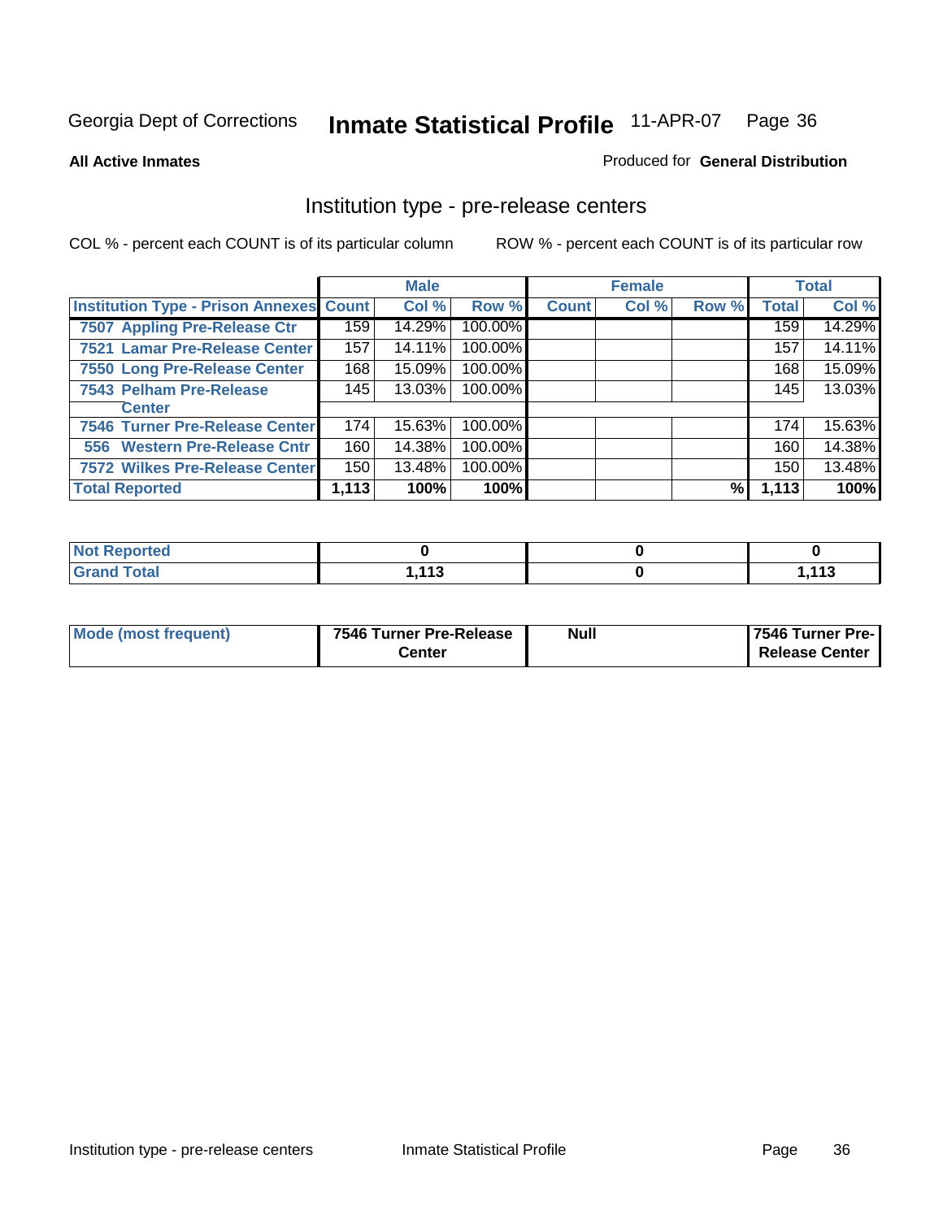Georgia Dept of Corrections **Inmate Statistical Profile** 11-APR-07

**All Active Inmates** Produced for **General Distribution**

## Institution type - pre-release centers

COL % - percent each COUNT is of its particular column ROW % - percent each COUNT is of its particular row

| | Male | | | Female | | | Total | |
|---|---|---|---|---|---|---|---|---|
| **Institution Type - Prison Annexes** | **Count** | **Col %** | **Row %** | **Count** | **Col %** | **Row %** | **Total** | **Col %** |
| **7507 Appling Pre-Release Ctr** | 159 | 14.29% | 100.00% | | | | 159 | 14.29% |
| **7521 Lamar Pre-Release Center** | 157 | 14.11% | 100.00% | | | | 157 | 14.11% |
| **7550 Long Pre-Release Center** | 168 | 15.09% | 100.00% | | | | 168 | 15.09% |
| **7543 Pelham Pre-Release Center** | 145 | 13.03% | 100.00% | | | | 145 | 13.03% |
| **7546 Turner Pre-Release Center** | 174 | 15.63% | 100.00% | | | | 174 | 15.63% |
| **556 Western Pre-Release Cntr** | 160 | 14.38% | 100.00% | | | | 160 | 14.38% |
| **7572 Wilkes Pre-Release Center** | 150 | 13.48% | 100.00% | | | | 150 | 13.48% |
| **Total Reported** | **1,113** | **100%** | **100%** | | | **%** | **1,113** | **100%** |

| | Male | Female | Total |
|---|---|---|---|
| **Not Reported** | **0** | **0** | **0** |
| **Grand Total** | **1,113** | **0** | **1,113** |

| | Male | Female | Total |
|---|---|---|---|
| **Mode (most frequent)** | **7546 Turner Pre-Release Center** | **Null** | **7546 Turner Pre-Release Center** |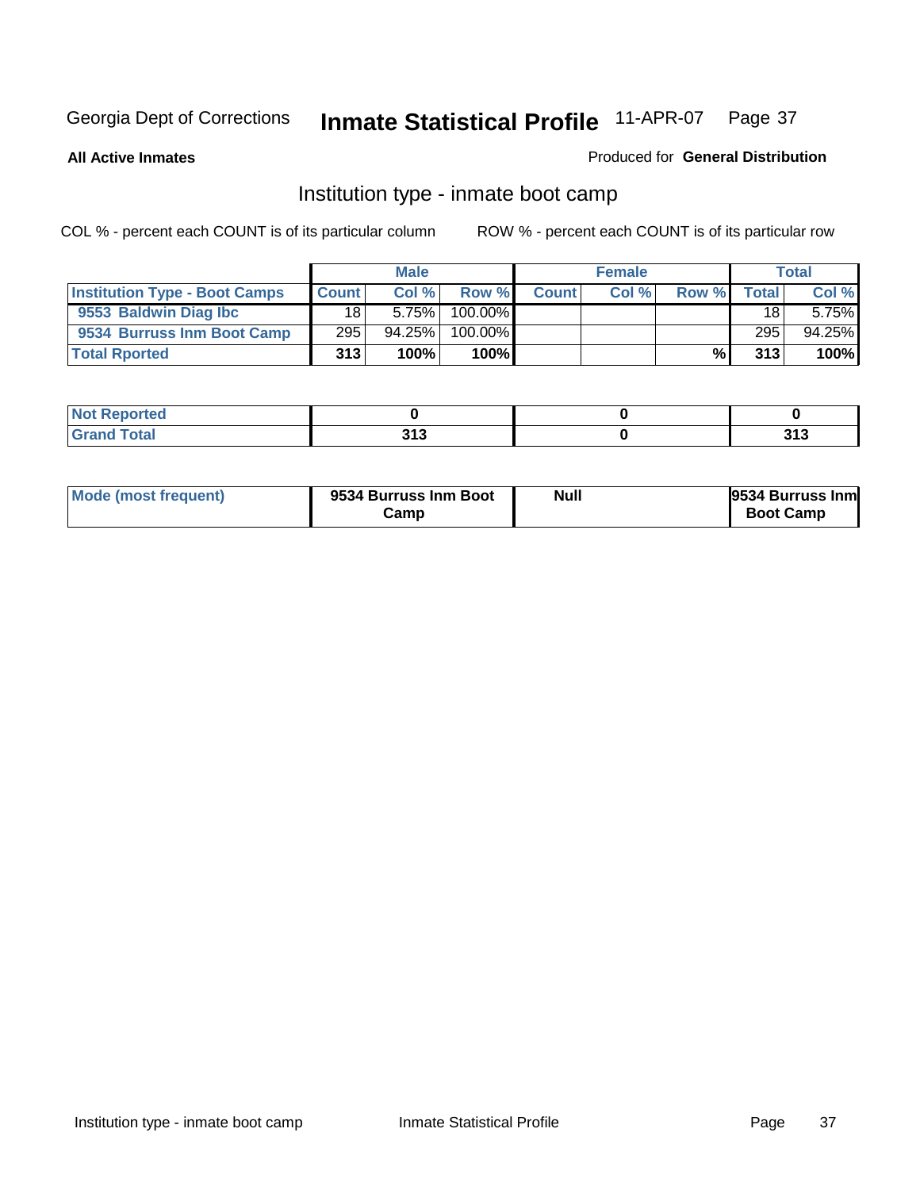Georgia Dept of Corrections **Inmate Statistical Profile** 11-APR-07

**All Active Inmates**

Produced for **General Distribution**

## Institution type - inmate boot camp

COL % - percent each COUNT is of its particular column

ROW % - percent each COUNT is of its particular row

| | Male | | | Female | | | Total | |
|---|---|---|---|---|---|---|---|---|
| **Institution Type - Boot Camps** | **Count** | **Col %** | **Row %** | **Count** | **Col %** | **Row %** | **Total** | **Col %** |
| **9553 Baldwin Diag Ibc** | 18 | 5.75% | 100.00% | | | | 18 | 5.75% |
| **9534 Burruss Inm Boot Camp** | 295 | 94.25% | 100.00% | | | | 295 | 94.25% |
| **Total Rported** | **313** | **100%** | **100%** | | | **%** | **313** | **100%** |

| | Male | Female | Total |
|---|---|---|---|
| **Not Reported** | **0** | **0** | **0** |
| **Grand Total** | **313** | **0** | **313** |

| | Male | Female | Total |
|---|---|---|---|
| **Mode (most frequent)** | **9534 Burruss Inm Boot Camp** | **Null** | **9534 Burruss Inm Boot Camp** |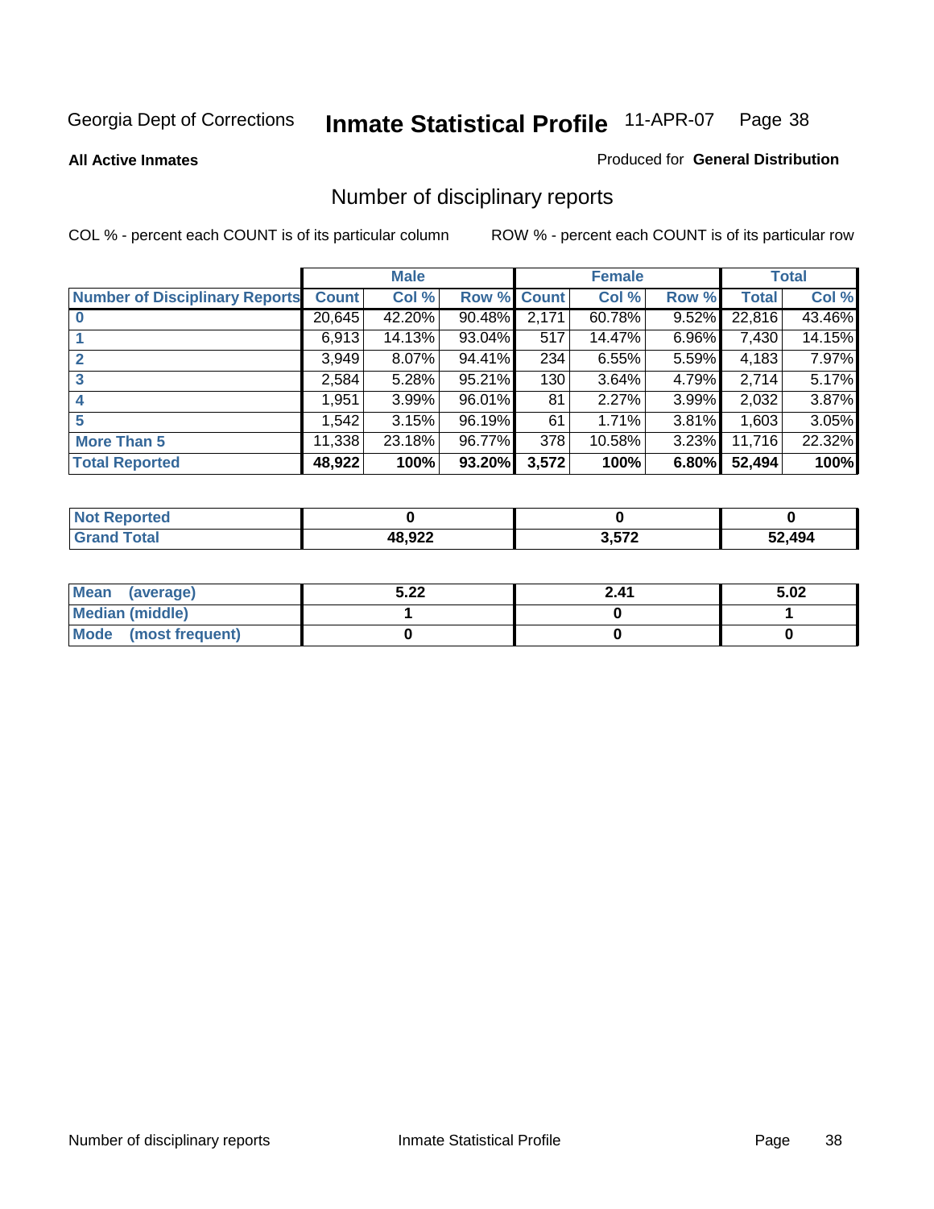Georgia Dept of Corrections **Inmate Statistical Profile** 11-APR-07

**All Active Inmates**

Produced for **General Distribution**

## Number of disciplinary reports

COL % - percent each COUNT is of its particular column

ROW % - percent each COUNT is of its particular row

| | Male | | | Female | | | Total | |
|---|---|---|---|---|---|---|---|---|
| Number of Disciplinary Reports | Count | Col % | Row % | Count | Col % | Row % | Total | Col % |
| 0 | 20,645 | 42.20% | 90.48% | 2,171 | 60.78% | 9.52% | 22,816 | 43.46% |
| 1 | 6,913 | 14.13% | 93.04% | 517 | 14.47% | 6.96% | 7,430 | 14.15% |
| 2 | 3,949 | 8.07% | 94.41% | 234 | 6.55% | 5.59% | 4,183 | 7.97% |
| 3 | 2,584 | 5.28% | 95.21% | 130 | 3.64% | 4.79% | 2,714 | 5.17% |
| 4 | 1,951 | 3.99% | 96.01% | 81 | 2.27% | 3.99% | 2,032 | 3.87% |
| 5 | 1,542 | 3.15% | 96.19% | 61 | 1.71% | 3.81% | 1,603 | 3.05% |
| More Than 5 | 11,338 | 23.18% | 96.77% | 378 | 10.58% | 3.23% | 11,716 | 22.32% |
| **Total Reported** | **48,922** | **100%** | **93.20%** | **3,572** | **100%** | **6.80%** | **52,494** | **100%** |

| | Male | Female | Total |
|---|---|---|---|
| Not Reported | 0 | 0 | 0 |
| Grand Total | 48,922 | 3,572 | 52,494 |

| | Male | Female | Total |
|---|---|---|---|
| Mean (average) | 5.22 | 2.41 | 5.02 |
| Median (middle) | 1 | 0 | 1 |
| Mode (most frequent) | 0 | 0 | 0 |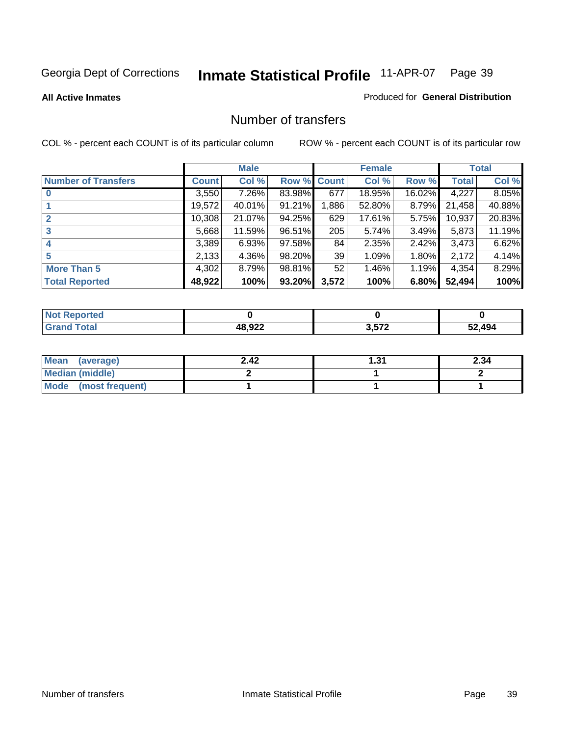Georgia Dept of Corrections **Inmate Statistical Profile** 11-APR-07 Page 39

**All Active Inmates**

Produced for **General Distribution**

## Number of transfers

COL % - percent each COUNT is of its particular column

ROW % - percent each COUNT is of its particular row

| | Male | | | Female | | | Total | |
|---|---|---|---|---|---|---|---|---|
| **Number of Transfers** | **Count** | **Col %** | **Row %** | **Count** | **Col %** | **Row %** | **Total** | **Col %** |
| **0** | 3,550 | 7.26% | 83.98% | 677 | 18.95% | 16.02% | 4,227 | 8.05% |
| **1** | 19,572 | 40.01% | 91.21% | 1,886 | 52.80% | 8.79% | 21,458 | 40.88% |
| **2** | 10,308 | 21.07% | 94.25% | 629 | 17.61% | 5.75% | 10,937 | 20.83% |
| **3** | 5,668 | 11.59% | 96.51% | 205 | 5.74% | 3.49% | 5,873 | 11.19% |
| **4** | 3,389 | 6.93% | 97.58% | 84 | 2.35% | 2.42% | 3,473 | 6.62% |
| **5** | 2,133 | 4.36% | 98.20% | 39 | 1.09% | 1.80% | 2,172 | 4.14% |
| **More Than 5** | 4,302 | 8.79% | 98.81% | 52 | 1.46% | 1.19% | 4,354 | 8.29% |
| **Total Reported** | **48,922** | **100%** | **93.20%** | **3,572** | **100%** | **6.80%** | **52,494** | **100%** |

| | Male | Female | Total |
|---|---|---|---|
| **Not Reported** | **0** | **0** | **0** |
| **Grand Total** | **48,922** | **3,572** | **52,494** |

| | Male | Female | Total |
|---|---|---|---|
| **Mean (average)** | **2.42** | **1.31** | **2.34** |
| **Median (middle)** | **2** | **1** | **2** |
| **Mode (most frequent)** | **1** | **1** | **1** |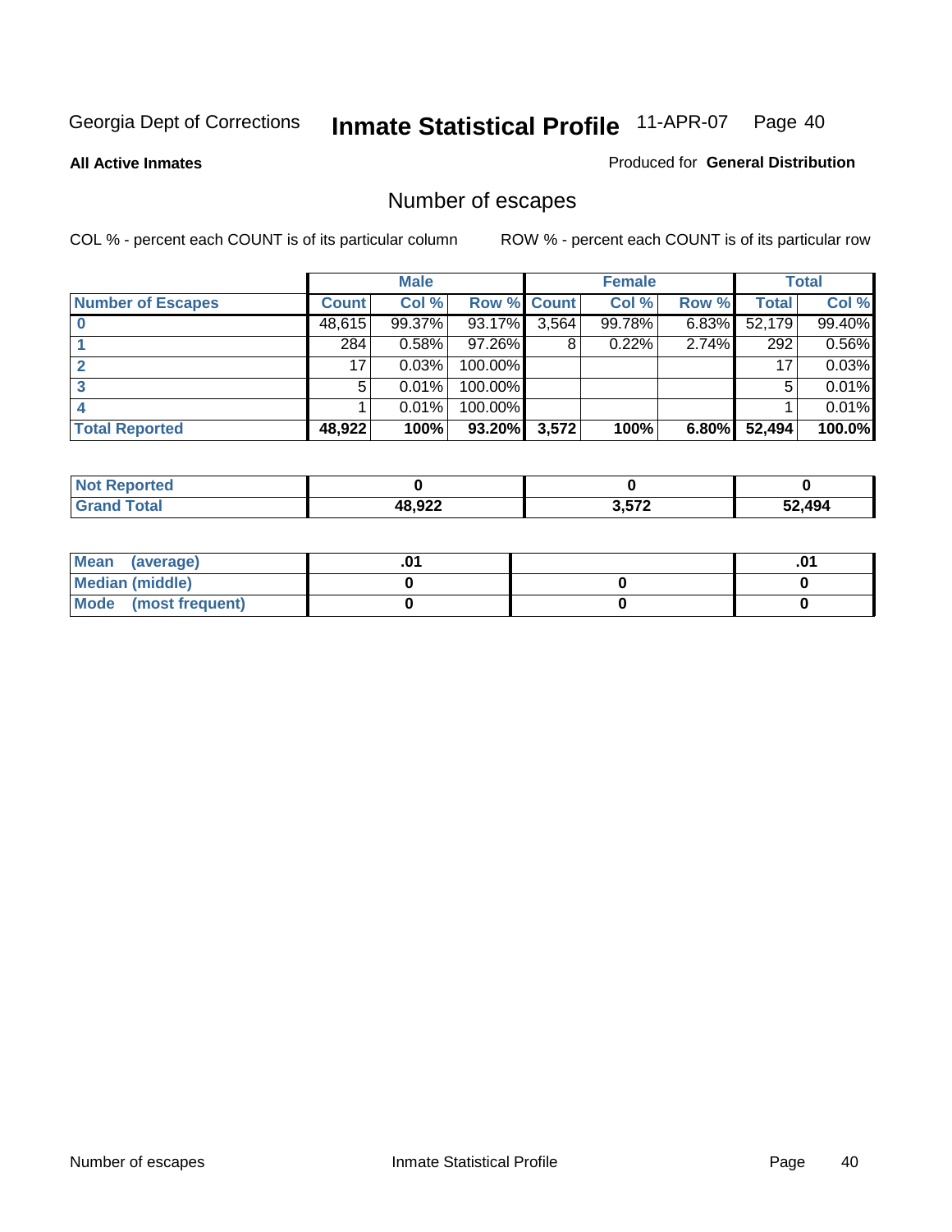Georgia Dept of Corrections **Inmate Statistical Profile** 11-APR-07

**All Active Inmates**

Produced for **General Distribution**

## Number of escapes

COL % - percent each COUNT is of its particular column

ROW % - percent each COUNT is of its particular row

| | Male | | | Female | | | Total | |
|---|---|---|---|---|---|---|---|---|
| **Number of Escapes** | **Count** | **Col %** | **Row %** | **Count** | **Col %** | **Row %** | **Total** | **Col %** |
| **0** | 48,615 | 99.37% | 93.17% | 3,564 | 99.78% | 6.83% | 52,179 | 99.40% |
| **1** | 284 | 0.58% | 97.26% | 8 | 0.22% | 2.74% | 292 | 0.56% |
| **2** | 17 | 0.03% | 100.00% | | | | 17 | 0.03% |
| **3** | 5 | 0.01% | 100.00% | | | | 5 | 0.01% |
| **4** | 1 | 0.01% | 100.00% | | | | 1 | 0.01% |
| **Total Reported** | **48,922** | **100%** | **93.20%** | **3,572** | **100%** | **6.80%** | **52,494** | **100.0%** |

| | Male | Female | Total |
|---|---|---|---|
| **Not Reported** | **0** | **0** | **0** |
| **Grand Total** | **48,922** | **3,572** | **52,494** |

| | Male | Female | Total |
|---|---|---|---|
| **Mean (average)** | **.01** | | **.01** |
| **Median (middle)** | **0** | **0** | **0** |
| **Mode (most frequent)** | **0** | **0** | **0** |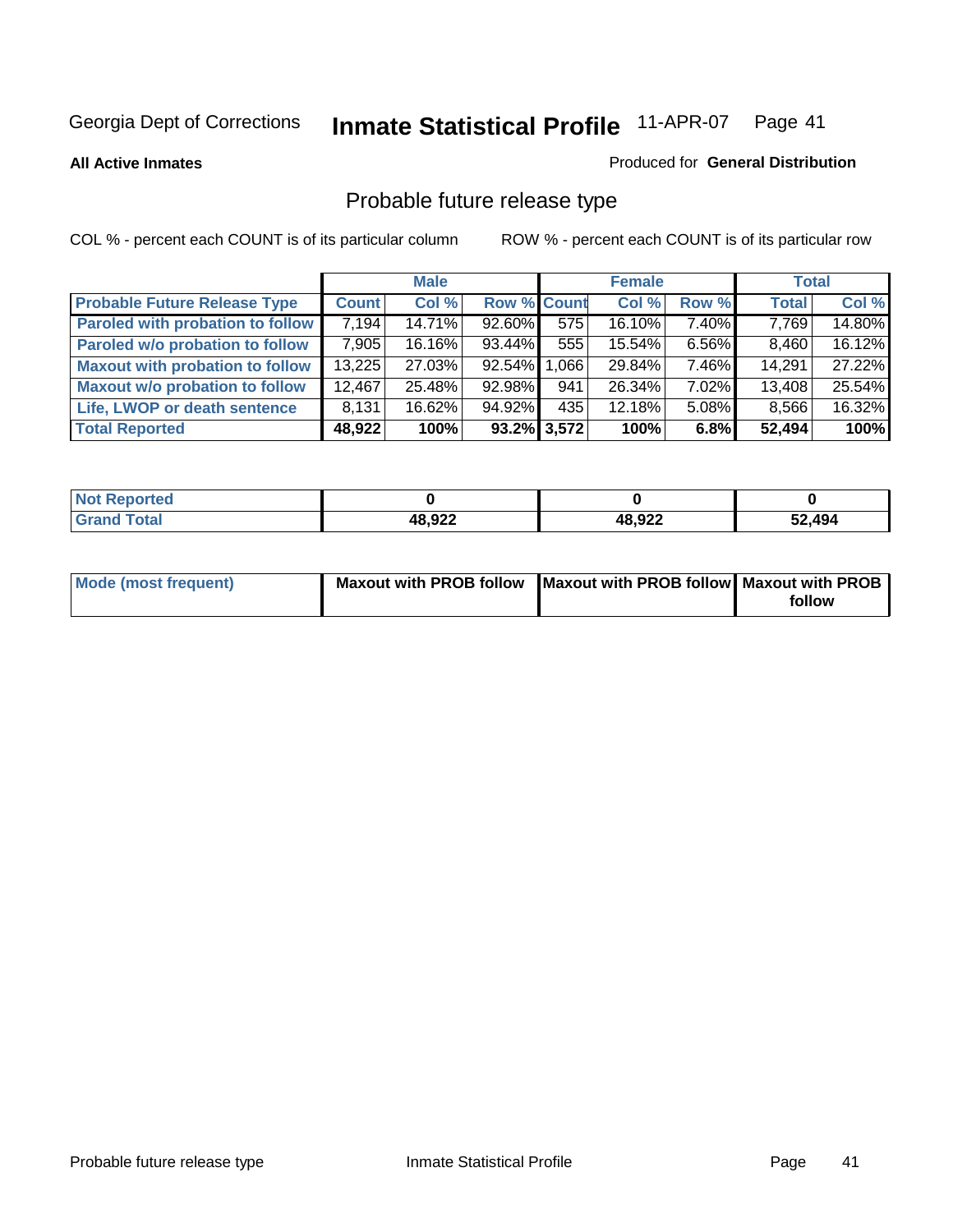Georgia Dept of Corrections **Inmate Statistical Profile** 11-APR-07

**All Active Inmates**

Produced for **General Distribution**

## Probable future release type

COL % - percent each COUNT is of its particular column

ROW % - percent each COUNT is of its particular row

| | Male | | | Female | | | Total | |
|---|---|---|---|---|---|---|---|---|
| **Probable Future Release Type** | **Count** | **Col %** | **Row %** | **Count** | **Col %** | **Row %** | **Total** | **Col %** |
| **Paroled with probation to follow** | 7,194 | 14.71% | 92.60% | 575 | 16.10% | 7.40% | 7,769 | 14.80% |
| **Paroled w/o probation to follow** | 7,905 | 16.16% | 93.44% | 555 | 15.54% | 6.56% | 8,460 | 16.12% |
| **Maxout with probation to follow** | 13,225 | 27.03% | 92.54% | 1,066 | 29.84% | 7.46% | 14,291 | 27.22% |
| **Maxout w/o probation to follow** | 12,467 | 25.48% | 92.98% | 941 | 26.34% | 7.02% | 13,408 | 25.54% |
| **Life, LWOP or death sentence** | 8,131 | 16.62% | 94.92% | 435 | 12.18% | 5.08% | 8,566 | 16.32% |
| **Total Reported** | **48,922** | **100%** | **93.2%** | **3,572** | **100%** | **6.8%** | **52,494** | **100%** |

| | Male | Female | Total |
|---|---|---|---|
| **Not Reported** | **0** | **0** | **0** |
| **Grand Total** | **48,922** | **48,922** | **52,494** |

| | Male | Female | Total |
|---|---|---|---|
| **Mode (most frequent)** | **Maxout with PROB follow** | **Maxout with PROB follow** | **Maxout with PROB follow** |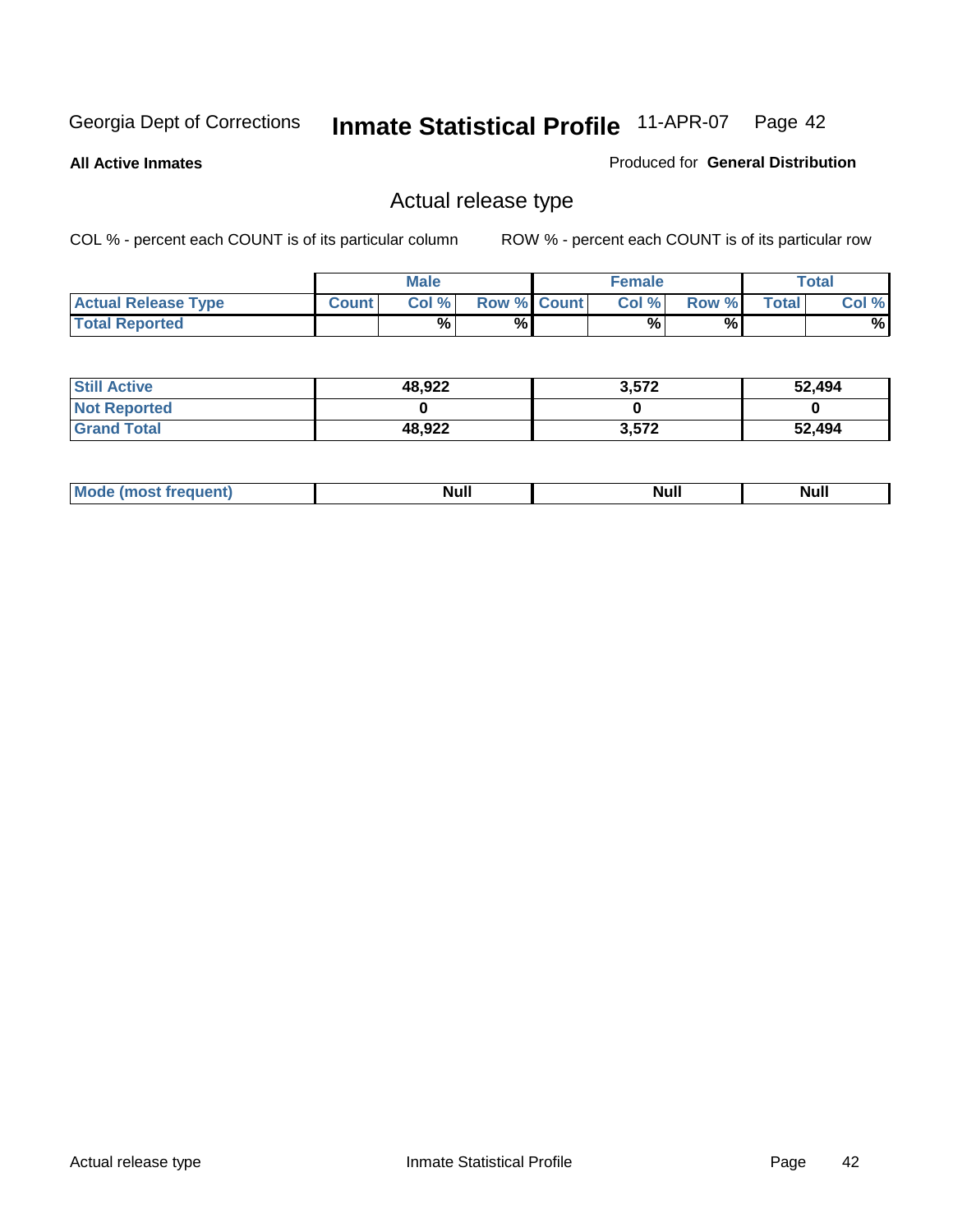Georgia Dept of Corrections **Inmate Statistical Profile** 11-APR-07

**All Active Inmates**

Produced for **General Distribution**

## Actual release type

COL % - percent each COUNT is of its particular column ROW % - percent each COUNT is of its particular row

| | Male | | | Female | | | Total | |
|---|---|---|---|---|---|---|---|---|
| **Actual Release Type** | **Count** | **Col %** | **Row %** | **Count** | **Col %** | **Row %** | **Total** | **Col %** |
| **Total Reported** | | % | % | | % | % | | % |
| **Still Active** | 48,922 | | | 3,572 | | | 52,494 | |
| **Not Reported** | 0 | | | 0 | | | 0 | |
| **Grand Total** | 48,922 | | | 3,572 | | | 52,494 | |
| **Mode (most frequent)** | Null | | | Null | | | Null | |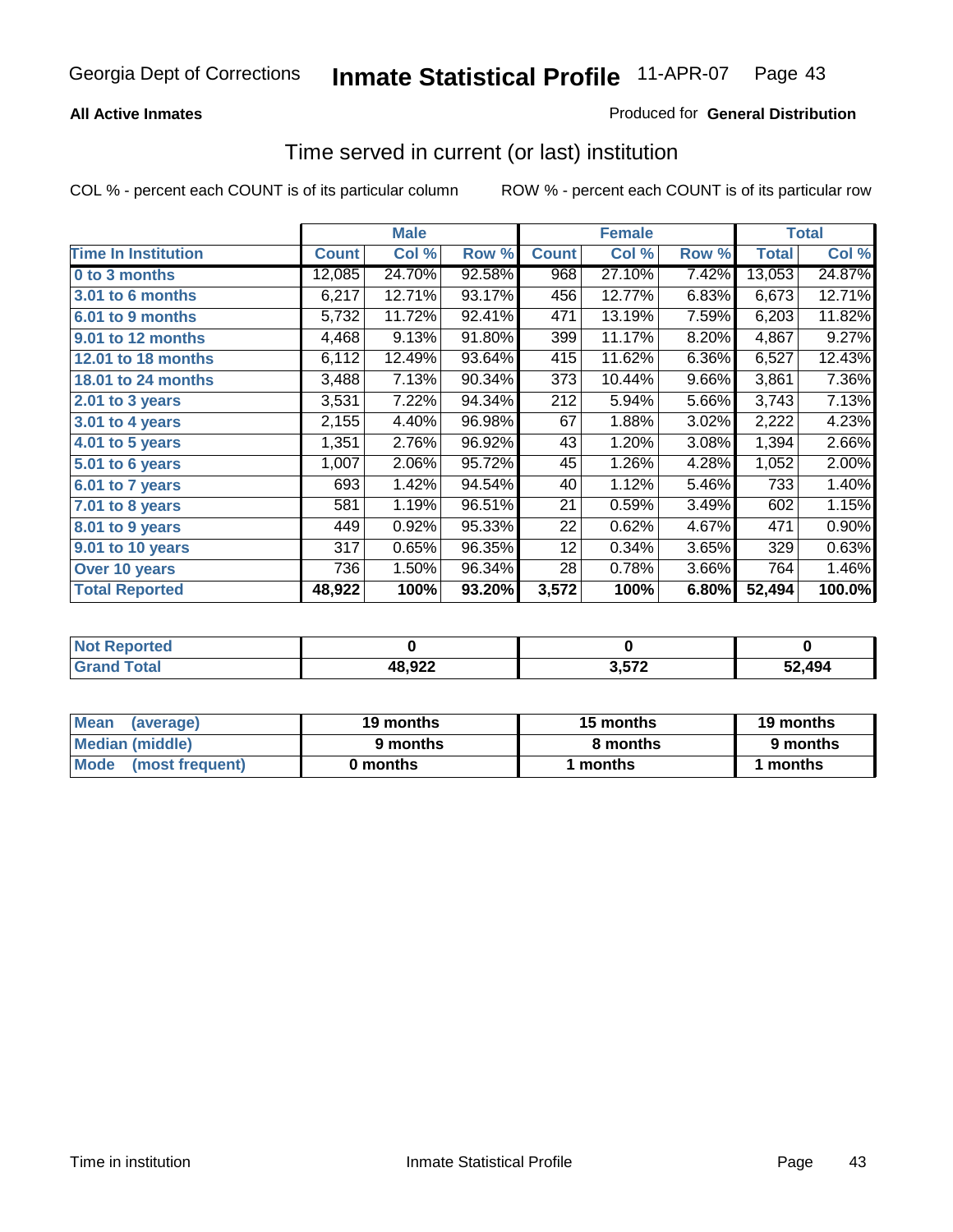Georgia Dept of Corrections **Inmate Statistical Profile** 11-APR-07

**All Active Inmates**

Produced for **General Distribution**

## Time served in current (or last) institution

COL % - percent each COUNT is of its particular column    ROW % - percent each COUNT is of its particular row

| | Male | | | Female | | | Total | |
|---|---|---|---|---|---|---|---|---|
| **Time In Institution** | **Count** | **Col %** | **Row %** | **Count** | **Col %** | **Row %** | **Total** | **Col %** |
| **0 to 3 months** | 12,085 | 24.70% | 92.58% | 968 | 27.10% | 7.42% | 13,053 | 24.87% |
| **3.01 to 6 months** | 6,217 | 12.71% | 93.17% | 456 | 12.77% | 6.83% | 6,673 | 12.71% |
| **6.01 to 9 months** | 5,732 | 11.72% | 92.41% | 471 | 13.19% | 7.59% | 6,203 | 11.82% |
| **9.01 to 12 months** | 4,468 | 9.13% | 91.80% | 399 | 11.17% | 8.20% | 4,867 | 9.27% |
| **12.01 to 18 months** | 6,112 | 12.49% | 93.64% | 415 | 11.62% | 6.36% | 6,527 | 12.43% |
| **18.01 to 24 months** | 3,488 | 7.13% | 90.34% | 373 | 10.44% | 9.66% | 3,861 | 7.36% |
| **2.01 to 3 years** | 3,531 | 7.22% | 94.34% | 212 | 5.94% | 5.66% | 3,743 | 7.13% |
| **3.01 to 4 years** | 2,155 | 4.40% | 96.98% | 67 | 1.88% | 3.02% | 2,222 | 4.23% |
| **4.01 to 5 years** | 1,351 | 2.76% | 96.92% | 43 | 1.20% | 3.08% | 1,394 | 2.66% |
| **5.01 to 6 years** | 1,007 | 2.06% | 95.72% | 45 | 1.26% | 4.28% | 1,052 | 2.00% |
| **6.01 to 7 years** | 693 | 1.42% | 94.54% | 40 | 1.12% | 5.46% | 733 | 1.40% |
| **7.01 to 8 years** | 581 | 1.19% | 96.51% | 21 | 0.59% | 3.49% | 602 | 1.15% |
| **8.01 to 9 years** | 449 | 0.92% | 95.33% | 22 | 0.62% | 4.67% | 471 | 0.90% |
| **9.01 to 10 years** | 317 | 0.65% | 96.35% | 12 | 0.34% | 3.65% | 329 | 0.63% |
| **Over 10 years** | 736 | 1.50% | 96.34% | 28 | 0.78% | 3.66% | 764 | 1.46% |
| **Total Reported** | **48,922** | **100%** | **93.20%** | **3,572** | **100%** | **6.80%** | **52,494** | **100.0%** |

| | Male | Female | Total |
|---|---|---|---|
| **Not Reported** | **0** | **0** | **0** |
| **Grand Total** | **48,922** | **3,572** | **52,494** |

| | Male | Female | Total |
|---|---|---|---|
| **Mean (average)** | **19 months** | **15 months** | **19 months** |
| **Median (middle)** | **9 months** | **8 months** | **9 months** |
| **Mode (most frequent)** | **0 months** | **1 months** | **1 months** |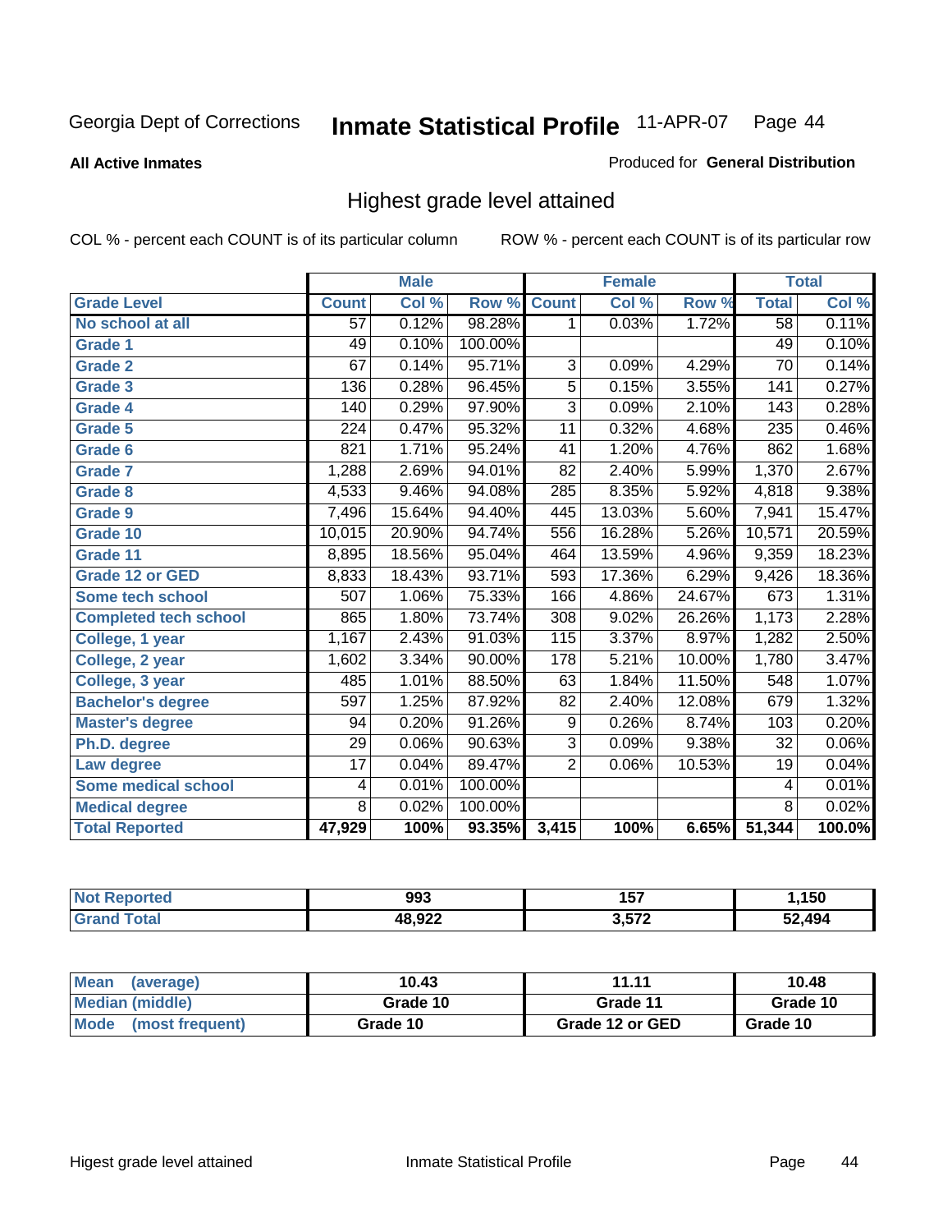Georgia Dept of Corrections **Inmate Statistical Profile** 11-APR-07

**All Active Inmates**

Produced for **General Distribution**

## Highest grade level attained

COL % - percent each COUNT is of its particular column ROW % - percent each COUNT is of its particular row

| | Male | | | Female | | | Total | |
|---|---|---|---|---|---|---|---|---|
| Grade Level | Count | Col % | Row % | Count | Col % | Row % | Total | Col % |
| No school at all | 57 | 0.12% | 98.28% | 1 | 0.03% | 1.72% | 58 | 0.11% |
| Grade 1 | 49 | 0.10% | 100.00% | | | | 49 | 0.10% |
| Grade 2 | 67 | 0.14% | 95.71% | 3 | 0.09% | 4.29% | 70 | 0.14% |
| Grade 3 | 136 | 0.28% | 96.45% | 5 | 0.15% | 3.55% | 141 | 0.27% |
| Grade 4 | 140 | 0.29% | 97.90% | 3 | 0.09% | 2.10% | 143 | 0.28% |
| Grade 5 | 224 | 0.47% | 95.32% | 11 | 0.32% | 4.68% | 235 | 0.46% |
| Grade 6 | 821 | 1.71% | 95.24% | 41 | 1.20% | 4.76% | 862 | 1.68% |
| Grade 7 | 1,288 | 2.69% | 94.01% | 82 | 2.40% | 5.99% | 1,370 | 2.67% |
| Grade 8 | 4,533 | 9.46% | 94.08% | 285 | 8.35% | 5.92% | 4,818 | 9.38% |
| Grade 9 | 7,496 | 15.64% | 94.40% | 445 | 13.03% | 5.60% | 7,941 | 15.47% |
| Grade 10 | 10,015 | 20.90% | 94.74% | 556 | 16.28% | 5.26% | 10,571 | 20.59% |
| Grade 11 | 8,895 | 18.56% | 95.04% | 464 | 13.59% | 4.96% | 9,359 | 18.23% |
| Grade 12 or GED | 8,833 | 18.43% | 93.71% | 593 | 17.36% | 6.29% | 9,426 | 18.36% |
| Some tech school | 507 | 1.06% | 75.33% | 166 | 4.86% | 24.67% | 673 | 1.31% |
| Completed tech school | 865 | 1.80% | 73.74% | 308 | 9.02% | 26.26% | 1,173 | 2.28% |
| College, 1 year | 1,167 | 2.43% | 91.03% | 115 | 3.37% | 8.97% | 1,282 | 2.50% |
| College, 2 year | 1,602 | 3.34% | 90.00% | 178 | 5.21% | 10.00% | 1,780 | 3.47% |
| College, 3 year | 485 | 1.01% | 88.50% | 63 | 1.84% | 11.50% | 548 | 1.07% |
| Bachelor's degree | 597 | 1.25% | 87.92% | 82 | 2.40% | 12.08% | 679 | 1.32% |
| Master's degree | 94 | 0.20% | 91.26% | 9 | 0.26% | 8.74% | 103 | 0.20% |
| Ph.D. degree | 29 | 0.06% | 90.63% | 3 | 0.09% | 9.38% | 32 | 0.06% |
| Law degree | 17 | 0.04% | 89.47% | 2 | 0.06% | 10.53% | 19 | 0.04% |
| Some medical school | 4 | 0.01% | 100.00% | | | | 4 | 0.01% |
| Medical degree | 8 | 0.02% | 100.00% | | | | 8 | 0.02% |
| **Total Reported** | **47,929** | **100%** | **93.35%** | **3,415** | **100%** | **6.65%** | **51,344** | **100.0%** |

| | Male | Female | Total |
|---|---|---|---|
| Not Reported | 993 | 157 | 1,150 |
| Grand Total | 48,922 | 3,572 | 52,494 |

| | Male | Female | Total |
|---|---|---|---|
| Mean (average) | 10.43 | 11.11 | 10.48 |
| Median (middle) | Grade 10 | Grade 11 | Grade 10 |
| Mode (most frequent) | Grade 10 | Grade 12 or GED | Grade 10 |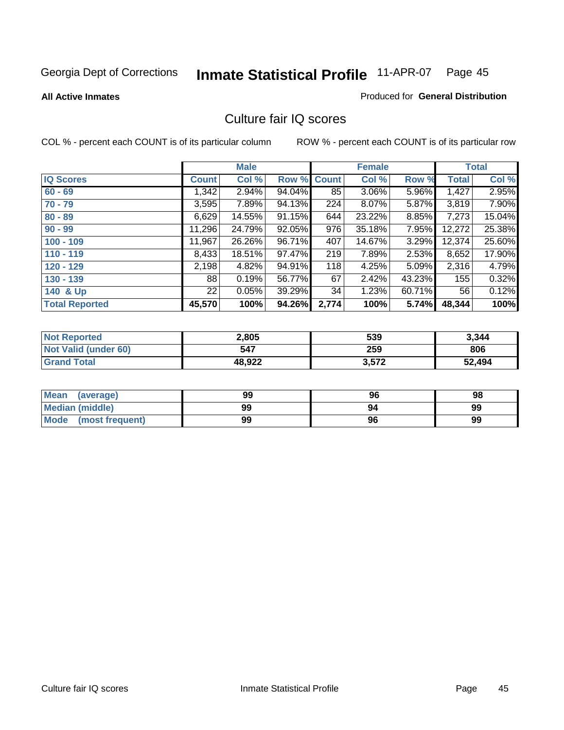Georgia Dept of Corrections **Inmate Statistical Profile** 11-APR-07

**All Active Inmates**

Produced for **General Distribution**

## Culture fair IQ scores

COL % - percent each COUNT is of its particular column

ROW % - percent each COUNT is of its particular row

| | Male | | | Female | | | Total | |
|---|---|---|---|---|---|---|---|---|
| **IQ Scores** | **Count** | **Col %** | **Row %** | **Count** | **Col %** | **Row %** | **Total** | **Col %** |
| 60 - 69 | 1,342 | 2.94% | 94.04% | 85 | 3.06% | 5.96% | 1,427 | 2.95% |
| 70 - 79 | 3,595 | 7.89% | 94.13% | 224 | 8.07% | 5.87% | 3,819 | 7.90% |
| 80 - 89 | 6,629 | 14.55% | 91.15% | 644 | 23.22% | 8.85% | 7,273 | 15.04% |
| 90 - 99 | 11,296 | 24.79% | 92.05% | 976 | 35.18% | 7.95% | 12,272 | 25.38% |
| 100 - 109 | 11,967 | 26.26% | 96.71% | 407 | 14.67% | 3.29% | 12,374 | 25.60% |
| 110 - 119 | 8,433 | 18.51% | 97.47% | 219 | 7.89% | 2.53% | 8,652 | 17.90% |
| 120 - 129 | 2,198 | 4.82% | 94.91% | 118 | 4.25% | 5.09% | 2,316 | 4.79% |
| 130 - 139 | 88 | 0.19% | 56.77% | 67 | 2.42% | 43.23% | 155 | 0.32% |
| 140 & Up | 22 | 0.05% | 39.29% | 34 | 1.23% | 60.71% | 56 | 0.12% |
| **Total Reported** | **45,570** | **100%** | **94.26%** | **2,774** | **100%** | **5.74%** | **48,344** | **100%** |

| | Male | Female | Total |
|---|---|---|---|
| Not Reported | 2,805 | 539 | 3,344 |
| Not Valid (under 60) | 547 | 259 | 806 |
| Grand Total | 48,922 | 3,572 | 52,494 |

| | Male | Female | Total |
|---|---|---|---|
| Mean (average) | 99 | 96 | 98 |
| Median (middle) | 99 | 94 | 99 |
| Mode (most frequent) | 99 | 96 | 99 |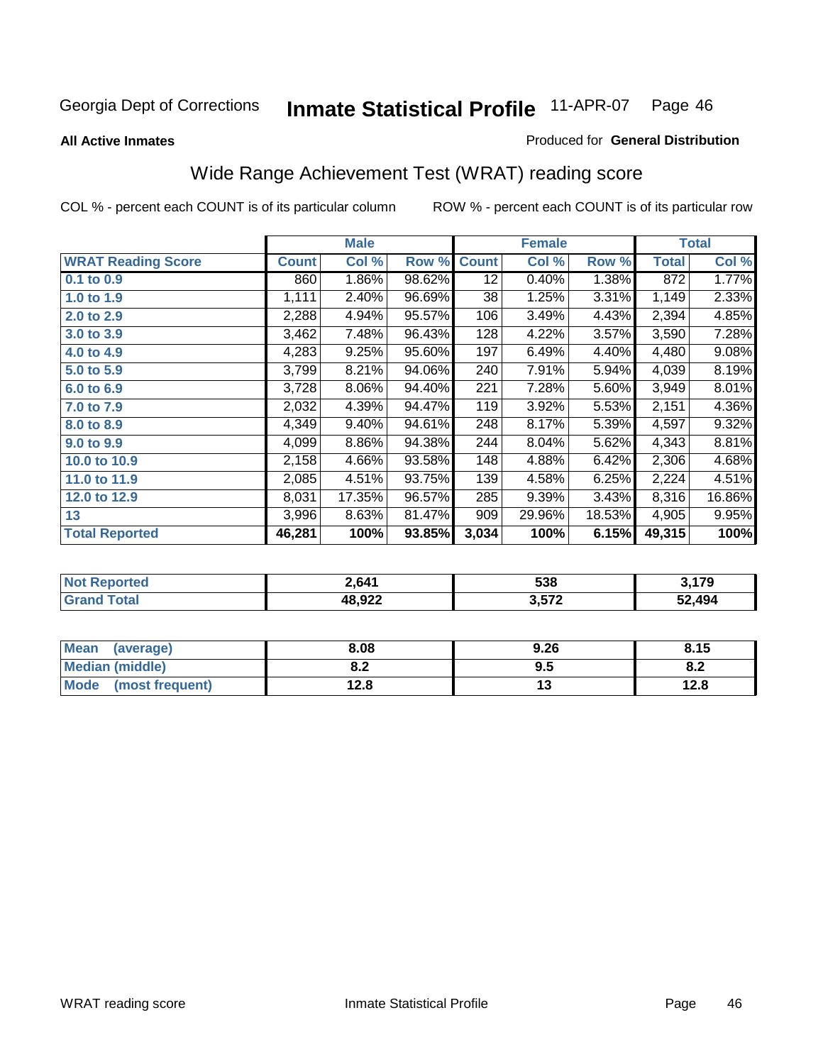Georgia Dept of Corrections **Inmate Statistical Profile** 11-APR-07

**All Active Inmates**

Produced for **General Distribution**

## Wide Range Achievement Test (WRAT) reading score

COL % - percent each COUNT is of its particular column

ROW % - percent each COUNT is of its particular row

| | Male | | | Female | | | Total | |
|---|---|---|---|---|---|---|---|---|
| **WRAT Reading Score** | **Count** | **Col %** | **Row %** | **Count** | **Col %** | **Row %** | **Total** | **Col %** |
| **0.1 to 0.9** | 860 | 1.86% | 98.62% | 12 | 0.40% | 1.38% | 872 | 1.77% |
| **1.0 to 1.9** | 1,111 | 2.40% | 96.69% | 38 | 1.25% | 3.31% | 1,149 | 2.33% |
| **2.0 to 2.9** | 2,288 | 4.94% | 95.57% | 106 | 3.49% | 4.43% | 2,394 | 4.85% |
| **3.0 to 3.9** | 3,462 | 7.48% | 96.43% | 128 | 4.22% | 3.57% | 3,590 | 7.28% |
| **4.0 to 4.9** | 4,283 | 9.25% | 95.60% | 197 | 6.49% | 4.40% | 4,480 | 9.08% |
| **5.0 to 5.9** | 3,799 | 8.21% | 94.06% | 240 | 7.91% | 5.94% | 4,039 | 8.19% |
| **6.0 to 6.9** | 3,728 | 8.06% | 94.40% | 221 | 7.28% | 5.60% | 3,949 | 8.01% |
| **7.0 to 7.9** | 2,032 | 4.39% | 94.47% | 119 | 3.92% | 5.53% | 2,151 | 4.36% |
| **8.0 to 8.9** | 4,349 | 9.40% | 94.61% | 248 | 8.17% | 5.39% | 4,597 | 9.32% |
| **9.0 to 9.9** | 4,099 | 8.86% | 94.38% | 244 | 8.04% | 5.62% | 4,343 | 8.81% |
| **10.0 to 10.9** | 2,158 | 4.66% | 93.58% | 148 | 4.88% | 6.42% | 2,306 | 4.68% |
| **11.0 to 11.9** | 2,085 | 4.51% | 93.75% | 139 | 4.58% | 6.25% | 2,224 | 4.51% |
| **12.0 to 12.9** | 8,031 | 17.35% | 96.57% | 285 | 9.39% | 3.43% | 8,316 | 16.86% |
| **13** | 3,996 | 8.63% | 81.47% | 909 | 29.96% | 18.53% | 4,905 | 9.95% |
| **Total Reported** | **46,281** | **100%** | **93.85%** | **3,034** | **100%** | **6.15%** | **49,315** | **100%** |

| | Male | Female | Total |
|---|---|---|---|
| **Not Reported** | **2,641** | **538** | **3,179** |
| **Grand Total** | **48,922** | **3,572** | **52,494** |

| | Male | Female | Total |
|---|---|---|---|
| **Mean (average)** | **8.08** | **9.26** | **8.15** |
| **Median (middle)** | **8.2** | **9.5** | **8.2** |
| **Mode (most frequent)** | **12.8** | **13** | **12.8** |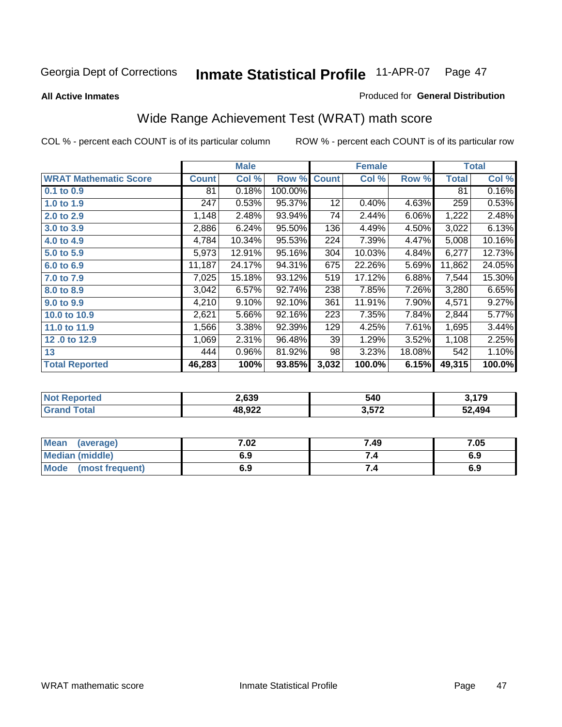Georgia Dept of Corrections **Inmate Statistical Profile** 11-APR-07

**All Active Inmates**

Produced for **General Distribution**

## Wide Range Achievement Test (WRAT) math score

COL % - percent each COUNT is of its particular column     ROW % - percent each COUNT is of its particular row

| | Male | | | Female | | | Total | |
|---|---|---|---|---|---|---|---|---|
| **WRAT Mathematic Score** | **Count** | **Col %** | **Row %** | **Count** | **Col %** | **Row %** | **Total** | **Col %** |
| 0.1 to 0.9 | 81 | 0.18% | 100.00% | | | | 81 | 0.16% |
| 1.0 to 1.9 | 247 | 0.53% | 95.37% | 12 | 0.40% | 4.63% | 259 | 0.53% |
| 2.0 to 2.9 | 1,148 | 2.48% | 93.94% | 74 | 2.44% | 6.06% | 1,222 | 2.48% |
| 3.0 to 3.9 | 2,886 | 6.24% | 95.50% | 136 | 4.49% | 4.50% | 3,022 | 6.13% |
| 4.0 to 4.9 | 4,784 | 10.34% | 95.53% | 224 | 7.39% | 4.47% | 5,008 | 10.16% |
| 5.0 to 5.9 | 5,973 | 12.91% | 95.16% | 304 | 10.03% | 4.84% | 6,277 | 12.73% |
| 6.0 to 6.9 | 11,187 | 24.17% | 94.31% | 675 | 22.26% | 5.69% | 11,862 | 24.05% |
| 7.0 to 7.9 | 7,025 | 15.18% | 93.12% | 519 | 17.12% | 6.88% | 7,544 | 15.30% |
| 8.0 to 8.9 | 3,042 | 6.57% | 92.74% | 238 | 7.85% | 7.26% | 3,280 | 6.65% |
| 9.0 to 9.9 | 4,210 | 9.10% | 92.10% | 361 | 11.91% | 7.90% | 4,571 | 9.27% |
| 10.0 to 10.9 | 2,621 | 5.66% | 92.16% | 223 | 7.35% | 7.84% | 2,844 | 5.77% |
| 11.0 to 11.9 | 1,566 | 3.38% | 92.39% | 129 | 4.25% | 7.61% | 1,695 | 3.44% |
| 12 .0 to 12.9 | 1,069 | 2.31% | 96.48% | 39 | 1.29% | 3.52% | 1,108 | 2.25% |
| 13 | 444 | 0.96% | 81.92% | 98 | 3.23% | 18.08% | 542 | 1.10% |
| **Total Reported** | **46,283** | **100%** | **93.85%** | **3,032** | **100.0%** | **6.15%** | **49,315** | **100.0%** |

| | Male | Female | Total |
|---|---|---|---|
| **Not Reported** | **2,639** | **540** | **3,179** |
| **Grand Total** | **48,922** | **3,572** | **52,494** |

| | Male | Female | Total |
|---|---|---|---|
| **Mean (average)** | **7.02** | **7.49** | **7.05** |
| **Median (middle)** | **6.9** | **7.4** | **6.9** |
| **Mode (most frequent)** | **6.9** | **7.4** | **6.9** |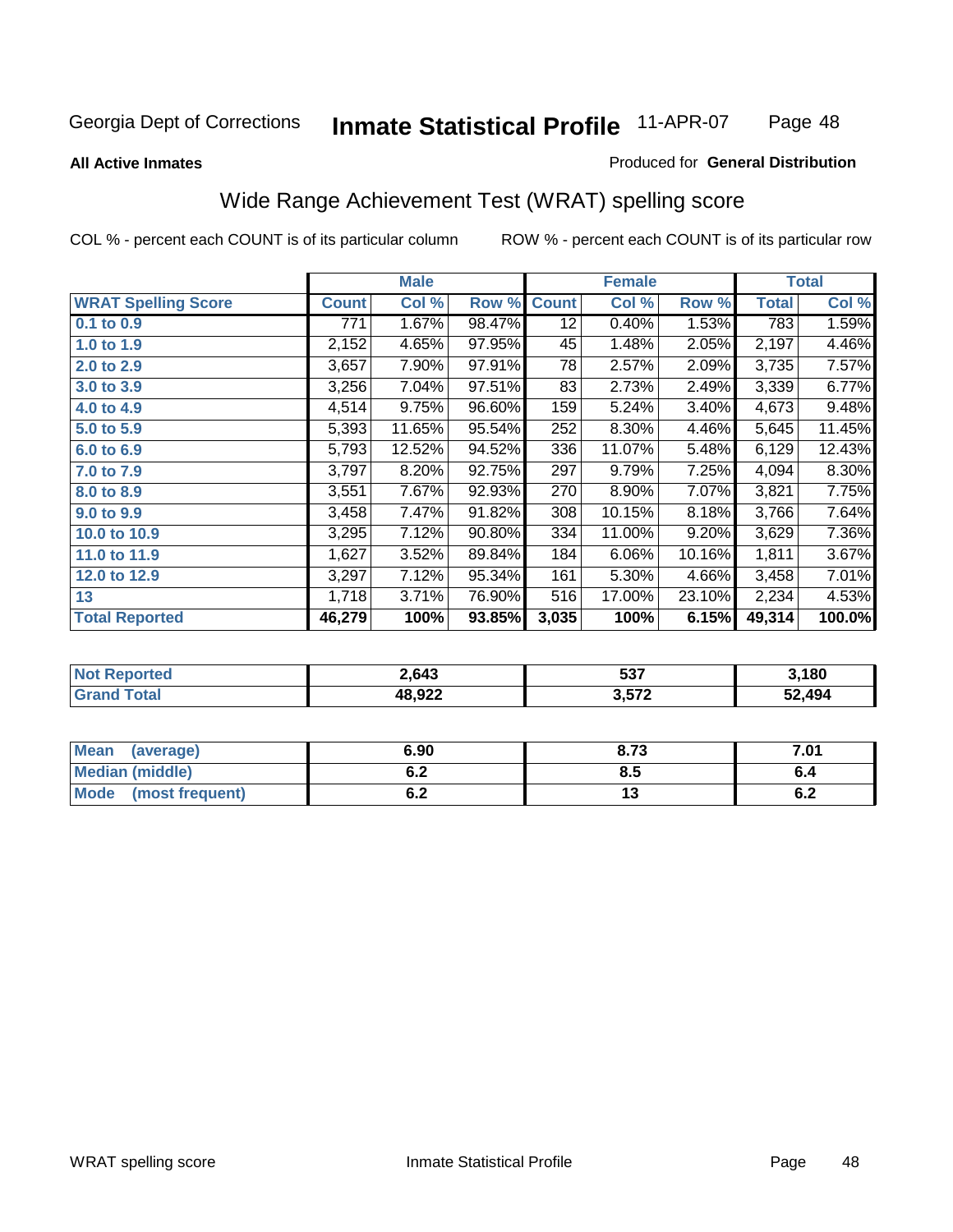Georgia Dept of Corrections **Inmate Statistical Profile** 11-APR-07

**All Active Inmates**

Produced for **General Distribution**

## Wide Range Achievement Test (WRAT) spelling score

COL % - percent each COUNT is of its particular column

ROW % - percent each COUNT is of its particular row

| | Male | | | Female | | | Total | |
|---|---|---|---|---|---|---|---|---|
| **WRAT Spelling Score** | **Count** | **Col %** | **Row %** | **Count** | **Col %** | **Row %** | **Total** | **Col %** |
| **0.1 to 0.9** | 771 | 1.67% | 98.47% | 12 | 0.40% | 1.53% | 783 | 1.59% |
| **1.0 to 1.9** | 2,152 | 4.65% | 97.95% | 45 | 1.48% | 2.05% | 2,197 | 4.46% |
| **2.0 to 2.9** | 3,657 | 7.90% | 97.91% | 78 | 2.57% | 2.09% | 3,735 | 7.57% |
| **3.0 to 3.9** | 3,256 | 7.04% | 97.51% | 83 | 2.73% | 2.49% | 3,339 | 6.77% |
| **4.0 to 4.9** | 4,514 | 9.75% | 96.60% | 159 | 5.24% | 3.40% | 4,673 | 9.48% |
| **5.0 to 5.9** | 5,393 | 11.65% | 95.54% | 252 | 8.30% | 4.46% | 5,645 | 11.45% |
| **6.0 to 6.9** | 5,793 | 12.52% | 94.52% | 336 | 11.07% | 5.48% | 6,129 | 12.43% |
| **7.0 to 7.9** | 3,797 | 8.20% | 92.75% | 297 | 9.79% | 7.25% | 4,094 | 8.30% |
| **8.0 to 8.9** | 3,551 | 7.67% | 92.93% | 270 | 8.90% | 7.07% | 3,821 | 7.75% |
| **9.0 to 9.9** | 3,458 | 7.47% | 91.82% | 308 | 10.15% | 8.18% | 3,766 | 7.64% |
| **10.0 to 10.9** | 3,295 | 7.12% | 90.80% | 334 | 11.00% | 9.20% | 3,629 | 7.36% |
| **11.0 to 11.9** | 1,627 | 3.52% | 89.84% | 184 | 6.06% | 10.16% | 1,811 | 3.67% |
| **12.0 to 12.9** | 3,297 | 7.12% | 95.34% | 161 | 5.30% | 4.66% | 3,458 | 7.01% |
| **13** | 1,718 | 3.71% | 76.90% | 516 | 17.00% | 23.10% | 2,234 | 4.53% |
| **Total Reported** | **46,279** | **100%** | **93.85%** | **3,035** | **100%** | **6.15%** | **49,314** | **100.0%** |

| | Male | Female | Total |
|---|---|---|---|
| **Not Reported** | **2,643** | **537** | **3,180** |
| **Grand Total** | **48,922** | **3,572** | **52,494** |

| | Male | Female | Total |
|---|---|---|---|
| **Mean (average)** | **6.90** | **8.73** | **7.01** |
| **Median (middle)** | **6.2** | **8.5** | **6.4** |
| **Mode (most frequent)** | **6.2** | **13** | **6.2** |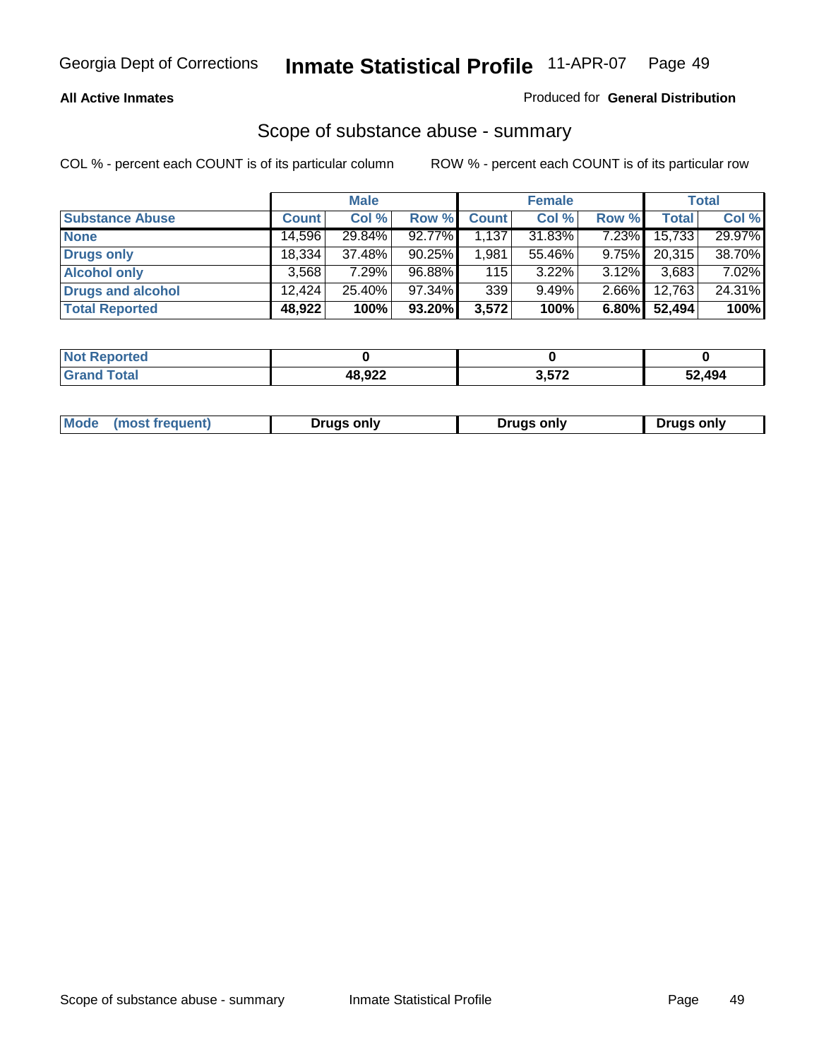Georgia Dept of Corrections **Inmate Statistical Profile** 11-APR-07

**All Active Inmates**

Produced for **General Distribution**

## Scope of substance abuse - summary

COL % - percent each COUNT is of its particular column

ROW % - percent each COUNT is of its particular row

| | Male | | | Female | | | Total | |
|---|---|---|---|---|---|---|---|---|
| **Substance Abuse** | **Count** | **Col %** | **Row %** | **Count** | **Col %** | **Row %** | **Total** | **Col %** |
| **None** | 14,596 | 29.84% | 92.77% | 1,137 | 31.83% | 7.23% | 15,733 | 29.97% |
| **Drugs only** | 18,334 | 37.48% | 90.25% | 1,981 | 55.46% | 9.75% | 20,315 | 38.70% |
| **Alcohol only** | 3,568 | 7.29% | 96.88% | 115 | 3.22% | 3.12% | 3,683 | 7.02% |
| **Drugs and alcohol** | 12,424 | 25.40% | 97.34% | 339 | 9.49% | 2.66% | 12,763 | 24.31% |
| **Total Reported** | **48,922** | **100%** | **93.20%** | **3,572** | **100%** | **6.80%** | **52,494** | **100%** |

| | Male | Female | Total |
|---|---|---|---|
| **Not Reported** | **0** | **0** | **0** |
| **Grand Total** | **48,922** | **3,572** | **52,494** |

| | Male | Female | Total |
|---|---|---|---|
| **Mode (most frequent)** | **Drugs only** | **Drugs only** | **Drugs only** |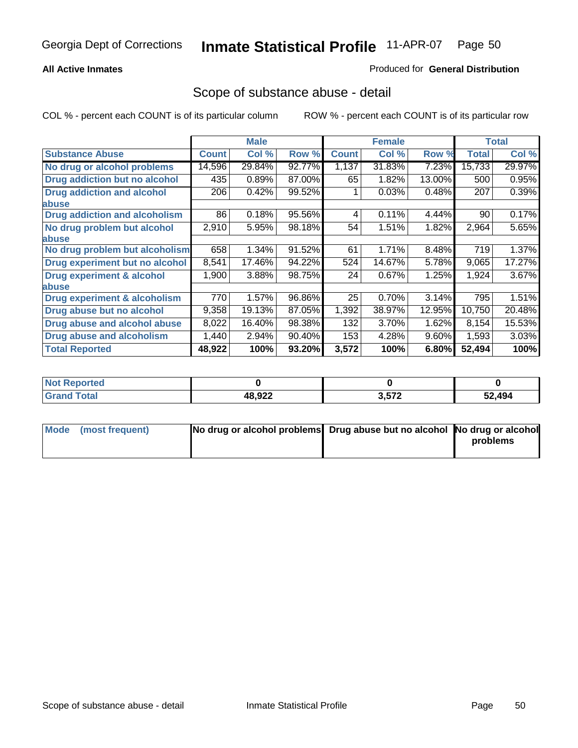Georgia Dept of Corrections **Inmate Statistical Profile** 11-APR-07

**All Active Inmates**

Produced for **General Distribution**

## Scope of substance abuse - detail

COL % - percent each COUNT is of its particular column ROW % - percent each COUNT is of its particular row

| | Male | | | Female | | | Total | |
|---|---|---|---|---|---|---|---|---|
| **Substance Abuse** | **Count** | **Col %** | **Row %** | **Count** | **Col %** | **Row %** | **Total** | **Col %** |
| No drug or alcohol problems | 14,596 | 29.84% | 92.77% | 1,137 | 31.83% | 7.23% | 15,733 | 29.97% |
| Drug addiction but no alcohol | 435 | 0.89% | 87.00% | 65 | 1.82% | 13.00% | 500 | 0.95% |
| Drug addiction and alcohol abuse | 206 | 0.42% | 99.52% | 1 | 0.03% | 0.48% | 207 | 0.39% |
| Drug addiction and alcoholism | 86 | 0.18% | 95.56% | 4 | 0.11% | 4.44% | 90 | 0.17% |
| No drug problem but alcohol abuse | 2,910 | 5.95% | 98.18% | 54 | 1.51% | 1.82% | 2,964 | 5.65% |
| No drug problem but alcoholism | 658 | 1.34% | 91.52% | 61 | 1.71% | 8.48% | 719 | 1.37% |
| Drug experiment but no alcohol | 8,541 | 17.46% | 94.22% | 524 | 14.67% | 5.78% | 9,065 | 17.27% |
| Drug experiment & alcohol abuse | 1,900 | 3.88% | 98.75% | 24 | 0.67% | 1.25% | 1,924 | 3.67% |
| Drug experiment & alcoholism | 770 | 1.57% | 96.86% | 25 | 0.70% | 3.14% | 795 | 1.51% |
| Drug abuse but no alcohol | 9,358 | 19.13% | 87.05% | 1,392 | 38.97% | 12.95% | 10,750 | 20.48% |
| Drug abuse and alcohol abuse | 8,022 | 16.40% | 98.38% | 132 | 3.70% | 1.62% | 8,154 | 15.53% |
| Drug abuse and alcoholism | 1,440 | 2.94% | 90.40% | 153 | 4.28% | 9.60% | 1,593 | 3.03% |
| **Total Reported** | **48,922** | **100%** | **93.20%** | **3,572** | **100%** | **6.80%** | **52,494** | **100%** |

| | Male | Female | Total |
|---|---|---|---|
| **Not Reported** | **0** | **0** | **0** |
| **Grand Total** | **48,922** | **3,572** | **52,494** |

| | Male | Female | Total |
|---|---|---|---|
| **Mode (most frequent)** | **No drug or alcohol problems** | **Drug abuse but no alcohol** | **No drug or alcohol problems** |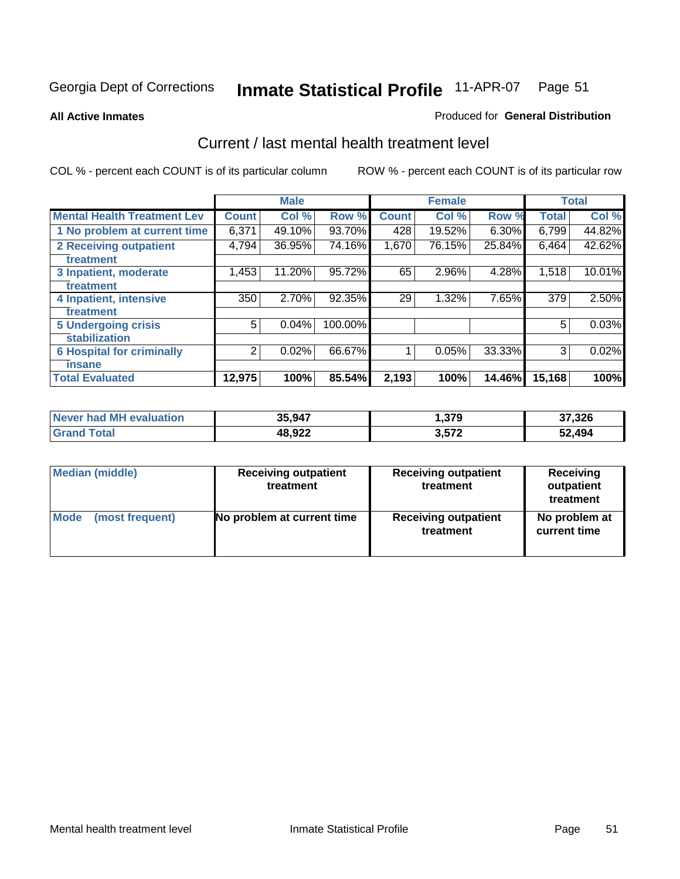Georgia Dept of Corrections **Inmate Statistical Profile** 11-APR-07

**All Active Inmates**

Produced for **General Distribution**

## Current / last mental health treatment level

COL % - percent each COUNT is of its particular column

ROW % - percent each COUNT is of its particular row

| | Male | | | Female | | | Total | |
|---|---|---|---|---|---|---|---|---|
| **Mental Health Treatment Lev** | **Count** | **Col %** | **Row %** | **Count** | **Col %** | **Row %** | **Total** | **Col %** |
| 1 No problem at current time | 6,371 | 49.10% | 93.70% | 428 | 19.52% | 6.30% | 6,799 | 44.82% |
| 2 Receiving outpatient treatment | 4,794 | 36.95% | 74.16% | 1,670 | 76.15% | 25.84% | 6,464 | 42.62% |
| 3 Inpatient, moderate treatment | 1,453 | 11.20% | 95.72% | 65 | 2.96% | 4.28% | 1,518 | 10.01% |
| 4 Inpatient, intensive treatment | 350 | 2.70% | 92.35% | 29 | 1.32% | 7.65% | 379 | 2.50% |
| 5 Undergoing crisis stabilization | 5 | 0.04% | 100.00% | | | | 5 | 0.03% |
| 6 Hospital for criminally insane | 2 | 0.02% | 66.67% | 1 | 0.05% | 33.33% | 3 | 0.02% |
| **Total Evaluated** | **12,975** | **100%** | **85.54%** | **2,193** | **100%** | **14.46%** | **15,168** | **100%** |

| | Male | Female | Total |
|---|---|---|---|
| **Never had MH evaluation** | **35,947** | **1,379** | **37,326** |
| **Grand Total** | **48,922** | **3,572** | **52,494** |

| | Male | Female | Total |
|---|---|---|---|
| **Median (middle)** | **Receiving outpatient treatment** | **Receiving outpatient treatment** | **Receiving outpatient treatment** |
| **Mode (most frequent)** | **No problem at current time** | **Receiving outpatient treatment** | **No problem at current time** |

Mental health treatment level | Inmate Statistical Profile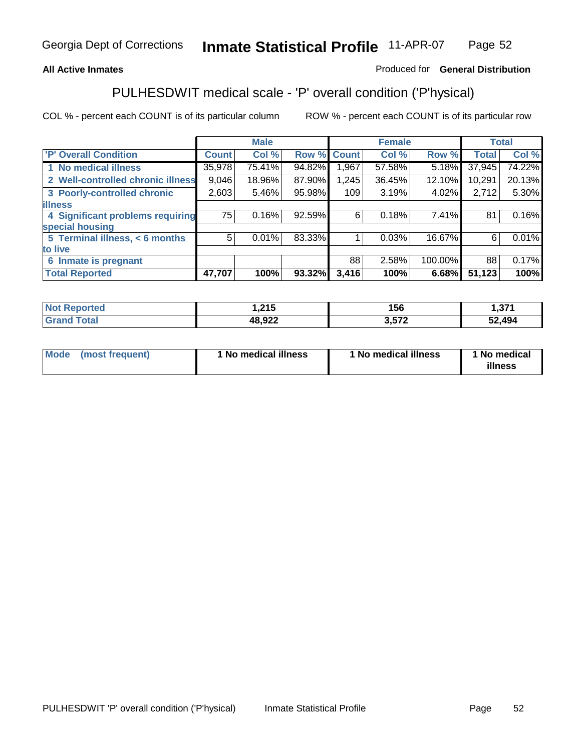Georgia Dept of Corrections **Inmate Statistical Profile** 11-APR-07

**All Active Inmates**

Produced for **General Distribution**

## PULHESDWIT medical scale - 'P' overall condition ('P'hysical)

COL % - percent each COUNT is of its particular column

ROW % - percent each COUNT is of its particular row

| | Male | | | Female | | | Total | |
|---|---|---|---|---|---|---|---|---|
| 'P' Overall Condition | Count | Col % | Row % | Count | Col % | Row % | Total | Col % |
| 1 No medical illness | 35,978 | 75.41% | 94.82% | 1,967 | 57.58% | 5.18% | 37,945 | 74.22% |
| 2 Well-controlled chronic illness | 9,046 | 18.96% | 87.90% | 1,245 | 36.45% | 12.10% | 10,291 | 20.13% |
| 3 Poorly-controlled chronic illness | 2,603 | 5.46% | 95.98% | 109 | 3.19% | 4.02% | 2,712 | 5.30% |
| 4 Significant problems requiring special housing | 75 | 0.16% | 92.59% | 6 | 0.18% | 7.41% | 81 | 0.16% |
| 5 Terminal illness, < 6 months to live | 5 | 0.01% | 83.33% | 1 | 0.03% | 16.67% | 6 | 0.01% |
| 6 Inmate is pregnant | | | | 88 | 2.58% | 100.00% | 88 | 0.17% |
| **Total Reported** | **47,707** | **100%** | **93.32%** | **3,416** | **100%** | **6.68%** | **51,123** | **100%** |

| | Male | Female | Total |
|---|---|---|---|
| Not Reported | 1,215 | 156 | 1,371 |
| Grand Total | 48,922 | 3,572 | 52,494 |

| | Male | Female | Total |
|---|---|---|---|
| Mode (most frequent) | 1 No medical illness | 1 No medical illness | 1 No medical illness |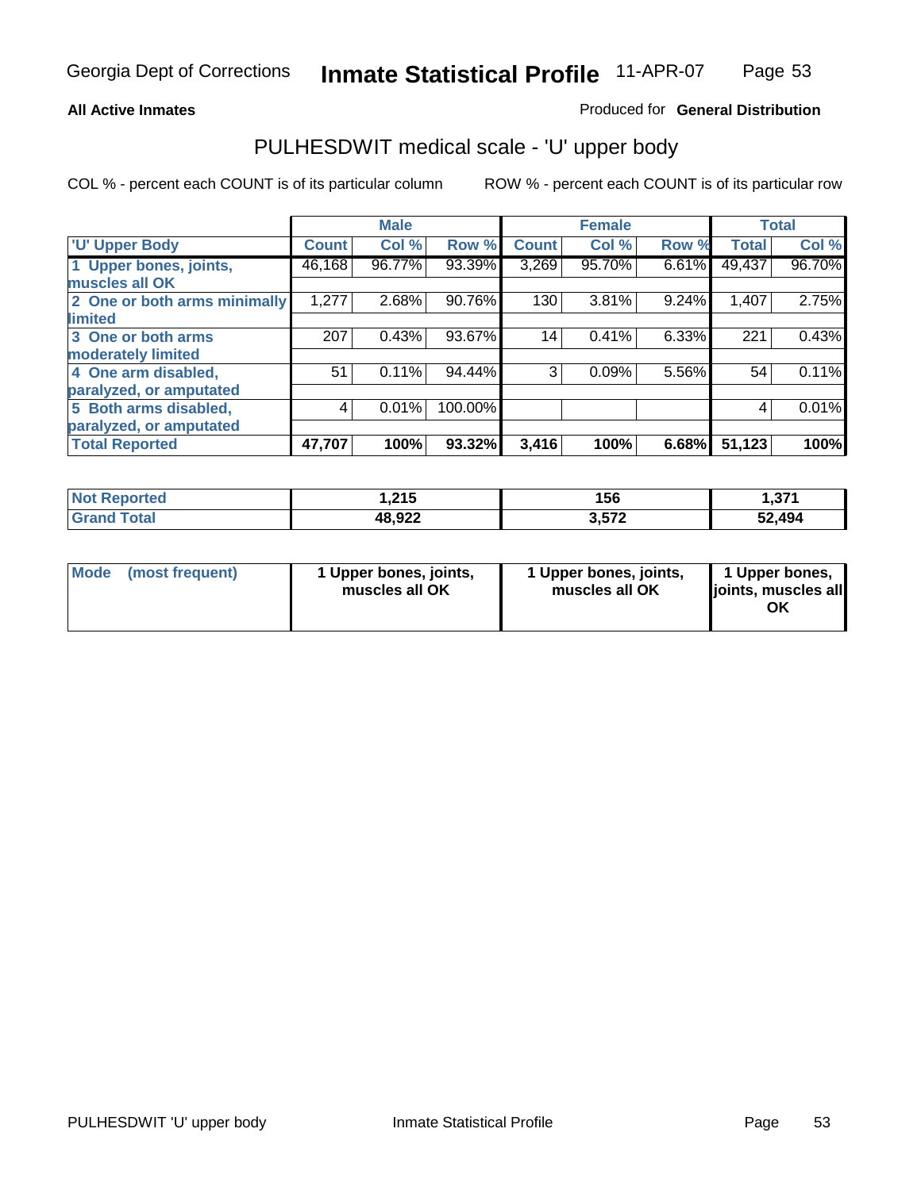Georgia Dept of Corrections **Inmate Statistical Profile** 11-APR-07

**All Active Inmates**

Produced for **General Distribution**

## PULHESDWIT medical scale - 'U' upper body

COL % - percent each COUNT is of its particular column

ROW % - percent each COUNT is of its particular row

| | Male | | | Female | | | Total | |
|---|---|---|---|---|---|---|---|---|
| **'U' Upper Body** | **Count** | **Col %** | **Row %** | **Count** | **Col %** | **Row %** | **Total** | **Col %** |
| **1 Upper bones, joints, muscles all OK** | 46,168 | 96.77% | 93.39% | 3,269 | 95.70% | 6.61% | 49,437 | 96.70% |
| **2 One or both arms minimally limited** | 1,277 | 2.68% | 90.76% | 130 | 3.81% | 9.24% | 1,407 | 2.75% |
| **3 One or both arms moderately limited** | 207 | 0.43% | 93.67% | 14 | 0.41% | 6.33% | 221 | 0.43% |
| **4 One arm disabled, paralyzed, or amputated** | 51 | 0.11% | 94.44% | 3 | 0.09% | 5.56% | 54 | 0.11% |
| **5 Both arms disabled, paralyzed, or amputated** | 4 | 0.01% | 100.00% | | | | 4 | 0.01% |
| **Total Reported** | **47,707** | **100%** | **93.32%** | **3,416** | **100%** | **6.68%** | **51,123** | **100%** |

| | Male | Female | Total |
|---|---|---|---|
| **Not Reported** | **1,215** | **156** | **1,371** |
| **Grand Total** | **48,922** | **3,572** | **52,494** |

| | Male | Female | Total |
|---|---|---|---|
| **Mode (most frequent)** | **1 Upper bones, joints, muscles all OK** | **1 Upper bones, joints, muscles all OK** | **1 Upper bones, joints, muscles all OK** |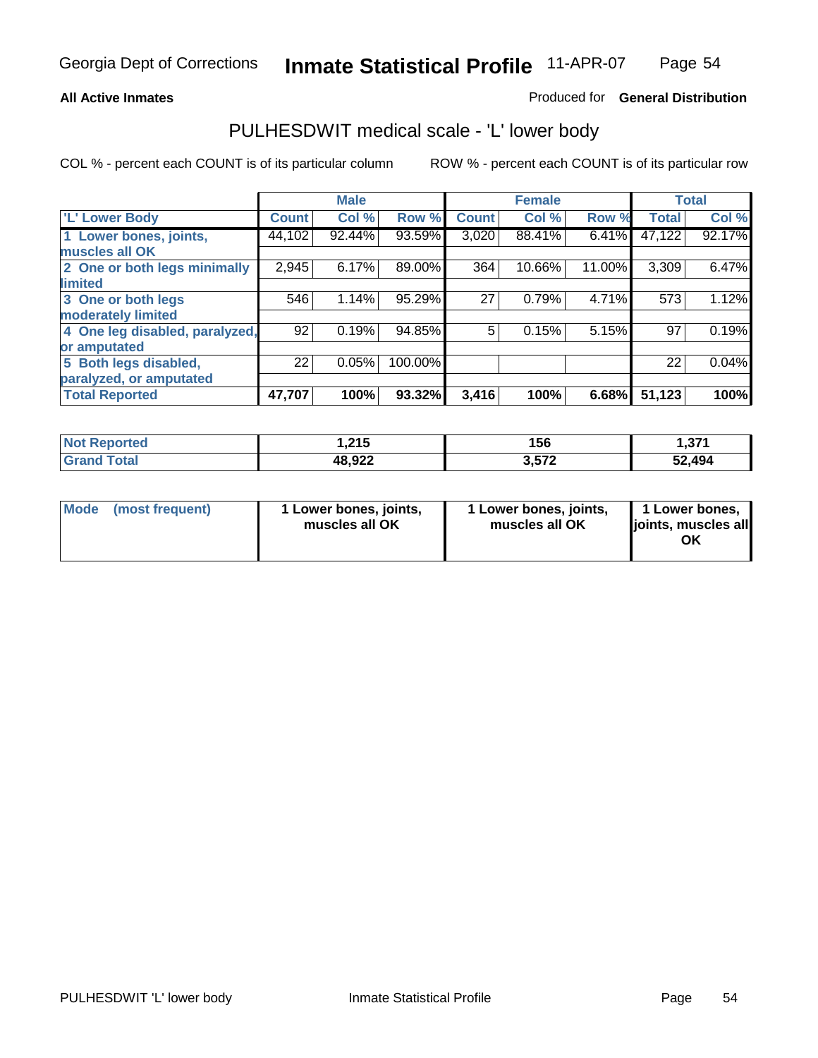Georgia Dept of Corrections **Inmate Statistical Profile** 11-APR-07

**All Active Inmates**

Produced for **General Distribution**

## PULHESDWIT medical scale - 'L' lower body

COL % - percent each COUNT is of its particular column

ROW % - percent each COUNT is of its particular row

| | Male | | | Female | | | Total | |
|---|---|---|---|---|---|---|---|---|
| 'L' Lower Body | Count | Col % | Row % | Count | Col % | Row % | Total | Col % |
| 1 Lower bones, joints, muscles all OK | 44,102 | 92.44% | 93.59% | 3,020 | 88.41% | 6.41% | 47,122 | 92.17% |
| 2 One or both legs minimally limited | 2,945 | 6.17% | 89.00% | 364 | 10.66% | 11.00% | 3,309 | 6.47% |
| 3 One or both legs moderately limited | 546 | 1.14% | 95.29% | 27 | 0.79% | 4.71% | 573 | 1.12% |
| 4 One leg disabled, paralyzed, or amputated | 92 | 0.19% | 94.85% | 5 | 0.15% | 5.15% | 97 | 0.19% |
| 5 Both legs disabled, paralyzed, or amputated | 22 | 0.05% | 100.00% | | | | 22 | 0.04% |
| **Total Reported** | **47,707** | **100%** | **93.32%** | **3,416** | **100%** | **6.68%** | **51,123** | **100%** |

| | Male | Female | Total |
|---|---|---|---|
| Not Reported | 1,215 | 156 | 1,371 |
| Grand Total | 48,922 | 3,572 | 52,494 |

| | Male | Female | Total |
|---|---|---|---|
| Mode (most frequent) | 1 Lower bones, joints, muscles all OK | 1 Lower bones, joints, muscles all OK | 1 Lower bones, joints, muscles all OK |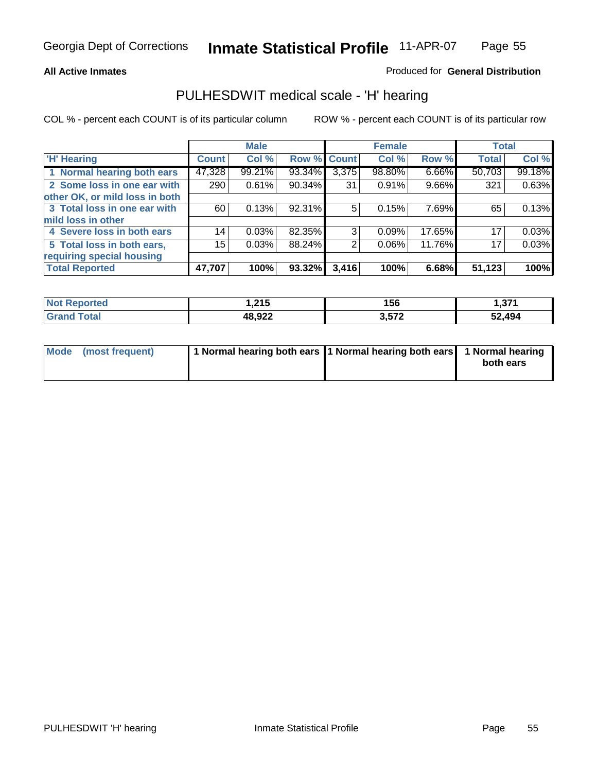Georgia Dept of Corrections **Inmate Statistical Profile** 11-APR-07

**All Active Inmates** Produced for **General Distribution**

## PULHESDWIT medical scale - 'H' hearing

COL % - percent each COUNT is of its particular column ROW % - percent each COUNT is of its particular row

| | Male | | | Female | | | Total | |
|---|---|---|---|---|---|---|---|---|
| 'H' Hearing | Count | Col % | Row % | Count | Col % | Row % | Total | Col % |
| 1 Normal hearing both ears | 47,328 | 99.21% | 93.34% | 3,375 | 98.80% | 6.66% | 50,703 | 99.18% |
| 2 Some loss in one ear with other OK, or mild loss in both | 290 | 0.61% | 90.34% | 31 | 0.91% | 9.66% | 321 | 0.63% |
| 3 Total loss in one ear with mild loss in other | 60 | 0.13% | 92.31% | 5 | 0.15% | 7.69% | 65 | 0.13% |
| 4 Severe loss in both ears | 14 | 0.03% | 82.35% | 3 | 0.09% | 17.65% | 17 | 0.03% |
| 5 Total loss in both ears, requiring special housing | 15 | 0.03% | 88.24% | 2 | 0.06% | 11.76% | 17 | 0.03% |
| **Total Reported** | **47,707** | **100%** | **93.32%** | **3,416** | **100%** | **6.68%** | **51,123** | **100%** |

| | Male | Female | Total |
|---|---|---|---|
| **Not Reported** | **1,215** | **156** | **1,371** |
| **Grand Total** | **48,922** | **3,572** | **52,494** |

| | Male | Female | Total |
|---|---|---|---|
| **Mode (most frequent)** | **1 Normal hearing both ears** | **1 Normal hearing both ears** | **1 Normal hearing both ears** |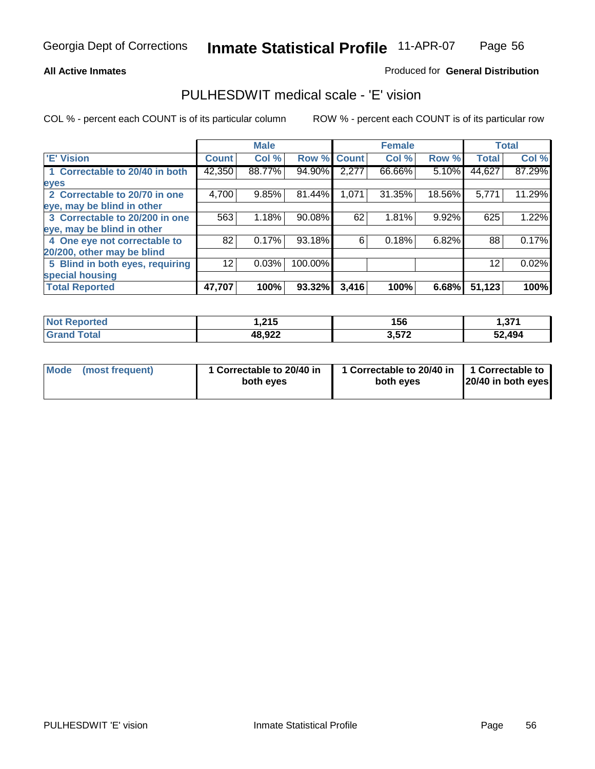Georgia Dept of Corrections **Inmate Statistical Profile** 11-APR-07

**All Active Inmates**

Produced for **General Distribution**

## PULHESDWIT medical scale - 'E' vision

COL % - percent each COUNT is of its particular column

ROW % - percent each COUNT is of its particular row

| 'E' Vision | Male | | | Female | | | Total | |
|---|---|---|---|---|---|---|---|---|
| | Count | Col % | Row % | Count | Col % | Row % | Total | Col % |
| 1 Correctable to 20/40 in both eyes | 42,350 | 88.77% | 94.90% | 2,277 | 66.66% | 5.10% | 44,627 | 87.29% |
| 2 Correctable to 20/70 in one eye, may be blind in other | 4,700 | 9.85% | 81.44% | 1,071 | 31.35% | 18.56% | 5,771 | 11.29% |
| 3 Correctable to 20/200 in one eye, may be blind in other | 563 | 1.18% | 90.08% | 62 | 1.81% | 9.92% | 625 | 1.22% |
| 4 One eye not correctable to 20/200, other may be blind | 82 | 0.17% | 93.18% | 6 | 0.18% | 6.82% | 88 | 0.17% |
| 5 Blind in both eyes, requiring special housing | 12 | 0.03% | 100.00% | | | | 12 | 0.02% |
| **Total Reported** | **47,707** | **100%** | **93.32%** | **3,416** | **100%** | **6.68%** | **51,123** | **100%** |

| | Male | Female | Total |
|---|---|---|---|
| Not Reported | 1,215 | 156 | 1,371 |
| Grand Total | 48,922 | 3,572 | 52,494 |

| | Male | Female | Total |
|---|---|---|---|
| Mode (most frequent) | 1 Correctable to 20/40 in both eyes | 1 Correctable to 20/40 in both eyes | 1 Correctable to 20/40 in both eyes |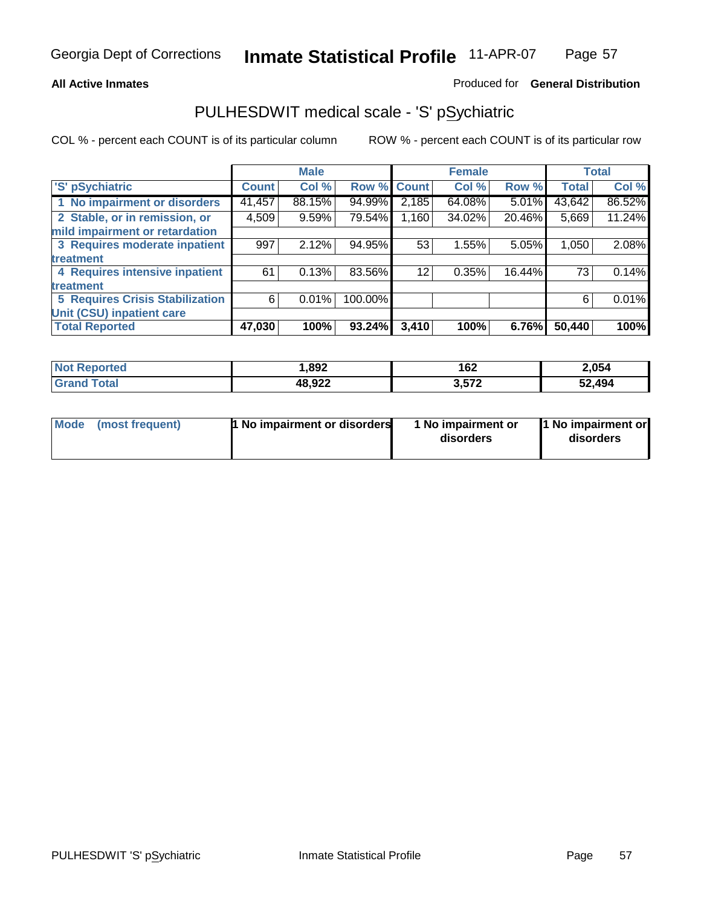Georgia Dept of Corrections **Inmate Statistical Profile** 11-APR-07

**All Active Inmates**

Produced for **General Distribution**

## PULHESDWIT medical scale - 'S' pSychiatric

COL % - percent each COUNT is of its particular column

ROW % - percent each COUNT is of its particular row

| | Male | | | Female | | | Total | |
|---|---|---|---|---|---|---|---|---|
| 'S' pSychiatric | Count | Col % | Row % | Count | Col % | Row % | Total | Col % |
| 1 No impairment or disorders | 41,457 | 88.15% | 94.99% | 2,185 | 64.08% | 5.01% | 43,642 | 86.52% |
| 2 Stable, or in remission, or mild impairment or retardation | 4,509 | 9.59% | 79.54% | 1,160 | 34.02% | 20.46% | 5,669 | 11.24% |
| 3 Requires moderate inpatient treatment | 997 | 2.12% | 94.95% | 53 | 1.55% | 5.05% | 1,050 | 2.08% |
| 4 Requires intensive inpatient treatment | 61 | 0.13% | 83.56% | 12 | 0.35% | 16.44% | 73 | 0.14% |
| 5 Requires Crisis Stabilization Unit (CSU) inpatient care | 6 | 0.01% | 100.00% | | | | 6 | 0.01% |
| **Total Reported** | **47,030** | **100%** | **93.24%** | **3,410** | **100%** | **6.76%** | **50,440** | **100%** |

| | Male | Female | Total |
|---|---|---|---|
| Not Reported | 1,892 | 162 | 2,054 |
| Grand Total | 48,922 | 3,572 | 52,494 |

| | Male | Female | Total |
|---|---|---|---|
| Mode (most frequent) | 1 No impairment or disorders | 1 No impairment or disorders | 1 No impairment or disorders |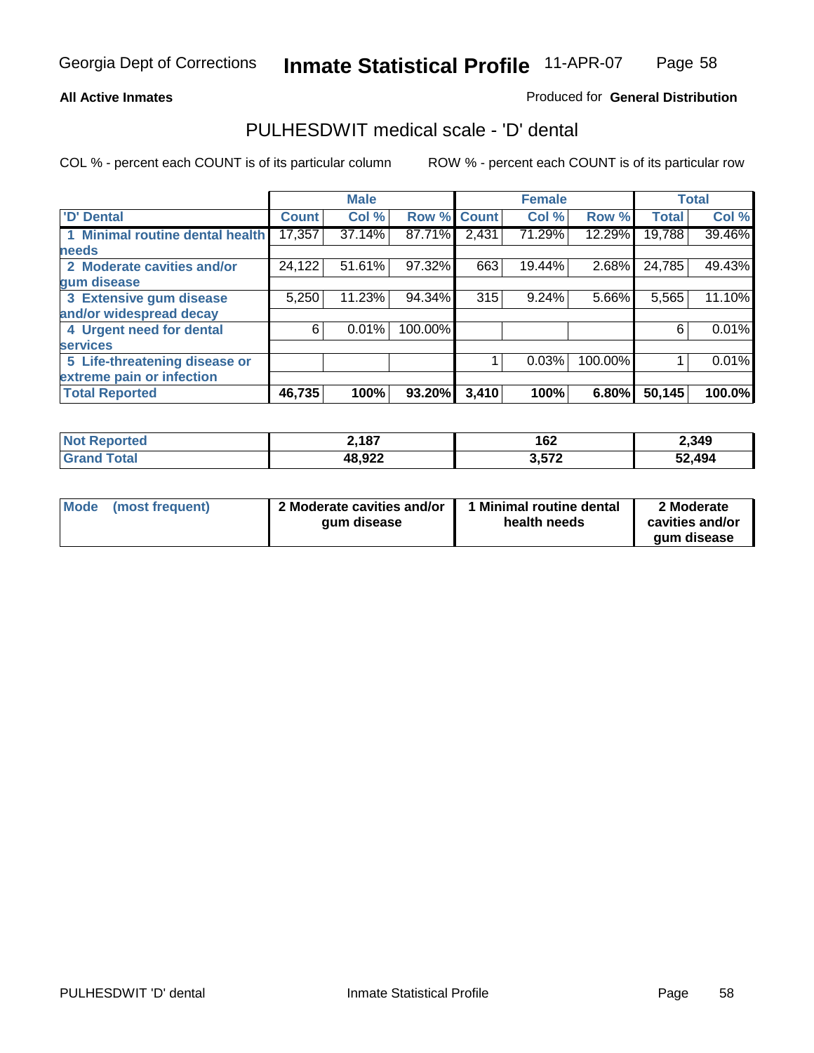Georgia Dept of Corrections **Inmate Statistical Profile** 11-APR-07

**All Active Inmates**

Produced for **General Distribution**

## PULHESDWIT medical scale - 'D' dental

COL % - percent each COUNT is of its particular column

ROW % - percent each COUNT is of its particular row

| | Male | | | Female | | | Total | |
|---|---|---|---|---|---|---|---|---|
| 'D' Dental | Count | Col % | Row % | Count | Col % | Row % | Total | Col % |
| 1 Minimal routine dental health needs | 17,357 | 37.14% | 87.71% | 2,431 | 71.29% | 12.29% | 19,788 | 39.46% |
| 2 Moderate cavities and/or gum disease | 24,122 | 51.61% | 97.32% | 663 | 19.44% | 2.68% | 24,785 | 49.43% |
| 3 Extensive gum disease and/or widespread decay | 5,250 | 11.23% | 94.34% | 315 | 9.24% | 5.66% | 5,565 | 11.10% |
| 4 Urgent need for dental services | 6 | 0.01% | 100.00% | | | | 6 | 0.01% |
| 5 Life-threatening disease or extreme pain or infection | | | | 1 | 0.03% | 100.00% | 1 | 0.01% |
| **Total Reported** | **46,735** | **100%** | **93.20%** | **3,410** | **100%** | **6.80%** | **50,145** | **100.0%** |

| | Male | Female | Total |
|---|---|---|---|
| Not Reported | 2,187 | 162 | 2,349 |
| Grand Total | 48,922 | 3,572 | 52,494 |

| | Male | Female | Total |
|---|---|---|---|
| Mode (most frequent) | 2 Moderate cavities and/or gum disease | 1 Minimal routine dental health needs | 2 Moderate cavities and/or gum disease |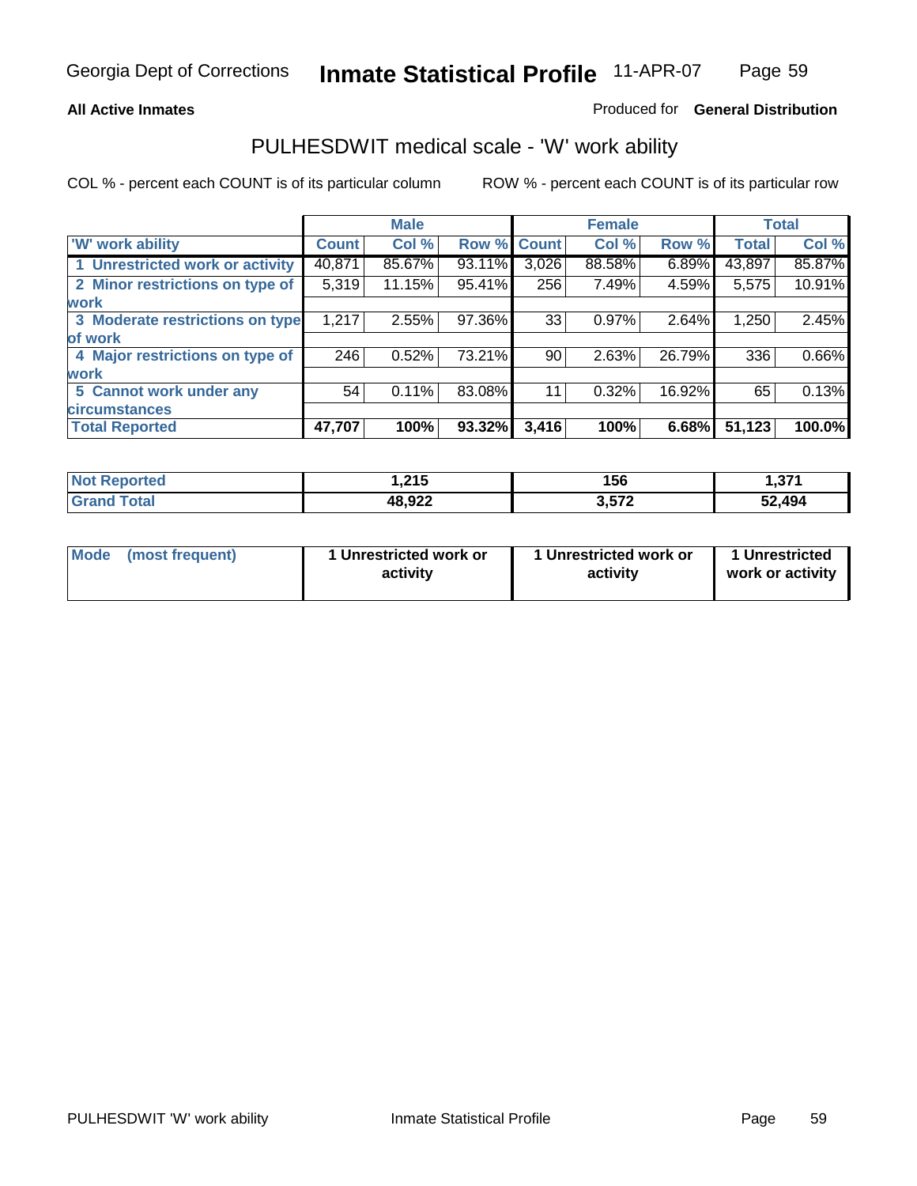Georgia Dept of Corrections **Inmate Statistical Profile** 11-APR-07

**All Active Inmates**

Produced for **General Distribution**

## PULHESDWIT medical scale - 'W' work ability

COL % - percent each COUNT is of its particular column

ROW % - percent each COUNT is of its particular row

| | Male | | | Female | | | Total | |
|---|---|---|---|---|---|---|---|---|
| 'W' work ability | Count | Col % | Row % | Count | Col % | Row % | Total | Col % |
| 1 Unrestricted work or activity | 40,871 | 85.67% | 93.11% | 3,026 | 88.58% | 6.89% | 43,897 | 85.87% |
| 2 Minor restrictions on type of work | 5,319 | 11.15% | 95.41% | 256 | 7.49% | 4.59% | 5,575 | 10.91% |
| 3 Moderate restrictions on type of work | 1,217 | 2.55% | 97.36% | 33 | 0.97% | 2.64% | 1,250 | 2.45% |
| 4 Major restrictions on type of work | 246 | 0.52% | 73.21% | 90 | 2.63% | 26.79% | 336 | 0.66% |
| 5 Cannot work under any circumstances | 54 | 0.11% | 83.08% | 11 | 0.32% | 16.92% | 65 | 0.13% |
| **Total Reported** | **47,707** | **100%** | **93.32%** | **3,416** | **100%** | **6.68%** | **51,123** | **100.0%** |

| | Male | Female | Total |
|---|---|---|---|
| Not Reported | 1,215 | 156 | 1,371 |
| Grand Total | 48,922 | 3,572 | 52,494 |

| | Male | Female | Total |
|---|---|---|---|
| Mode (most frequent) | 1 Unrestricted work or activity | 1 Unrestricted work or activity | 1 Unrestricted work or activity |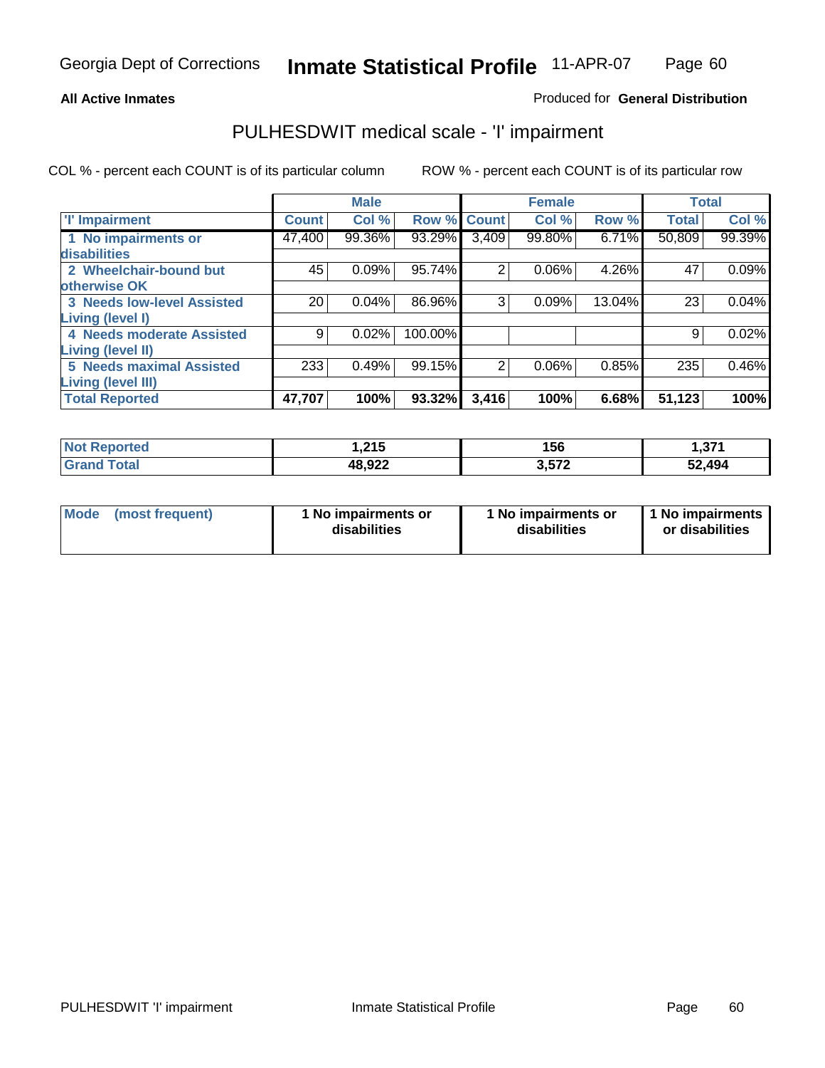Georgia Dept of Corrections **Inmate Statistical Profile** 11-APR-07

**All Active Inmates**

Produced for **General Distribution**

## PULHESDWIT medical scale - 'I' impairment

COL % - percent each COUNT is of its particular column ROW % - percent each COUNT is of its particular row

| | Male | | | Female | | | Total | |
|---|---|---|---|---|---|---|---|---|
| 'I' Impairment | Count | Col % | Row % | Count | Col % | Row % | Total | Col % |
| 1 No impairments or disabilities | 47,400 | 99.36% | 93.29% | 3,409 | 99.80% | 6.71% | 50,809 | 99.39% |
| 2 Wheelchair-bound but otherwise OK | 45 | 0.09% | 95.74% | 2 | 0.06% | 4.26% | 47 | 0.09% |
| 3 Needs low-level Assisted Living (level I) | 20 | 0.04% | 86.96% | 3 | 0.09% | 13.04% | 23 | 0.04% |
| 4 Needs moderate Assisted Living (level II) | 9 | 0.02% | 100.00% | | | | 9 | 0.02% |
| 5 Needs maximal Assisted Living (level III) | 233 | 0.49% | 99.15% | 2 | 0.06% | 0.85% | 235 | 0.46% |
| **Total Reported** | **47,707** | **100%** | **93.32%** | **3,416** | **100%** | **6.68%** | **51,123** | **100%** |

| | Male | Female | Total |
|---|---|---|---|
| Not Reported | 1,215 | 156 | 1,371 |
| Grand Total | 48,922 | 3,572 | 52,494 |

| | Male | Female | Total |
|---|---|---|---|
| Mode (most frequent) | 1 No impairments or disabilities | 1 No impairments or disabilities | 1 No impairments or disabilities |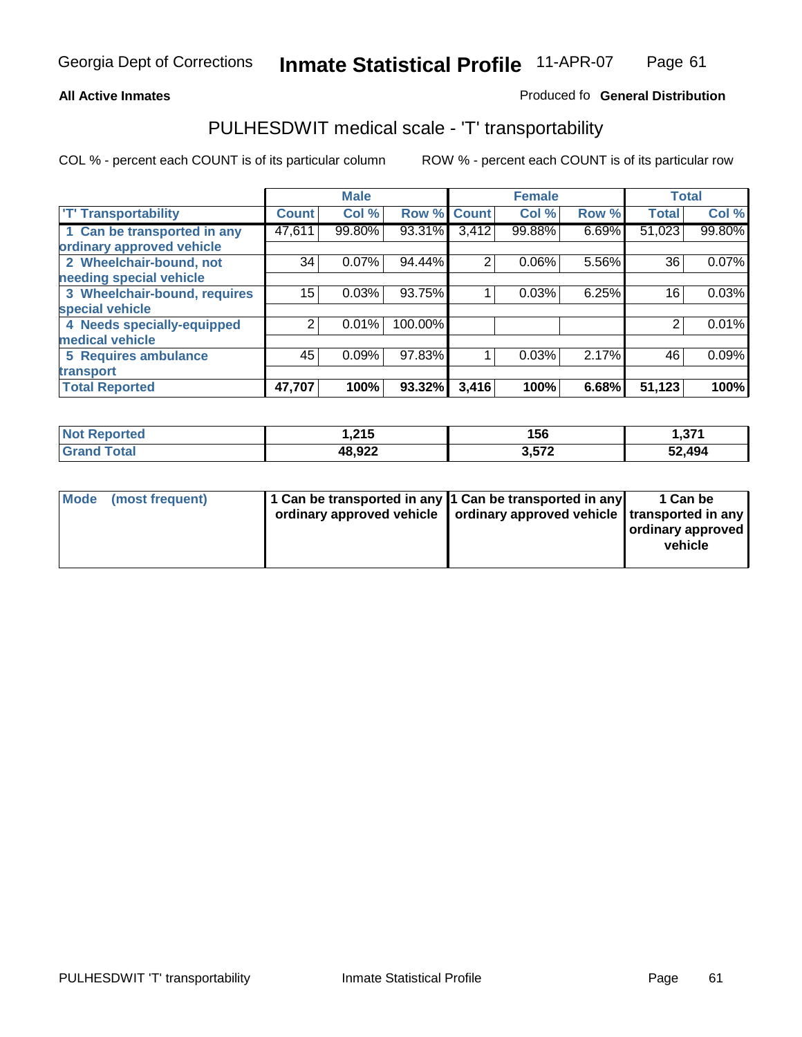Georgia Dept of Corrections **Inmate Statistical Profile** 11-APR-07

**All Active Inmates**

Produced fo **General Distribution**

## PULHESDWIT medical scale - 'T' transportability

COL % - percent each COUNT is of its particular column ROW % - percent each COUNT is of its particular row

| | Male | | | Female | | | Total | |
|---|---|---|---|---|---|---|---|---|
| 'T' Transportability | Count | Col % | Row % | Count | Col % | Row % | Total | Col % |
| 1 Can be transported in any ordinary approved vehicle | 47,611 | 99.80% | 93.31% | 3,412 | 99.88% | 6.69% | 51,023 | 99.80% |
| 2 Wheelchair-bound, not needing special vehicle | 34 | 0.07% | 94.44% | 2 | 0.06% | 5.56% | 36 | 0.07% |
| 3 Wheelchair-bound, requires special vehicle | 15 | 0.03% | 93.75% | 1 | 0.03% | 6.25% | 16 | 0.03% |
| 4 Needs specially-equipped medical vehicle | 2 | 0.01% | 100.00% | | | | 2 | 0.01% |
| 5 Requires ambulance transport | 45 | 0.09% | 97.83% | 1 | 0.03% | 2.17% | 46 | 0.09% |
| **Total Reported** | **47,707** | **100%** | **93.32%** | **3,416** | **100%** | **6.68%** | **51,123** | **100%** |

| | Male | Female | Total |
|---|---|---|---|
| **Not Reported** | **1,215** | **156** | **1,371** |
| **Grand Total** | **48,922** | **3,572** | **52,494** |

| | Male | Female | Total |
|---|---|---|---|
| **Mode (most frequent)** | **1 Can be transported in any ordinary approved vehicle** | **1 Can be transported in any ordinary approved vehicle** | **1 Can be transported in any ordinary approved vehicle** |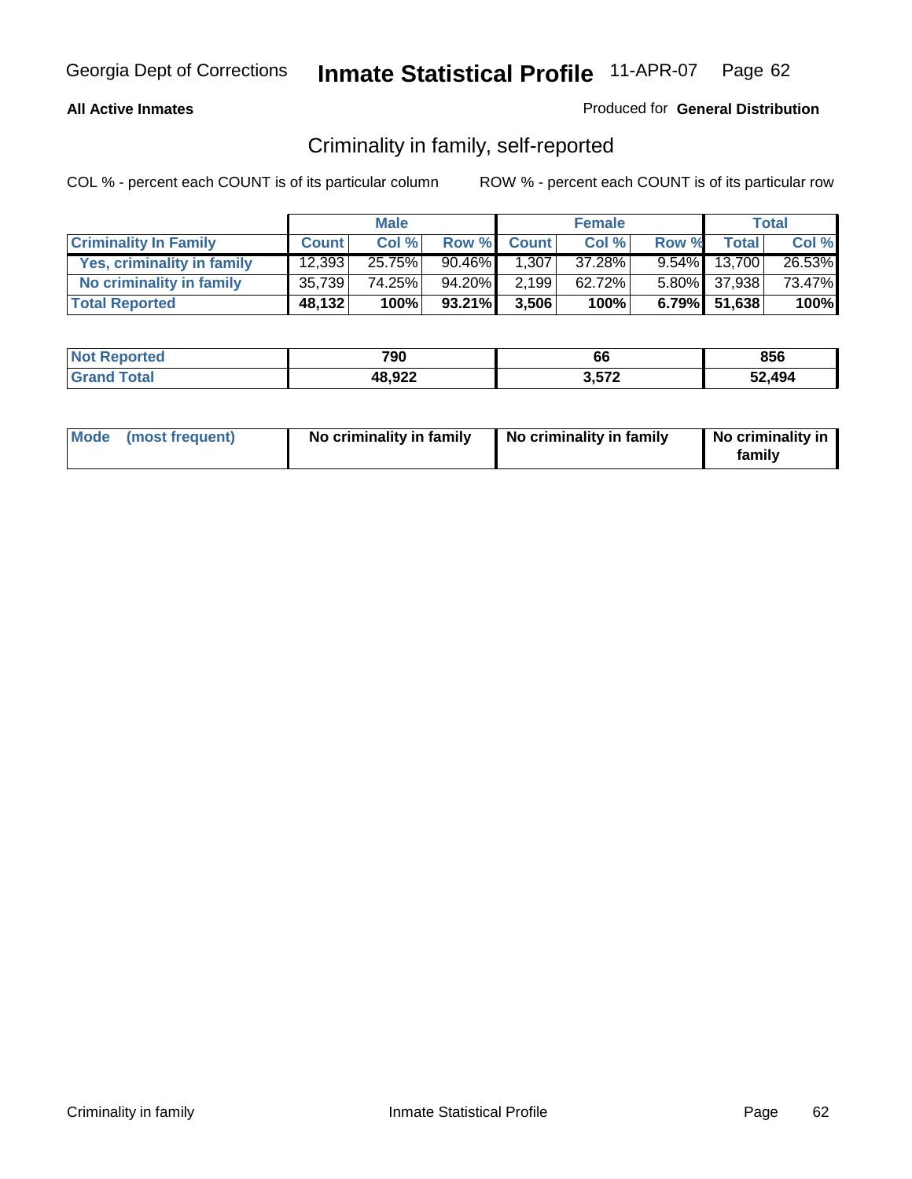Georgia Dept of Corrections **Inmate Statistical Profile** 11-APR-07

**All Active Inmates**

Produced for **General Distribution**

## Criminality in family, self-reported

COL % - percent each COUNT is of its particular column    ROW % - percent each COUNT is of its particular row

| | Male | | | Female | | | Total | |
|---|---|---|---|---|---|---|---|---|
| **Criminality In Family** | **Count** | **Col %** | **Row %** | **Count** | **Col %** | **Row %** | **Total** | **Col %** |
| **Yes, criminality in family** | 12,393 | 25.75% | 90.46% | 1,307 | 37.28% | 9.54% | 13,700 | 26.53% |
| **No criminality in family** | 35,739 | 74.25% | 94.20% | 2,199 | 62.72% | 5.80% | 37,938 | 73.47% |
| **Total Reported** | **48,132** | **100%** | **93.21%** | **3,506** | **100%** | **6.79%** | **51,638** | **100%** |

| | Male | Female | Total |
|---|---|---|---|
| **Not Reported** | **790** | **66** | **856** |
| **Grand Total** | **48,922** | **3,572** | **52,494** |

| | Male | Female | Total |
|---|---|---|---|
| **Mode (most frequent)** | **No criminality in family** | **No criminality in family** | **No criminality in family** |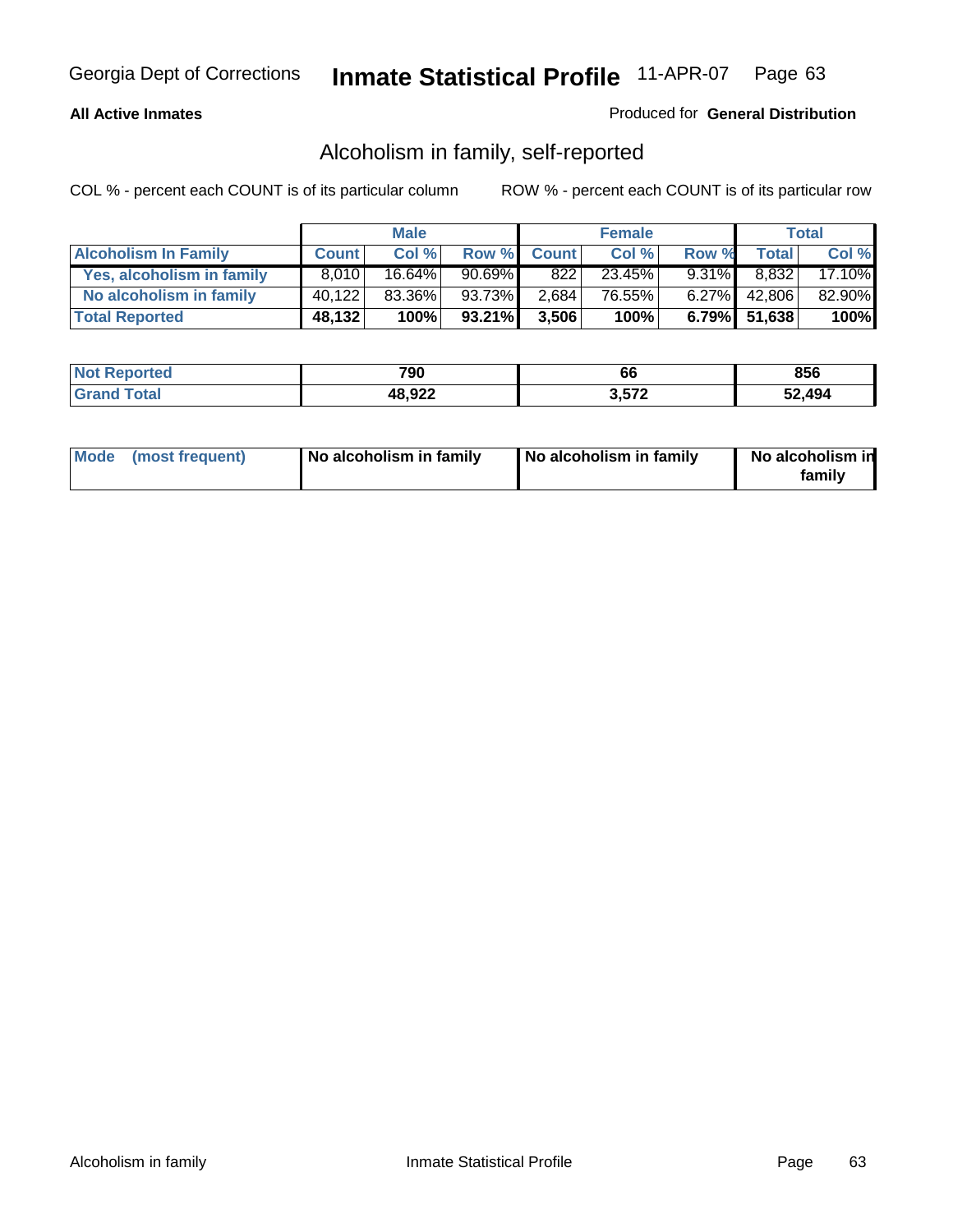Georgia Dept of Corrections **Inmate Statistical Profile** 11-APR-07

**All Active Inmates**

Produced for **General Distribution**

## Alcoholism in family, self-reported

COL % - percent each COUNT is of its particular column ROW % - percent each COUNT is of its particular row

| | Male | | | Female | | | Total | |
|---|---|---|---|---|---|---|---|---|
| **Alcoholism In Family** | **Count** | **Col %** | **Row %** | **Count** | **Col %** | **Row %** | **Total** | **Col %** |
| **Yes, alcoholism in family** | 8,010 | 16.64% | 90.69% | 822 | 23.45% | 9.31% | 8,832 | 17.10% |
| **No alcoholism in family** | 40,122 | 83.36% | 93.73% | 2,684 | 76.55% | 6.27% | 42,806 | 82.90% |
| **Total Reported** | **48,132** | **100%** | **93.21%** | **3,506** | **100%** | **6.79%** | **51,638** | **100%** |

| | Male | Female | Total |
|---|---|---|---|
| **Not Reported** | **790** | **66** | **856** |
| **Grand Total** | **48,922** | **3,572** | **52,494** |

| | Male | Female | Total |
|---|---|---|---|
| **Mode (most frequent)** | **No alcoholism in family** | **No alcoholism in family** | **No alcoholism in family** |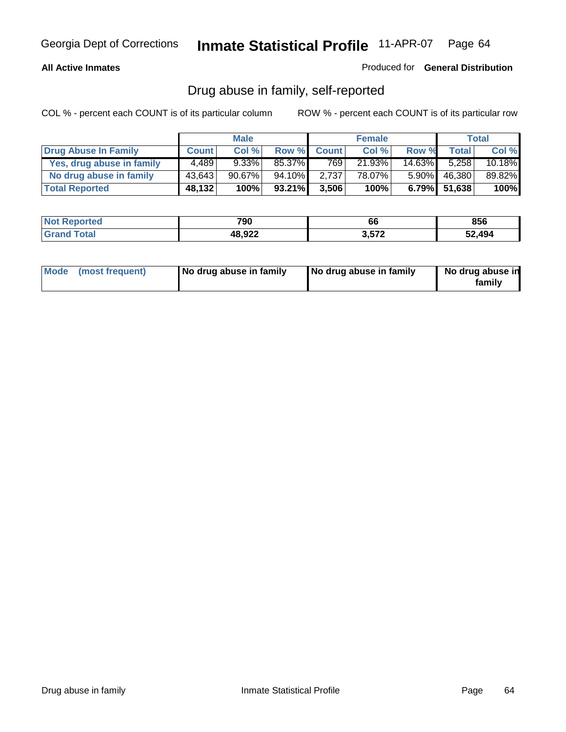Georgia Dept of Corrections **Inmate Statistical Profile** 11-APR-07

**All Active Inmates**

Produced for **General Distribution**

## Drug abuse in family, self-reported

COL % - percent each COUNT is of its particular column ROW % - percent each COUNT is of its particular row

| | Male | | | Female | | | Total | |
|---|---|---|---|---|---|---|---|---|
| **Drug Abuse In Family** | **Count** | **Col %** | **Row %** | **Count** | **Col %** | **Row %** | **Total** | **Col %** |
| Yes, drug abuse in family | 4,489 | 9.33% | 85.37% | 769 | 21.93% | 14.63% | 5,258 | 10.18% |
| No drug abuse in family | 43,643 | 90.67% | 94.10% | 2,737 | 78.07% | 5.90% | 46,380 | 89.82% |
| **Total Reported** | **48,132** | **100%** | **93.21%** | **3,506** | **100%** | **6.79%** | **51,638** | **100%** |

| | Male | Female | Total |
|---|---|---|---|
| Not Reported | 790 | 66 | 856 |
| Grand Total | 48,922 | 3,572 | 52,494 |

| | Male | Female | Total |
|---|---|---|---|
| Mode (most frequent) | No drug abuse in family | No drug abuse in family | No drug abuse in family |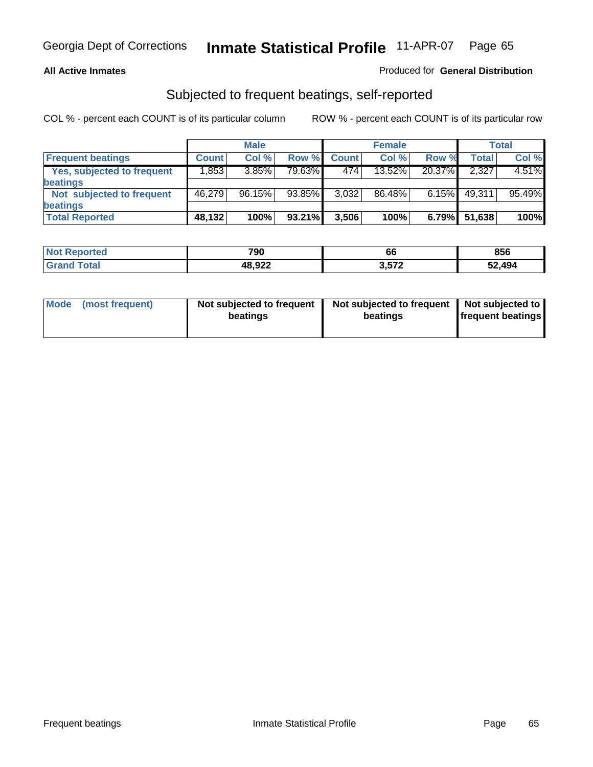Georgia Dept of Corrections **Inmate Statistical Profile** 11-APR-07

**All Active Inmates**

Produced for **General Distribution**

## Subjected to frequent beatings, self-reported

COL % - percent each COUNT is of its particular column ROW % - percent each COUNT is of its particular row

| | Male | | | Female | | | Total | |
|---|---|---|---|---|---|---|---|---|
| **Frequent beatings** | **Count** | **Col %** | **Row %** | **Count** | **Col %** | **Row %** | **Total** | **Col %** |
| **Yes, subjected to frequent beatings** | 1,853 | 3.85% | 79.63% | 474 | 13.52% | 20.37% | 2,327 | 4.51% |
| **Not subjected to frequent beatings** | 46,279 | 96.15% | 93.85% | 3,032 | 86.48% | 6.15% | 49,311 | 95.49% |
| **Total Reported** | **48,132** | **100%** | **93.21%** | **3,506** | **100%** | **6.79%** | **51,638** | **100%** |

| | Male | Female | Total |
|---|---|---|---|
| **Not Reported** | **790** | **66** | **856** |
| **Grand Total** | **48,922** | **3,572** | **52,494** |

| **Mode (most frequent)** | **Not subjected to frequent beatings** | **Not subjected to frequent beatings** | **Not subjected to frequent beatings** |
|---|---|---|---|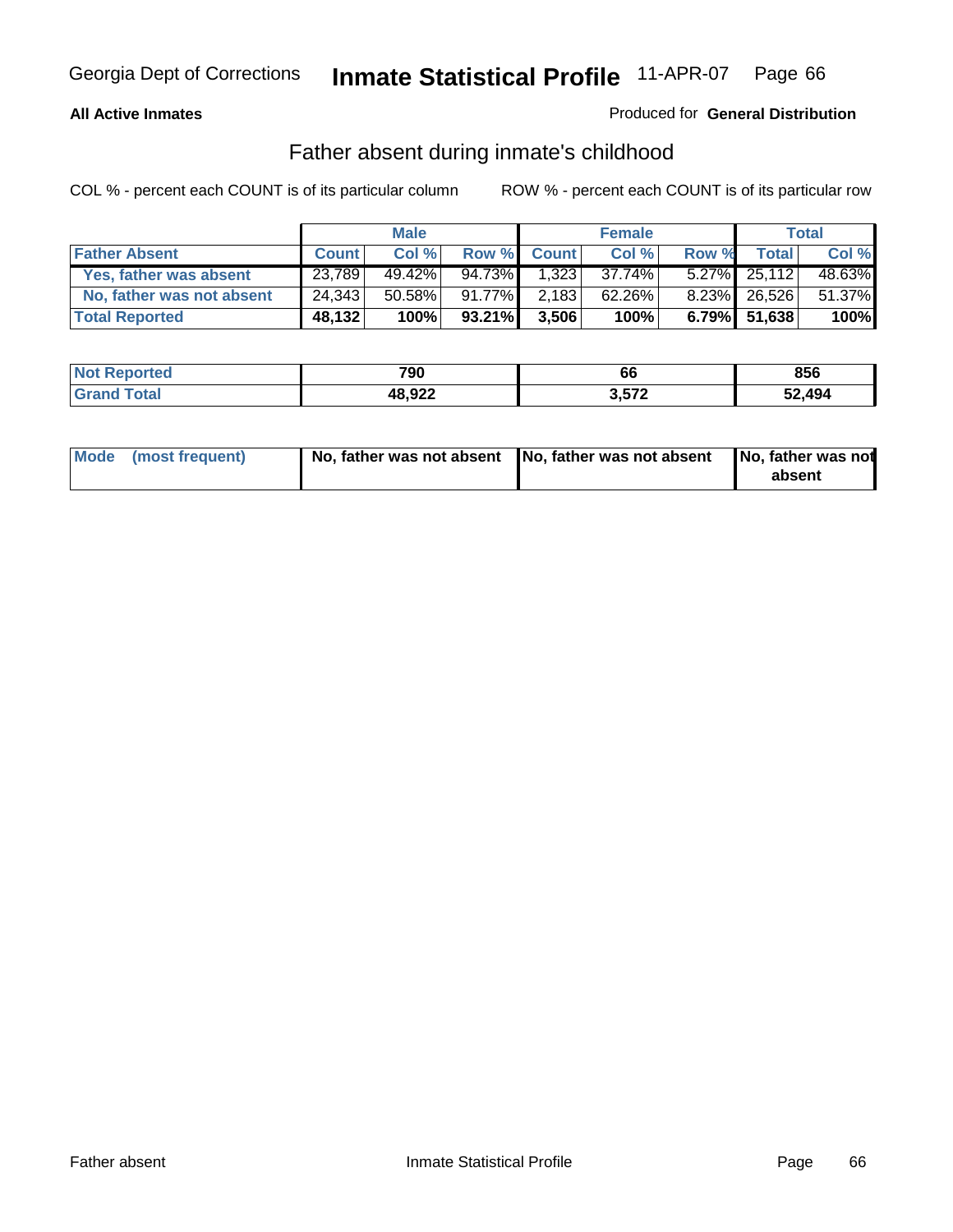Georgia Dept of Corrections **Inmate Statistical Profile** 11-APR-07

**All Active Inmates**

Produced for **General Distribution**

## Father absent during inmate's childhood

COL % - percent each COUNT is of its particular column

ROW % - percent each COUNT is of its particular row

| | Male | | | Female | | | Total | |
|---|---|---|---|---|---|---|---|---|
| **Father Absent** | **Count** | **Col %** | **Row %** | **Count** | **Col %** | **Row %** | **Total** | **Col %** |
| Yes, father was absent | 23,789 | 49.42% | 94.73% | 1,323 | 37.74% | 5.27% | 25,112 | 48.63% |
| No, father was not absent | 24,343 | 50.58% | 91.77% | 2,183 | 62.26% | 8.23% | 26,526 | 51.37% |
| **Total Reported** | **48,132** | **100%** | **93.21%** | **3,506** | **100%** | **6.79%** | **51,638** | **100%** |

| | Male | Female | Total |
|---|---|---|---|
| **Not Reported** | **790** | **66** | **856** |
| **Grand Total** | **48,922** | **3,572** | **52,494** |

| | Male | Female | Total |
|---|---|---|---|
| **Mode (most frequent)** | **No, father was not absent** | **No, father was not absent** | **No, father was not absent** |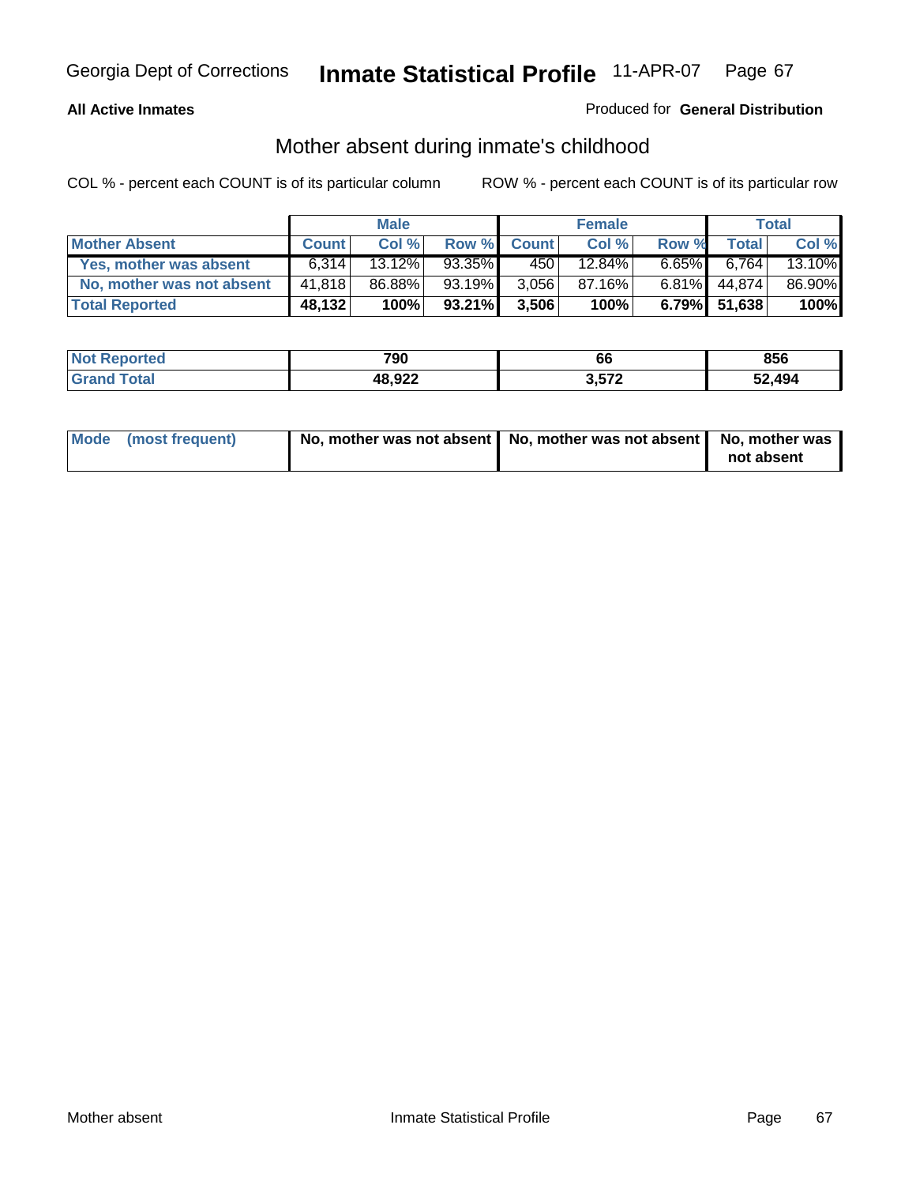Georgia Dept of Corrections **Inmate Statistical Profile** 11-APR-07

**All Active Inmates**

Produced for **General Distribution**

## Mother absent during inmate's childhood

COL % - percent each COUNT is of its particular column

ROW % - percent each COUNT is of its particular row

| | Male | | | Female | | | Total | |
|---|---|---|---|---|---|---|---|---|
| **Mother Absent** | **Count** | **Col %** | **Row %** | **Count** | **Col %** | **Row %** | **Total** | **Col %** |
| **Yes, mother was absent** | 6,314 | 13.12% | 93.35% | 450 | 12.84% | 6.65% | 6,764 | 13.10% |
| **No, mother was not absent** | 41,818 | 86.88% | 93.19% | 3,056 | 87.16% | 6.81% | 44,874 | 86.90% |
| **Total Reported** | **48,132** | **100%** | **93.21%** | **3,506** | **100%** | **6.79%** | **51,638** | **100%** |

| | Male | Female | Total |
|---|---|---|---|
| **Not Reported** | **790** | **66** | **856** |
| **Grand Total** | **48,922** | **3,572** | **52,494** |

| | Male | Female | Total |
|---|---|---|---|
| **Mode (most frequent)** | **No, mother was not absent** | **No, mother was not absent** | **No, mother was not absent** |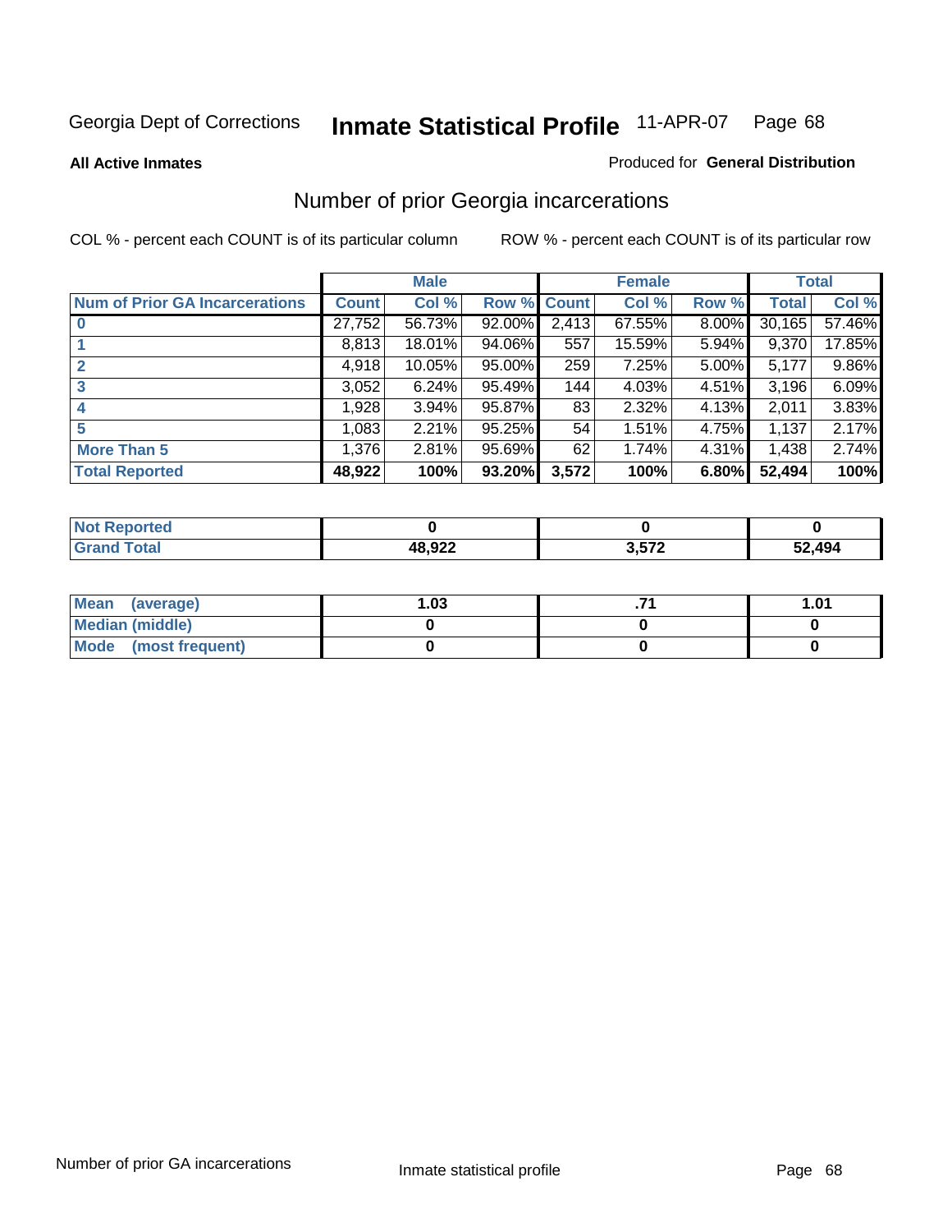# Number of prior Georgia incarcerations

**All Active Inmates** — Produced for **General Distribution**

COL % - percent each COUNT is of its particular column

ROW % - percent each COUNT is of its particular row

| | Male | | | Female | | | Total | |
|---|---|---|---|---|---|---|---|---|
| **Num of Prior GA Incarcerations** | **Count** | **Col %** | **Row %** | **Count** | **Col %** | **Row %** | **Total** | **Col %** |
| **0** | 27,752 | 56.73% | 92.00% | 2,413 | 67.55% | 8.00% | 30,165 | 57.46% |
| **1** | 8,813 | 18.01% | 94.06% | 557 | 15.59% | 5.94% | 9,370 | 17.85% |
| **2** | 4,918 | 10.05% | 95.00% | 259 | 7.25% | 5.00% | 5,177 | 9.86% |
| **3** | 3,052 | 6.24% | 95.49% | 144 | 4.03% | 4.51% | 3,196 | 6.09% |
| **4** | 1,928 | 3.94% | 95.87% | 83 | 2.32% | 4.13% | 2,011 | 3.83% |
| **5** | 1,083 | 2.21% | 95.25% | 54 | 1.51% | 4.75% | 1,137 | 2.17% |
| **More Than 5** | 1,376 | 2.81% | 95.69% | 62 | 1.74% | 4.31% | 1,438 | 2.74% |
| **Total Reported** | **48,922** | **100%** | **93.20%** | **3,572** | **100%** | **6.80%** | **52,494** | **100%** |

| | Male | Female | Total |
|---|---|---|---|
| **Not Reported** | **0** | **0** | **0** |
| **Grand Total** | **48,922** | **3,572** | **52,494** |

| | Male | Female | Total |
|---|---|---|---|
| **Mean (average)** | **1.03** | **.71** | **1.01** |
| **Median (middle)** | **0** | **0** | **0** |
| **Mode (most frequent)** | **0** | **0** | **0** |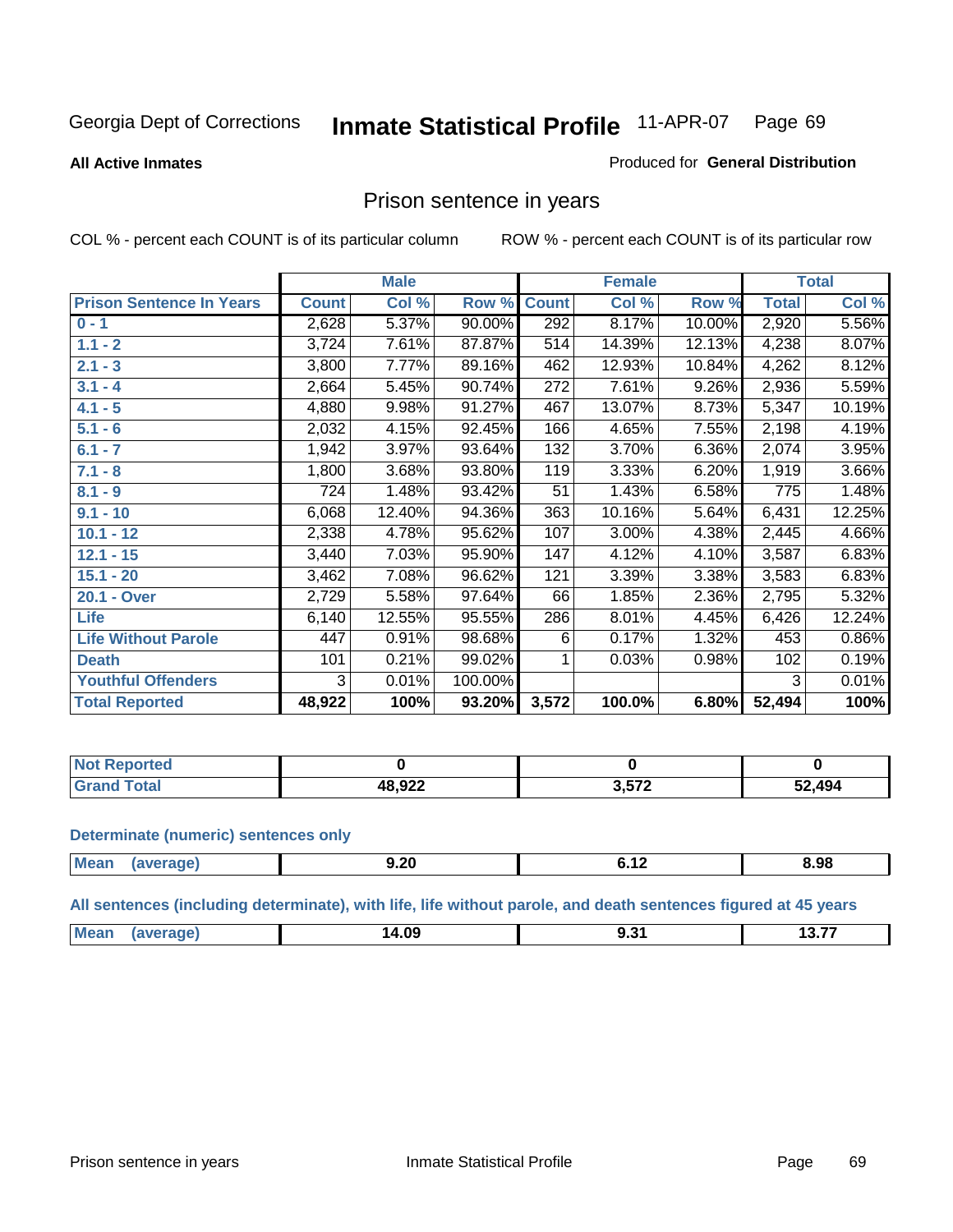Georgia Dept of Corrections **Inmate Statistical Profile** 11-APR-07

**All Active Inmates**

Produced for **General Distribution**

## Prison sentence in years

COL % - percent each COUNT is of its particular column  ROW % - percent each COUNT is of its particular row

| Prison Sentence In Years | Male | | | Female | | | Total | |
|---|---|---|---|---|---|---|---|---|
| | Count | Col % | Row % | Count | Col % | Row % | Total | Col % |
| 0 - 1 | 2,628 | 5.37% | 90.00% | 292 | 8.17% | 10.00% | 2,920 | 5.56% |
| 1.1 - 2 | 3,724 | 7.61% | 87.87% | 514 | 14.39% | 12.13% | 4,238 | 8.07% |
| 2.1 - 3 | 3,800 | 7.77% | 89.16% | 462 | 12.93% | 10.84% | 4,262 | 8.12% |
| 3.1 - 4 | 2,664 | 5.45% | 90.74% | 272 | 7.61% | 9.26% | 2,936 | 5.59% |
| 4.1 - 5 | 4,880 | 9.98% | 91.27% | 467 | 13.07% | 8.73% | 5,347 | 10.19% |
| 5.1 - 6 | 2,032 | 4.15% | 92.45% | 166 | 4.65% | 7.55% | 2,198 | 4.19% |
| 6.1 - 7 | 1,942 | 3.97% | 93.64% | 132 | 3.70% | 6.36% | 2,074 | 3.95% |
| 7.1 - 8 | 1,800 | 3.68% | 93.80% | 119 | 3.33% | 6.20% | 1,919 | 3.66% |
| 8.1 - 9 | 724 | 1.48% | 93.42% | 51 | 1.43% | 6.58% | 775 | 1.48% |
| 9.1 - 10 | 6,068 | 12.40% | 94.36% | 363 | 10.16% | 5.64% | 6,431 | 12.25% |
| 10.1 - 12 | 2,338 | 4.78% | 95.62% | 107 | 3.00% | 4.38% | 2,445 | 4.66% |
| 12.1 - 15 | 3,440 | 7.03% | 95.90% | 147 | 4.12% | 4.10% | 3,587 | 6.83% |
| 15.1 - 20 | 3,462 | 7.08% | 96.62% | 121 | 3.39% | 3.38% | 3,583 | 6.83% |
| 20.1 - Over | 2,729 | 5.58% | 97.64% | 66 | 1.85% | 2.36% | 2,795 | 5.32% |
| Life | 6,140 | 12.55% | 95.55% | 286 | 8.01% | 4.45% | 6,426 | 12.24% |
| Life Without Parole | 447 | 0.91% | 98.68% | 6 | 0.17% | 1.32% | 453 | 0.86% |
| Death | 101 | 0.21% | 99.02% | 1 | 0.03% | 0.98% | 102 | 0.19% |
| Youthful Offenders | 3 | 0.01% | 100.00% | | | | 3 | 0.01% |
| **Total Reported** | **48,922** | **100%** | **93.20%** | **3,572** | **100.0%** | **6.80%** | **52,494** | **100%** |

| | Male | Female | Total |
|---|---|---|---|
| Not Reported | 0 | 0 | 0 |
| Grand Total | 48,922 | 3,572 | 52,494 |

**Determinate (numeric) sentences only**

| | Male | Female | Total |
|---|---|---|---|
| Mean (average) | 9.20 | 6.12 | 8.98 |

**All sentences (including determinate), with life, life without parole, and death sentences figured at 45 years**

| | Male | Female | Total |
|---|---|---|---|
| Mean (average) | 14.09 | 9.31 | 13.77 |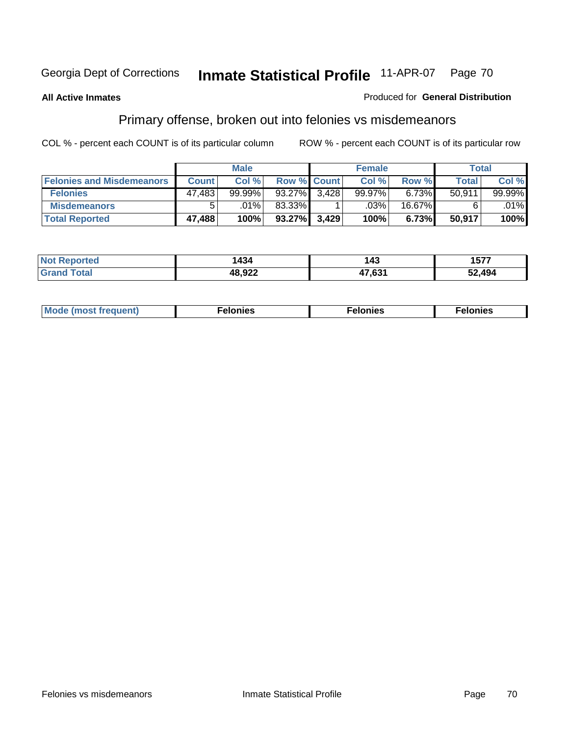Georgia Dept of Corrections **Inmate Statistical Profile** 11-APR-07 Page 70

**All Active Inmates**

Produced for **General Distribution**

## Primary offense, broken out into felonies vs misdemeanors

COL % - percent each COUNT is of its particular column

ROW % - percent each COUNT is of its particular row

| | Male | | | Female | | | Total | |
|---|---|---|---|---|---|---|---|---|
| **Felonies and Misdemeanors** | **Count** | **Col %** | **Row %** | **Count** | **Col %** | **Row %** | **Total** | **Col %** |
| **Felonies** | 47,483 | 99.99% | 93.27% | 3,428 | 99.97% | 6.73% | 50,911 | 99.99% |
| **Misdemeanors** | 5 | .01% | 83.33% | 1 | .03% | 16.67% | 6 | .01% |
| **Total Reported** | **47,488** | **100%** | **93.27%** | **3,429** | **100%** | **6.73%** | **50,917** | **100%** |

| | Male | Female | Total |
|---|---|---|---|
| **Not Reported** | **1434** | **143** | **1577** |
| **Grand Total** | **48,922** | **47,631** | **52,494** |

| | Male | Female | Total |
|---|---|---|---|
| **Mode (most frequent)** | **Felonies** | **Felonies** | **Felonies** |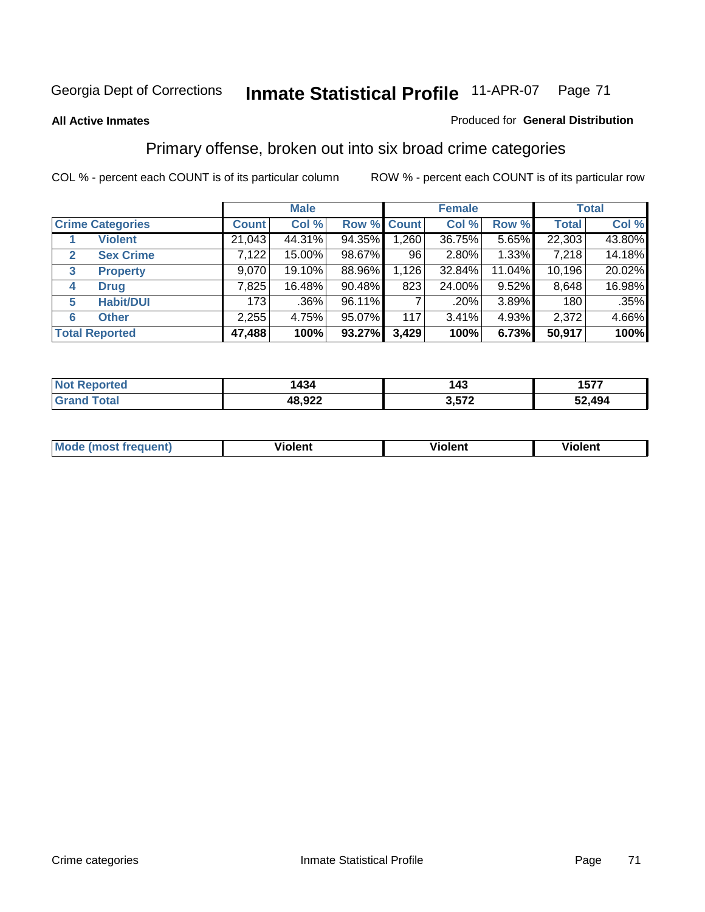Georgia Dept of Corrections **Inmate Statistical Profile** 11-APR-07

**All Active Inmates**

Produced for **General Distribution**

## Primary offense, broken out into six broad crime categories

COL % - percent each COUNT is of its particular column

ROW % - percent each COUNT is of its particular row

| | | Male | | | Female | | | Total | |
|---|---|---|---|---|---|---|---|---|---|
| **Crime Categories** | | **Count** | **Col %** | **Row %** | **Count** | **Col %** | **Row %** | **Total** | **Col %** |
| 1 | **Violent** | 21,043 | 44.31% | 94.35% | 1,260 | 36.75% | 5.65% | 22,303 | 43.80% |
| 2 | **Sex Crime** | 7,122 | 15.00% | 98.67% | 96 | 2.80% | 1.33% | 7,218 | 14.18% |
| 3 | **Property** | 9,070 | 19.10% | 88.96% | 1,126 | 32.84% | 11.04% | 10,196 | 20.02% |
| 4 | **Drug** | 7,825 | 16.48% | 90.48% | 823 | 24.00% | 9.52% | 8,648 | 16.98% |
| 5 | **Habit/DUI** | 173 | .36% | 96.11% | 7 | .20% | 3.89% | 180 | .35% |
| 6 | **Other** | 2,255 | 4.75% | 95.07% | 117 | 3.41% | 4.93% | 2,372 | 4.66% |
| **Total Reported** | | **47,488** | **100%** | **93.27%** | **3,429** | **100%** | **6.73%** | **50,917** | **100%** |

| | Male | Female | Total |
|---|---|---|---|
| **Not Reported** | **1434** | **143** | **1577** |
| **Grand Total** | **48,922** | **3,572** | **52,494** |

| | Male | Female | Total |
|---|---|---|---|
| **Mode (most frequent)** | **Violent** | **Violent** | **Violent** |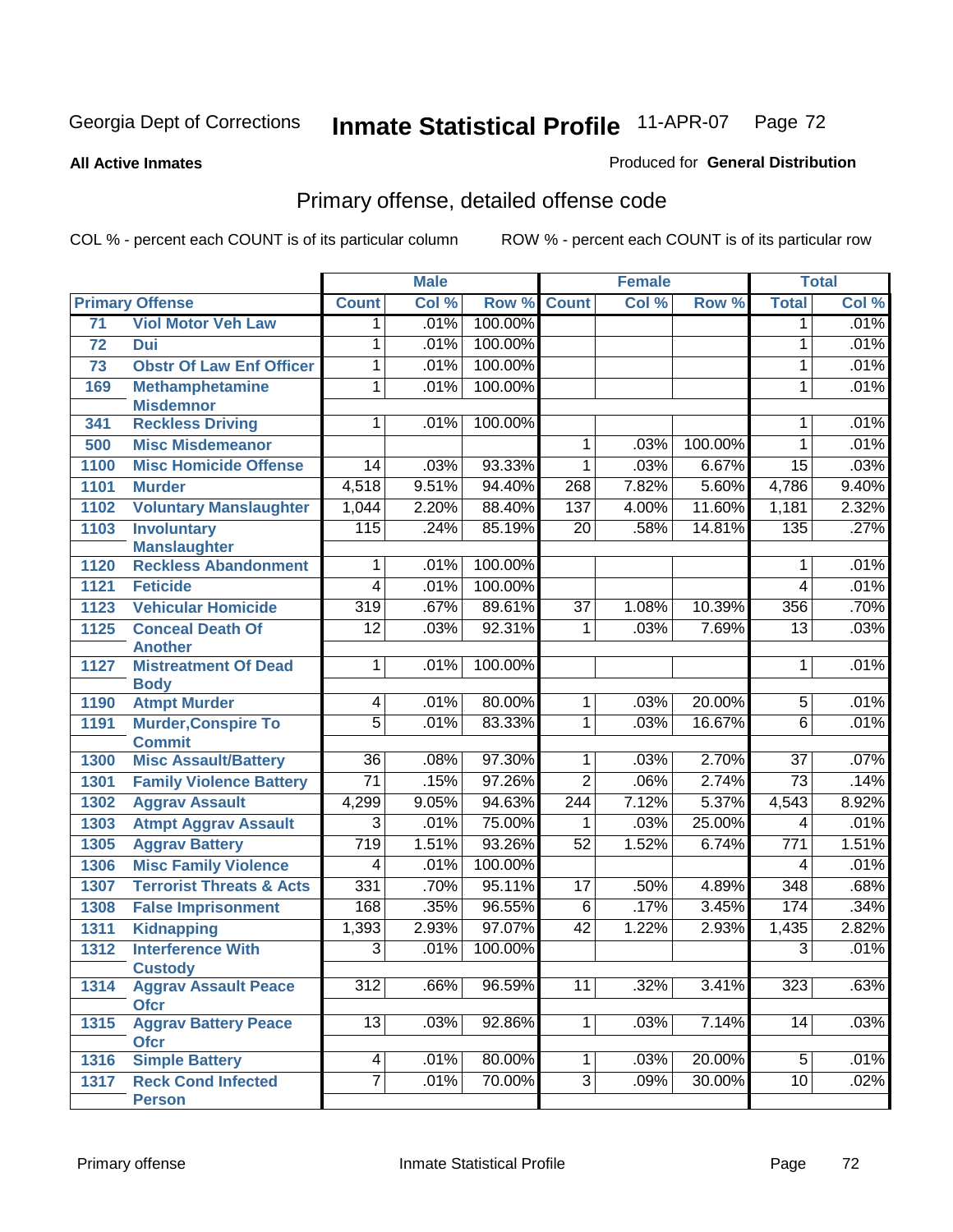Georgia Dept of Corrections **Inmate Statistical Profile** 11-APR-07

**All Active Inmates**

Produced for **General Distribution**

## Primary offense, detailed offense code

COL % - percent each COUNT is of its particular column  ROW % - percent each COUNT is of its particular row

| Primary Offense | | Male | | | Female | | | Total | |
|---|---|---|---|---|---|---|---|---|---|
| | | Count | Col % | Row % | Count | Col % | Row % | Total | Col % |
| 71 | Viol Motor Veh Law | 1 | .01% | 100.00% | | | | 1 | .01% |
| 72 | Dui | 1 | .01% | 100.00% | | | | 1 | .01% |
| 73 | Obstr Of Law Enf Officer | 1 | .01% | 100.00% | | | | 1 | .01% |
| 169 | Methamphetamine Misdemnor | 1 | .01% | 100.00% | | | | 1 | .01% |
| 341 | Reckless Driving | 1 | .01% | 100.00% | | | | 1 | .01% |
| 500 | Misc Misdemeanor | | | | 1 | .03% | 100.00% | 1 | .01% |
| 1100 | Misc Homicide Offense | 14 | .03% | 93.33% | 1 | .03% | 6.67% | 15 | .03% |
| 1101 | Murder | 4,518 | 9.51% | 94.40% | 268 | 7.82% | 5.60% | 4,786 | 9.40% |
| 1102 | Voluntary Manslaughter | 1,044 | 2.20% | 88.40% | 137 | 4.00% | 11.60% | 1,181 | 2.32% |
| 1103 | Involuntary Manslaughter | 115 | .24% | 85.19% | 20 | .58% | 14.81% | 135 | .27% |
| 1120 | Reckless Abandonment | 1 | .01% | 100.00% | | | | 1 | .01% |
| 1121 | Feticide | 4 | .01% | 100.00% | | | | 4 | .01% |
| 1123 | Vehicular Homicide | 319 | .67% | 89.61% | 37 | 1.08% | 10.39% | 356 | .70% |
| 1125 | Conceal Death Of Another | 12 | .03% | 92.31% | 1 | .03% | 7.69% | 13 | .03% |
| 1127 | Mistreatment Of Dead Body | 1 | .01% | 100.00% | | | | 1 | .01% |
| 1190 | Atmpt Murder | 4 | .01% | 80.00% | 1 | .03% | 20.00% | 5 | .01% |
| 1191 | Murder,Conspire To Commit | 5 | .01% | 83.33% | 1 | .03% | 16.67% | 6 | .01% |
| 1300 | Misc Assault/Battery | 36 | .08% | 97.30% | 1 | .03% | 2.70% | 37 | .07% |
| 1301 | Family Violence Battery | 71 | .15% | 97.26% | 2 | .06% | 2.74% | 73 | .14% |
| 1302 | Aggrav Assault | 4,299 | 9.05% | 94.63% | 244 | 7.12% | 5.37% | 4,543 | 8.92% |
| 1303 | Atmpt Aggrav Assault | 3 | .01% | 75.00% | 1 | .03% | 25.00% | 4 | .01% |
| 1305 | Aggrav Battery | 719 | 1.51% | 93.26% | 52 | 1.52% | 6.74% | 771 | 1.51% |
| 1306 | Misc Family Violence | 4 | .01% | 100.00% | | | | 4 | .01% |
| 1307 | Terrorist Threats & Acts | 331 | .70% | 95.11% | 17 | .50% | 4.89% | 348 | .68% |
| 1308 | False Imprisonment | 168 | .35% | 96.55% | 6 | .17% | 3.45% | 174 | .34% |
| 1311 | Kidnapping | 1,393 | 2.93% | 97.07% | 42 | 1.22% | 2.93% | 1,435 | 2.82% |
| 1312 | Interference With Custody | 3 | .01% | 100.00% | | | | 3 | .01% |
| 1314 | Aggrav Assault Peace Ofcr | 312 | .66% | 96.59% | 11 | .32% | 3.41% | 323 | .63% |
| 1315 | Aggrav Battery Peace Ofcr | 13 | .03% | 92.86% | 1 | .03% | 7.14% | 14 | .03% |
| 1316 | Simple Battery | 4 | .01% | 80.00% | 1 | .03% | 20.00% | 5 | .01% |
| 1317 | Reck Cond Infected Person | 7 | .01% | 70.00% | 3 | .09% | 30.00% | 10 | .02% |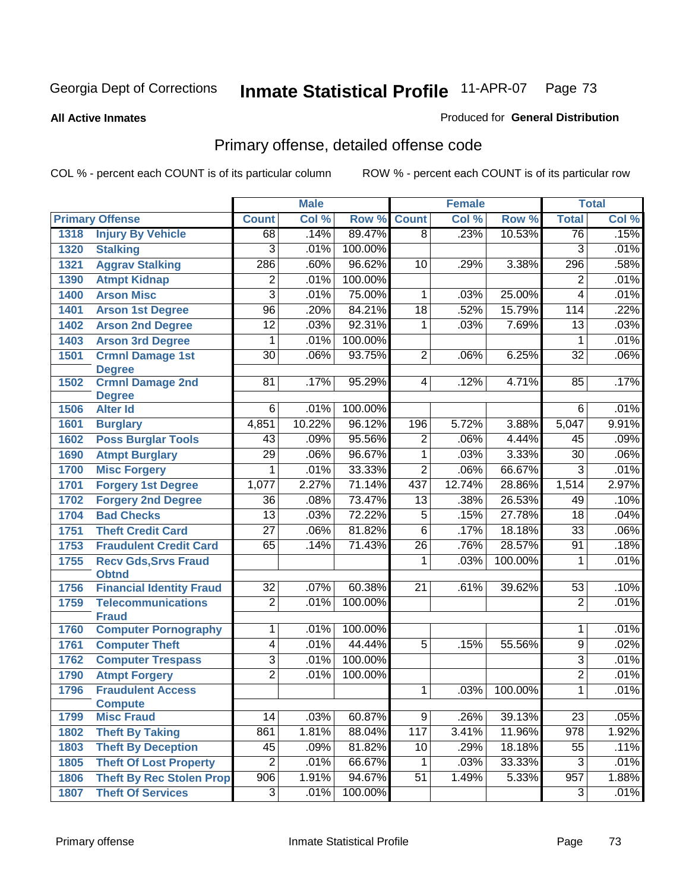# Georgia Dept of Corrections — Inmate Statistical Profile 11-APR-07

**All Active Inmates** — Produced for **General Distribution**

## Primary offense, detailed offense code

COL % - percent each COUNT is of its particular column — ROW % - percent each COUNT is of its particular row

| Primary Offense | | Male | | | Female | | | Total | |
|---|---|---|---|---|---|---|---|---|---|
| | | Count | Col % | Row % | Count | Col % | Row % | Total | Col % |
| 1318 | Injury By Vehicle | 68 | .14% | 89.47% | 8 | .23% | 10.53% | 76 | .15% |
| 1320 | Stalking | 3 | .01% | 100.00% | | | | 3 | .01% |
| 1321 | Aggrav Stalking | 286 | .60% | 96.62% | 10 | .29% | 3.38% | 296 | .58% |
| 1390 | Atmpt Kidnap | 2 | .01% | 100.00% | | | | 2 | .01% |
| 1400 | Arson Misc | 3 | .01% | 75.00% | 1 | .03% | 25.00% | 4 | .01% |
| 1401 | Arson 1st Degree | 96 | .20% | 84.21% | 18 | .52% | 15.79% | 114 | .22% |
| 1402 | Arson 2nd Degree | 12 | .03% | 92.31% | 1 | .03% | 7.69% | 13 | .03% |
| 1403 | Arson 3rd Degree | 1 | .01% | 100.00% | | | | 1 | .01% |
| 1501 | Crmnl Damage 1st Degree | 30 | .06% | 93.75% | 2 | .06% | 6.25% | 32 | .06% |
| 1502 | Crmnl Damage 2nd Degree | 81 | .17% | 95.29% | 4 | .12% | 4.71% | 85 | .17% |
| 1506 | Alter Id | 6 | .01% | 100.00% | | | | 6 | .01% |
| 1601 | Burglary | 4,851 | 10.22% | 96.12% | 196 | 5.72% | 3.88% | 5,047 | 9.91% |
| 1602 | Poss Burglar Tools | 43 | .09% | 95.56% | 2 | .06% | 4.44% | 45 | .09% |
| 1690 | Atmpt Burglary | 29 | .06% | 96.67% | 1 | .03% | 3.33% | 30 | .06% |
| 1700 | Misc Forgery | 1 | .01% | 33.33% | 2 | .06% | 66.67% | 3 | .01% |
| 1701 | Forgery 1st Degree | 1,077 | 2.27% | 71.14% | 437 | 12.74% | 28.86% | 1,514 | 2.97% |
| 1702 | Forgery 2nd Degree | 36 | .08% | 73.47% | 13 | .38% | 26.53% | 49 | .10% |
| 1704 | Bad Checks | 13 | .03% | 72.22% | 5 | .15% | 27.78% | 18 | .04% |
| 1751 | Theft Credit Card | 27 | .06% | 81.82% | 6 | .17% | 18.18% | 33 | .06% |
| 1753 | Fraudulent Credit Card | 65 | .14% | 71.43% | 26 | .76% | 28.57% | 91 | .18% |
| 1755 | Recv Gds,Srvs Fraud Obtnd | | | | 1 | .03% | 100.00% | 1 | .01% |
| 1756 | Financial Identity Fraud | 32 | .07% | 60.38% | 21 | .61% | 39.62% | 53 | .10% |
| 1759 | Telecommunications Fraud | 2 | .01% | 100.00% | | | | 2 | .01% |
| 1760 | Computer Pornography | 1 | .01% | 100.00% | | | | 1 | .01% |
| 1761 | Computer Theft | 4 | .01% | 44.44% | 5 | .15% | 55.56% | 9 | .02% |
| 1762 | Computer Trespass | 3 | .01% | 100.00% | | | | 3 | .01% |
| 1790 | Atmpt Forgery | 2 | .01% | 100.00% | | | | 2 | .01% |
| 1796 | Fraudulent Access Compute | | | | 1 | .03% | 100.00% | 1 | .01% |
| 1799 | Misc Fraud | 14 | .03% | 60.87% | 9 | .26% | 39.13% | 23 | .05% |
| 1802 | Theft By Taking | 861 | 1.81% | 88.04% | 117 | 3.41% | 11.96% | 978 | 1.92% |
| 1803 | Theft By Deception | 45 | .09% | 81.82% | 10 | .29% | 18.18% | 55 | .11% |
| 1805 | Theft Of Lost Property | 2 | .01% | 66.67% | 1 | .03% | 33.33% | 3 | .01% |
| 1806 | Theft By Rec Stolen Prop | 906 | 1.91% | 94.67% | 51 | 1.49% | 5.33% | 957 | 1.88% |
| 1807 | Theft Of Services | 3 | .01% | 100.00% | | | | 3 | .01% |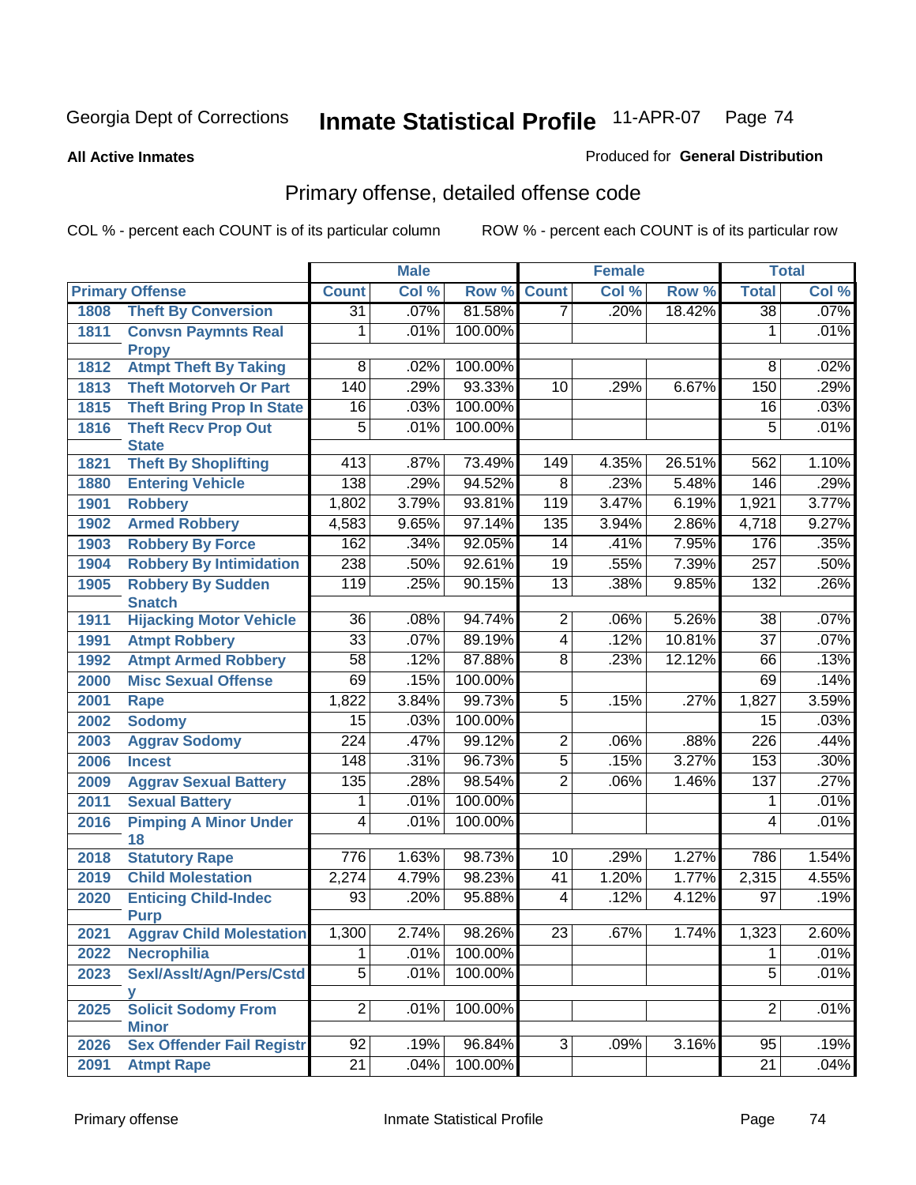Georgia Dept of Corrections **Inmate Statistical Profile** 11-APR-07

**All Active Inmates**

Produced for **General Distribution**

## Primary offense, detailed offense code

COL % - percent each COUNT is of its particular column ROW % - percent each COUNT is of its particular row

| Primary Offense | | Male | | | Female | | | Total | |
|---|---|---|---|---|---|---|---|---|---|
| | | Count | Col % | Row % | Count | Col % | Row % | Total | Col % |
| 1808 | Theft By Conversion | 31 | .07% | 81.58% | 7 | .20% | 18.42% | 38 | .07% |
| 1811 | Convsn Paymnts Real Propy | 1 | .01% | 100.00% | | | | 1 | .01% |
| 1812 | Atmpt Theft By Taking | 8 | .02% | 100.00% | | | | 8 | .02% |
| 1813 | Theft Motorveh Or Part | 140 | .29% | 93.33% | 10 | .29% | 6.67% | 150 | .29% |
| 1815 | Theft Bring Prop In State | 16 | .03% | 100.00% | | | | 16 | .03% |
| 1816 | Theft Recv Prop Out State | 5 | .01% | 100.00% | | | | 5 | .01% |
| 1821 | Theft By Shoplifting | 413 | .87% | 73.49% | 149 | 4.35% | 26.51% | 562 | 1.10% |
| 1880 | Entering Vehicle | 138 | .29% | 94.52% | 8 | .23% | 5.48% | 146 | .29% |
| 1901 | Robbery | 1,802 | 3.79% | 93.81% | 119 | 3.47% | 6.19% | 1,921 | 3.77% |
| 1902 | Armed Robbery | 4,583 | 9.65% | 97.14% | 135 | 3.94% | 2.86% | 4,718 | 9.27% |
| 1903 | Robbery By Force | 162 | .34% | 92.05% | 14 | .41% | 7.95% | 176 | .35% |
| 1904 | Robbery By Intimidation | 238 | .50% | 92.61% | 19 | .55% | 7.39% | 257 | .50% |
| 1905 | Robbery By Sudden Snatch | 119 | .25% | 90.15% | 13 | .38% | 9.85% | 132 | .26% |
| 1911 | Hijacking Motor Vehicle | 36 | .08% | 94.74% | 2 | .06% | 5.26% | 38 | .07% |
| 1991 | Atmpt Robbery | 33 | .07% | 89.19% | 4 | .12% | 10.81% | 37 | .07% |
| 1992 | Atmpt Armed Robbery | 58 | .12% | 87.88% | 8 | .23% | 12.12% | 66 | .13% |
| 2000 | Misc Sexual Offense | 69 | .15% | 100.00% | | | | 69 | .14% |
| 2001 | Rape | 1,822 | 3.84% | 99.73% | 5 | .15% | .27% | 1,827 | 3.59% |
| 2002 | Sodomy | 15 | .03% | 100.00% | | | | 15 | .03% |
| 2003 | Aggrav Sodomy | 224 | .47% | 99.12% | 2 | .06% | .88% | 226 | .44% |
| 2006 | Incest | 148 | .31% | 96.73% | 5 | .15% | 3.27% | 153 | .30% |
| 2009 | Aggrav Sexual Battery | 135 | .28% | 98.54% | 2 | .06% | 1.46% | 137 | .27% |
| 2011 | Sexual Battery | 1 | .01% | 100.00% | | | | 1 | .01% |
| 2016 | Pimping A Minor Under 18 | 4 | .01% | 100.00% | | | | 4 | .01% |
| 2018 | Statutory Rape | 776 | 1.63% | 98.73% | 10 | .29% | 1.27% | 786 | 1.54% |
| 2019 | Child Molestation | 2,274 | 4.79% | 98.23% | 41 | 1.20% | 1.77% | 2,315 | 4.55% |
| 2020 | Enticing Child-Indec Purp | 93 | .20% | 95.88% | 4 | .12% | 4.12% | 97 | .19% |
| 2021 | Aggrav Child Molestation | 1,300 | 2.74% | 98.26% | 23 | .67% | 1.74% | 1,323 | 2.60% |
| 2022 | Necrophilia | 1 | .01% | 100.00% | | | | 1 | .01% |
| 2023 | Sexl/Asslt/Agn/Pers/Cstdy | 5 | .01% | 100.00% | | | | 5 | .01% |
| 2025 | Solicit Sodomy From Minor | 2 | .01% | 100.00% | | | | 2 | .01% |
| 2026 | Sex Offender Fail Registr | 92 | .19% | 96.84% | 3 | .09% | 3.16% | 95 | .19% |
| 2091 | Atmpt Rape | 21 | .04% | 100.00% | | | | 21 | .04% |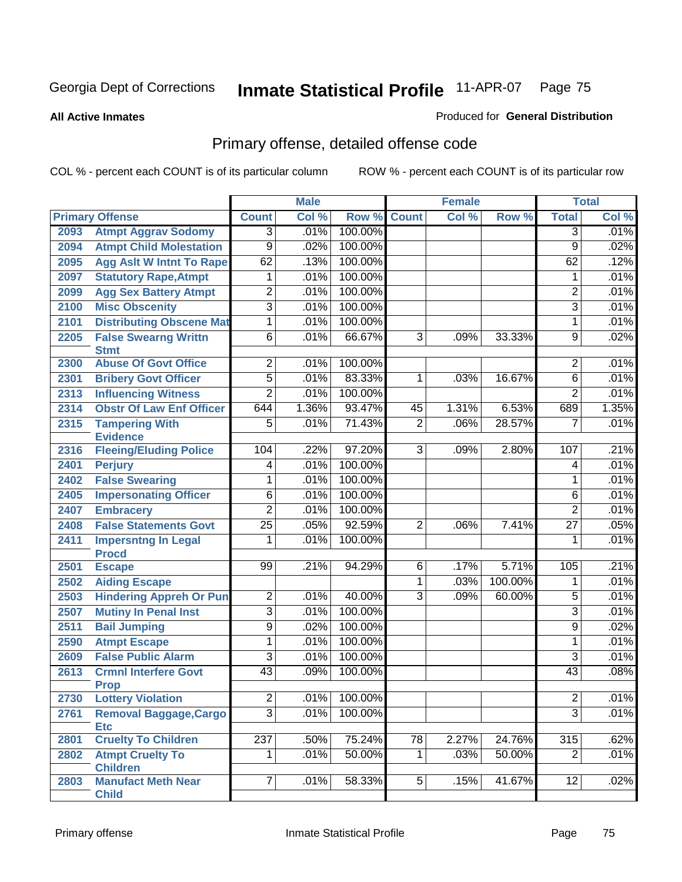Georgia Dept of Corrections **Inmate Statistical Profile** 11-APR-07

**All Active Inmates**

Produced for **General Distribution**

## Primary offense, detailed offense code

COL % - percent each COUNT is of its particular column ROW % - percent each COUNT is of its particular row

| Primary Offense | | Male | | | Female | | | Total | |
|---|---|---|---|---|---|---|---|---|---|
| | | Count | Col % | Row % | Count | Col % | Row % | Total | Col % |
| 2093 | Atmpt Aggrav Sodomy | 3 | .01% | 100.00% | | | | 3 | .01% |
| 2094 | Atmpt Child Molestation | 9 | .02% | 100.00% | | | | 9 | .02% |
| 2095 | Agg Aslt W Intnt To Rape | 62 | .13% | 100.00% | | | | 62 | .12% |
| 2097 | Statutory Rape,Atmpt | 1 | .01% | 100.00% | | | | 1 | .01% |
| 2099 | Agg Sex Battery Atmpt | 2 | .01% | 100.00% | | | | 2 | .01% |
| 2100 | Misc Obscenity | 3 | .01% | 100.00% | | | | 3 | .01% |
| 2101 | Distributing Obscene Mat | 1 | .01% | 100.00% | | | | 1 | .01% |
| 2205 | False Swearng Writtn Stmt | 6 | .01% | 66.67% | 3 | .09% | 33.33% | 9 | .02% |
| 2300 | Abuse Of Govt Office | 2 | .01% | 100.00% | | | | 2 | .01% |
| 2301 | Bribery Govt Officer | 5 | .01% | 83.33% | 1 | .03% | 16.67% | 6 | .01% |
| 2313 | Influencing Witness | 2 | .01% | 100.00% | | | | 2 | .01% |
| 2314 | Obstr Of Law Enf Officer | 644 | 1.36% | 93.47% | 45 | 1.31% | 6.53% | 689 | 1.35% |
| 2315 | Tampering With Evidence | 5 | .01% | 71.43% | 2 | .06% | 28.57% | 7 | .01% |
| 2316 | Fleeing/Eluding Police | 104 | .22% | 97.20% | 3 | .09% | 2.80% | 107 | .21% |
| 2401 | Perjury | 4 | .01% | 100.00% | | | | 4 | .01% |
| 2402 | False Swearing | 1 | .01% | 100.00% | | | | 1 | .01% |
| 2405 | Impersonating Officer | 6 | .01% | 100.00% | | | | 6 | .01% |
| 2407 | Embracery | 2 | .01% | 100.00% | | | | 2 | .01% |
| 2408 | False Statements Govt | 25 | .05% | 92.59% | 2 | .06% | 7.41% | 27 | .05% |
| 2411 | Impersntng In Legal Procd | 1 | .01% | 100.00% | | | | 1 | .01% |
| 2501 | Escape | 99 | .21% | 94.29% | 6 | .17% | 5.71% | 105 | .21% |
| 2502 | Aiding Escape | | | | 1 | .03% | 100.00% | 1 | .01% |
| 2503 | Hindering Appreh Or Pun | 2 | .01% | 40.00% | 3 | .09% | 60.00% | 5 | .01% |
| 2507 | Mutiny In Penal Inst | 3 | .01% | 100.00% | | | | 3 | .01% |
| 2511 | Bail Jumping | 9 | .02% | 100.00% | | | | 9 | .02% |
| 2590 | Atmpt Escape | 1 | .01% | 100.00% | | | | 1 | .01% |
| 2609 | False Public Alarm | 3 | .01% | 100.00% | | | | 3 | .01% |
| 2613 | Crmnl Interfere Govt Prop | 43 | .09% | 100.00% | | | | 43 | .08% |
| 2730 | Lottery Violation | 2 | .01% | 100.00% | | | | 2 | .01% |
| 2761 | Removal Baggage,Cargo Etc | 3 | .01% | 100.00% | | | | 3 | .01% |
| 2801 | Cruelty To Children | 237 | .50% | 75.24% | 78 | 2.27% | 24.76% | 315 | .62% |
| 2802 | Atmpt Cruelty To Children | 1 | .01% | 50.00% | 1 | .03% | 50.00% | 2 | .01% |
| 2803 | Manufact Meth Near Child | 7 | .01% | 58.33% | 5 | .15% | 41.67% | 12 | .02% |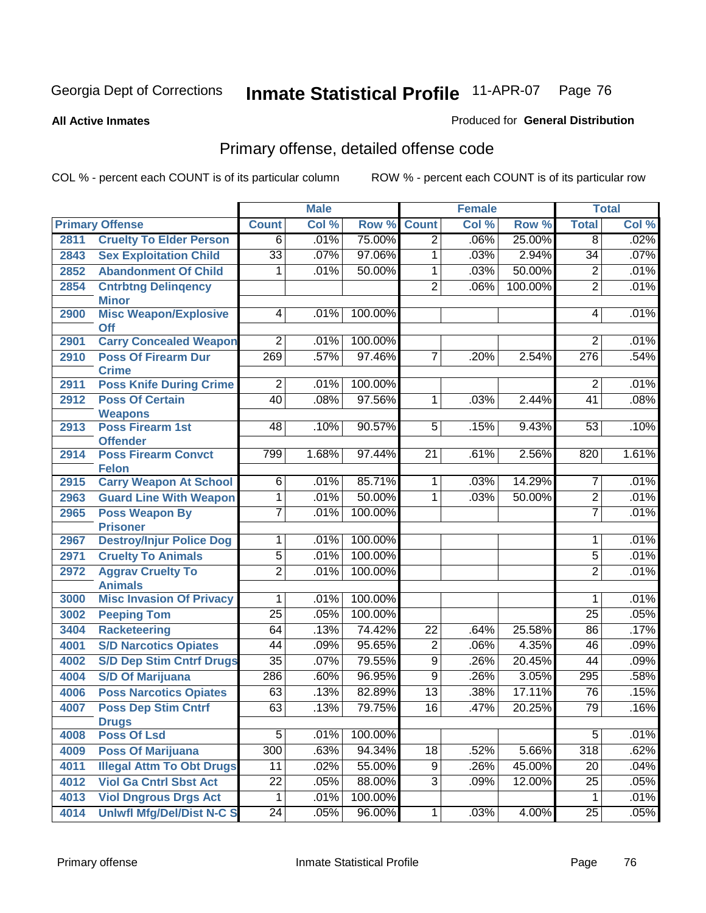Georgia Dept of Corrections **Inmate Statistical Profile** 11-APR-07

**All Active Inmates**

Produced for **General Distribution**

## Primary offense, detailed offense code

COL % - percent each COUNT is of its particular column ROW % - percent each COUNT is of its particular row

| Primary Offense | | Male | | | Female | | | Total | |
|---|---|---|---|---|---|---|---|---|---|
| | | Count | Col % | Row % | Count | Col % | Row % | Total | Col % |
| 2811 | Cruelty To Elder Person | 6 | .01% | 75.00% | 2 | .06% | 25.00% | 8 | .02% |
| 2843 | Sex Exploitation Child | 33 | .07% | 97.06% | 1 | .03% | 2.94% | 34 | .07% |
| 2852 | Abandonment Of Child | 1 | .01% | 50.00% | 1 | .03% | 50.00% | 2 | .01% |
| 2854 | Cntrbtng Delinqency Minor | | | | 2 | .06% | 100.00% | 2 | .01% |
| 2900 | Misc Weapon/Explosive Off | 4 | .01% | 100.00% | | | | 4 | .01% |
| 2901 | Carry Concealed Weapon | 2 | .01% | 100.00% | | | | 2 | .01% |
| 2910 | Poss Of Firearm Dur Crime | 269 | .57% | 97.46% | 7 | .20% | 2.54% | 276 | .54% |
| 2911 | Poss Knife During Crime | 2 | .01% | 100.00% | | | | 2 | .01% |
| 2912 | Poss Of Certain Weapons | 40 | .08% | 97.56% | 1 | .03% | 2.44% | 41 | .08% |
| 2913 | Poss Firearm 1st Offender | 48 | .10% | 90.57% | 5 | .15% | 9.43% | 53 | .10% |
| 2914 | Poss Firearm Convct Felon | 799 | 1.68% | 97.44% | 21 | .61% | 2.56% | 820 | 1.61% |
| 2915 | Carry Weapon At School | 6 | .01% | 85.71% | 1 | .03% | 14.29% | 7 | .01% |
| 2963 | Guard Line With Weapon | 1 | .01% | 50.00% | 1 | .03% | 50.00% | 2 | .01% |
| 2965 | Poss Weapon By Prisoner | 7 | .01% | 100.00% | | | | 7 | .01% |
| 2967 | Destroy/Injur Police Dog | 1 | .01% | 100.00% | | | | 1 | .01% |
| 2971 | Cruelty To Animals | 5 | .01% | 100.00% | | | | 5 | .01% |
| 2972 | Aggrav Cruelty To Animals | 2 | .01% | 100.00% | | | | 2 | .01% |
| 3000 | Misc Invasion Of Privacy | 1 | .01% | 100.00% | | | | 1 | .01% |
| 3002 | Peeping Tom | 25 | .05% | 100.00% | | | | 25 | .05% |
| 3404 | Racketeering | 64 | .13% | 74.42% | 22 | .64% | 25.58% | 86 | .17% |
| 4001 | S/D Narcotics Opiates | 44 | .09% | 95.65% | 2 | .06% | 4.35% | 46 | .09% |
| 4002 | S/D Dep Stim Cntrf Drugs | 35 | .07% | 79.55% | 9 | .26% | 20.45% | 44 | .09% |
| 4004 | S/D Of Marijuana | 286 | .60% | 96.95% | 9 | .26% | 3.05% | 295 | .58% |
| 4006 | Poss Narcotics Opiates | 63 | .13% | 82.89% | 13 | .38% | 17.11% | 76 | .15% |
| 4007 | Poss Dep Stim Cntrf Drugs | 63 | .13% | 79.75% | 16 | .47% | 20.25% | 79 | .16% |
| 4008 | Poss Of Lsd | 5 | .01% | 100.00% | | | | 5 | .01% |
| 4009 | Poss Of Marijuana | 300 | .63% | 94.34% | 18 | .52% | 5.66% | 318 | .62% |
| 4011 | Illegal Attm To Obt Drugs | 11 | .02% | 55.00% | 9 | .26% | 45.00% | 20 | .04% |
| 4012 | Viol Ga Cntrl Sbst Act | 22 | .05% | 88.00% | 3 | .09% | 12.00% | 25 | .05% |
| 4013 | Viol Dngrous Drgs Act | 1 | .01% | 100.00% | | | | 1 | .01% |
| 4014 | Unlwfl Mfg/Del/Dist N-C S | 24 | .05% | 96.00% | 1 | .03% | 4.00% | 25 | .05% |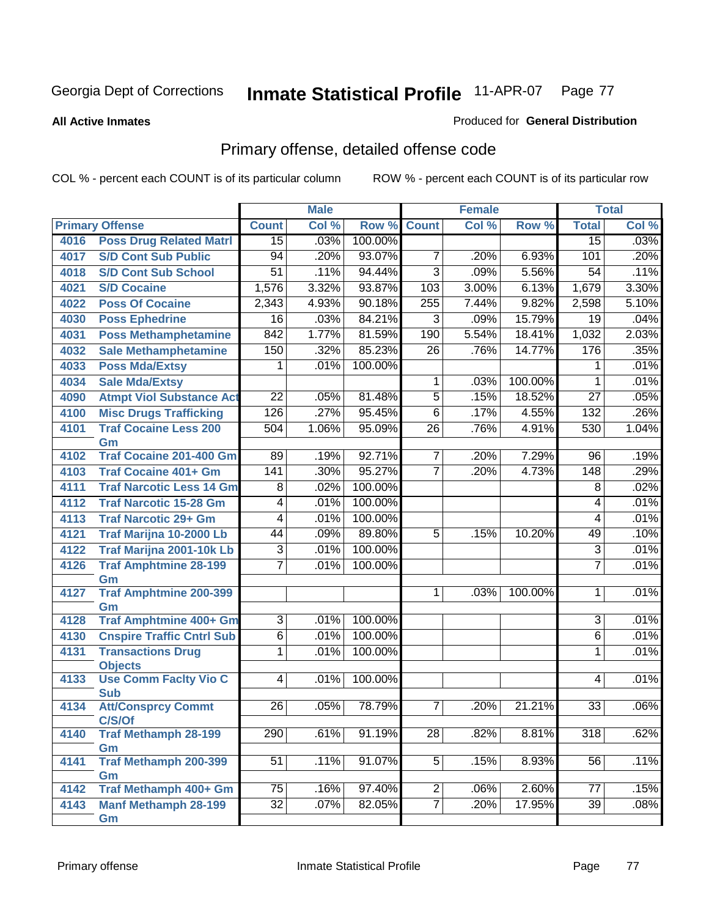Georgia Dept of Corrections **Inmate Statistical Profile** 11-APR-07

**All Active Inmates**

Produced for **General Distribution**

## Primary offense, detailed offense code

COL % - percent each COUNT is of its particular column ROW % - percent each COUNT is of its particular row

| Primary Offense | | Male | | | Female | | | Total | |
|---|---|---|---|---|---|---|---|---|---|
| | | Count | Col % | Row % | Count | Col % | Row % | Total | Col % |
| 4016 | Poss Drug Related Matrl | 15 | .03% | 100.00% | | | | 15 | .03% |
| 4017 | S/D Cont Sub Public | 94 | .20% | 93.07% | 7 | .20% | 6.93% | 101 | .20% |
| 4018 | S/D Cont Sub School | 51 | .11% | 94.44% | 3 | .09% | 5.56% | 54 | .11% |
| 4021 | S/D Cocaine | 1,576 | 3.32% | 93.87% | 103 | 3.00% | 6.13% | 1,679 | 3.30% |
| 4022 | Poss Of Cocaine | 2,343 | 4.93% | 90.18% | 255 | 7.44% | 9.82% | 2,598 | 5.10% |
| 4030 | Poss Ephedrine | 16 | .03% | 84.21% | 3 | .09% | 15.79% | 19 | .04% |
| 4031 | Poss Methamphetamine | 842 | 1.77% | 81.59% | 190 | 5.54% | 18.41% | 1,032 | 2.03% |
| 4032 | Sale Methamphetamine | 150 | .32% | 85.23% | 26 | .76% | 14.77% | 176 | .35% |
| 4033 | Poss Mda/Extsy | 1 | .01% | 100.00% | | | | 1 | .01% |
| 4034 | Sale Mda/Extsy | | | | 1 | .03% | 100.00% | 1 | .01% |
| 4090 | Atmpt Viol Substance Act | 22 | .05% | 81.48% | 5 | .15% | 18.52% | 27 | .05% |
| 4100 | Misc Drugs Trafficking | 126 | .27% | 95.45% | 6 | .17% | 4.55% | 132 | .26% |
| 4101 | Traf Cocaine Less 200 Gm | 504 | 1.06% | 95.09% | 26 | .76% | 4.91% | 530 | 1.04% |
| 4102 | Traf Cocaine 201-400 Gm | 89 | .19% | 92.71% | 7 | .20% | 7.29% | 96 | .19% |
| 4103 | Traf Cocaine 401+ Gm | 141 | .30% | 95.27% | 7 | .20% | 4.73% | 148 | .29% |
| 4111 | Traf Narcotic Less 14 Gm | 8 | .02% | 100.00% | | | | 8 | .02% |
| 4112 | Traf Narcotic 15-28 Gm | 4 | .01% | 100.00% | | | | 4 | .01% |
| 4113 | Traf Narcotic 29+ Gm | 4 | .01% | 100.00% | | | | 4 | .01% |
| 4121 | Traf Marijna 10-2000 Lb | 44 | .09% | 89.80% | 5 | .15% | 10.20% | 49 | .10% |
| 4122 | Traf Marijna 2001-10k Lb | 3 | .01% | 100.00% | | | | 3 | .01% |
| 4126 | Traf Amphtmine 28-199 Gm | 7 | .01% | 100.00% | | | | 7 | .01% |
| 4127 | Traf Amphtmine 200-399 Gm | | | | 1 | .03% | 100.00% | 1 | .01% |
| 4128 | Traf Amphtmine 400+ Gm | 3 | .01% | 100.00% | | | | 3 | .01% |
| 4130 | Cnspire Traffic Cntrl Sub | 6 | .01% | 100.00% | | | | 6 | .01% |
| 4131 | Transactions Drug Objects | 1 | .01% | 100.00% | | | | 1 | .01% |
| 4133 | Use Comm Faclty Vio C Sub | 4 | .01% | 100.00% | | | | 4 | .01% |
| 4134 | Att/Consprcy Commt C/S/Of | 26 | .05% | 78.79% | 7 | .20% | 21.21% | 33 | .06% |
| 4140 | Traf Methamph 28-199 Gm | 290 | .61% | 91.19% | 28 | .82% | 8.81% | 318 | .62% |
| 4141 | Traf Methamph 200-399 Gm | 51 | .11% | 91.07% | 5 | .15% | 8.93% | 56 | .11% |
| 4142 | Traf Methamph 400+ Gm | 75 | .16% | 97.40% | 2 | .06% | 2.60% | 77 | .15% |
| 4143 | Manf Methamph 28-199 Gm | 32 | .07% | 82.05% | 7 | .20% | 17.95% | 39 | .08% |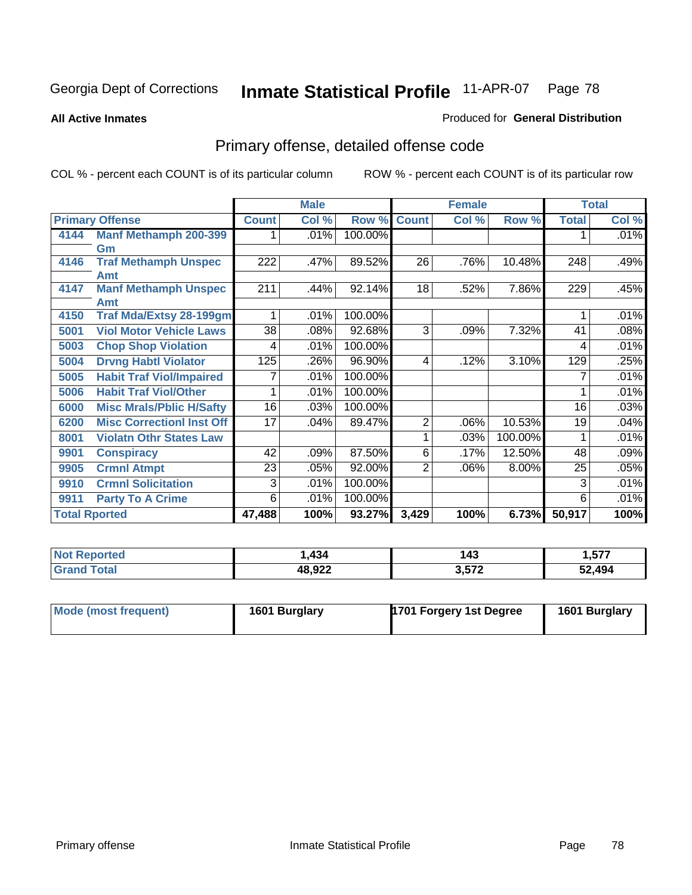Georgia Dept of Corrections **Inmate Statistical Profile** 11-APR-07

**All Active Inmates**

Produced for **General Distribution**

## Primary offense, detailed offense code

COL % - percent each COUNT is of its particular column    ROW % - percent each COUNT is of its particular row

| Primary Offense | | Male | | | Female | | | Total | |
|---|---|---|---|---|---|---|---|---|---|
| | | Count | Col % | Row % | Count | Col % | Row % | Total | Col % |
| 4144 | Manf Methamph 200-399 Gm | 1 | .01% | 100.00% | | | | 1 | .01% |
| 4146 | Traf Methamph Unspec Amt | 222 | .47% | 89.52% | 26 | .76% | 10.48% | 248 | .49% |
| 4147 | Manf Methamph Unspec Amt | 211 | .44% | 92.14% | 18 | .52% | 7.86% | 229 | .45% |
| 4150 | Traf Mda/Extsy 28-199gm | 1 | .01% | 100.00% | | | | 1 | .01% |
| 5001 | Viol Motor Vehicle Laws | 38 | .08% | 92.68% | 3 | .09% | 7.32% | 41 | .08% |
| 5003 | Chop Shop Violation | 4 | .01% | 100.00% | | | | 4 | .01% |
| 5004 | Drvng Habtl Violator | 125 | .26% | 96.90% | 4 | .12% | 3.10% | 129 | .25% |
| 5005 | Habit Traf Viol/Impaired | 7 | .01% | 100.00% | | | | 7 | .01% |
| 5006 | Habit Traf Viol/Other | 1 | .01% | 100.00% | | | | 1 | .01% |
| 6000 | Misc Mrals/Pblic H/Safty | 16 | .03% | 100.00% | | | | 16 | .03% |
| 6200 | Misc Correctionl Inst Off | 17 | .04% | 89.47% | 2 | .06% | 10.53% | 19 | .04% |
| 8001 | Violatn Othr States Law | | | | 1 | .03% | 100.00% | 1 | .01% |
| 9901 | Conspiracy | 42 | .09% | 87.50% | 6 | .17% | 12.50% | 48 | .09% |
| 9905 | Crmnl Atmpt | 23 | .05% | 92.00% | 2 | .06% | 8.00% | 25 | .05% |
| 9910 | Crmnl Solicitation | 3 | .01% | 100.00% | | | | 3 | .01% |
| 9911 | Party To A Crime | 6 | .01% | 100.00% | | | | 6 | .01% |
| **Total Rported** | | **47,488** | **100%** | **93.27%** | **3,429** | **100%** | **6.73%** | **50,917** | **100%** |

| | Male | Female | Total |
|---|---|---|---|
| Not Reported | 1,434 | 143 | 1,577 |
| Grand Total | 48,922 | 3,572 | 52,494 |

| | Male | Female | Total |
|---|---|---|---|
| Mode (most frequent) | 1601 Burglary | 1701 Forgery 1st Degree | 1601 Burglary |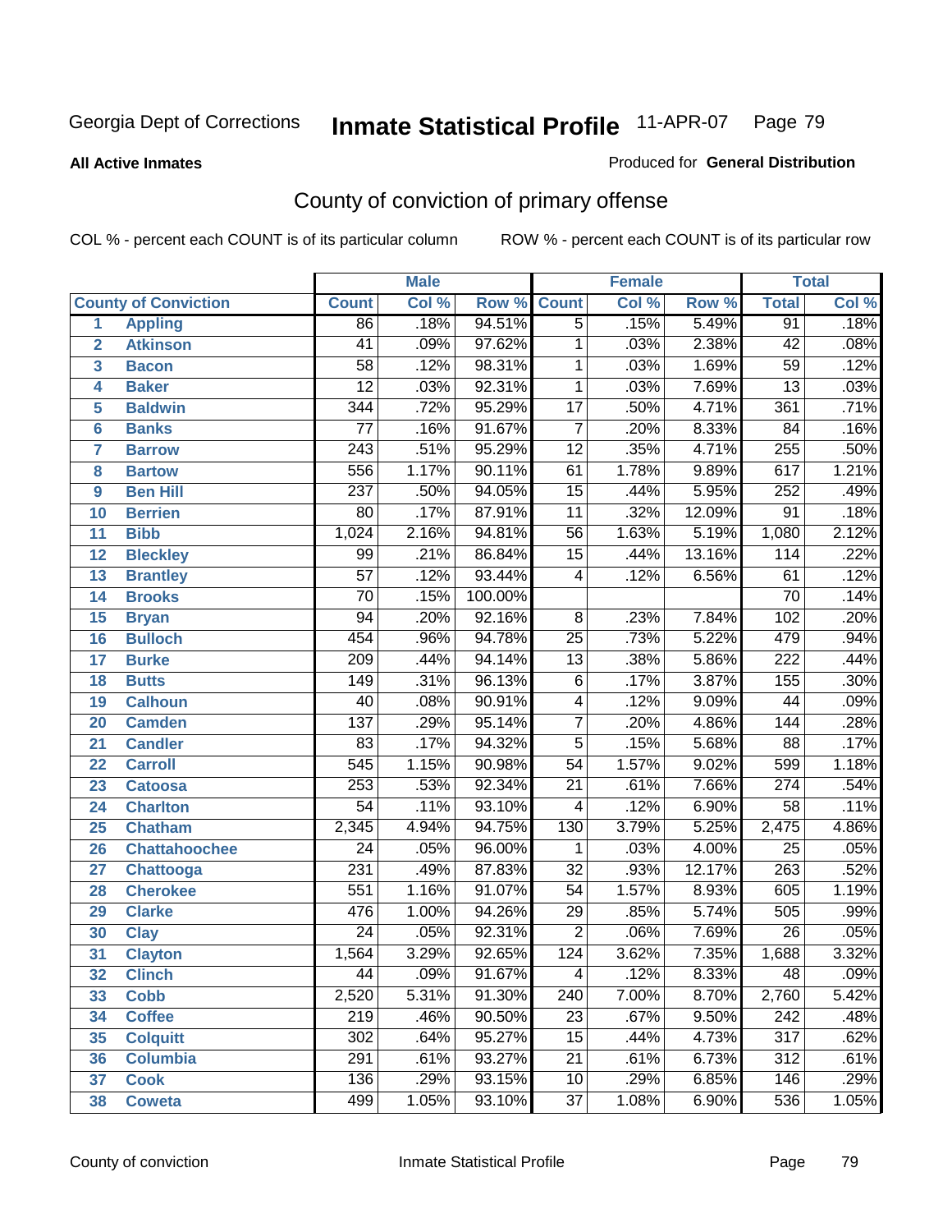Georgia Dept of Corrections **Inmate Statistical Profile** 11-APR-07

**All Active Inmates**

Produced for **General Distribution**

## County of conviction of primary offense

COL % - percent each COUNT is of its particular column ROW % - percent each COUNT is of its particular row

| | | Male | | | Female | | | Total | |
|---|---|---|---|---|---|---|---|---|---|
| **County of Conviction** | | **Count** | **Col %** | **Row %** | **Count** | **Col %** | **Row %** | **Total** | **Col %** |
| 1 | Appling | 86 | .18% | 94.51% | 5 | .15% | 5.49% | 91 | .18% |
| 2 | Atkinson | 41 | .09% | 97.62% | 1 | .03% | 2.38% | 42 | .08% |
| 3 | Bacon | 58 | .12% | 98.31% | 1 | .03% | 1.69% | 59 | .12% |
| 4 | Baker | 12 | .03% | 92.31% | 1 | .03% | 7.69% | 13 | .03% |
| 5 | Baldwin | 344 | .72% | 95.29% | 17 | .50% | 4.71% | 361 | .71% |
| 6 | Banks | 77 | .16% | 91.67% | 7 | .20% | 8.33% | 84 | .16% |
| 7 | Barrow | 243 | .51% | 95.29% | 12 | .35% | 4.71% | 255 | .50% |
| 8 | Bartow | 556 | 1.17% | 90.11% | 61 | 1.78% | 9.89% | 617 | 1.21% |
| 9 | Ben Hill | 237 | .50% | 94.05% | 15 | .44% | 5.95% | 252 | .49% |
| 10 | Berrien | 80 | .17% | 87.91% | 11 | .32% | 12.09% | 91 | .18% |
| 11 | Bibb | 1,024 | 2.16% | 94.81% | 56 | 1.63% | 5.19% | 1,080 | 2.12% |
| 12 | Bleckley | 99 | .21% | 86.84% | 15 | .44% | 13.16% | 114 | .22% |
| 13 | Brantley | 57 | .12% | 93.44% | 4 | .12% | 6.56% | 61 | .12% |
| 14 | Brooks | 70 | .15% | 100.00% | | | | 70 | .14% |
| 15 | Bryan | 94 | .20% | 92.16% | 8 | .23% | 7.84% | 102 | .20% |
| 16 | Bulloch | 454 | .96% | 94.78% | 25 | .73% | 5.22% | 479 | .94% |
| 17 | Burke | 209 | .44% | 94.14% | 13 | .38% | 5.86% | 222 | .44% |
| 18 | Butts | 149 | .31% | 96.13% | 6 | .17% | 3.87% | 155 | .30% |
| 19 | Calhoun | 40 | .08% | 90.91% | 4 | .12% | 9.09% | 44 | .09% |
| 20 | Camden | 137 | .29% | 95.14% | 7 | .20% | 4.86% | 144 | .28% |
| 21 | Candler | 83 | .17% | 94.32% | 5 | .15% | 5.68% | 88 | .17% |
| 22 | Carroll | 545 | 1.15% | 90.98% | 54 | 1.57% | 9.02% | 599 | 1.18% |
| 23 | Catoosa | 253 | .53% | 92.34% | 21 | .61% | 7.66% | 274 | .54% |
| 24 | Charlton | 54 | .11% | 93.10% | 4 | .12% | 6.90% | 58 | .11% |
| 25 | Chatham | 2,345 | 4.94% | 94.75% | 130 | 3.79% | 5.25% | 2,475 | 4.86% |
| 26 | Chattahoochee | 24 | .05% | 96.00% | 1 | .03% | 4.00% | 25 | .05% |
| 27 | Chattooga | 231 | .49% | 87.83% | 32 | .93% | 12.17% | 263 | .52% |
| 28 | Cherokee | 551 | 1.16% | 91.07% | 54 | 1.57% | 8.93% | 605 | 1.19% |
| 29 | Clarke | 476 | 1.00% | 94.26% | 29 | .85% | 5.74% | 505 | .99% |
| 30 | Clay | 24 | .05% | 92.31% | 2 | .06% | 7.69% | 26 | .05% |
| 31 | Clayton | 1,564 | 3.29% | 92.65% | 124 | 3.62% | 7.35% | 1,688 | 3.32% |
| 32 | Clinch | 44 | .09% | 91.67% | 4 | .12% | 8.33% | 48 | .09% |
| 33 | Cobb | 2,520 | 5.31% | 91.30% | 240 | 7.00% | 8.70% | 2,760 | 5.42% |
| 34 | Coffee | 219 | .46% | 90.50% | 23 | .67% | 9.50% | 242 | .48% |
| 35 | Colquitt | 302 | .64% | 95.27% | 15 | .44% | 4.73% | 317 | .62% |
| 36 | Columbia | 291 | .61% | 93.27% | 21 | .61% | 6.73% | 312 | .61% |
| 37 | Cook | 136 | .29% | 93.15% | 10 | .29% | 6.85% | 146 | .29% |
| 38 | Coweta | 499 | 1.05% | 93.10% | 37 | 1.08% | 6.90% | 536 | 1.05% |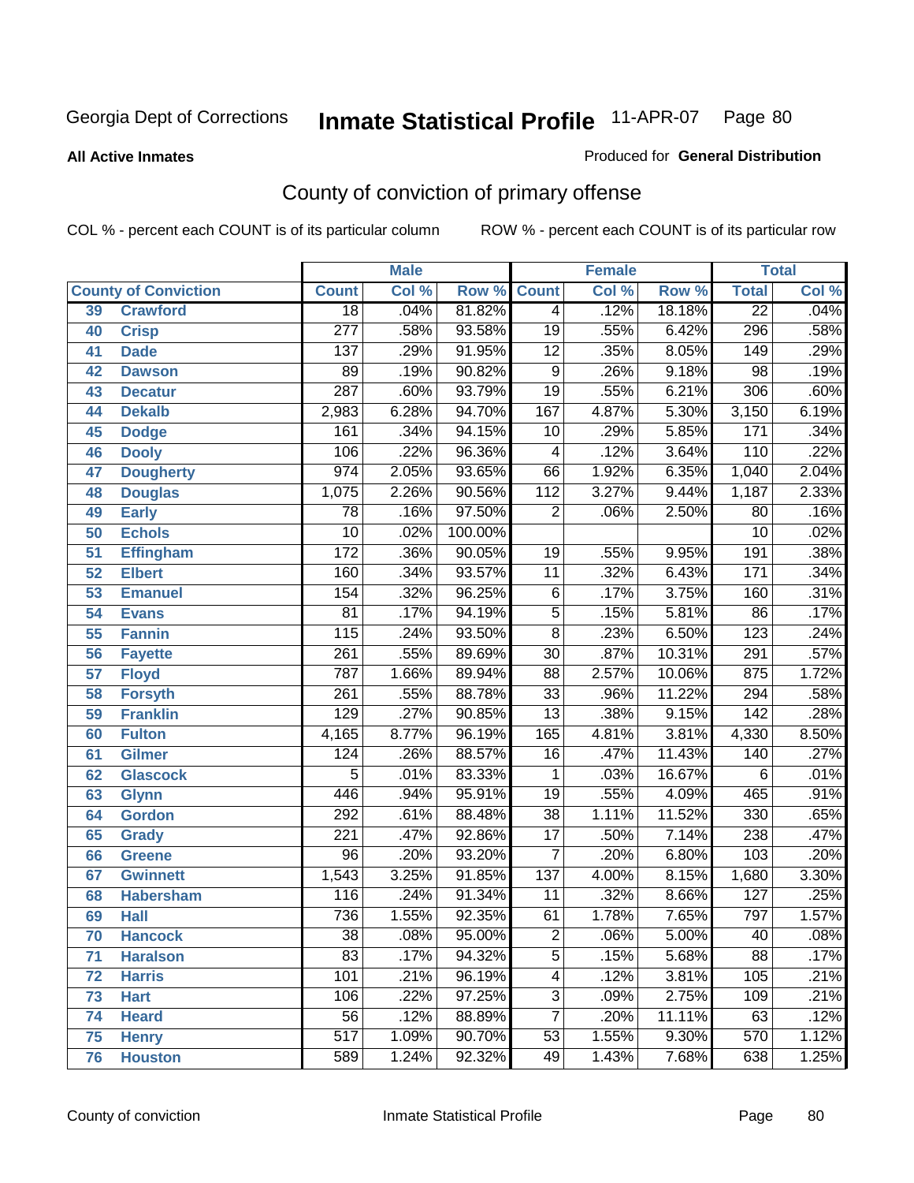Georgia Dept of Corrections **Inmate Statistical Profile** 11-APR-07

**All Active Inmates**

Produced for **General Distribution**

## County of conviction of primary offense

COL % - percent each COUNT is of its particular column ROW % - percent each COUNT is of its particular row

| County of Conviction | | Male | | | Female | | | Total | |
|---|---|---|---|---|---|---|---|---|---|
| | | Count | Col % | Row % | Count | Col % | Row % | Total | Col % |
| 39 | Crawford | 18 | .04% | 81.82% | 4 | .12% | 18.18% | 22 | .04% |
| 40 | Crisp | 277 | .58% | 93.58% | 19 | .55% | 6.42% | 296 | .58% |
| 41 | Dade | 137 | .29% | 91.95% | 12 | .35% | 8.05% | 149 | .29% |
| 42 | Dawson | 89 | .19% | 90.82% | 9 | .26% | 9.18% | 98 | .19% |
| 43 | Decatur | 287 | .60% | 93.79% | 19 | .55% | 6.21% | 306 | .60% |
| 44 | Dekalb | 2,983 | 6.28% | 94.70% | 167 | 4.87% | 5.30% | 3,150 | 6.19% |
| 45 | Dodge | 161 | .34% | 94.15% | 10 | .29% | 5.85% | 171 | .34% |
| 46 | Dooly | 106 | .22% | 96.36% | 4 | .12% | 3.64% | 110 | .22% |
| 47 | Dougherty | 974 | 2.05% | 93.65% | 66 | 1.92% | 6.35% | 1,040 | 2.04% |
| 48 | Douglas | 1,075 | 2.26% | 90.56% | 112 | 3.27% | 9.44% | 1,187 | 2.33% |
| 49 | Early | 78 | .16% | 97.50% | 2 | .06% | 2.50% | 80 | .16% |
| 50 | Echols | 10 | .02% | 100.00% | | | | 10 | .02% |
| 51 | Effingham | 172 | .36% | 90.05% | 19 | .55% | 9.95% | 191 | .38% |
| 52 | Elbert | 160 | .34% | 93.57% | 11 | .32% | 6.43% | 171 | .34% |
| 53 | Emanuel | 154 | .32% | 96.25% | 6 | .17% | 3.75% | 160 | .31% |
| 54 | Evans | 81 | .17% | 94.19% | 5 | .15% | 5.81% | 86 | .17% |
| 55 | Fannin | 115 | .24% | 93.50% | 8 | .23% | 6.50% | 123 | .24% |
| 56 | Fayette | 261 | .55% | 89.69% | 30 | .87% | 10.31% | 291 | .57% |
| 57 | Floyd | 787 | 1.66% | 89.94% | 88 | 2.57% | 10.06% | 875 | 1.72% |
| 58 | Forsyth | 261 | .55% | 88.78% | 33 | .96% | 11.22% | 294 | .58% |
| 59 | Franklin | 129 | .27% | 90.85% | 13 | .38% | 9.15% | 142 | .28% |
| 60 | Fulton | 4,165 | 8.77% | 96.19% | 165 | 4.81% | 3.81% | 4,330 | 8.50% |
| 61 | Gilmer | 124 | .26% | 88.57% | 16 | .47% | 11.43% | 140 | .27% |
| 62 | Glascock | 5 | .01% | 83.33% | 1 | .03% | 16.67% | 6 | .01% |
| 63 | Glynn | 446 | .94% | 95.91% | 19 | .55% | 4.09% | 465 | .91% |
| 64 | Gordon | 292 | .61% | 88.48% | 38 | 1.11% | 11.52% | 330 | .65% |
| 65 | Grady | 221 | .47% | 92.86% | 17 | .50% | 7.14% | 238 | .47% |
| 66 | Greene | 96 | .20% | 93.20% | 7 | .20% | 6.80% | 103 | .20% |
| 67 | Gwinnett | 1,543 | 3.25% | 91.85% | 137 | 4.00% | 8.15% | 1,680 | 3.30% |
| 68 | Habersham | 116 | .24% | 91.34% | 11 | .32% | 8.66% | 127 | .25% |
| 69 | Hall | 736 | 1.55% | 92.35% | 61 | 1.78% | 7.65% | 797 | 1.57% |
| 70 | Hancock | 38 | .08% | 95.00% | 2 | .06% | 5.00% | 40 | .08% |
| 71 | Haralson | 83 | .17% | 94.32% | 5 | .15% | 5.68% | 88 | .17% |
| 72 | Harris | 101 | .21% | 96.19% | 4 | .12% | 3.81% | 105 | .21% |
| 73 | Hart | 106 | .22% | 97.25% | 3 | .09% | 2.75% | 109 | .21% |
| 74 | Heard | 56 | .12% | 88.89% | 7 | .20% | 11.11% | 63 | .12% |
| 75 | Henry | 517 | 1.09% | 90.70% | 53 | 1.55% | 9.30% | 570 | 1.12% |
| 76 | Houston | 589 | 1.24% | 92.32% | 49 | 1.43% | 7.68% | 638 | 1.25% |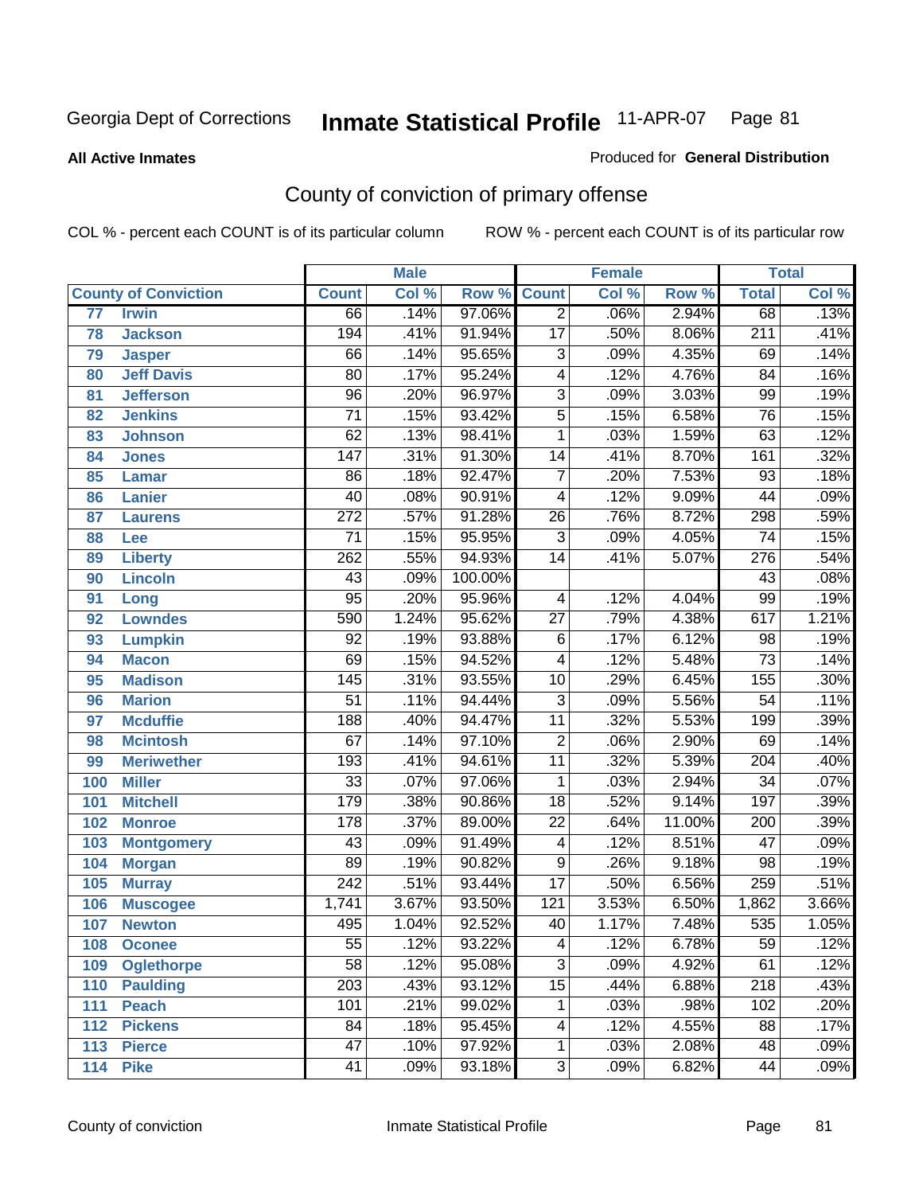Georgia Dept of Corrections **Inmate Statistical Profile** 11-APR-07

**All Active Inmates**

Produced for **General Distribution**

# County of conviction of primary offense

COL % - percent each COUNT is of its particular column ROW % - percent each COUNT is of its particular row

| County of Conviction | | Male | | | Female | | | Total | |
|---|---|---|---|---|---|---|---|---|---|
| | | Count | Col % | Row % | Count | Col % | Row % | Total | Col % |
| 77 | Irwin | 66 | .14% | 97.06% | 2 | .06% | 2.94% | 68 | .13% |
| 78 | Jackson | 194 | .41% | 91.94% | 17 | .50% | 8.06% | 211 | .41% |
| 79 | Jasper | 66 | .14% | 95.65% | 3 | .09% | 4.35% | 69 | .14% |
| 80 | Jeff Davis | 80 | .17% | 95.24% | 4 | .12% | 4.76% | 84 | .16% |
| 81 | Jefferson | 96 | .20% | 96.97% | 3 | .09% | 3.03% | 99 | .19% |
| 82 | Jenkins | 71 | .15% | 93.42% | 5 | .15% | 6.58% | 76 | .15% |
| 83 | Johnson | 62 | .13% | 98.41% | 1 | .03% | 1.59% | 63 | .12% |
| 84 | Jones | 147 | .31% | 91.30% | 14 | .41% | 8.70% | 161 | .32% |
| 85 | Lamar | 86 | .18% | 92.47% | 7 | .20% | 7.53% | 93 | .18% |
| 86 | Lanier | 40 | .08% | 90.91% | 4 | .12% | 9.09% | 44 | .09% |
| 87 | Laurens | 272 | .57% | 91.28% | 26 | .76% | 8.72% | 298 | .59% |
| 88 | Lee | 71 | .15% | 95.95% | 3 | .09% | 4.05% | 74 | .15% |
| 89 | Liberty | 262 | .55% | 94.93% | 14 | .41% | 5.07% | 276 | .54% |
| 90 | Lincoln | 43 | .09% | 100.00% | | | | 43 | .08% |
| 91 | Long | 95 | .20% | 95.96% | 4 | .12% | 4.04% | 99 | .19% |
| 92 | Lowndes | 590 | 1.24% | 95.62% | 27 | .79% | 4.38% | 617 | 1.21% |
| 93 | Lumpkin | 92 | .19% | 93.88% | 6 | .17% | 6.12% | 98 | .19% |
| 94 | Macon | 69 | .15% | 94.52% | 4 | .12% | 5.48% | 73 | .14% |
| 95 | Madison | 145 | .31% | 93.55% | 10 | .29% | 6.45% | 155 | .30% |
| 96 | Marion | 51 | .11% | 94.44% | 3 | .09% | 5.56% | 54 | .11% |
| 97 | Mcduffie | 188 | .40% | 94.47% | 11 | .32% | 5.53% | 199 | .39% |
| 98 | Mcintosh | 67 | .14% | 97.10% | 2 | .06% | 2.90% | 69 | .14% |
| 99 | Meriwether | 193 | .41% | 94.61% | 11 | .32% | 5.39% | 204 | .40% |
| 100 | Miller | 33 | .07% | 97.06% | 1 | .03% | 2.94% | 34 | .07% |
| 101 | Mitchell | 179 | .38% | 90.86% | 18 | .52% | 9.14% | 197 | .39% |
| 102 | Monroe | 178 | .37% | 89.00% | 22 | .64% | 11.00% | 200 | .39% |
| 103 | Montgomery | 43 | .09% | 91.49% | 4 | .12% | 8.51% | 47 | .09% |
| 104 | Morgan | 89 | .19% | 90.82% | 9 | .26% | 9.18% | 98 | .19% |
| 105 | Murray | 242 | .51% | 93.44% | 17 | .50% | 6.56% | 259 | .51% |
| 106 | Muscogee | 1,741 | 3.67% | 93.50% | 121 | 3.53% | 6.50% | 1,862 | 3.66% |
| 107 | Newton | 495 | 1.04% | 92.52% | 40 | 1.17% | 7.48% | 535 | 1.05% |
| 108 | Oconee | 55 | .12% | 93.22% | 4 | .12% | 6.78% | 59 | .12% |
| 109 | Oglethorpe | 58 | .12% | 95.08% | 3 | .09% | 4.92% | 61 | .12% |
| 110 | Paulding | 203 | .43% | 93.12% | 15 | .44% | 6.88% | 218 | .43% |
| 111 | Peach | 101 | .21% | 99.02% | 1 | .03% | .98% | 102 | .20% |
| 112 | Pickens | 84 | .18% | 95.45% | 4 | .12% | 4.55% | 88 | .17% |
| 113 | Pierce | 47 | .10% | 97.92% | 1 | .03% | 2.08% | 48 | .09% |
| 114 | Pike | 41 | .09% | 93.18% | 3 | .09% | 6.82% | 44 | .09% |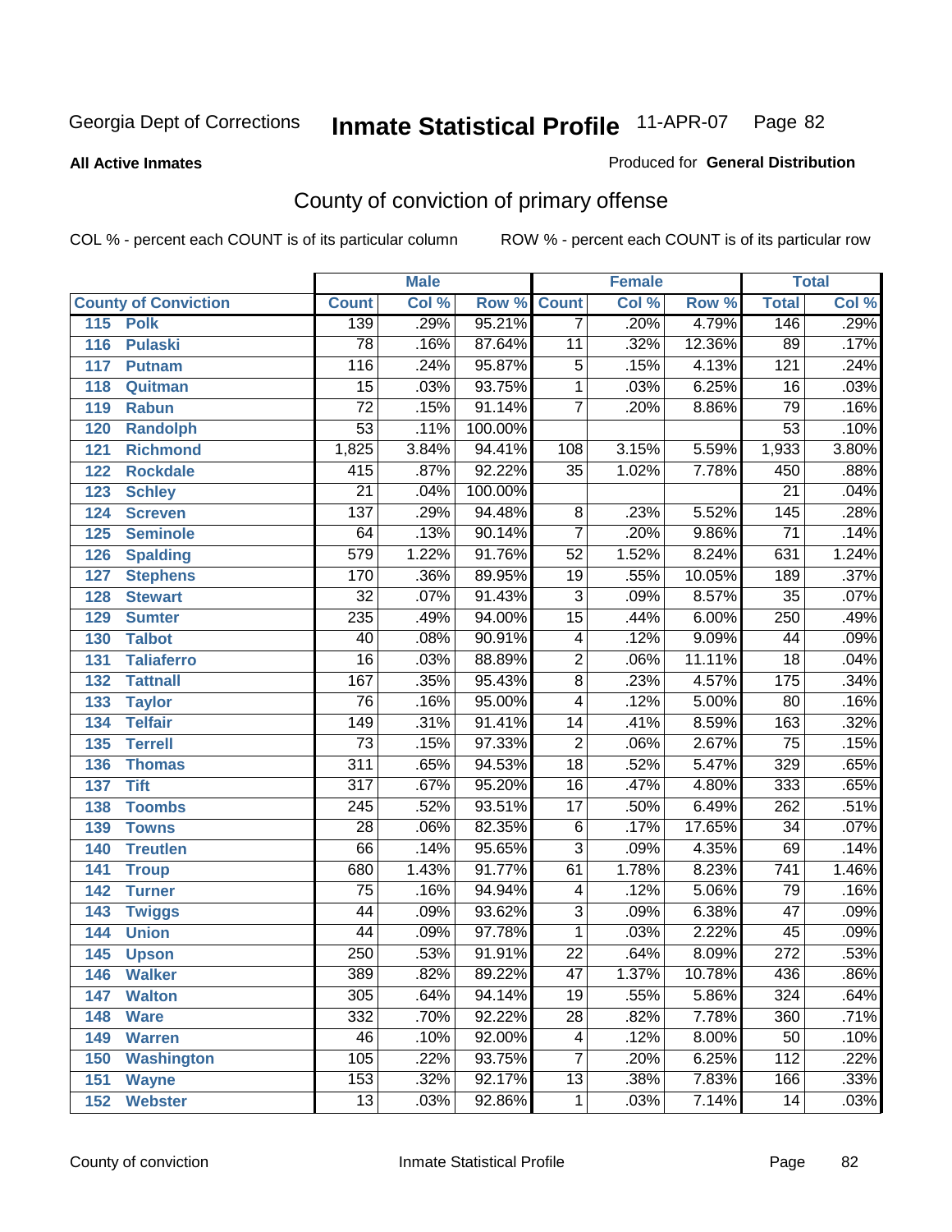Georgia Dept of Corrections **Inmate Statistical Profile** 11-APR-07

**All Active Inmates**

Produced for **General Distribution**

## County of conviction of primary offense

COL % - percent each COUNT is of its particular column ROW % - percent each COUNT is of its particular row

| County of Conviction | Male | | | Female | | | Total | |
|---|---|---|---|---|---|---|---|---|
| | Count | Col % | Row % | Count | Col % | Row % | Total | Col % |
| 115 Polk | 139 | .29% | 95.21% | 7 | .20% | 4.79% | 146 | .29% |
| 116 Pulaski | 78 | .16% | 87.64% | 11 | .32% | 12.36% | 89 | .17% |
| 117 Putnam | 116 | .24% | 95.87% | 5 | .15% | 4.13% | 121 | .24% |
| 118 Quitman | 15 | .03% | 93.75% | 1 | .03% | 6.25% | 16 | .03% |
| 119 Rabun | 72 | .15% | 91.14% | 7 | .20% | 8.86% | 79 | .16% |
| 120 Randolph | 53 | .11% | 100.00% | | | | 53 | .10% |
| 121 Richmond | 1,825 | 3.84% | 94.41% | 108 | 3.15% | 5.59% | 1,933 | 3.80% |
| 122 Rockdale | 415 | .87% | 92.22% | 35 | 1.02% | 7.78% | 450 | .88% |
| 123 Schley | 21 | .04% | 100.00% | | | | 21 | .04% |
| 124 Screven | 137 | .29% | 94.48% | 8 | .23% | 5.52% | 145 | .28% |
| 125 Seminole | 64 | .13% | 90.14% | 7 | .20% | 9.86% | 71 | .14% |
| 126 Spalding | 579 | 1.22% | 91.76% | 52 | 1.52% | 8.24% | 631 | 1.24% |
| 127 Stephens | 170 | .36% | 89.95% | 19 | .55% | 10.05% | 189 | .37% |
| 128 Stewart | 32 | .07% | 91.43% | 3 | .09% | 8.57% | 35 | .07% |
| 129 Sumter | 235 | .49% | 94.00% | 15 | .44% | 6.00% | 250 | .49% |
| 130 Talbot | 40 | .08% | 90.91% | 4 | .12% | 9.09% | 44 | .09% |
| 131 Taliaferro | 16 | .03% | 88.89% | 2 | .06% | 11.11% | 18 | .04% |
| 132 Tattnall | 167 | .35% | 95.43% | 8 | .23% | 4.57% | 175 | .34% |
| 133 Taylor | 76 | .16% | 95.00% | 4 | .12% | 5.00% | 80 | .16% |
| 134 Telfair | 149 | .31% | 91.41% | 14 | .41% | 8.59% | 163 | .32% |
| 135 Terrell | 73 | .15% | 97.33% | 2 | .06% | 2.67% | 75 | .15% |
| 136 Thomas | 311 | .65% | 94.53% | 18 | .52% | 5.47% | 329 | .65% |
| 137 Tift | 317 | .67% | 95.20% | 16 | .47% | 4.80% | 333 | .65% |
| 138 Toombs | 245 | .52% | 93.51% | 17 | .50% | 6.49% | 262 | .51% |
| 139 Towns | 28 | .06% | 82.35% | 6 | .17% | 17.65% | 34 | .07% |
| 140 Treutlen | 66 | .14% | 95.65% | 3 | .09% | 4.35% | 69 | .14% |
| 141 Troup | 680 | 1.43% | 91.77% | 61 | 1.78% | 8.23% | 741 | 1.46% |
| 142 Turner | 75 | .16% | 94.94% | 4 | .12% | 5.06% | 79 | .16% |
| 143 Twiggs | 44 | .09% | 93.62% | 3 | .09% | 6.38% | 47 | .09% |
| 144 Union | 44 | .09% | 97.78% | 1 | .03% | 2.22% | 45 | .09% |
| 145 Upson | 250 | .53% | 91.91% | 22 | .64% | 8.09% | 272 | .53% |
| 146 Walker | 389 | .82% | 89.22% | 47 | 1.37% | 10.78% | 436 | .86% |
| 147 Walton | 305 | .64% | 94.14% | 19 | .55% | 5.86% | 324 | .64% |
| 148 Ware | 332 | .70% | 92.22% | 28 | .82% | 7.78% | 360 | .71% |
| 149 Warren | 46 | .10% | 92.00% | 4 | .12% | 8.00% | 50 | .10% |
| 150 Washington | 105 | .22% | 93.75% | 7 | .20% | 6.25% | 112 | .22% |
| 151 Wayne | 153 | .32% | 92.17% | 13 | .38% | 7.83% | 166 | .33% |
| 152 Webster | 13 | .03% | 92.86% | 1 | .03% | 7.14% | 14 | .03% |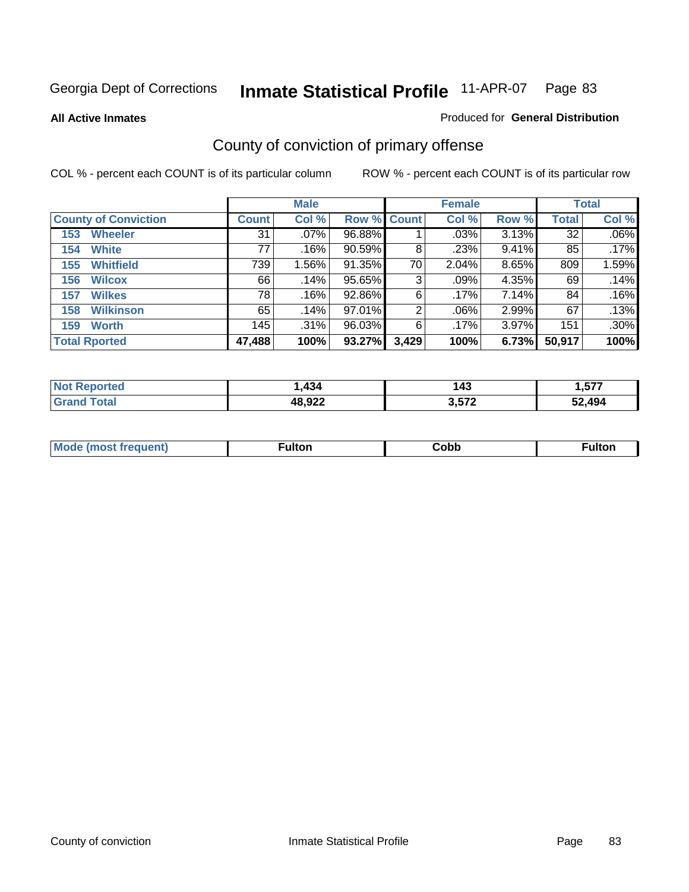Georgia Dept of Corrections **Inmate Statistical Profile** 11-APR-07

**All Active Inmates**

Produced for **General Distribution**

## County of conviction of primary offense

COL % - percent each COUNT is of its particular column

ROW % - percent each COUNT is of its particular row

| | Male | | | Female | | | Total | |
|---|---|---|---|---|---|---|---|---|
| County of Conviction | Count | Col % | Row % | Count | Col % | Row % | Total | Col % |
| 153 Wheeler | 31 | .07% | 96.88% | 1 | .03% | 3.13% | 32 | .06% |
| 154 White | 77 | .16% | 90.59% | 8 | .23% | 9.41% | 85 | .17% |
| 155 Whitfield | 739 | 1.56% | 91.35% | 70 | 2.04% | 8.65% | 809 | 1.59% |
| 156 Wilcox | 66 | .14% | 95.65% | 3 | .09% | 4.35% | 69 | .14% |
| 157 Wilkes | 78 | .16% | 92.86% | 6 | .17% | 7.14% | 84 | .16% |
| 158 Wilkinson | 65 | .14% | 97.01% | 2 | .06% | 2.99% | 67 | .13% |
| 159 Worth | 145 | .31% | 96.03% | 6 | .17% | 3.97% | 151 | .30% |
| **Total Rported** | **47,488** | **100%** | **93.27%** | **3,429** | **100%** | **6.73%** | **50,917** | **100%** |

| | Male | Female | Total |
|---|---|---|---|
| Not Reported | 1,434 | 143 | 1,577 |
| Grand Total | 48,922 | 3,572 | 52,494 |

| | Male | Female | Total |
|---|---|---|---|
| Mode (most frequent) | Fulton | Cobb | Fulton |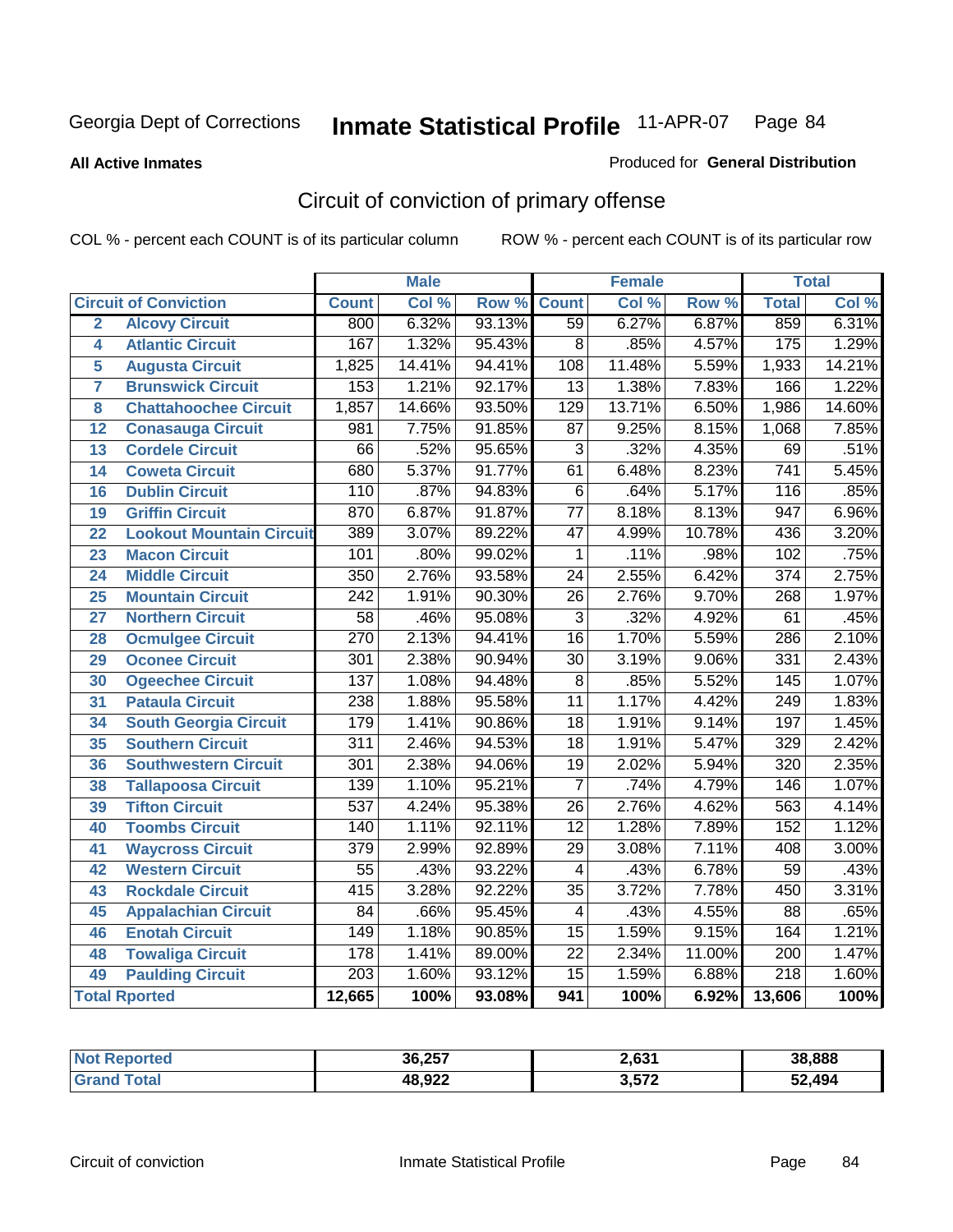Georgia Dept of Corrections **Inmate Statistical Profile** 11-APR-07

**All Active Inmates**

Produced for **General Distribution**

## Circuit of conviction of primary offense

COL % - percent each COUNT is of its particular column ROW % - percent each COUNT is of its particular row

| Circuit of Conviction | | Male | | | Female | | | Total | |
|---|---|---|---|---|---|---|---|---|---|
| | | Count | Col % | Row % | Count | Col % | Row % | Total | Col % |
| 2 | Alcovy Circuit | 800 | 6.32% | 93.13% | 59 | 6.27% | 6.87% | 859 | 6.31% |
| 4 | Atlantic Circuit | 167 | 1.32% | 95.43% | 8 | .85% | 4.57% | 175 | 1.29% |
| 5 | Augusta Circuit | 1,825 | 14.41% | 94.41% | 108 | 11.48% | 5.59% | 1,933 | 14.21% |
| 7 | Brunswick Circuit | 153 | 1.21% | 92.17% | 13 | 1.38% | 7.83% | 166 | 1.22% |
| 8 | Chattahoochee Circuit | 1,857 | 14.66% | 93.50% | 129 | 13.71% | 6.50% | 1,986 | 14.60% |
| 12 | Conasauga Circuit | 981 | 7.75% | 91.85% | 87 | 9.25% | 8.15% | 1,068 | 7.85% |
| 13 | Cordele Circuit | 66 | .52% | 95.65% | 3 | .32% | 4.35% | 69 | .51% |
| 14 | Coweta Circuit | 680 | 5.37% | 91.77% | 61 | 6.48% | 8.23% | 741 | 5.45% |
| 16 | Dublin Circuit | 110 | .87% | 94.83% | 6 | .64% | 5.17% | 116 | .85% |
| 19 | Griffin Circuit | 870 | 6.87% | 91.87% | 77 | 8.18% | 8.13% | 947 | 6.96% |
| 22 | Lookout Mountain Circuit | 389 | 3.07% | 89.22% | 47 | 4.99% | 10.78% | 436 | 3.20% |
| 23 | Macon Circuit | 101 | .80% | 99.02% | 1 | .11% | .98% | 102 | .75% |
| 24 | Middle Circuit | 350 | 2.76% | 93.58% | 24 | 2.55% | 6.42% | 374 | 2.75% |
| 25 | Mountain Circuit | 242 | 1.91% | 90.30% | 26 | 2.76% | 9.70% | 268 | 1.97% |
| 27 | Northern Circuit | 58 | .46% | 95.08% | 3 | .32% | 4.92% | 61 | .45% |
| 28 | Ocmulgee Circuit | 270 | 2.13% | 94.41% | 16 | 1.70% | 5.59% | 286 | 2.10% |
| 29 | Oconee Circuit | 301 | 2.38% | 90.94% | 30 | 3.19% | 9.06% | 331 | 2.43% |
| 30 | Ogeechee Circuit | 137 | 1.08% | 94.48% | 8 | .85% | 5.52% | 145 | 1.07% |
| 31 | Pataula Circuit | 238 | 1.88% | 95.58% | 11 | 1.17% | 4.42% | 249 | 1.83% |
| 34 | South Georgia Circuit | 179 | 1.41% | 90.86% | 18 | 1.91% | 9.14% | 197 | 1.45% |
| 35 | Southern Circuit | 311 | 2.46% | 94.53% | 18 | 1.91% | 5.47% | 329 | 2.42% |
| 36 | Southwestern Circuit | 301 | 2.38% | 94.06% | 19 | 2.02% | 5.94% | 320 | 2.35% |
| 38 | Tallapoosa Circuit | 139 | 1.10% | 95.21% | 7 | .74% | 4.79% | 146 | 1.07% |
| 39 | Tifton Circuit | 537 | 4.24% | 95.38% | 26 | 2.76% | 4.62% | 563 | 4.14% |
| 40 | Toombs Circuit | 140 | 1.11% | 92.11% | 12 | 1.28% | 7.89% | 152 | 1.12% |
| 41 | Waycross Circuit | 379 | 2.99% | 92.89% | 29 | 3.08% | 7.11% | 408 | 3.00% |
| 42 | Western Circuit | 55 | .43% | 93.22% | 4 | .43% | 6.78% | 59 | .43% |
| 43 | Rockdale Circuit | 415 | 3.28% | 92.22% | 35 | 3.72% | 7.78% | 450 | 3.31% |
| 45 | Appalachian Circuit | 84 | .66% | 95.45% | 4 | .43% | 4.55% | 88 | .65% |
| 46 | Enotah Circuit | 149 | 1.18% | 90.85% | 15 | 1.59% | 9.15% | 164 | 1.21% |
| 48 | Towaliga Circuit | 178 | 1.41% | 89.00% | 22 | 2.34% | 11.00% | 200 | 1.47% |
| 49 | Paulding Circuit | 203 | 1.60% | 93.12% | 15 | 1.59% | 6.88% | 218 | 1.60% |
| **Total Rported** | | **12,665** | **100%** | **93.08%** | **941** | **100%** | **6.92%** | **13,606** | **100%** |

| | Male | Female | Total |
|---|---|---|---|
| **Not Reported** | **36,257** | **2,631** | **38,888** |
| **Grand Total** | **48,922** | **3,572** | **52,494** |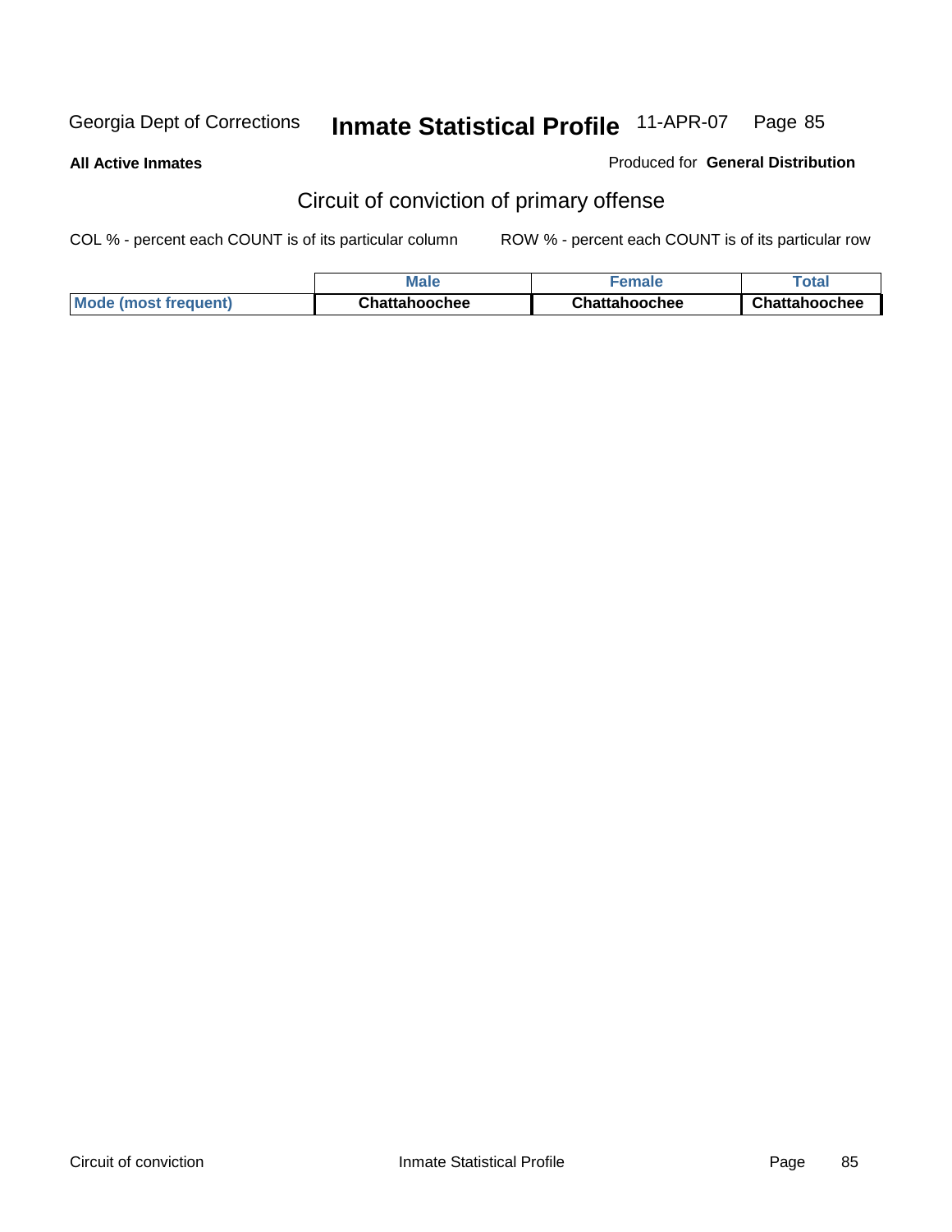## Circuit of conviction of primary offense

COL % - percent each COUNT is of its particular column        ROW % - percent each COUNT is of its particular row

| | Male | Female | Total |
|---|---|---|---|
| **Mode (most frequent)** | **Chattahoochee** | **Chattahoochee** | **Chattahoochee** |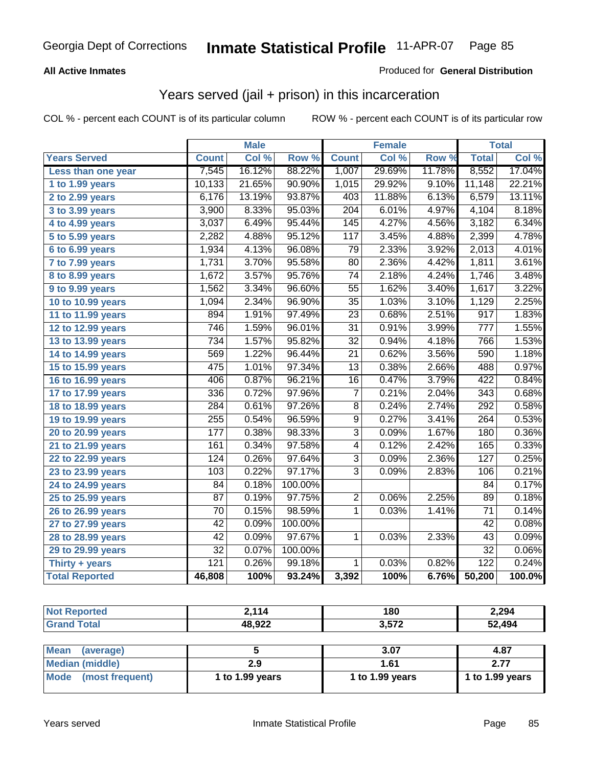Georgia Dept of Corrections **Inmate Statistical Profile** 11-APR-07

**All Active Inmates**

Produced for **General Distribution**

## Years served (jail + prison) in this incarceration

COL % - percent each COUNT is of its particular column

ROW % - percent each COUNT is of its particular row

| | Male | | | Female | | | Total | |
|---|---|---|---|---|---|---|---|---|
| **Years Served** | **Count** | **Col %** | **Row %** | **Count** | **Col %** | **Row %** | **Total** | **Col %** |
| Less than one year | 7,545 | 16.12% | 88.22% | 1,007 | 29.69% | 11.78% | 8,552 | 17.04% |
| 1 to 1.99 years | 10,133 | 21.65% | 90.90% | 1,015 | 29.92% | 9.10% | 11,148 | 22.21% |
| 2 to 2.99 years | 6,176 | 13.19% | 93.87% | 403 | 11.88% | 6.13% | 6,579 | 13.11% |
| 3 to 3.99 years | 3,900 | 8.33% | 95.03% | 204 | 6.01% | 4.97% | 4,104 | 8.18% |
| 4 to 4.99 years | 3,037 | 6.49% | 95.44% | 145 | 4.27% | 4.56% | 3,182 | 6.34% |
| 5 to 5.99 years | 2,282 | 4.88% | 95.12% | 117 | 3.45% | 4.88% | 2,399 | 4.78% |
| 6 to 6.99 years | 1,934 | 4.13% | 96.08% | 79 | 2.33% | 3.92% | 2,013 | 4.01% |
| 7 to 7.99 years | 1,731 | 3.70% | 95.58% | 80 | 2.36% | 4.42% | 1,811 | 3.61% |
| 8 to 8.99 years | 1,672 | 3.57% | 95.76% | 74 | 2.18% | 4.24% | 1,746 | 3.48% |
| 9 to 9.99 years | 1,562 | 3.34% | 96.60% | 55 | 1.62% | 3.40% | 1,617 | 3.22% |
| 10 to 10.99 years | 1,094 | 2.34% | 96.90% | 35 | 1.03% | 3.10% | 1,129 | 2.25% |
| 11 to 11.99 years | 894 | 1.91% | 97.49% | 23 | 0.68% | 2.51% | 917 | 1.83% |
| 12 to 12.99 years | 746 | 1.59% | 96.01% | 31 | 0.91% | 3.99% | 777 | 1.55% |
| 13 to 13.99 years | 734 | 1.57% | 95.82% | 32 | 0.94% | 4.18% | 766 | 1.53% |
| 14 to 14.99 years | 569 | 1.22% | 96.44% | 21 | 0.62% | 3.56% | 590 | 1.18% |
| 15 to 15.99 years | 475 | 1.01% | 97.34% | 13 | 0.38% | 2.66% | 488 | 0.97% |
| 16 to 16.99 years | 406 | 0.87% | 96.21% | 16 | 0.47% | 3.79% | 422 | 0.84% |
| 17 to 17.99 years | 336 | 0.72% | 97.96% | 7 | 0.21% | 2.04% | 343 | 0.68% |
| 18 to 18.99 years | 284 | 0.61% | 97.26% | 8 | 0.24% | 2.74% | 292 | 0.58% |
| 19 to 19.99 years | 255 | 0.54% | 96.59% | 9 | 0.27% | 3.41% | 264 | 0.53% |
| 20 to 20.99 years | 177 | 0.38% | 98.33% | 3 | 0.09% | 1.67% | 180 | 0.36% |
| 21 to 21.99 years | 161 | 0.34% | 97.58% | 4 | 0.12% | 2.42% | 165 | 0.33% |
| 22 to 22.99 years | 124 | 0.26% | 97.64% | 3 | 0.09% | 2.36% | 127 | 0.25% |
| 23 to 23.99 years | 103 | 0.22% | 97.17% | 3 | 0.09% | 2.83% | 106 | 0.21% |
| 24 to 24.99 years | 84 | 0.18% | 100.00% | | | | 84 | 0.17% |
| 25 to 25.99 years | 87 | 0.19% | 97.75% | 2 | 0.06% | 2.25% | 89 | 0.18% |
| 26 to 26.99 years | 70 | 0.15% | 98.59% | 1 | 0.03% | 1.41% | 71 | 0.14% |
| 27 to 27.99 years | 42 | 0.09% | 100.00% | | | | 42 | 0.08% |
| 28 to 28.99 years | 42 | 0.09% | 97.67% | 1 | 0.03% | 2.33% | 43 | 0.09% |
| 29 to 29.99 years | 32 | 0.07% | 100.00% | | | | 32 | 0.06% |
| Thirty + years | 121 | 0.26% | 99.18% | 1 | 0.03% | 0.82% | 122 | 0.24% |
| **Total Reported** | **46,808** | **100%** | **93.24%** | **3,392** | **100%** | **6.76%** | **50,200** | **100.0%** |

| | Male | Female | Total |
|---|---|---|---|
| Not Reported | 2,114 | 180 | 2,294 |
| Grand Total | 48,922 | 3,572 | 52,494 |

| | Male | Female | Total |
|---|---|---|---|
| Mean (average) | 5 | 3.07 | 4.87 |
| Median (middle) | 2.9 | 1.61 | 2.77 |
| Mode (most frequent) | 1 to 1.99 years | 1 to 1.99 years | 1 to 1.99 years |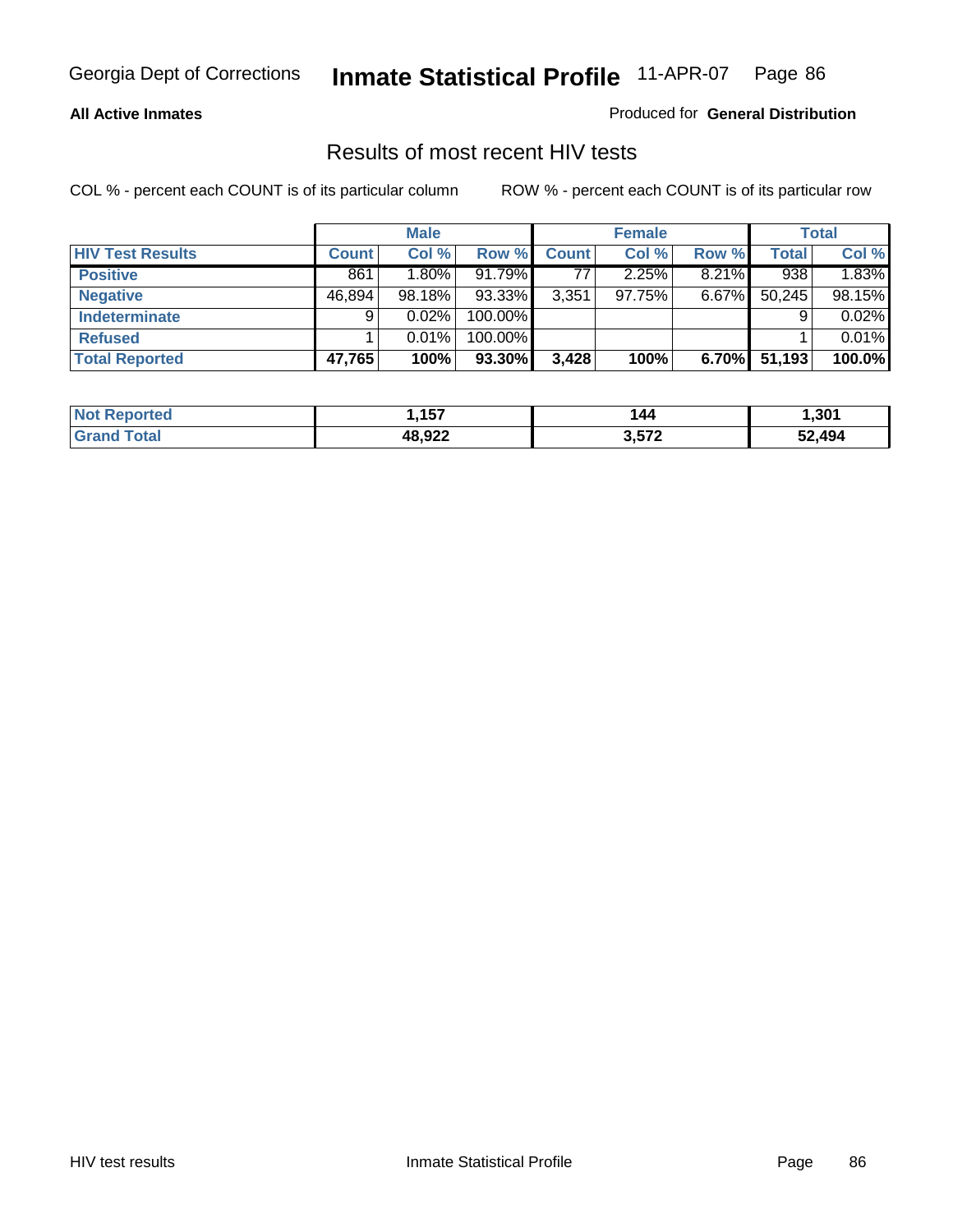**All Active Inmates**

Produced for **General Distribution**

## Results of most recent HIV tests

COL % - percent each COUNT is of its particular column

ROW % - percent each COUNT is of its particular row

| | Male | | | Female | | | Total | |
|---|---|---|---|---|---|---|---|---|
| **HIV Test Results** | **Count** | **Col %** | **Row %** | **Count** | **Col %** | **Row %** | **Total** | **Col %** |
| **Positive** | 861 | 1.80% | 91.79% | 77 | 2.25% | 8.21% | 938 | 1.83% |
| **Negative** | 46,894 | 98.18% | 93.33% | 3,351 | 97.75% | 6.67% | 50,245 | 98.15% |
| **Indeterminate** | 9 | 0.02% | 100.00% | | | | 9 | 0.02% |
| **Refused** | 1 | 0.01% | 100.00% | | | | 1 | 0.01% |
| **Total Reported** | **47,765** | **100%** | **93.30%** | **3,428** | **100%** | **6.70%** | **51,193** | **100.0%** |

| | Male | Female | Total |
|---|---|---|---|
| **Not Reported** | **1,157** | **144** | **1,301** |
| **Grand Total** | **48,922** | **3,572** | **52,494** |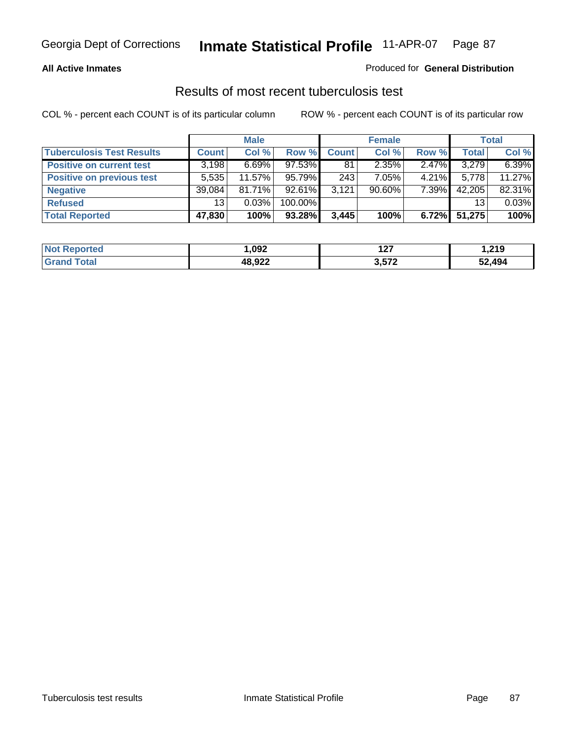**All Active Inmates**

Produced for **General Distribution**

## Results of most recent tuberculosis test

COL % - percent each COUNT is of its particular column

ROW % - percent each COUNT is of its particular row

| | Male | | | Female | | | Total | |
|---|---|---|---|---|---|---|---|---|
| **Tuberculosis Test Results** | **Count** | **Col %** | **Row %** | **Count** | **Col %** | **Row %** | **Total** | **Col %** |
| **Positive on current test** | 3,198 | 6.69% | 97.53% | 81 | 2.35% | 2.47% | 3,279 | 6.39% |
| **Positive on previous test** | 5,535 | 11.57% | 95.79% | 243 | 7.05% | 4.21% | 5,778 | 11.27% |
| **Negative** | 39,084 | 81.71% | 92.61% | 3,121 | 90.60% | 7.39% | 42,205 | 82.31% |
| **Refused** | 13 | 0.03% | 100.00% | | | | 13 | 0.03% |
| **Total Reported** | **47,830** | **100%** | **93.28%** | **3,445** | **100%** | **6.72%** | **51,275** | **100%** |

| | Male | Female | Total |
|---|---|---|---|
| **Not Reported** | **1,092** | **127** | **1,219** |
| **Grand Total** | **48,922** | **3,572** | **52,494** |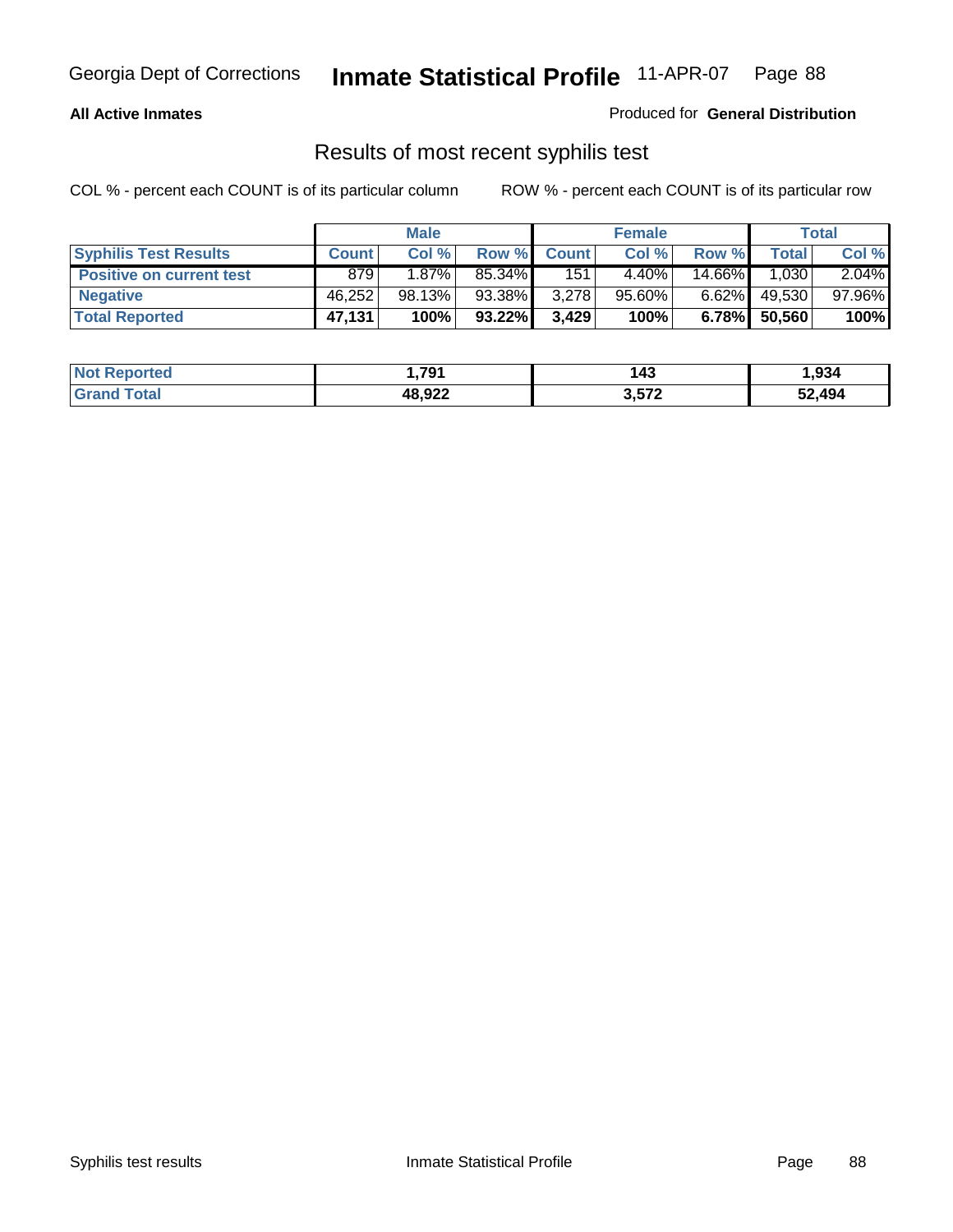Georgia Dept of Corrections **Inmate Statistical Profile** 11-APR-07

**All Active Inmates**

Produced for **General Distribution**

## Results of most recent syphilis test

COL % - percent each COUNT is of its particular column        ROW % - percent each COUNT is of its particular row

| | Male | | | Female | | | Total | |
|---|---|---|---|---|---|---|---|---|
| **Syphilis Test Results** | **Count** | **Col %** | **Row %** | **Count** | **Col %** | **Row %** | **Total** | **Col %** |
| **Positive on current test** | 879 | 1.87% | 85.34% | 151 | 4.40% | 14.66% | 1,030 | 2.04% |
| **Negative** | 46,252 | 98.13% | 93.38% | 3,278 | 95.60% | 6.62% | 49,530 | 97.96% |
| **Total Reported** | **47,131** | **100%** | **93.22%** | **3,429** | **100%** | **6.78%** | **50,560** | **100%** |

| | Male | Female | Total |
|---|---|---|---|
| **Not Reported** | **1,791** | **143** | **1,934** |
| **Grand Total** | **48,922** | **3,572** | **52,494** |

Syphilis test results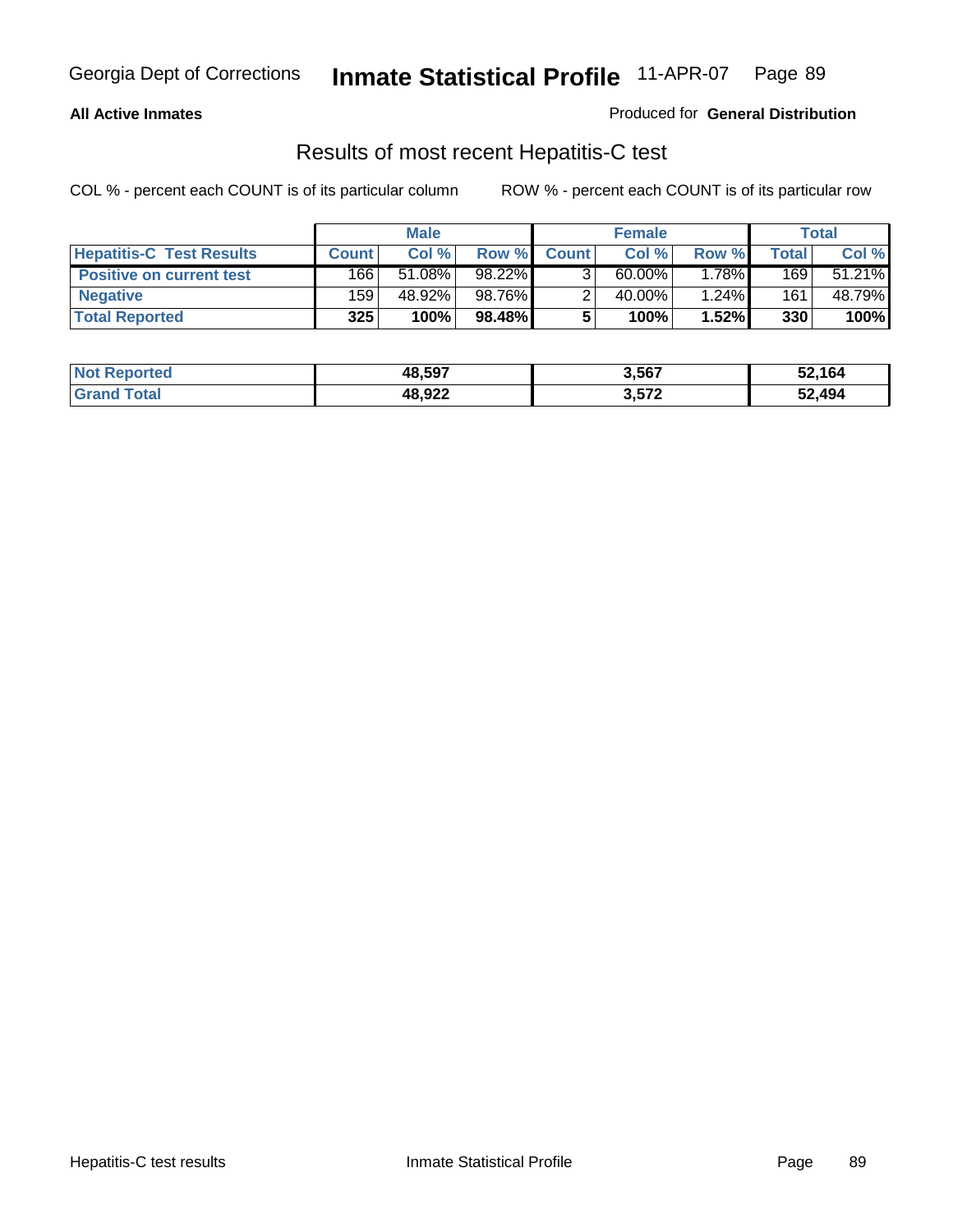**All Active Inmates** | Produced for **General Distribution**

## Results of most recent Hepatitis-C test

COL % - percent each COUNT is of its particular column | ROW % - percent each COUNT is of its particular row

| | Male | | | Female | | | Total | |
|---|---|---|---|---|---|---|---|---|
| **Hepatitis-C Test Results** | **Count** | **Col %** | **Row %** | **Count** | **Col %** | **Row %** | **Total** | **Col %** |
| **Positive on current test** | 166 | 51.08% | 98.22% | 3 | 60.00% | 1.78% | 169 | 51.21% |
| **Negative** | 159 | 48.92% | 98.76% | 2 | 40.00% | 1.24% | 161 | 48.79% |
| **Total Reported** | **325** | **100%** | **98.48%** | **5** | **100%** | **1.52%** | **330** | **100%** |

| | Male | Female | Total |
|---|---|---|---|
| **Not Reported** | **48,597** | **3,567** | **52,164** |
| **Grand Total** | **48,922** | **3,572** | **52,494** |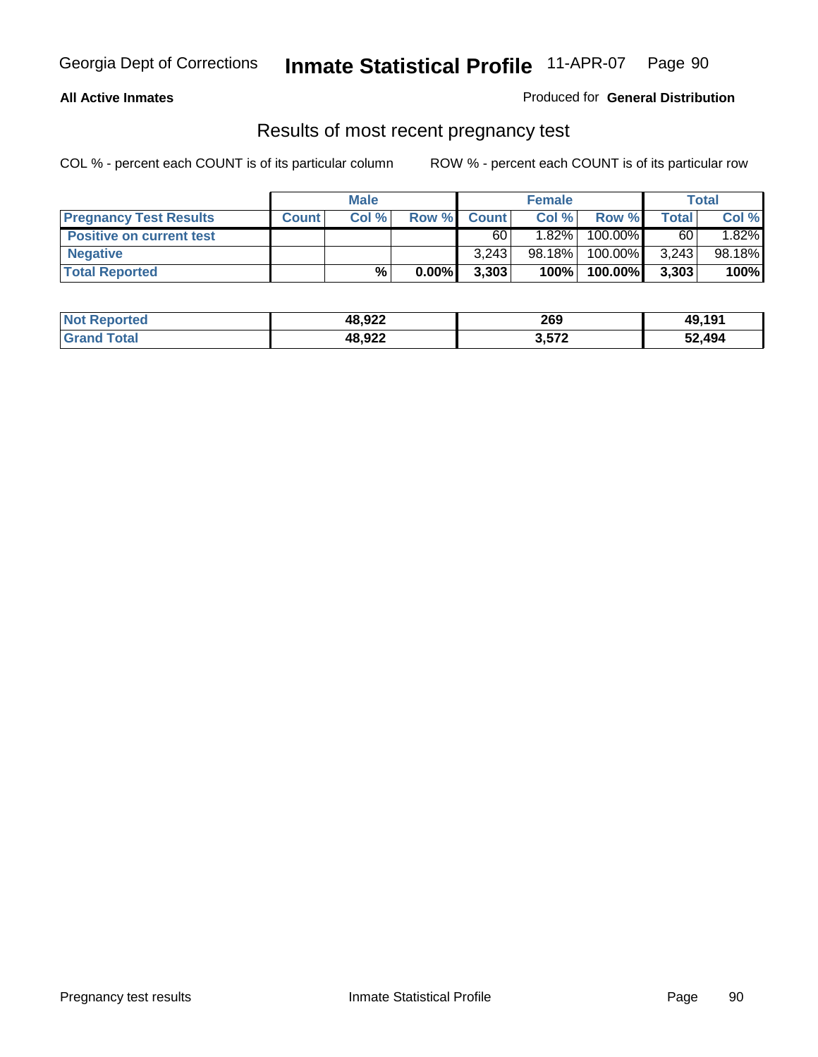**All Active Inmates** Produced for **General Distribution**

## Results of most recent pregnancy test

COL % - percent each COUNT is of its particular column ROW % - percent each COUNT is of its particular row

| | Male | | | Female | | | Total | |
|---|---|---|---|---|---|---|---|---|
| **Pregnancy Test Results** | **Count** | **Col %** | **Row %** | **Count** | **Col %** | **Row %** | **Total** | **Col %** |
| **Positive on current test** | | | | 60 | 1.82% | 100.00% | 60 | 1.82% |
| **Negative** | | | | 3,243 | 98.18% | 100.00% | 3,243 | 98.18% |
| **Total Reported** | | **%** | **0.00%** | **3,303** | **100%** | **100.00%** | **3,303** | **100%** |

| | Male | Female | Total |
|---|---|---|---|
| **Not Reported** | **48,922** | **269** | **49,191** |
| **Grand Total** | **48,922** | **3,572** | **52,494** |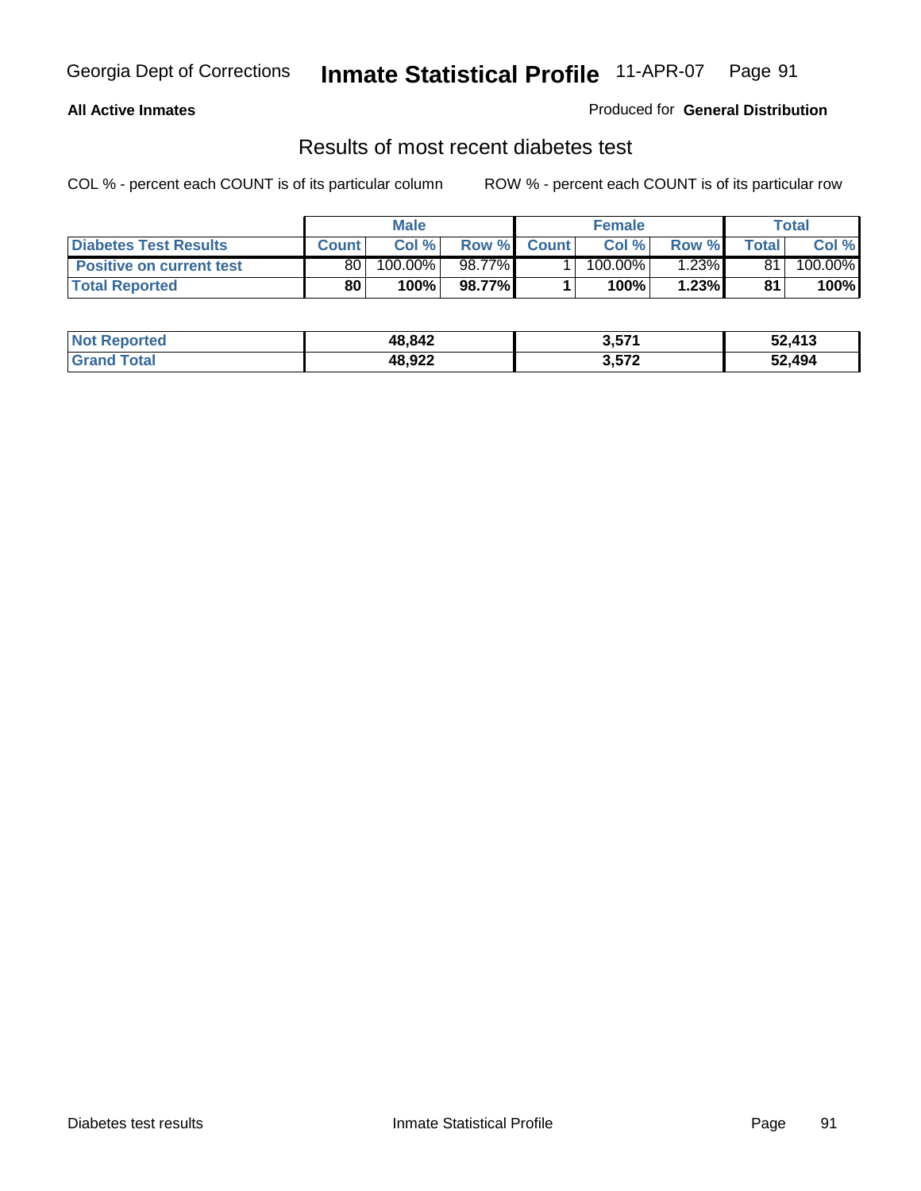**All Active Inmates**

Produced for **General Distribution**

## Results of most recent diabetes test

COL % - percent each COUNT is of its particular column

ROW % - percent each COUNT is of its particular row

| | Male | | | Female | | | Total | |
|---|---|---|---|---|---|---|---|---|
| **Diabetes Test Results** | **Count** | **Col %** | **Row %** | **Count** | **Col %** | **Row %** | **Total** | **Col %** |
| **Positive on current test** | 80 | 100.00% | 98.77% | 1 | 100.00% | 1.23% | 81 | 100.00% |
| **Total Reported** | **80** | **100%** | **98.77%** | **1** | **100%** | **1.23%** | **81** | **100%** |

| | Male | Female | Total |
|---|---|---|---|
| **Not Reported** | **48,842** | **3,571** | **52,413** |
| **Grand Total** | **48,922** | **3,572** | **52,494** |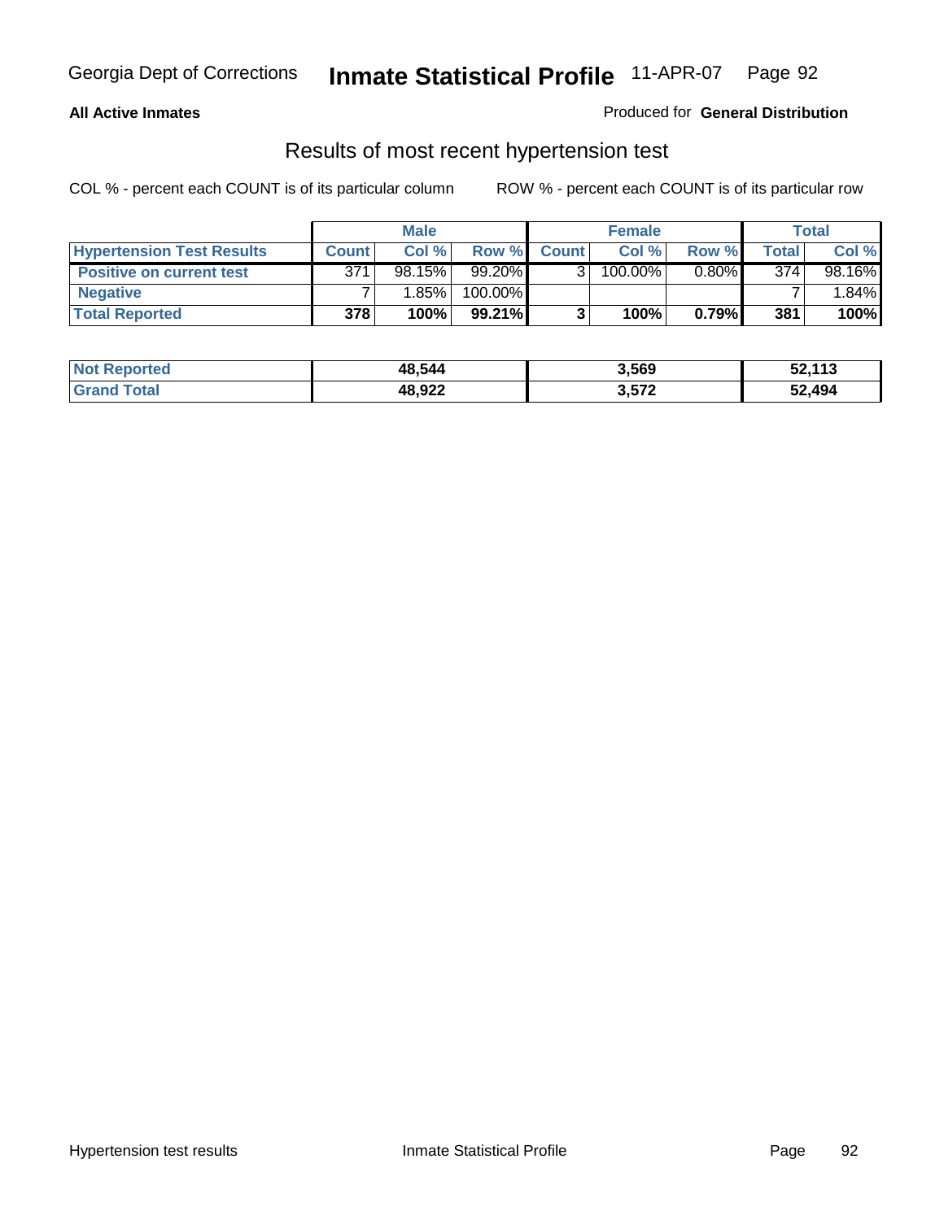**All Active Inmates** Produced for **General Distribution**

## Results of most recent hypertension test

COL % - percent each COUNT is of its particular column ROW % - percent each COUNT is of its particular row

| | Male | | | Female | | | Total | |
|---|---|---|---|---|---|---|---|---|
| **Hypertension Test Results** | **Count** | **Col %** | **Row %** | **Count** | **Col %** | **Row %** | **Total** | **Col %** |
| **Positive on current test** | 371 | 98.15% | 99.20% | 3 | 100.00% | 0.80% | 374 | 98.16% |
| **Negative** | 7 | 1.85% | 100.00% | | | | 7 | 1.84% |
| **Total Reported** | **378** | **100%** | **99.21%** | **3** | **100%** | **0.79%** | **381** | **100%** |

| | Male | Female | Total |
|---|---|---|---|
| **Not Reported** | **48,544** | **3,569** | **52,113** |
| **Grand Total** | **48,922** | **3,572** | **52,494** |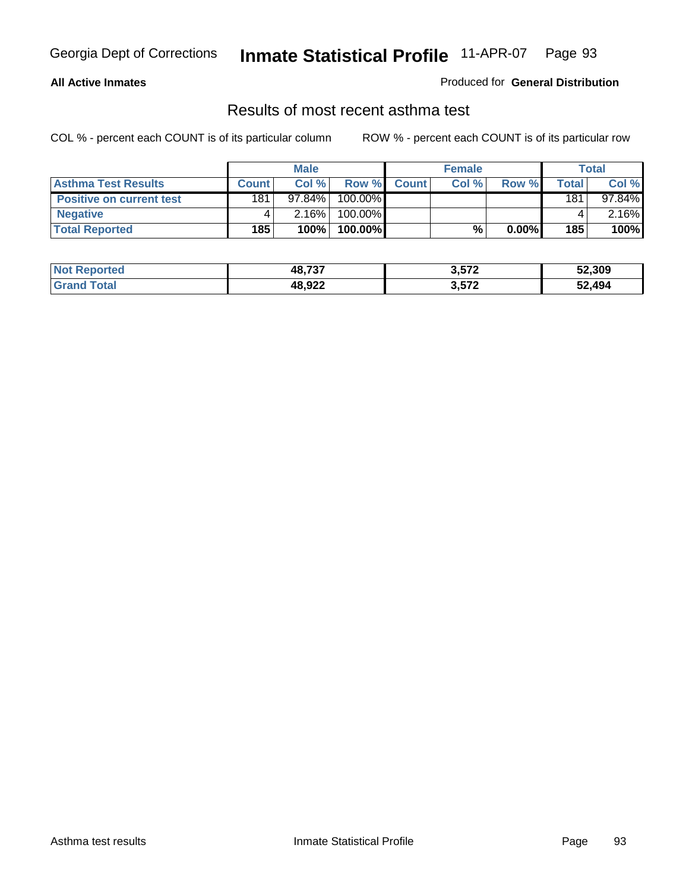**All Active Inmates**

Produced for **General Distribution**

## Results of most recent asthma test

COL % - percent each COUNT is of its particular column ROW % - percent each COUNT is of its particular row

| | Male | | | Female | | | Total | |
|---|---|---|---|---|---|---|---|---|
| **Asthma Test Results** | **Count** | **Col %** | **Row %** | **Count** | **Col %** | **Row %** | **Total** | **Col %** |
| **Positive on current test** | 181 | 97.84% | 100.00% | | | | 181 | 97.84% |
| **Negative** | 4 | 2.16% | 100.00% | | | | 4 | 2.16% |
| **Total Reported** | **185** | **100%** | **100.00%** | | **%** | **0.00%** | **185** | **100%** |

| | Male | Female | Total |
|---|---|---|---|
| **Not Reported** | **48,737** | **3,572** | **52,309** |
| **Grand Total** | **48,922** | **3,572** | **52,494** |